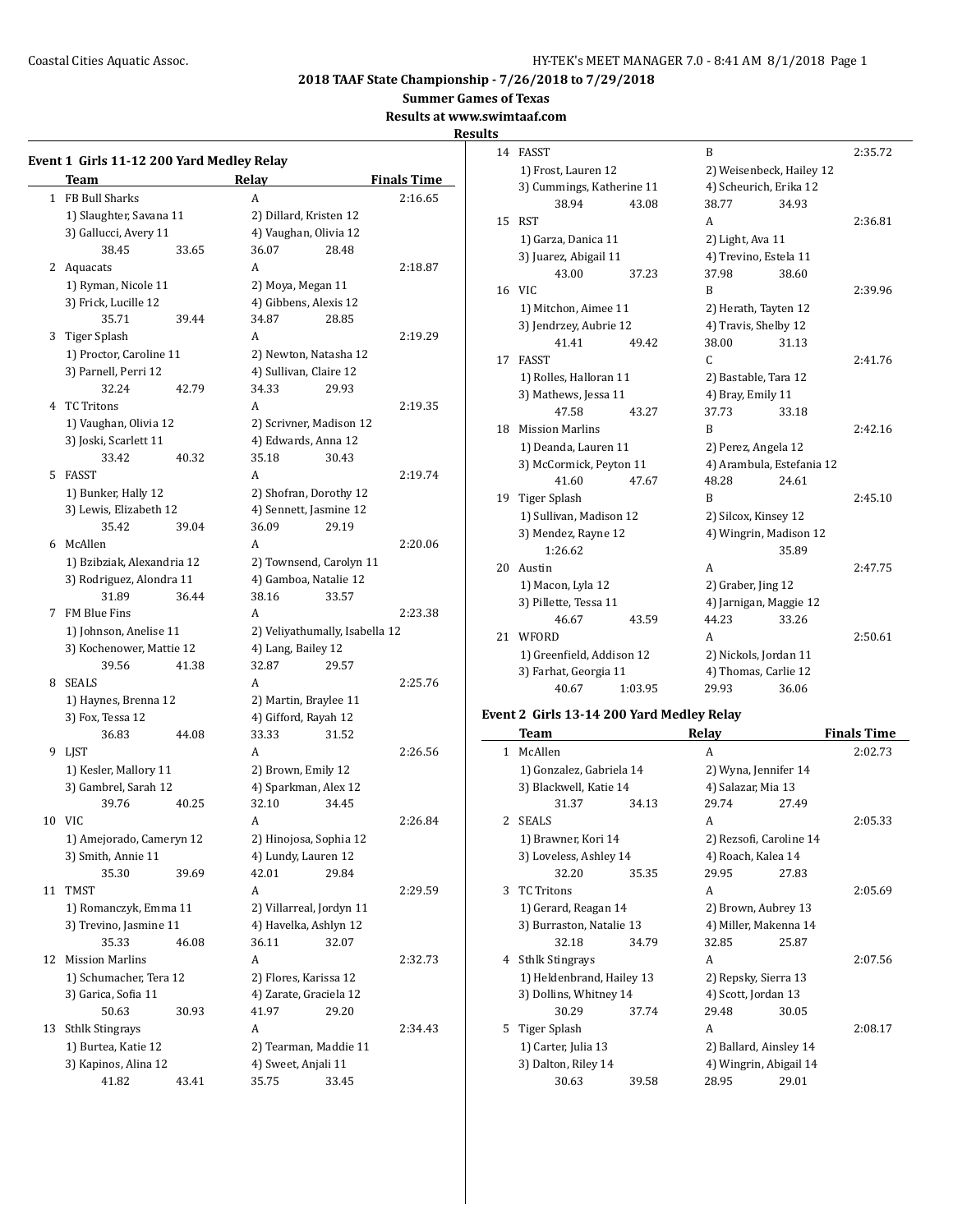## 2018 TAAF State Championship - 7/26/2018 to 7/29/2018

**Summer Games of Texas**

**Results at www.swimtaaf.com**

**Results**

### Event 1 Girls 11-12 200 Yard Medley Relay

| | Team | Relay | Finals Time |
|---|---|---|---|
| 1 | FB Bull Sharks | A | 2:16.65 |
| | 1) Slaughter, Savana 11 | 2) Dillard, Kristen 12 | |
| | 3) Gallucci, Avery 11 | 4) Vaughan, Olivia 12 | |
| | 38.45 33.65 | 36.07 28.48 | |
| 2 | Aquacats | A | 2:18.87 |
| | 1) Ryman, Nicole 11 | 2) Moya, Megan 11 | |
| | 3) Frick, Lucille 12 | 4) Gibbens, Alexis 12 | |
| | 35.71 39.44 | 34.87 28.85 | |
| 3 | Tiger Splash | A | 2:19.29 |
| | 1) Proctor, Caroline 11 | 2) Newton, Natasha 12 | |
| | 3) Parnell, Perri 12 | 4) Sullivan, Claire 12 | |
| | 32.24 42.79 | 34.33 29.93 | |
| 4 | TC Tritons | A | 2:19.35 |
| | 1) Vaughan, Olivia 12 | 2) Scrivner, Madison 12 | |
| | 3) Joski, Scarlett 11 | 4) Edwards, Anna 12 | |
| | 33.42 40.32 | 35.18 30.43 | |
| 5 | FASST | A | 2:19.74 |
| | 1) Bunker, Hally 12 | 2) Shofran, Dorothy 12 | |
| | 3) Lewis, Elizabeth 12 | 4) Sennett, Jasmine 12 | |
| | 35.42 39.04 | 36.09 29.19 | |
| 6 | McAllen | A | 2:20.06 |
| | 1) Bzibziak, Alexandria 12 | 2) Townsend, Carolyn 11 | |
| | 3) Rodriguez, Alondra 11 | 4) Gamboa, Natalie 12 | |
| | 31.89 36.44 | 38.16 33.57 | |
| 7 | FM Blue Fins | A | 2:23.38 |
| | 1) Johnson, Anelise 11 | 2) Veliyathumally, Isabella 12 | |
| | 3) Kochenower, Mattie 12 | 4) Lang, Bailey 12 | |
| | 39.56 41.38 | 32.87 29.57 | |
| 8 | SEALS | A | 2:25.76 |
| | 1) Haynes, Brenna 12 | 2) Martin, Braylee 11 | |
| | 3) Fox, Tessa 12 | 4) Gifford, Rayah 12 | |
| | 36.83 44.08 | 33.33 31.52 | |
| 9 | LJST | A | 2:26.56 |
| | 1) Kesler, Mallory 11 | 2) Brown, Emily 12 | |
| | 3) Gambrel, Sarah 12 | 4) Sparkman, Alex 12 | |
| | 39.76 40.25 | 32.10 34.45 | |
| 10 | VIC | A | 2:26.84 |
| | 1) Amejorado, Cameryn 12 | 2) Hinojosa, Sophia 12 | |
| | 3) Smith, Annie 11 | 4) Lundy, Lauren 12 | |
| | 35.30 39.69 | 42.01 29.84 | |
| 11 | TMST | A | 2:29.59 |
| | 1) Romanczyk, Emma 11 | 2) Villarreal, Jordyn 11 | |
| | 3) Trevino, Jasmine 11 | 4) Havelka, Ashlyn 12 | |
| | 35.33 46.08 | 36.11 32.07 | |
| 12 | Mission Marlins | A | 2:32.73 |
| | 1) Schumacher, Tera 12 | 2) Flores, Karissa 12 | |
| | 3) Garica, Sofia 11 | 4) Zarate, Graciela 12 | |
| | 50.63 30.93 | 41.97 29.20 | |
| 13 | Sthlk Stingrays | A | 2:34.43 |
| | 1) Burtea, Katie 12 | 2) Tearman, Maddie 11 | |
| | 3) Kapinos, Alina 12 | 4) Sweet, Anjali 11 | |
| | 41.82 43.41 | 35.75 33.45 | |
| 14 | FASST | B | 2:35.72 |
| | 1) Frost, Lauren 12 | 2) Weisenbeck, Hailey 12 | |
| | 3) Cummings, Katherine 11 | 4) Scheurich, Erika 12 | |
| | 38.94 43.08 | 38.77 34.93 | |
| 15 | RST | A | 2:36.81 |
| | 1) Garza, Danica 11 | 2) Light, Ava 11 | |
| | 3) Juarez, Abigail 11 | 4) Trevino, Estela 11 | |
| | 43.00 37.23 | 37.98 38.60 | |
| 16 | VIC | B | 2:39.96 |
| | 1) Mitchon, Aimee 11 | 2) Herath, Tayten 12 | |
| | 3) Jendrzey, Aubrie 12 | 4) Travis, Shelby 12 | |
| | 41.41 49.42 | 38.00 31.13 | |
| 17 | FASST | C | 2:41.76 |
| | 1) Rolles, Halloran 11 | 2) Bastable, Tara 12 | |
| | 3) Mathews, Jessa 11 | 4) Bray, Emily 11 | |
| | 47.58 43.27 | 37.73 33.18 | |
| 18 | Mission Marlins | B | 2:42.16 |
| | 1) Deanda, Lauren 11 | 2) Perez, Angela 12 | |
| | 3) McCormick, Peyton 11 | 4) Arambula, Estefania 12 | |
| | 41.60 47.67 | 48.28 24.61 | |
| 19 | Tiger Splash | B | 2:45.10 |
| | 1) Sullivan, Madison 12 | 2) Silcox, Kinsey 12 | |
| | 3) Mendez, Rayne 12 | 4) Wingrin, Madison 12 | |
| | 1:26.62 | 35.89 | |
| 20 | Austin | A | 2:47.75 |
| | 1) Macon, Lyla 12 | 2) Graber, Jing 12 | |
| | 3) Pillette, Tessa 11 | 4) Jarnigan, Maggie 12 | |
| | 46.67 43.59 | 44.23 33.26 | |
| 21 | WFORD | A | 2:50.61 |
| | 1) Greenfield, Addison 12 | 2) Nickols, Jordan 11 | |
| | 3) Farhat, Georgia 11 | 4) Thomas, Carlie 12 | |
| | 40.67 1:03.95 | 29.93 36.06 | |

### Event 2 Girls 13-14 200 Yard Medley Relay

| | Team | Relay | Finals Time |
|---|---|---|---|
| 1 | McAllen | A | 2:02.73 |
| | 1) Gonzalez, Gabriela 14 | 2) Wyna, Jennifer 14 | |
| | 3) Blackwell, Katie 14 | 4) Salazar, Mia 13 | |
| | 31.37 34.13 | 29.74 27.49 | |
| 2 | SEALS | A | 2:05.33 |
| | 1) Brawner, Kori 14 | 2) Rezsofi, Caroline 14 | |
| | 3) Loveless, Ashley 14 | 4) Roach, Kalea 14 | |
| | 32.20 35.35 | 29.95 27.83 | |
| 3 | TC Tritons | A | 2:05.69 |
| | 1) Gerard, Reagan 14 | 2) Brown, Aubrey 13 | |
| | 3) Burraston, Natalie 13 | 4) Miller, Makenna 14 | |
| | 32.18 34.79 | 32.85 25.87 | |
| 4 | Sthlk Stingrays | A | 2:07.56 |
| | 1) Heldenbrand, Hailey 13 | 2) Repsky, Sierra 13 | |
| | 3) Dollins, Whitney 14 | 4) Scott, Jordan 13 | |
| | 30.29 37.74 | 29.48 30.05 | |
| 5 | Tiger Splash | A | 2:08.17 |
| | 1) Carter, Julia 13 | 2) Ballard, Ainsley 14 | |
| | 3) Dalton, Riley 14 | 4) Wingrin, Abigail 14 | |
| | 30.63 39.58 | 28.95 29.01 | |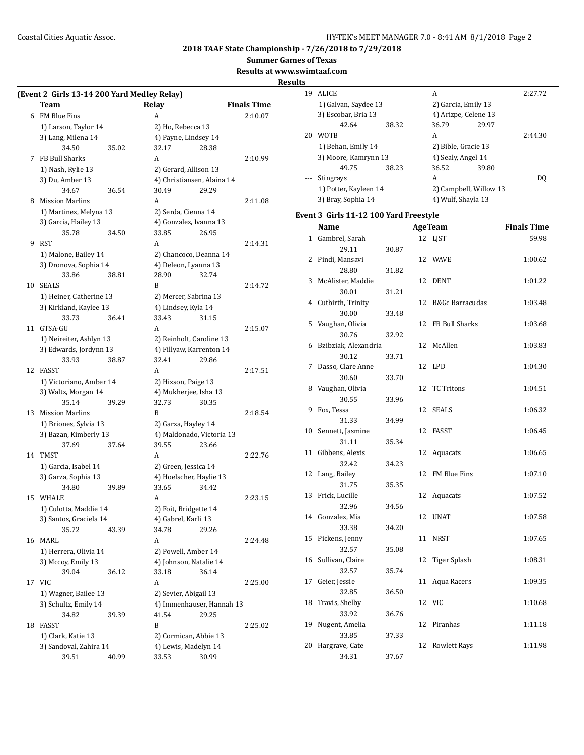## 2018 TAAF State Championship - 7/26/2018 to 7/29/2018

**Summer Games of Texas**

**Results at www.swimtaaf.com**

**Results**

### (Event 2 Girls 13-14 200 Yard Medley Relay)

| | Team | Relay | Finals Time |
|---|---|---|---|
| 6 | FM Blue Fins | A | 2:10.07 |
| | 1) Larson, Taylor 14; 2) Ho, Rebecca 13; 3) Lang, Milena 14; 4) Payne, Lindsey 14 | | |
| | 34.50 35.02 32.17 28.38 | | |
| 7 | FB Bull Sharks | A | 2:10.99 |
| | 1) Nash, Rylie 13; 2) Gerard, Allison 13; 3) Du, Amber 13; 4) Christiansen, Alaina 14 | | |
| | 34.67 36.54 30.49 29.29 | | |
| 8 | Mission Marlins | A | 2:11.08 |
| | 1) Martinez, Melyna 13; 2) Serda, Cienna 14; 3) Garcia, Hailey 13; 4) Gonzalez, Ivanna 13 | | |
| | 35.78 34.50 33.85 26.95 | | |
| 9 | RST | A | 2:14.31 |
| | 1) Malone, Bailey 14; 2) Chancoco, Deanna 14; 3) Dronova, Sophia 14; 4) Deleon, Lyanna 13 | | |
| | 33.86 38.81 28.90 32.74 | | |
| 10 | SEALS | B | 2:14.72 |
| | 1) Heiner, Catherine 13; 2) Mercer, Sabrina 13; 3) Kirkland, Kaylee 13; 4) Lindsey, Kyla 14 | | |
| | 33.73 36.41 33.43 31.15 | | |
| 11 | GTSA-GU | A | 2:15.07 |
| | 1) Neireiter, Ashlyn 13; 2) Reinholt, Caroline 13; 3) Edwards, Jordynn 13; 4) Fillyaw, Karrenton 14 | | |
| | 33.93 38.87 32.41 29.86 | | |
| 12 | FASST | A | 2:17.51 |
| | 1) Victoriano, Amber 14; 2) Hixson, Paige 13; 3) Waltz, Morgan 14; 4) Mukherjee, Isha 13 | | |
| | 35.14 39.29 32.73 30.35 | | |
| 13 | Mission Marlins | B | 2:18.54 |
| | 1) Briones, Sylvia 13; 2) Garza, Hayley 14; 3) Bazan, Kimberly 13; 4) Maldonado, Victoria 13 | | |
| | 37.69 37.64 39.55 23.66 | | |
| 14 | TMST | A | 2:22.76 |
| | 1) Garcia, Isabel 14; 2) Green, Jessica 14; 3) Garza, Sophia 13; 4) Hoelscher, Haylie 13 | | |
| | 34.80 39.89 33.65 34.42 | | |
| 15 | WHALE | A | 2:23.15 |
| | 1) Culotta, Maddie 14; 2) Foit, Bridgette 14; 3) Santos, Graciela 14; 4) Gabrel, Karli 13 | | |
| | 35.72 43.39 34.78 29.26 | | |
| 16 | MARL | A | 2:24.48 |
| | 1) Herrera, Olivia 14; 2) Powell, Amber 14; 3) Mccoy, Emily 13; 4) Johnson, Natalie 14 | | |
| | 39.04 36.12 33.18 36.14 | | |
| 17 | VIC | A | 2:25.00 |
| | 1) Wagner, Bailee 13; 2) Sevier, Abigail 13; 3) Schultz, Emily 14; 4) Immenhauser, Hannah 13 | | |
| | 34.82 39.39 41.54 29.25 | | |
| 18 | FASST | B | 2:25.02 |
| | 1) Clark, Katie 13; 2) Cormican, Abbie 13; 3) Sandoval, Zahira 14; 4) Lewis, Madelyn 14 | | |
| | 39.51 40.99 33.53 30.99 | | |
| 19 | ALICE | A | 2:27.72 |
| | 1) Galvan, Saydee 13; 2) Garcia, Emily 13; 3) Escobar, Bria 13; 4) Arizpe, Celene 13 | | |
| | 42.64 38.32 36.79 29.97 | | |
| 20 | WOTB | A | 2:44.30 |
| | 1) Behan, Emily 14; 2) Bible, Gracie 13; 3) Moore, Kamrynn 13; 4) Sealy, Angel 14 | | |
| | 49.75 38.23 36.52 39.80 | | |
| --- | Stingrays | A | DQ |
| | 1) Potter, Kayleen 14; 2) Campbell, Willow 13; 3) Bray, Sophia 14; 4) Wulf, Shayla 13 | | |

### Event 3 Girls 11-12 100 Yard Freestyle

| | Name | Age | Team | Finals Time |
|---|---|---|---|---|
| 1 | Gambrel, Sarah | 12 | LJST | 59.98 |
| | 29.11 30.87 | | | |
| 2 | Pindi, Mansavi | 12 | WAVE | 1:00.62 |
| | 28.80 31.82 | | | |
| 3 | McAlister, Maddie | 12 | DENT | 1:01.22 |
| | 30.01 31.21 | | | |
| 4 | Cutbirth, Trinity | 12 | B&Gc Barracudas | 1:03.48 |
| | 30.00 33.48 | | | |
| 5 | Vaughan, Olivia | 12 | FB Bull Sharks | 1:03.68 |
| | 30.76 32.92 | | | |
| 6 | Bzibziak, Alexandria | 12 | McAllen | 1:03.83 |
| | 30.12 33.71 | | | |
| 7 | Dasso, Clare Anne | 12 | LPD | 1:04.30 |
| | 30.60 33.70 | | | |
| 8 | Vaughan, Olivia | 12 | TC Tritons | 1:04.51 |
| | 30.55 33.96 | | | |
| 9 | Fox, Tessa | 12 | SEALS | 1:06.32 |
| | 31.33 34.99 | | | |
| 10 | Sennett, Jasmine | 12 | FASST | 1:06.45 |
| | 31.11 35.34 | | | |
| 11 | Gibbens, Alexis | 12 | Aquacats | 1:06.65 |
| | 32.42 34.23 | | | |
| 12 | Lang, Bailey | 12 | FM Blue Fins | 1:07.10 |
| | 31.75 35.35 | | | |
| 13 | Frick, Lucille | 12 | Aquacats | 1:07.52 |
| | 32.96 34.56 | | | |
| 14 | Gonzalez, Mia | 12 | UNAT | 1:07.58 |
| | 33.38 34.20 | | | |
| 15 | Pickens, Jenny | 11 | NRST | 1:07.65 |
| | 32.57 35.08 | | | |
| 16 | Sullivan, Claire | 12 | Tiger Splash | 1:08.31 |
| | 32.57 35.74 | | | |
| 17 | Geier, Jessie | 11 | Aqua Racers | 1:09.35 |
| | 32.85 36.50 | | | |
| 18 | Travis, Shelby | 12 | VIC | 1:10.68 |
| | 33.92 36.76 | | | |
| 19 | Nugent, Amelia | 12 | Piranhas | 1:11.18 |
| | 33.85 37.33 | | | |
| 20 | Hargrave, Cate | 12 | Rowlett Rays | 1:11.98 |
| | 34.31 37.67 | | | |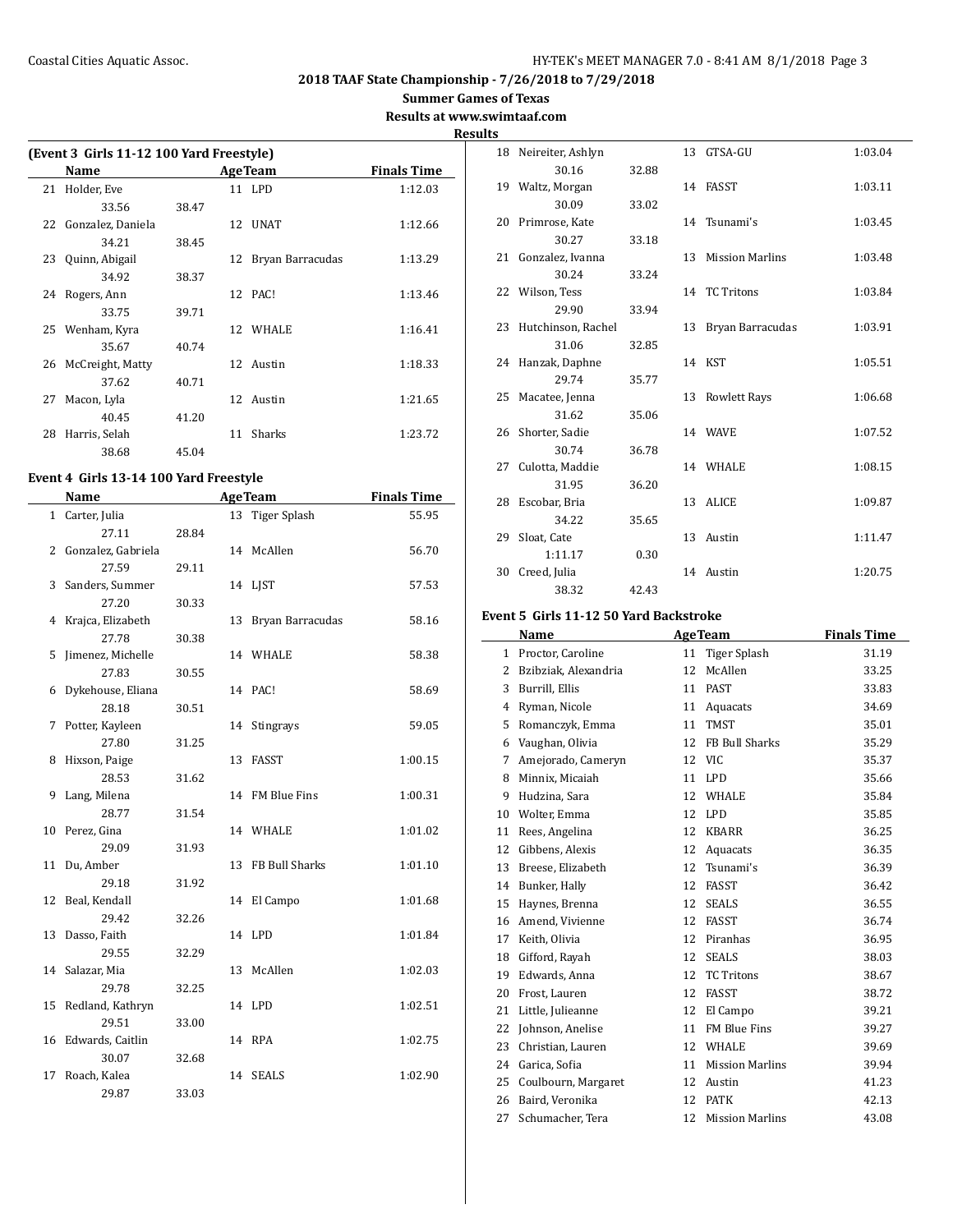## 2018 TAAF State Championship - 7/26/2018 to 7/29/2018

**Summer Games of Texas**

**Results at www.swimtaaf.com**

**Results**

### (Event 3 Girls 11-12 100 Yard Freestyle)

| | Name | Age | Team | Finals Time |
|---|---|---|---|---|
| 21 | Holder, Eve | 11 | LPD | 1:12.03 |
| | 33.56 38.47 | | | |
| 22 | Gonzalez, Daniela | 12 | UNAT | 1:12.66 |
| | 34.21 38.45 | | | |
| 23 | Quinn, Abigail | 12 | Bryan Barracudas | 1:13.29 |
| | 34.92 38.37 | | | |
| 24 | Rogers, Ann | 12 | PAC! | 1:13.46 |
| | 33.75 39.71 | | | |
| 25 | Wenham, Kyra | 12 | WHALE | 1:16.41 |
| | 35.67 40.74 | | | |
| 26 | McCreight, Matty | 12 | Austin | 1:18.33 |
| | 37.62 40.71 | | | |
| 27 | Macon, Lyla | 12 | Austin | 1:21.65 |
| | 40.45 41.20 | | | |
| 28 | Harris, Selah | 11 | Sharks | 1:23.72 |
| | 38.68 45.04 | | | |

### Event 4 Girls 13-14 100 Yard Freestyle

| | Name | Age | Team | Finals Time |
|---|---|---|---|---|
| 1 | Carter, Julia | 13 | Tiger Splash | 55.95 |
| | 27.11 28.84 | | | |
| 2 | Gonzalez, Gabriela | 14 | McAllen | 56.70 |
| | 27.59 29.11 | | | |
| 3 | Sanders, Summer | 14 | LJST | 57.53 |
| | 27.20 30.33 | | | |
| 4 | Krajca, Elizabeth | 13 | Bryan Barracudas | 58.16 |
| | 27.78 30.38 | | | |
| 5 | Jimenez, Michelle | 14 | WHALE | 58.38 |
| | 27.83 30.55 | | | |
| 6 | Dykehouse, Eliana | 14 | PAC! | 58.69 |
| | 28.18 30.51 | | | |
| 7 | Potter, Kayleen | 14 | Stingrays | 59.05 |
| | 27.80 31.25 | | | |
| 8 | Hixson, Paige | 13 | FASST | 1:00.15 |
| | 28.53 31.62 | | | |
| 9 | Lang, Milena | 14 | FM Blue Fins | 1:00.31 |
| | 28.77 31.54 | | | |
| 10 | Perez, Gina | 14 | WHALE | 1:01.02 |
| | 29.09 31.93 | | | |
| 11 | Du, Amber | 13 | FB Bull Sharks | 1:01.10 |
| | 29.18 31.92 | | | |
| 12 | Beal, Kendall | 14 | El Campo | 1:01.68 |
| | 29.42 32.26 | | | |
| 13 | Dasso, Faith | 14 | LPD | 1:01.84 |
| | 29.55 32.29 | | | |
| 14 | Salazar, Mia | 13 | McAllen | 1:02.03 |
| | 29.78 32.25 | | | |
| 15 | Redland, Kathryn | 14 | LPD | 1:02.51 |
| | 29.51 33.00 | | | |
| 16 | Edwards, Caitlin | 14 | RPA | 1:02.75 |
| | 30.07 32.68 | | | |
| 17 | Roach, Kalea | 14 | SEALS | 1:02.90 |
| | 29.87 33.03 | | | |
| 18 | Neireiter, Ashlyn | 13 | GTSA-GU | 1:03.04 |
| | 30.16 32.88 | | | |
| 19 | Waltz, Morgan | 14 | FASST | 1:03.11 |
| | 30.09 33.02 | | | |
| 20 | Primrose, Kate | 14 | Tsunami's | 1:03.45 |
| | 30.27 33.18 | | | |
| 21 | Gonzalez, Ivanna | 13 | Mission Marlins | 1:03.48 |
| | 30.24 33.24 | | | |
| 22 | Wilson, Tess | 14 | TC Tritons | 1:03.84 |
| | 29.90 33.94 | | | |
| 23 | Hutchinson, Rachel | 13 | Bryan Barracudas | 1:03.91 |
| | 31.06 32.85 | | | |
| 24 | Hanzak, Daphne | 14 | KST | 1:05.51 |
| | 29.74 35.77 | | | |
| 25 | Macatee, Jenna | 13 | Rowlett Rays | 1:06.68 |
| | 31.62 35.06 | | | |
| 26 | Shorter, Sadie | 14 | WAVE | 1:07.52 |
| | 30.74 36.78 | | | |
| 27 | Culotta, Maddie | 14 | WHALE | 1:08.15 |
| | 31.95 36.20 | | | |
| 28 | Escobar, Bria | 13 | ALICE | 1:09.87 |
| | 34.22 35.65 | | | |
| 29 | Sloat, Cate | 13 | Austin | 1:11.47 |
| | 1:11.17 0.30 | | | |
| 30 | Creed, Julia | 14 | Austin | 1:20.75 |
| | 38.32 42.43 | | | |

### Event 5 Girls 11-12 50 Yard Backstroke

| | Name | Age | Team | Finals Time |
|---|---|---|---|---|
| 1 | Proctor, Caroline | 11 | Tiger Splash | 31.19 |
| 2 | Bzibziak, Alexandria | 12 | McAllen | 33.25 |
| 3 | Burrill, Ellis | 11 | PAST | 33.83 |
| 4 | Ryman, Nicole | 11 | Aquacats | 34.69 |
| 5 | Romanczyk, Emma | 11 | TMST | 35.01 |
| 6 | Vaughan, Olivia | 12 | FB Bull Sharks | 35.29 |
| 7 | Amejorado, Cameryn | 12 | VIC | 35.37 |
| 8 | Minnix, Micaiah | 11 | LPD | 35.66 |
| 9 | Hudzina, Sara | 12 | WHALE | 35.84 |
| 10 | Wolter, Emma | 12 | LPD | 35.85 |
| 11 | Rees, Angelina | 12 | KBARR | 36.25 |
| 12 | Gibbens, Alexis | 12 | Aquacats | 36.35 |
| 13 | Breese, Elizabeth | 12 | Tsunami's | 36.39 |
| 14 | Bunker, Hally | 12 | FASST | 36.42 |
| 15 | Haynes, Brenna | 12 | SEALS | 36.55 |
| 16 | Amend, Vivienne | 12 | FASST | 36.74 |
| 17 | Keith, Olivia | 12 | Piranhas | 36.95 |
| 18 | Gifford, Rayah | 12 | SEALS | 38.03 |
| 19 | Edwards, Anna | 12 | TC Tritons | 38.67 |
| 20 | Frost, Lauren | 12 | FASST | 38.72 |
| 21 | Little, Julieanne | 12 | El Campo | 39.21 |
| 22 | Johnson, Anelise | 11 | FM Blue Fins | 39.27 |
| 23 | Christian, Lauren | 12 | WHALE | 39.69 |
| 24 | Garica, Sofia | 11 | Mission Marlins | 39.94 |
| 25 | Coulbourn, Margaret | 12 | Austin | 41.23 |
| 26 | Baird, Veronika | 12 | PATK | 42.13 |
| 27 | Schumacher, Tera | 12 | Mission Marlins | 43.08 |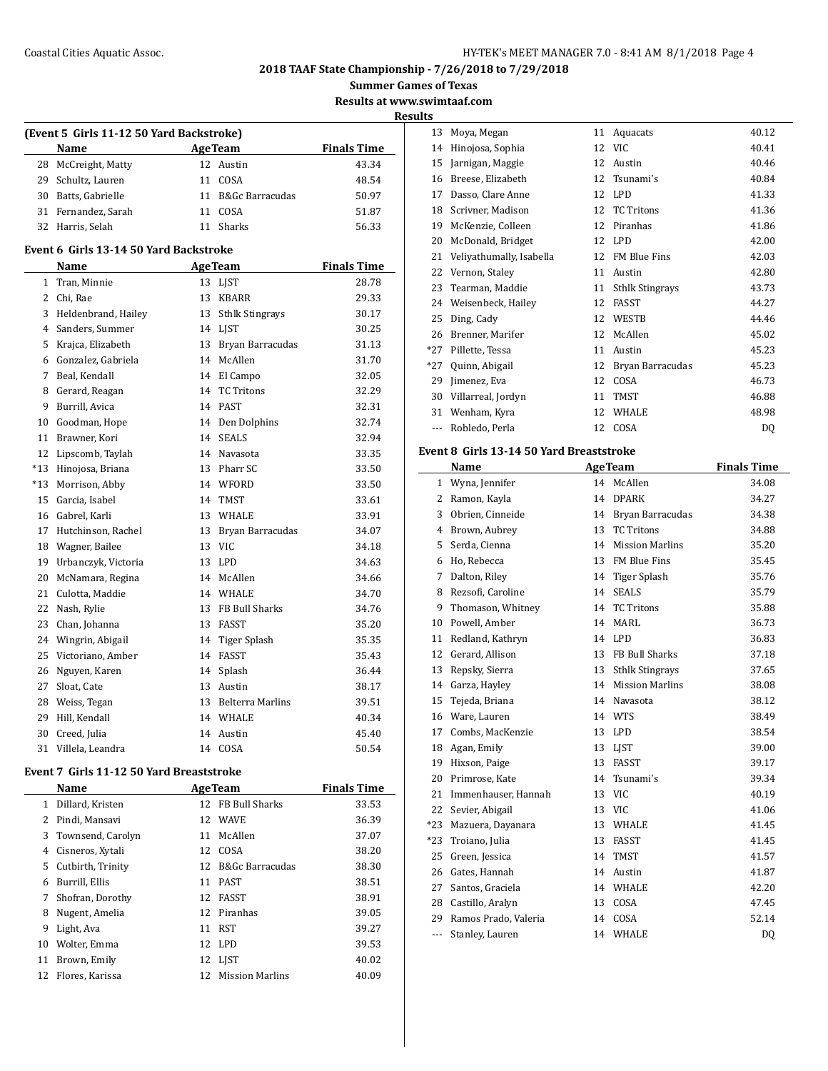**2018 TAAF State Championship - 7/26/2018 to 7/29/2018**

**Summer Games of Texas**

**Results at www.swimtaaf.com**

**Results**

### (Event 5 Girls 11-12 50 Yard Backstroke)

| | Name | Age | Team | Finals Time |
|---|---|---|---|---|
| 28 | McCreight, Matty | 12 | Austin | 43.34 |
| 29 | Schultz, Lauren | 11 | COSA | 48.54 |
| 30 | Batts, Gabrielle | 11 | B&Gc Barracudas | 50.97 |
| 31 | Fernandez, Sarah | 11 | COSA | 51.87 |
| 32 | Harris, Selah | 11 | Sharks | 56.33 |

### Event 6 Girls 13-14 50 Yard Backstroke

| | Name | Age | Team | Finals Time |
|---|---|---|---|---|
| 1 | Tran, Minnie | 13 | LJST | 28.78 |
| 2 | Chi, Rae | 13 | KBARR | 29.33 |
| 3 | Heldenbrand, Hailey | 13 | Sthlk Stingrays | 30.17 |
| 4 | Sanders, Summer | 14 | LJST | 30.25 |
| 5 | Krajca, Elizabeth | 13 | Bryan Barracudas | 31.13 |
| 6 | Gonzalez, Gabriela | 14 | McAllen | 31.70 |
| 7 | Beal, Kendall | 14 | El Campo | 32.05 |
| 8 | Gerard, Reagan | 14 | TC Tritons | 32.29 |
| 9 | Burrill, Avica | 14 | PAST | 32.31 |
| 10 | Goodman, Hope | 14 | Den Dolphins | 32.74 |
| 11 | Brawner, Kori | 14 | SEALS | 32.94 |
| 12 | Lipscomb, Taylah | 14 | Navasota | 33.35 |
| *13 | Hinojosa, Briana | 13 | Pharr SC | 33.50 |
| *13 | Morrison, Abby | 14 | WFORD | 33.50 |
| 15 | Garcia, Isabel | 14 | TMST | 33.61 |
| 16 | Gabrel, Karli | 13 | WHALE | 33.91 |
| 17 | Hutchinson, Rachel | 13 | Bryan Barracudas | 34.07 |
| 18 | Wagner, Bailee | 13 | VIC | 34.18 |
| 19 | Urbanczyk, Victoria | 13 | LPD | 34.63 |
| 20 | McNamara, Regina | 14 | McAllen | 34.66 |
| 21 | Culotta, Maddie | 14 | WHALE | 34.70 |
| 22 | Nash, Rylie | 13 | FB Bull Sharks | 34.76 |
| 23 | Chan, Johanna | 13 | FASST | 35.20 |
| 24 | Wingrin, Abigail | 14 | Tiger Splash | 35.35 |
| 25 | Victoriano, Amber | 14 | FASST | 35.43 |
| 26 | Nguyen, Karen | 14 | Splash | 36.44 |
| 27 | Sloat, Cate | 13 | Austin | 38.17 |
| 28 | Weiss, Tegan | 13 | Belterra Marlins | 39.51 |
| 29 | Hill, Kendall | 14 | WHALE | 40.34 |
| 30 | Creed, Julia | 14 | Austin | 45.40 |
| 31 | Villela, Leandra | 14 | COSA | 50.54 |

### Event 7 Girls 11-12 50 Yard Breaststroke

| | Name | Age | Team | Finals Time |
|---|---|---|---|---|
| 1 | Dillard, Kristen | 12 | FB Bull Sharks | 33.53 |
| 2 | Pindi, Mansavi | 12 | WAVE | 36.39 |
| 3 | Townsend, Carolyn | 11 | McAllen | 37.07 |
| 4 | Cisneros, Xytali | 12 | COSA | 38.20 |
| 5 | Cutbirth, Trinity | 12 | B&Gc Barracudas | 38.30 |
| 6 | Burrill, Ellis | 11 | PAST | 38.51 |
| 7 | Shofran, Dorothy | 12 | FASST | 38.91 |
| 8 | Nugent, Amelia | 12 | Piranhas | 39.05 |
| 9 | Light, Ava | 11 | RST | 39.27 |
| 10 | Wolter, Emma | 12 | LPD | 39.53 |
| 11 | Brown, Emily | 12 | LJST | 40.02 |
| 12 | Flores, Karissa | 12 | Mission Marlins | 40.09 |
| 13 | Moya, Megan | 11 | Aquacats | 40.12 |
| 14 | Hinojosa, Sophia | 12 | VIC | 40.41 |
| 15 | Jarnigan, Maggie | 12 | Austin | 40.46 |
| 16 | Breese, Elizabeth | 12 | Tsunami's | 40.84 |
| 17 | Dasso, Clare Anne | 12 | LPD | 41.33 |
| 18 | Scrivner, Madison | 12 | TC Tritons | 41.36 |
| 19 | McKenzie, Colleen | 12 | Piranhas | 41.86 |
| 20 | McDonald, Bridget | 12 | LPD | 42.00 |
| 21 | Veliyathumally, Isabella | 12 | FM Blue Fins | 42.03 |
| 22 | Vernon, Staley | 11 | Austin | 42.80 |
| 23 | Tearman, Maddie | 11 | Sthlk Stingrays | 43.73 |
| 24 | Weisenbeck, Hailey | 12 | FASST | 44.27 |
| 25 | Ding, Cady | 12 | WESTB | 44.46 |
| 26 | Brenner, Marifer | 12 | McAllen | 45.02 |
| *27 | Pillette, Tessa | 11 | Austin | 45.23 |
| *27 | Quinn, Abigail | 12 | Bryan Barracudas | 45.23 |
| 29 | Jimenez, Eva | 12 | COSA | 46.73 |
| 30 | Villarreal, Jordyn | 11 | TMST | 46.88 |
| 31 | Wenham, Kyra | 12 | WHALE | 48.98 |
| --- | Robledo, Perla | 12 | COSA | DQ |

### Event 8 Girls 13-14 50 Yard Breaststroke

| | Name | Age | Team | Finals Time |
|---|---|---|---|---|
| 1 | Wyna, Jennifer | 14 | McAllen | 34.08 |
| 2 | Ramon, Kayla | 14 | DPARK | 34.27 |
| 3 | Obrien, Cinneide | 14 | Bryan Barracudas | 34.38 |
| 4 | Brown, Aubrey | 13 | TC Tritons | 34.88 |
| 5 | Serda, Cienna | 14 | Mission Marlins | 35.20 |
| 6 | Ho, Rebecca | 13 | FM Blue Fins | 35.45 |
| 7 | Dalton, Riley | 14 | Tiger Splash | 35.76 |
| 8 | Rezsofi, Caroline | 14 | SEALS | 35.79 |
| 9 | Thomason, Whitney | 14 | TC Tritons | 35.88 |
| 10 | Powell, Amber | 14 | MARL | 36.73 |
| 11 | Redland, Kathryn | 14 | LPD | 36.83 |
| 12 | Gerard, Allison | 13 | FB Bull Sharks | 37.18 |
| 13 | Repsky, Sierra | 13 | Sthlk Stingrays | 37.65 |
| 14 | Garza, Hayley | 14 | Mission Marlins | 38.08 |
| 15 | Tejeda, Briana | 14 | Navasota | 38.12 |
| 16 | Ware, Lauren | 14 | WTS | 38.49 |
| 17 | Combs, MacKenzie | 13 | LPD | 38.54 |
| 18 | Agan, Emily | 13 | LJST | 39.00 |
| 19 | Hixson, Paige | 13 | FASST | 39.17 |
| 20 | Primrose, Kate | 14 | Tsunami's | 39.34 |
| 21 | Immenhauser, Hannah | 13 | VIC | 40.19 |
| 22 | Sevier, Abigail | 13 | VIC | 41.06 |
| *23 | Mazuera, Dayanara | 13 | WHALE | 41.45 |
| *23 | Troiano, Julia | 13 | FASST | 41.45 |
| 25 | Green, Jessica | 14 | TMST | 41.57 |
| 26 | Gates, Hannah | 14 | Austin | 41.87 |
| 27 | Santos, Graciela | 14 | WHALE | 42.20 |
| 28 | Castillo, Aralyn | 13 | COSA | 47.45 |
| 29 | Ramos Prado, Valeria | 14 | COSA | 52.14 |
| --- | Stanley, Lauren | 14 | WHALE | DQ |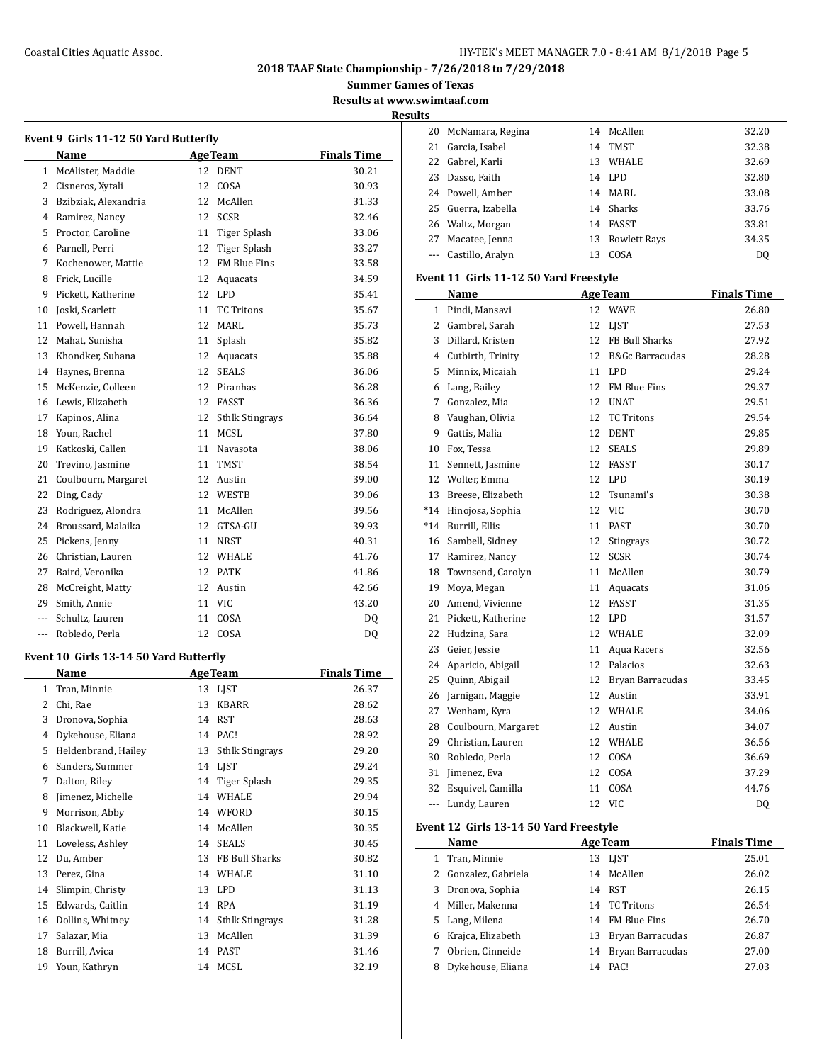**2018 TAAF State Championship - 7/26/2018 to 7/29/2018**

**Summer Games of Texas**

**Results at www.swimtaaf.com**

**Results**

### Event 9 Girls 11-12 50 Yard Butterfly

| | Name | Age | Team | Finals Time |
|---|---|---|---|---|
| 1 | McAlister, Maddie | 12 | DENT | 30.21 |
| 2 | Cisneros, Xytali | 12 | COSA | 30.93 |
| 3 | Bzibziak, Alexandria | 12 | McAllen | 31.33 |
| 4 | Ramirez, Nancy | 12 | SCSR | 32.46 |
| 5 | Proctor, Caroline | 11 | Tiger Splash | 33.06 |
| 6 | Parnell, Perri | 12 | Tiger Splash | 33.27 |
| 7 | Kochenower, Mattie | 12 | FM Blue Fins | 33.58 |
| 8 | Frick, Lucille | 12 | Aquacats | 34.59 |
| 9 | Pickett, Katherine | 12 | LPD | 35.41 |
| 10 | Joski, Scarlett | 11 | TC Tritons | 35.67 |
| 11 | Powell, Hannah | 12 | MARL | 35.73 |
| 12 | Mahat, Sunisha | 11 | Splash | 35.82 |
| 13 | Khondker, Suhana | 12 | Aquacats | 35.88 |
| 14 | Haynes, Brenna | 12 | SEALS | 36.06 |
| 15 | McKenzie, Colleen | 12 | Piranhas | 36.28 |
| 16 | Lewis, Elizabeth | 12 | FASST | 36.36 |
| 17 | Kapinos, Alina | 12 | Sthlk Stingrays | 36.64 |
| 18 | Youn, Rachel | 11 | MCSL | 37.80 |
| 19 | Katkoski, Callen | 11 | Navasota | 38.06 |
| 20 | Trevino, Jasmine | 11 | TMST | 38.54 |
| 21 | Coulbourn, Margaret | 12 | Austin | 39.00 |
| 22 | Ding, Cady | 12 | WESTB | 39.06 |
| 23 | Rodriguez, Alondra | 11 | McAllen | 39.56 |
| 24 | Broussard, Malaika | 12 | GTSA-GU | 39.93 |
| 25 | Pickens, Jenny | 11 | NRST | 40.31 |
| 26 | Christian, Lauren | 12 | WHALE | 41.76 |
| 27 | Baird, Veronika | 12 | PATK | 41.86 |
| 28 | McCreight, Matty | 12 | Austin | 42.66 |
| 29 | Smith, Annie | 11 | VIC | 43.20 |
| --- | Schultz, Lauren | 11 | COSA | DQ |
| --- | Robledo, Perla | 12 | COSA | DQ |

### Event 10 Girls 13-14 50 Yard Butterfly

| | Name | Age | Team | Finals Time |
|---|---|---|---|---|
| 1 | Tran, Minnie | 13 | LJST | 26.37 |
| 2 | Chi, Rae | 13 | KBARR | 28.62 |
| 3 | Dronova, Sophia | 14 | RST | 28.63 |
| 4 | Dykehouse, Eliana | 14 | PAC! | 28.92 |
| 5 | Heldenbrand, Hailey | 13 | Sthlk Stingrays | 29.20 |
| 6 | Sanders, Summer | 14 | LJST | 29.24 |
| 7 | Dalton, Riley | 14 | Tiger Splash | 29.35 |
| 8 | Jimenez, Michelle | 14 | WHALE | 29.94 |
| 9 | Morrison, Abby | 14 | WFORD | 30.15 |
| 10 | Blackwell, Katie | 14 | McAllen | 30.35 |
| 11 | Loveless, Ashley | 14 | SEALS | 30.45 |
| 12 | Du, Amber | 13 | FB Bull Sharks | 30.82 |
| 13 | Perez, Gina | 14 | WHALE | 31.10 |
| 14 | Slimpin, Christy | 13 | LPD | 31.13 |
| 15 | Edwards, Caitlin | 14 | RPA | 31.19 |
| 16 | Dollins, Whitney | 14 | Sthlk Stingrays | 31.28 |
| 17 | Salazar, Mia | 13 | McAllen | 31.39 |
| 18 | Burrill, Avica | 14 | PAST | 31.46 |
| 19 | Youn, Kathryn | 14 | MCSL | 32.19 |
| 20 | McNamara, Regina | 14 | McAllen | 32.20 |
| 21 | Garcia, Isabel | 14 | TMST | 32.38 |
| 22 | Gabrel, Karli | 13 | WHALE | 32.69 |
| 23 | Dasso, Faith | 14 | LPD | 32.80 |
| 24 | Powell, Amber | 14 | MARL | 33.08 |
| 25 | Guerra, Izabella | 14 | Sharks | 33.76 |
| 26 | Waltz, Morgan | 14 | FASST | 33.81 |
| 27 | Macatee, Jenna | 13 | Rowlett Rays | 34.35 |
| --- | Castillo, Aralyn | 13 | COSA | DQ |

### Event 11 Girls 11-12 50 Yard Freestyle

| | Name | Age | Team | Finals Time |
|---|---|---|---|---|
| 1 | Pindi, Mansavi | 12 | WAVE | 26.80 |
| 2 | Gambrel, Sarah | 12 | LJST | 27.53 |
| 3 | Dillard, Kristen | 12 | FB Bull Sharks | 27.92 |
| 4 | Cutbirth, Trinity | 12 | B&Gc Barracudas | 28.28 |
| 5 | Minnix, Micaiah | 11 | LPD | 29.24 |
| 6 | Lang, Bailey | 12 | FM Blue Fins | 29.37 |
| 7 | Gonzalez, Mia | 12 | UNAT | 29.51 |
| 8 | Vaughan, Olivia | 12 | TC Tritons | 29.54 |
| 9 | Gattis, Malia | 12 | DENT | 29.85 |
| 10 | Fox, Tessa | 12 | SEALS | 29.89 |
| 11 | Sennett, Jasmine | 12 | FASST | 30.17 |
| 12 | Wolter, Emma | 12 | LPD | 30.19 |
| 13 | Breese, Elizabeth | 12 | Tsunami's | 30.38 |
| *14 | Hinojosa, Sophia | 12 | VIC | 30.70 |
| *14 | Burrill, Ellis | 11 | PAST | 30.70 |
| 16 | Sambell, Sidney | 12 | Stingrays | 30.72 |
| 17 | Ramirez, Nancy | 12 | SCSR | 30.74 |
| 18 | Townsend, Carolyn | 11 | McAllen | 30.79 |
| 19 | Moya, Megan | 11 | Aquacats | 31.06 |
| 20 | Amend, Vivienne | 12 | FASST | 31.35 |
| 21 | Pickett, Katherine | 12 | LPD | 31.57 |
| 22 | Hudzina, Sara | 12 | WHALE | 32.09 |
| 23 | Geier, Jessie | 11 | Aqua Racers | 32.56 |
| 24 | Aparicio, Abigail | 12 | Palacios | 32.63 |
| 25 | Quinn, Abigail | 12 | Bryan Barracudas | 33.45 |
| 26 | Jarnigan, Maggie | 12 | Austin | 33.91 |
| 27 | Wenham, Kyra | 12 | WHALE | 34.06 |
| 28 | Coulbourn, Margaret | 12 | Austin | 34.07 |
| 29 | Christian, Lauren | 12 | WHALE | 36.56 |
| 30 | Robledo, Perla | 12 | COSA | 36.69 |
| 31 | Jimenez, Eva | 12 | COSA | 37.29 |
| 32 | Esquivel, Camilla | 11 | COSA | 44.76 |
| --- | Lundy, Lauren | 12 | VIC | DQ |

### Event 12 Girls 13-14 50 Yard Freestyle

| | Name | Age | Team | Finals Time |
|---|---|---|---|---|
| 1 | Tran, Minnie | 13 | LJST | 25.01 |
| 2 | Gonzalez, Gabriela | 14 | McAllen | 26.02 |
| 3 | Dronova, Sophia | 14 | RST | 26.15 |
| 4 | Miller, Makenna | 14 | TC Tritons | 26.54 |
| 5 | Lang, Milena | 14 | FM Blue Fins | 26.70 |
| 6 | Krajca, Elizabeth | 13 | Bryan Barracudas | 26.87 |
| 7 | Obrien, Cinneide | 14 | Bryan Barracudas | 27.00 |
| 8 | Dykehouse, Eliana | 14 | PAC! | 27.03 |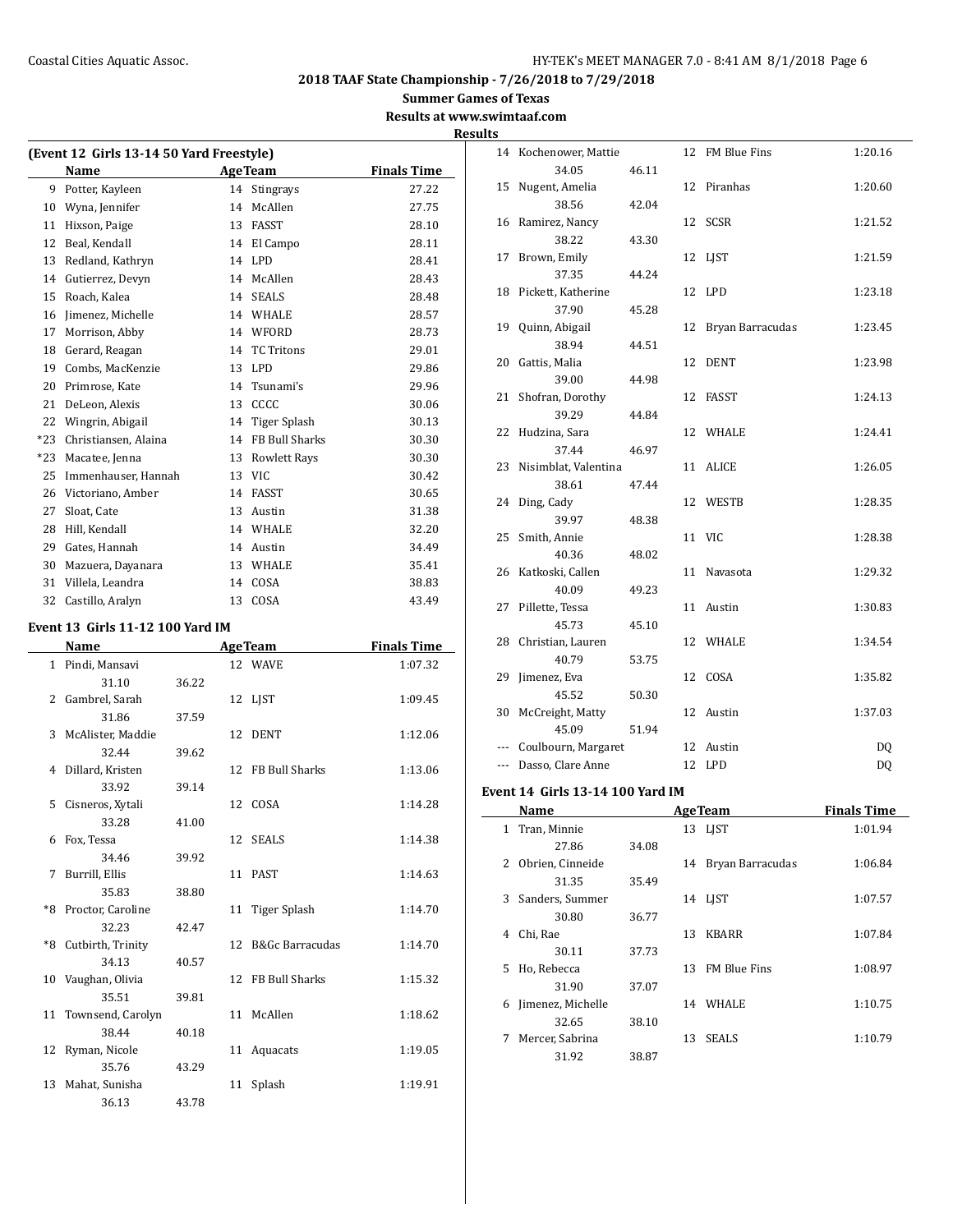## 2018 TAAF State Championship - 7/26/2018 to 7/29/2018

**Summer Games of Texas**

**Results at www.swimtaaf.com**

**Results**

### (Event 12 Girls 13-14 50 Yard Freestyle)

| | Name | Age | Team | Finals Time |
|---|---|---|---|---|
| 9 | Potter, Kayleen | 14 | Stingrays | 27.22 |
| 10 | Wyna, Jennifer | 14 | McAllen | 27.75 |
| 11 | Hixson, Paige | 13 | FASST | 28.10 |
| 12 | Beal, Kendall | 14 | El Campo | 28.11 |
| 13 | Redland, Kathryn | 14 | LPD | 28.41 |
| 14 | Gutierrez, Devyn | 14 | McAllen | 28.43 |
| 15 | Roach, Kalea | 14 | SEALS | 28.48 |
| 16 | Jimenez, Michelle | 14 | WHALE | 28.57 |
| 17 | Morrison, Abby | 14 | WFORD | 28.73 |
| 18 | Gerard, Reagan | 14 | TC Tritons | 29.01 |
| 19 | Combs, MacKenzie | 13 | LPD | 29.86 |
| 20 | Primrose, Kate | 14 | Tsunami's | 29.96 |
| 21 | DeLeon, Alexis | 13 | CCCC | 30.06 |
| 22 | Wingrin, Abigail | 14 | Tiger Splash | 30.13 |
| *23 | Christiansen, Alaina | 14 | FB Bull Sharks | 30.30 |
| *23 | Macatee, Jenna | 13 | Rowlett Rays | 30.30 |
| 25 | Immenhauser, Hannah | 13 | VIC | 30.42 |
| 26 | Victoriano, Amber | 14 | FASST | 30.65 |
| 27 | Sloat, Cate | 13 | Austin | 31.38 |
| 28 | Hill, Kendall | 14 | WHALE | 32.20 |
| 29 | Gates, Hannah | 14 | Austin | 34.49 |
| 30 | Mazuera, Dayanara | 13 | WHALE | 35.41 |
| 31 | Villela, Leandra | 14 | COSA | 38.83 |
| 32 | Castillo, Aralyn | 13 | COSA | 43.49 |

### Event 13 Girls 11-12 100 Yard IM

| | Name | Splits | | Age | Team | Finals Time |
|---|---|---|---|---|---|---|
| 1 | Pindi, Mansavi | 31.10 | 36.22 | 12 | WAVE | 1:07.32 |
| 2 | Gambrel, Sarah | 31.86 | 37.59 | 12 | LJST | 1:09.45 |
| 3 | McAlister, Maddie | 32.44 | 39.62 | 12 | DENT | 1:12.06 |
| 4 | Dillard, Kristen | 33.92 | 39.14 | 12 | FB Bull Sharks | 1:13.06 |
| 5 | Cisneros, Xytali | 33.28 | 41.00 | 12 | COSA | 1:14.28 |
| 6 | Fox, Tessa | 34.46 | 39.92 | 12 | SEALS | 1:14.38 |
| 7 | Burrill, Ellis | 35.83 | 38.80 | 11 | PAST | 1:14.63 |
| *8 | Proctor, Caroline | 32.23 | 42.47 | 11 | Tiger Splash | 1:14.70 |
| *8 | Cutbirth, Trinity | 34.13 | 40.57 | 12 | B&Gc Barracudas | 1:14.70 |
| 10 | Vaughan, Olivia | 35.51 | 39.81 | 12 | FB Bull Sharks | 1:15.32 |
| 11 | Townsend, Carolyn | 38.44 | 40.18 | 11 | McAllen | 1:18.62 |
| 12 | Ryman, Nicole | 35.76 | 43.29 | 11 | Aquacats | 1:19.05 |
| 13 | Mahat, Sunisha | 36.13 | 43.78 | 11 | Splash | 1:19.91 |
| 14 | Kochenower, Mattie | 34.05 | 46.11 | 12 | FM Blue Fins | 1:20.16 |
| 15 | Nugent, Amelia | 38.56 | 42.04 | 12 | Piranhas | 1:20.60 |
| 16 | Ramirez, Nancy | 38.22 | 43.30 | 12 | SCSR | 1:21.52 |
| 17 | Brown, Emily | 37.35 | 44.24 | 12 | LJST | 1:21.59 |
| 18 | Pickett, Katherine | 37.90 | 45.28 | 12 | LPD | 1:23.18 |
| 19 | Quinn, Abigail | 38.94 | 44.51 | 12 | Bryan Barracudas | 1:23.45 |
| 20 | Gattis, Malia | 39.00 | 44.98 | 12 | DENT | 1:23.98 |
| 21 | Shofran, Dorothy | 39.29 | 44.84 | 12 | FASST | 1:24.13 |
| 22 | Hudzina, Sara | 37.44 | 46.97 | 12 | WHALE | 1:24.41 |
| 23 | Nisimblat, Valentina | 38.61 | 47.44 | 11 | ALICE | 1:26.05 |
| 24 | Ding, Cady | 39.97 | 48.38 | 12 | WESTB | 1:28.35 |
| 25 | Smith, Annie | 40.36 | 48.02 | 11 | VIC | 1:28.38 |
| 26 | Katkoski, Callen | 40.09 | 49.23 | 11 | Navasota | 1:29.32 |
| 27 | Pillette, Tessa | 45.73 | 45.10 | 11 | Austin | 1:30.83 |
| 28 | Christian, Lauren | 40.79 | 53.75 | 12 | WHALE | 1:34.54 |
| 29 | Jimenez, Eva | 45.52 | 50.30 | 12 | COSA | 1:35.82 |
| 30 | McCreight, Matty | 45.09 | 51.94 | 12 | Austin | 1:37.03 |
| --- | Coulbourn, Margaret | | | 12 | Austin | DQ |
| --- | Dasso, Clare Anne | | | 12 | LPD | DQ |

### Event 14 Girls 13-14 100 Yard IM

| | Name | Splits | | Age | Team | Finals Time |
|---|---|---|---|---|---|---|
| 1 | Tran, Minnie | 27.86 | 34.08 | 13 | LJST | 1:01.94 |
| 2 | Obrien, Cinneide | 31.35 | 35.49 | 14 | Bryan Barracudas | 1:06.84 |
| 3 | Sanders, Summer | 30.80 | 36.77 | 14 | LJST | 1:07.57 |
| 4 | Chi, Rae | 30.11 | 37.73 | 13 | KBARR | 1:07.84 |
| 5 | Ho, Rebecca | 31.90 | 37.07 | 13 | FM Blue Fins | 1:08.97 |
| 6 | Jimenez, Michelle | 32.65 | 38.10 | 14 | WHALE | 1:10.75 |
| 7 | Mercer, Sabrina | 31.92 | 38.87 | 13 | SEALS | 1:10.79 |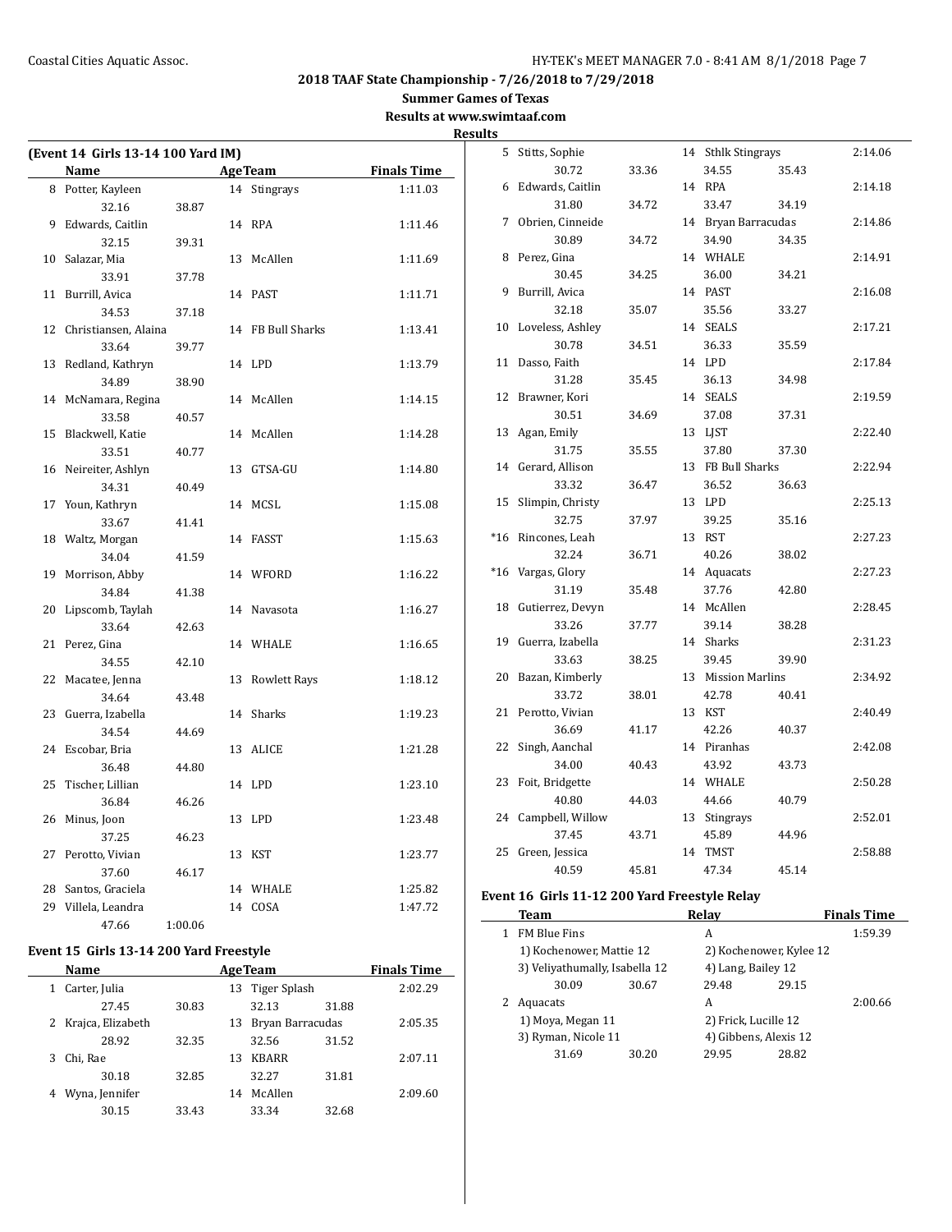# 2018 TAAF State Championship - 7/26/2018 to 7/29/2018

## Summer Games of Texas

### Results at www.swimtaaf.com

### Results

**(Event 14 Girls 13-14 100 Yard IM)**

| | Name | Age | Team | | | Finals Time |
|---|---|---|---|---|---|---|
| 8 | Potter, Kayleen | 14 | Stingrays | | | 1:11.03 |
| | 32.16 | 38.87 | | | | |
| 9 | Edwards, Caitlin | 14 | RPA | | | 1:11.46 |
| | 32.15 | 39.31 | | | | |
| 10 | Salazar, Mia | 13 | McAllen | | | 1:11.69 |
| | 33.91 | 37.78 | | | | |
| 11 | Burrill, Avica | 14 | PAST | | | 1:11.71 |
| | 34.53 | 37.18 | | | | |
| 12 | Christiansen, Alaina | 14 | FB Bull Sharks | | | 1:13.41 |
| | 33.64 | 39.77 | | | | |
| 13 | Redland, Kathryn | 14 | LPD | | | 1:13.79 |
| | 34.89 | 38.90 | | | | |
| 14 | McNamara, Regina | 14 | McAllen | | | 1:14.15 |
| | 33.58 | 40.57 | | | | |
| 15 | Blackwell, Katie | 14 | McAllen | | | 1:14.28 |
| | 33.51 | 40.77 | | | | |
| 16 | Neireiter, Ashlyn | 13 | GTSA-GU | | | 1:14.80 |
| | 34.31 | 40.49 | | | | |
| 17 | Youn, Kathryn | 14 | MCSL | | | 1:15.08 |
| | 33.67 | 41.41 | | | | |
| 18 | Waltz, Morgan | 14 | FASST | | | 1:15.63 |
| | 34.04 | 41.59 | | | | |
| 19 | Morrison, Abby | 14 | WFORD | | | 1:16.22 |
| | 34.84 | 41.38 | | | | |
| 20 | Lipscomb, Taylah | 14 | Navasota | | | 1:16.27 |
| | 33.64 | 42.63 | | | | |
| 21 | Perez, Gina | 14 | WHALE | | | 1:16.65 |
| | 34.55 | 42.10 | | | | |
| 22 | Macatee, Jenna | 13 | Rowlett Rays | | | 1:18.12 |
| | 34.64 | 43.48 | | | | |
| 23 | Guerra, Izabella | 14 | Sharks | | | 1:19.23 |
| | 34.54 | 44.69 | | | | |
| 24 | Escobar, Bria | 13 | ALICE | | | 1:21.28 |
| | 36.48 | 44.80 | | | | |
| 25 | Tischer, Lillian | 14 | LPD | | | 1:23.10 |
| | 36.84 | 46.26 | | | | |
| 26 | Minus, Joon | 13 | LPD | | | 1:23.48 |
| | 37.25 | 46.23 | | | | |
| 27 | Perotto, Vivian | 13 | KST | | | 1:23.77 |
| | 37.60 | 46.17 | | | | |
| 28 | Santos, Graciela | 14 | WHALE | | | 1:25.82 |
| 29 | Villela, Leandra | 14 | COSA | | | 1:47.72 |
| | 47.66 | 1:00.06 | | | | |

**Event 15 Girls 13-14 200 Yard Freestyle**

| | Name | | Age | Team | | Finals Time |
|---|---|---|---|---|---|---|
| 1 | Carter, Julia | | 13 | Tiger Splash | | 2:02.29 |
| | 27.45 | 30.83 | | 32.13 | 31.88 | |
| 2 | Krajca, Elizabeth | | 13 | Bryan Barracudas | | 2:05.35 |
| | 28.92 | 32.35 | | 32.56 | 31.52 | |
| 3 | Chi, Rae | | 13 | KBARR | | 2:07.11 |
| | 30.18 | 32.85 | | 32.27 | 31.81 | |
| 4 | Wyna, Jennifer | | 14 | McAllen | | 2:09.60 |
| | 30.15 | 33.43 | | 33.34 | 32.68 | |
| 5 | Stitts, Sophie | | 14 | Sthlk Stingrays | | 2:14.06 |
| | 30.72 | 33.36 | | 34.55 | 35.43 | |
| 6 | Edwards, Caitlin | | 14 | RPA | | 2:14.18 |
| | 31.80 | 34.72 | | 33.47 | 34.19 | |
| 7 | Obrien, Cinneide | | 14 | Bryan Barracudas | | 2:14.86 |
| | 30.89 | 34.72 | | 34.90 | 34.35 | |
| 8 | Perez, Gina | | 14 | WHALE | | 2:14.91 |
| | 30.45 | 34.25 | | 36.00 | 34.21 | |
| 9 | Burrill, Avica | | 14 | PAST | | 2:16.08 |
| | 32.18 | 35.07 | | 35.56 | 33.27 | |
| 10 | Loveless, Ashley | | 14 | SEALS | | 2:17.21 |
| | 30.78 | 34.51 | | 36.33 | 35.59 | |
| 11 | Dasso, Faith | | 14 | LPD | | 2:17.84 |
| | 31.28 | 35.45 | | 36.13 | 34.98 | |
| 12 | Brawner, Kori | | 14 | SEALS | | 2:19.59 |
| | 30.51 | 34.69 | | 37.08 | 37.31 | |
| 13 | Agan, Emily | | 13 | LJST | | 2:22.40 |
| | 31.75 | 35.55 | | 37.80 | 37.30 | |
| 14 | Gerard, Allison | | 13 | FB Bull Sharks | | 2:22.94 |
| | 33.32 | 36.47 | | 36.52 | 36.63 | |
| 15 | Slimpin, Christy | | 13 | LPD | | 2:25.13 |
| | 32.75 | 37.97 | | 39.25 | 35.16 | |
| *16 | Rincones, Leah | | 13 | RST | | 2:27.23 |
| | 32.24 | 36.71 | | 40.26 | 38.02 | |
| *16 | Vargas, Glory | | 14 | Aquacats | | 2:27.23 |
| | 31.19 | 35.48 | | 37.76 | 42.80 | |
| 18 | Gutierrez, Devyn | | 14 | McAllen | | 2:28.45 |
| | 33.26 | 37.77 | | 39.14 | 38.28 | |
| 19 | Guerra, Izabella | | 14 | Sharks | | 2:31.23 |
| | 33.63 | 38.25 | | 39.45 | 39.90 | |
| 20 | Bazan, Kimberly | | 13 | Mission Marlins | | 2:34.92 |
| | 33.72 | 38.01 | | 42.78 | 40.41 | |
| 21 | Perotto, Vivian | | 13 | KST | | 2:40.49 |
| | 36.69 | 41.17 | | 42.26 | 40.37 | |
| 22 | Singh, Aanchal | | 14 | Piranhas | | 2:42.08 |
| | 34.00 | 40.43 | | 43.92 | 43.73 | |
| 23 | Foit, Bridgette | | 14 | WHALE | | 2:50.28 |
| | 40.80 | 44.03 | | 44.66 | 40.79 | |
| 24 | Campbell, Willow | | 13 | Stingrays | | 2:52.01 |
| | 37.45 | 43.71 | | 45.89 | 44.96 | |
| 25 | Green, Jessica | | 14 | TMST | | 2:58.88 |
| | 40.59 | 45.81 | | 47.34 | 45.14 | |

**Event 16 Girls 11-12 200 Yard Freestyle Relay**

| | Team | | Relay | | Finals Time |
|---|---|---|---|---|---|
| 1 | FM Blue Fins | | A | | 1:59.39 |
| | 1) Kochenower, Mattie 12 | | 2) Kochenower, Kylee 12 | | |
| | 3) Veliyathumally, Isabella 12 | | 4) Lang, Bailey 12 | | |
| | 30.09 | 30.67 | 29.48 | 29.15 | |
| 2 | Aquacats | | A | | 2:00.66 |
| | 1) Moya, Megan 11 | | 2) Frick, Lucille 12 | | |
| | 3) Ryman, Nicole 11 | | 4) Gibbens, Alexis 12 | | |
| | 31.69 | 30.20 | 29.95 | 28.82 | |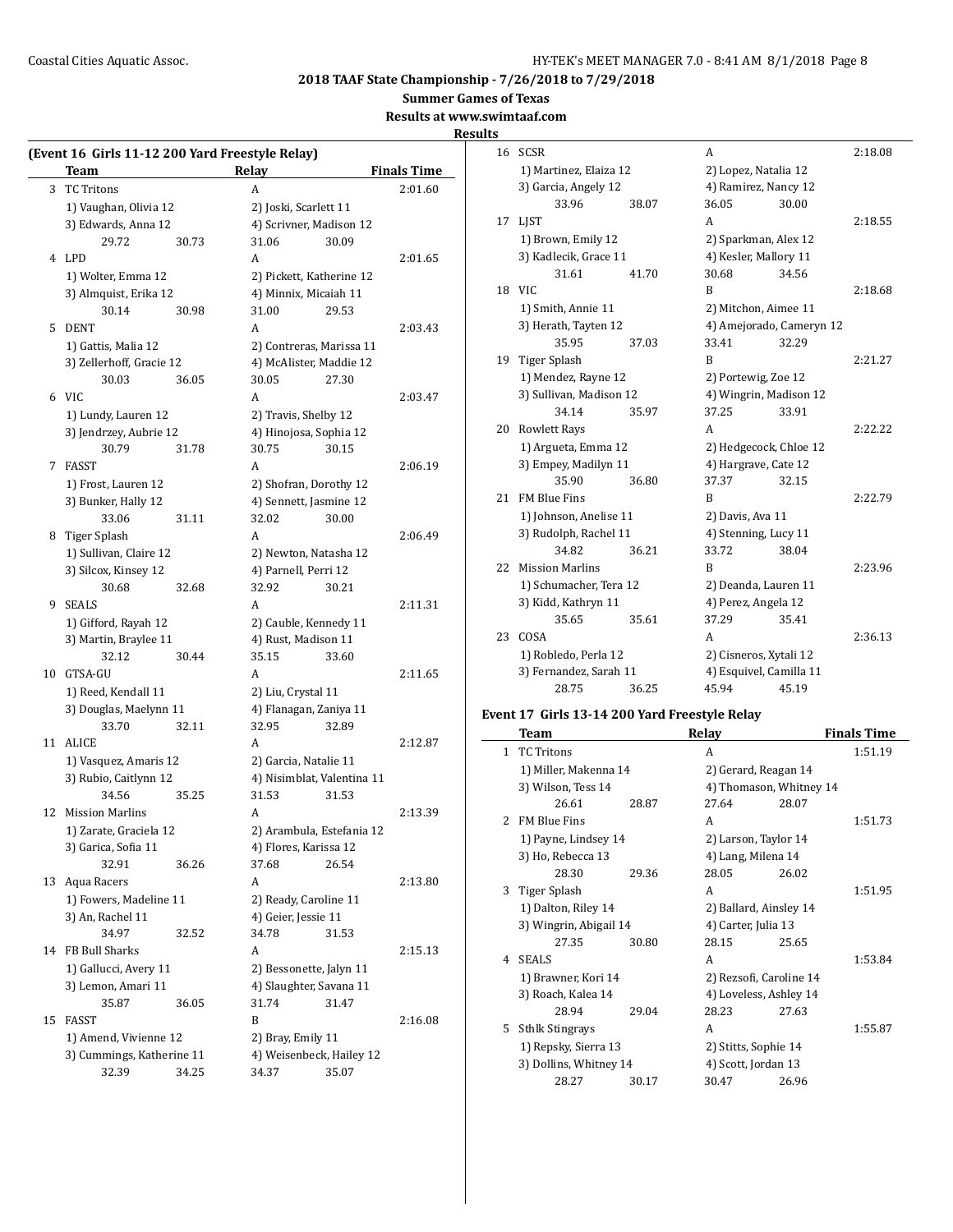# 2018 TAAF State Championship - 7/26/2018 to 7/29/2018

## Summer Games of Texas

### Results at www.swimtaaf.com

### Results

**(Event 16 Girls 11-12 200 Yard Freestyle Relay)**

| | Team | Relay | Finals Time |
|---|---|---|---|
| 3 | TC Tritons | A | 2:01.60 |
| | 1) Vaughan, Olivia 12 | 2) Joski, Scarlett 11 | |
| | 3) Edwards, Anna 12 | 4) Scrivner, Madison 12 | |
| | 29.72   30.73 | 31.06   30.09 | |
| 4 | LPD | A | 2:01.65 |
| | 1) Wolter, Emma 12 | 2) Pickett, Katherine 12 | |
| | 3) Almquist, Erika 12 | 4) Minnix, Micaiah 11 | |
| | 30.14   30.98 | 31.00   29.53 | |
| 5 | DENT | A | 2:03.43 |
| | 1) Gattis, Malia 12 | 2) Contreras, Marissa 11 | |
| | 3) Zellerhoff, Gracie 12 | 4) McAlister, Maddie 12 | |
| | 30.03   36.05 | 30.05   27.30 | |
| 6 | VIC | A | 2:03.47 |
| | 1) Lundy, Lauren 12 | 2) Travis, Shelby 12 | |
| | 3) Jendrzey, Aubrie 12 | 4) Hinojosa, Sophia 12 | |
| | 30.79   31.78 | 30.75   30.15 | |
| 7 | FASST | A | 2:06.19 |
| | 1) Frost, Lauren 12 | 2) Shofran, Dorothy 12 | |
| | 3) Bunker, Hally 12 | 4) Sennett, Jasmine 12 | |
| | 33.06   31.11 | 32.02   30.00 | |
| 8 | Tiger Splash | A | 2:06.49 |
| | 1) Sullivan, Claire 12 | 2) Newton, Natasha 12 | |
| | 3) Silcox, Kinsey 12 | 4) Parnell, Perri 12 | |
| | 30.68   32.68 | 32.92   30.21 | |
| 9 | SEALS | A | 2:11.31 |
| | 1) Gifford, Rayah 12 | 2) Cauble, Kennedy 11 | |
| | 3) Martin, Braylee 11 | 4) Rust, Madison 11 | |
| | 32.12   30.44 | 35.15   33.60 | |
| 10 | GTSA-GU | A | 2:11.65 |
| | 1) Reed, Kendall 11 | 2) Liu, Crystal 11 | |
| | 3) Douglas, Maelynn 11 | 4) Flanagan, Zaniya 11 | |
| | 33.70   32.11 | 32.95   32.89 | |
| 11 | ALICE | A | 2:12.87 |
| | 1) Vasquez, Amaris 12 | 2) Garcia, Natalie 11 | |
| | 3) Rubio, Caitlynn 12 | 4) Nisimblat, Valentina 11 | |
| | 34.56   35.25 | 31.53   31.53 | |
| 12 | Mission Marlins | A | 2:13.39 |
| | 1) Zarate, Graciela 12 | 2) Arambula, Estefania 12 | |
| | 3) Garica, Sofia 11 | 4) Flores, Karissa 12 | |
| | 32.91   36.26 | 37.68   26.54 | |
| 13 | Aqua Racers | A | 2:13.80 |
| | 1) Fowers, Madeline 11 | 2) Ready, Caroline 11 | |
| | 3) An, Rachel 11 | 4) Geier, Jessie 11 | |
| | 34.97   32.52 | 34.78   31.53 | |
| 14 | FB Bull Sharks | A | 2:15.13 |
| | 1) Gallucci, Avery 11 | 2) Bessonette, Jalyn 11 | |
| | 3) Lemon, Amari 11 | 4) Slaughter, Savana 11 | |
| | 35.87   36.05 | 31.74   31.47 | |
| 15 | FASST | B | 2:16.08 |
| | 1) Amend, Vivienne 12 | 2) Bray, Emily 11 | |
| | 3) Cummings, Katherine 11 | 4) Weisenbeck, Hailey 12 | |
| | 32.39   34.25 | 34.37   35.07 | |
| 16 | SCSR | A | 2:18.08 |
| | 1) Martinez, Elaiza 12 | 2) Lopez, Natalia 12 | |
| | 3) Garcia, Angely 12 | 4) Ramirez, Nancy 12 | |
| | 33.96   38.07 | 36.05   30.00 | |
| 17 | LJST | A | 2:18.55 |
| | 1) Brown, Emily 12 | 2) Sparkman, Alex 12 | |
| | 3) Kadlecik, Grace 11 | 4) Kesler, Mallory 11 | |
| | 31.61   41.70 | 30.68   34.56 | |
| 18 | VIC | B | 2:18.68 |
| | 1) Smith, Annie 11 | 2) Mitchon, Aimee 11 | |
| | 3) Herath, Tayten 12 | 4) Amejorado, Cameryn 12 | |
| | 35.95   37.03 | 33.41   32.29 | |
| 19 | Tiger Splash | B | 2:21.27 |
| | 1) Mendez, Rayne 12 | 2) Portewig, Zoe 12 | |
| | 3) Sullivan, Madison 12 | 4) Wingrin, Madison 12 | |
| | 34.14   35.97 | 37.25   33.91 | |
| 20 | Rowlett Rays | A | 2:22.22 |
| | 1) Argueta, Emma 12 | 2) Hedgecock, Chloe 12 | |
| | 3) Empey, Madilyn 11 | 4) Hargrave, Cate 12 | |
| | 35.90   36.80 | 37.37   32.15 | |
| 21 | FM Blue Fins | B | 2:22.79 |
| | 1) Johnson, Anelise 11 | 2) Davis, Ava 11 | |
| | 3) Rudolph, Rachel 11 | 4) Stenning, Lucy 11 | |
| | 34.82   36.21 | 33.72   38.04 | |
| 22 | Mission Marlins | B | 2:23.96 |
| | 1) Schumacher, Tera 12 | 2) Deanda, Lauren 11 | |
| | 3) Kidd, Kathryn 11 | 4) Perez, Angela 12 | |
| | 35.65   35.61 | 37.29   35.41 | |
| 23 | COSA | A | 2:36.13 |
| | 1) Robledo, Perla 12 | 2) Cisneros, Xytali 12 | |
| | 3) Fernandez, Sarah 11 | 4) Esquivel, Camilla 11 | |
| | 28.75   36.25 | 45.94   45.19 | |

**Event 17 Girls 13-14 200 Yard Freestyle Relay**

| | Team | Relay | Finals Time |
|---|---|---|---|
| 1 | TC Tritons | A | 1:51.19 |
| | 1) Miller, Makenna 14 | 2) Gerard, Reagan 14 | |
| | 3) Wilson, Tess 14 | 4) Thomason, Whitney 14 | |
| | 26.61   28.87 | 27.64   28.07 | |
| 2 | FM Blue Fins | A | 1:51.73 |
| | 1) Payne, Lindsey 14 | 2) Larson, Taylor 14 | |
| | 3) Ho, Rebecca 13 | 4) Lang, Milena 14 | |
| | 28.30   29.36 | 28.05   26.02 | |
| 3 | Tiger Splash | A | 1:51.95 |
| | 1) Dalton, Riley 14 | 2) Ballard, Ainsley 14 | |
| | 3) Wingrin, Abigail 14 | 4) Carter, Julia 13 | |
| | 27.35   30.80 | 28.15   25.65 | |
| 4 | SEALS | A | 1:53.84 |
| | 1) Brawner, Kori 14 | 2) Rezsofi, Caroline 14 | |
| | 3) Roach, Kalea 14 | 4) Loveless, Ashley 14 | |
| | 28.94   29.04 | 28.23   27.63 | |
| 5 | Sthlk Stingrays | A | 1:55.87 |
| | 1) Repsky, Sierra 13 | 2) Stitts, Sophie 14 | |
| | 3) Dollins, Whitney 14 | 4) Scott, Jordan 13 | |
| | 28.27   30.17 | 30.47   26.96 | |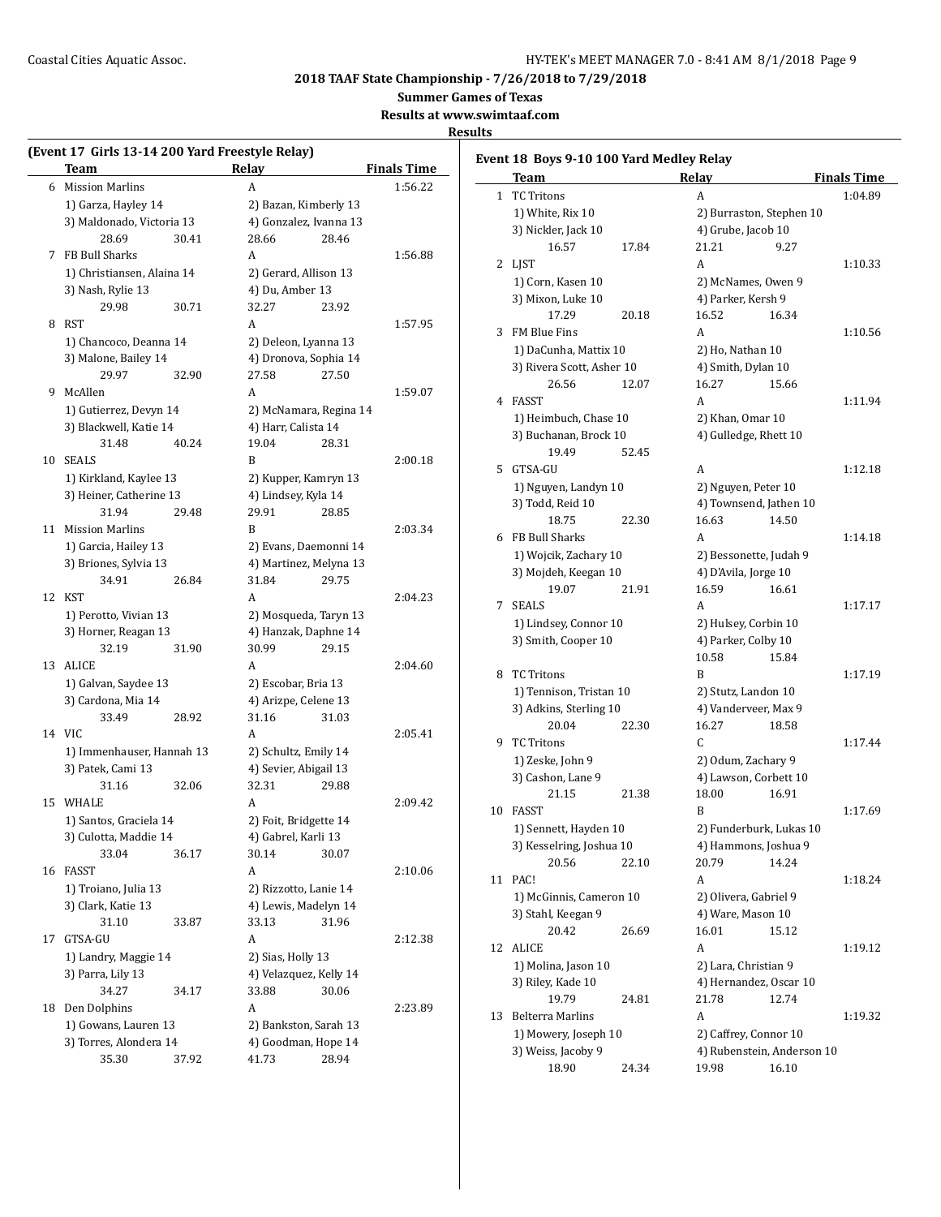2018 TAAF State Championship - 7/26/2018 to 7/29/2018

Summer Games of Texas

Results at www.swimtaaf.com

Results

### (Event 17 Girls 13-14 200 Yard Freestyle Relay)

| | Team | Relay | Finals Time |
|---|---|---|---|
| 6 | Mission Marlins | A | 1:56.22 |
| | 1) Garza, Hayley 14 | 2) Bazan, Kimberly 13 | |
| | 3) Maldonado, Victoria 13 | 4) Gonzalez, Ivanna 13 | |
| | 28.69 30.41 | 28.66 28.46 | |
| 7 | FB Bull Sharks | A | 1:56.88 |
| | 1) Christiansen, Alaina 14 | 2) Gerard, Allison 13 | |
| | 3) Nash, Rylie 13 | 4) Du, Amber 13 | |
| | 29.98 30.71 | 32.27 23.92 | |
| 8 | RST | A | 1:57.95 |
| | 1) Chancoco, Deanna 14 | 2) Deleon, Lyanna 13 | |
| | 3) Malone, Bailey 14 | 4) Dronova, Sophia 14 | |
| | 29.97 32.90 | 27.58 27.50 | |
| 9 | McAllen | A | 1:59.07 |
| | 1) Gutierrez, Devyn 14 | 2) McNamara, Regina 14 | |
| | 3) Blackwell, Katie 14 | 4) Harr, Calista 14 | |
| | 31.48 40.24 | 19.04 28.31 | |
| 10 | SEALS | B | 2:00.18 |
| | 1) Kirkland, Kaylee 13 | 2) Kupper, Kamryn 13 | |
| | 3) Heiner, Catherine 13 | 4) Lindsey, Kyla 14 | |
| | 31.94 29.48 | 29.91 28.85 | |
| 11 | Mission Marlins | B | 2:03.34 |
| | 1) Garcia, Hailey 13 | 2) Evans, Daemonni 14 | |
| | 3) Briones, Sylvia 13 | 4) Martinez, Melyna 13 | |
| | 34.91 26.84 | 31.84 29.75 | |
| 12 | KST | A | 2:04.23 |
| | 1) Perotto, Vivian 13 | 2) Mosqueda, Taryn 13 | |
| | 3) Horner, Reagan 13 | 4) Hanzak, Daphne 14 | |
| | 32.19 31.90 | 30.99 29.15 | |
| 13 | ALICE | A | 2:04.60 |
| | 1) Galvan, Saydee 13 | 2) Escobar, Bria 13 | |
| | 3) Cardona, Mia 14 | 4) Arizpe, Celene 13 | |
| | 33.49 28.92 | 31.16 31.03 | |
| 14 | VIC | A | 2:05.41 |
| | 1) Immenhauser, Hannah 13 | 2) Schultz, Emily 14 | |
| | 3) Patek, Cami 13 | 4) Sevier, Abigail 13 | |
| | 31.16 32.06 | 32.31 29.88 | |
| 15 | WHALE | A | 2:09.42 |
| | 1) Santos, Graciela 14 | 2) Foit, Bridgette 14 | |
| | 3) Culotta, Maddie 14 | 4) Gabrel, Karli 13 | |
| | 33.04 36.17 | 30.14 30.07 | |
| 16 | FASST | A | 2:10.06 |
| | 1) Troiano, Julia 13 | 2) Rizzotto, Lanie 14 | |
| | 3) Clark, Katie 13 | 4) Lewis, Madelyn 14 | |
| | 31.10 33.87 | 33.13 31.96 | |
| 17 | GTSA-GU | A | 2:12.38 |
| | 1) Landry, Maggie 14 | 2) Sias, Holly 13 | |
| | 3) Parra, Lily 13 | 4) Velazquez, Kelly 14 | |
| | 34.27 34.17 | 33.88 30.06 | |
| 18 | Den Dolphins | A | 2:23.89 |
| | 1) Gowans, Lauren 13 | 2) Bankston, Sarah 13 | |
| | 3) Torres, Alondera 14 | 4) Goodman, Hope 14 | |
| | 35.30 37.92 | 41.73 28.94 | |

### Event 18 Boys 9-10 100 Yard Medley Relay

| | Team | Relay | Finals Time |
|---|---|---|---|
| 1 | TC Tritons | A | 1:04.89 |
| | 1) White, Rix 10 | 2) Burraston, Stephen 10 | |
| | 3) Nickler, Jack 10 | 4) Grube, Jacob 10 | |
| | 16.57 17.84 | 21.21 9.27 | |
| 2 | LJST | A | 1:10.33 |
| | 1) Corn, Kasen 10 | 2) McNames, Owen 9 | |
| | 3) Mixon, Luke 10 | 4) Parker, Kersh 9 | |
| | 17.29 20.18 | 16.52 16.34 | |
| 3 | FM Blue Fins | A | 1:10.56 |
| | 1) DaCunha, Mattix 10 | 2) Ho, Nathan 10 | |
| | 3) Rivera Scott, Asher 10 | 4) Smith, Dylan 10 | |
| | 26.56 12.07 | 16.27 15.66 | |
| 4 | FASST | A | 1:11.94 |
| | 1) Heimbuch, Chase 10 | 2) Khan, Omar 10 | |
| | 3) Buchanan, Brock 10 | 4) Gulledge, Rhett 10 | |
| | 19.49 52.45 | | |
| 5 | GTSA-GU | A | 1:12.18 |
| | 1) Nguyen, Landyn 10 | 2) Nguyen, Peter 10 | |
| | 3) Todd, Reid 10 | 4) Townsend, Jathen 10 | |
| | 18.75 22.30 | 16.63 14.50 | |
| 6 | FB Bull Sharks | A | 1:14.18 |
| | 1) Wojcik, Zachary 10 | 2) Bessonette, Judah 9 | |
| | 3) Mojdeh, Keegan 10 | 4) D'Avila, Jorge 10 | |
| | 19.07 21.91 | 16.59 16.61 | |
| 7 | SEALS | A | 1:17.17 |
| | 1) Lindsey, Connor 10 | 2) Hulsey, Corbin 10 | |
| | 3) Smith, Cooper 10 | 4) Parker, Colby 10 | |
| | | 10.58 15.84 | |
| 8 | TC Tritons | B | 1:17.19 |
| | 1) Tennison, Tristan 10 | 2) Stutz, Landon 10 | |
| | 3) Adkins, Sterling 10 | 4) Vanderveer, Max 9 | |
| | 20.04 22.30 | 16.27 18.58 | |
| 9 | TC Tritons | C | 1:17.44 |
| | 1) Zeske, John 9 | 2) Odum, Zachary 9 | |
| | 3) Cashon, Lane 9 | 4) Lawson, Corbett 10 | |
| | 21.15 21.38 | 18.00 16.91 | |
| 10 | FASST | B | 1:17.69 |
| | 1) Sennett, Hayden 10 | 2) Funderburk, Lukas 10 | |
| | 3) Kesselring, Joshua 10 | 4) Hammons, Joshua 9 | |
| | 20.56 22.10 | 20.79 14.24 | |
| 11 | PAC! | A | 1:18.24 |
| | 1) McGinnis, Cameron 10 | 2) Olivera, Gabriel 9 | |
| | 3) Stahl, Keegan 9 | 4) Ware, Mason 10 | |
| | 20.42 26.69 | 16.01 15.12 | |
| 12 | ALICE | A | 1:19.12 |
| | 1) Molina, Jason 10 | 2) Lara, Christian 9 | |
| | 3) Riley, Kade 10 | 4) Hernandez, Oscar 10 | |
| | 19.79 24.81 | 21.78 12.74 | |
| 13 | Belterra Marlins | A | 1:19.32 |
| | 1) Mowery, Joseph 10 | 2) Caffrey, Connor 10 | |
| | 3) Weiss, Jacoby 9 | 4) Rubenstein, Anderson 10 | |
| | 18.90 24.34 | 19.98 16.10 | |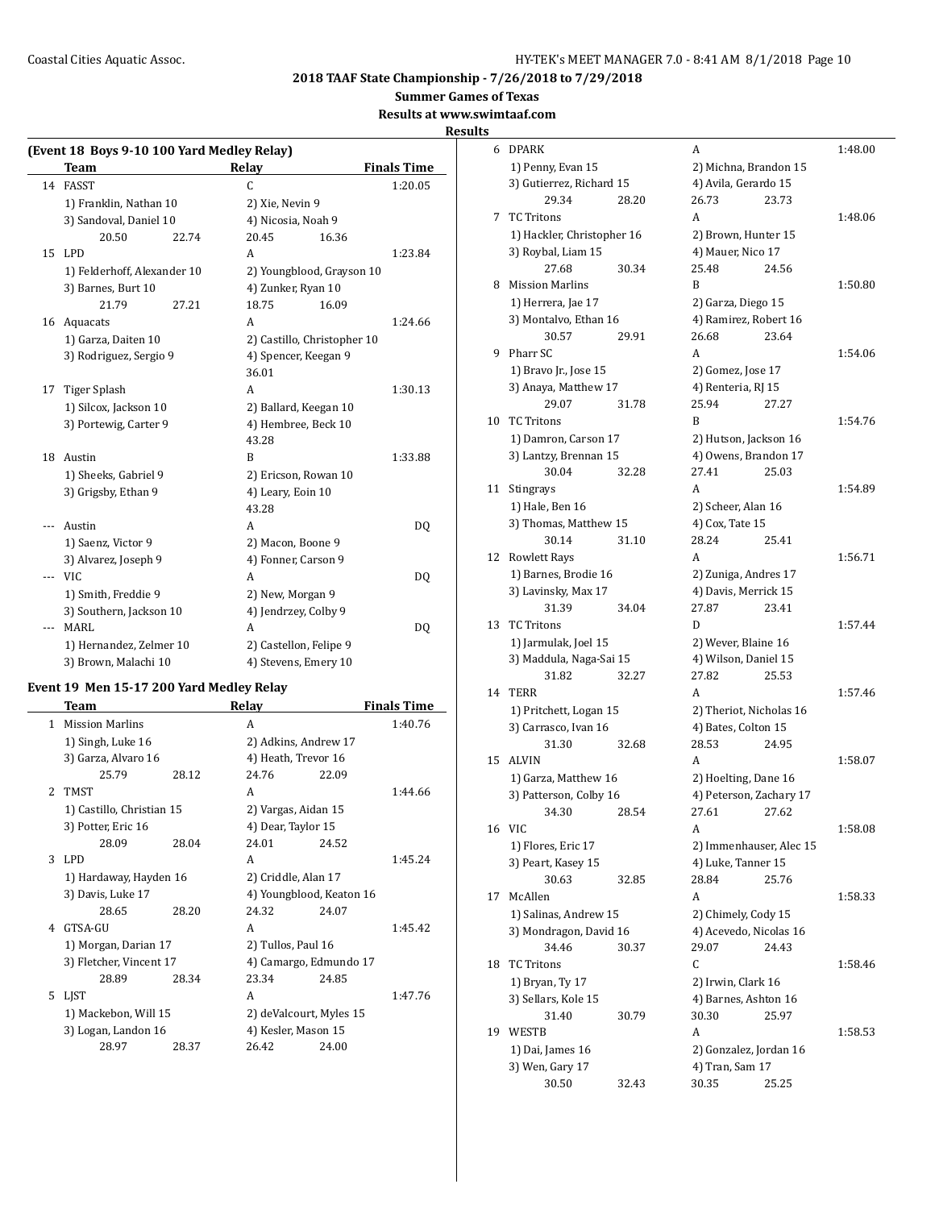# 2018 TAAF State Championship - 7/26/2018 to 7/29/2018

## Summer Games of Texas

### Results at www.swimtaaf.com

### Results

**(Event 18 Boys 9-10 100 Yard Medley Relay)**

| | Team | Relay | Finals Time |
|---|---|---|---|
| 14 | FASST | C | 1:20.05 |
| | 1) Franklin, Nathan 10 | 2) Xie, Nevin 9 | |
| | 3) Sandoval, Daniel 10 | 4) Nicosia, Noah 9 | |
| | 20.50 22.74 | 20.45 16.36 | |
| 15 | LPD | A | 1:23.84 |
| | 1) Felderhoff, Alexander 10 | 2) Youngblood, Grayson 10 | |
| | 3) Barnes, Burt 10 | 4) Zunker, Ryan 10 | |
| | 21.79 27.21 | 18.75 16.09 | |
| 16 | Aquacats | A | 1:24.66 |
| | 1) Garza, Daiten 10 | 2) Castillo, Christopher 10 | |
| | 3) Rodriguez, Sergio 9 | 4) Spencer, Keegan 9 | |
| | | 36.01 | |
| 17 | Tiger Splash | A | 1:30.13 |
| | 1) Silcox, Jackson 10 | 2) Ballard, Keegan 10 | |
| | 3) Portewig, Carter 9 | 4) Hembree, Beck 10 | |
| | | 43.28 | |
| 18 | Austin | B | 1:33.88 |
| | 1) Sheeks, Gabriel 9 | 2) Ericson, Rowan 10 | |
| | 3) Grigsby, Ethan 9 | 4) Leary, Eoin 10 | |
| | | 43.28 | |
| --- | Austin | A | DQ |
| | 1) Saenz, Victor 9 | 2) Macon, Boone 9 | |
| | 3) Alvarez, Joseph 9 | 4) Fonner, Carson 9 | |
| --- | VIC | A | DQ |
| | 1) Smith, Freddie 9 | 2) New, Morgan 9 | |
| | 3) Southern, Jackson 10 | 4) Jendrzey, Colby 9 | |
| --- | MARL | A | DQ |
| | 1) Hernandez, Zelmer 10 | 2) Castellon, Felipe 9 | |
| | 3) Brown, Malachi 10 | 4) Stevens, Emery 10 | |

**Event 19 Men 15-17 200 Yard Medley Relay**

| | Team | Relay | Finals Time |
|---|---|---|---|
| 1 | Mission Marlins | A | 1:40.76 |
| | 1) Singh, Luke 16 | 2) Adkins, Andrew 17 | |
| | 3) Garza, Alvaro 16 | 4) Heath, Trevor 16 | |
| | 25.79 28.12 | 24.76 22.09 | |
| 2 | TMST | A | 1:44.66 |
| | 1) Castillo, Christian 15 | 2) Vargas, Aidan 15 | |
| | 3) Potter, Eric 16 | 4) Dear, Taylor 15 | |
| | 28.09 28.04 | 24.01 24.52 | |
| 3 | LPD | A | 1:45.24 |
| | 1) Hardaway, Hayden 16 | 2) Criddle, Alan 17 | |
| | 3) Davis, Luke 17 | 4) Youngblood, Keaton 16 | |
| | 28.65 28.20 | 24.32 24.07 | |
| 4 | GTSA-GU | A | 1:45.42 |
| | 1) Morgan, Darian 17 | 2) Tullos, Paul 16 | |
| | 3) Fletcher, Vincent 17 | 4) Camargo, Edmundo 17 | |
| | 28.89 28.34 | 23.34 24.85 | |
| 5 | LJST | A | 1:47.76 |
| | 1) Mackebon, Will 15 | 2) deValcourt, Myles 15 | |
| | 3) Logan, Landon 16 | 4) Kesler, Mason 15 | |
| | 28.97 28.37 | 26.42 24.00 | |
| 6 | DPARK | A | 1:48.00 |
| | 1) Penny, Evan 15 | 2) Michna, Brandon 15 | |
| | 3) Gutierrez, Richard 15 | 4) Avila, Gerardo 15 | |
| | 29.34 28.20 | 26.73 23.73 | |
| 7 | TC Tritons | A | 1:48.06 |
| | 1) Hackler, Christopher 16 | 2) Brown, Hunter 15 | |
| | 3) Roybal, Liam 15 | 4) Mauer, Nico 17 | |
| | 27.68 30.34 | 25.48 24.56 | |
| 8 | Mission Marlins | B | 1:50.80 |
| | 1) Herrera, Jae 17 | 2) Garza, Diego 15 | |
| | 3) Montalvo, Ethan 16 | 4) Ramirez, Robert 16 | |
| | 30.57 29.91 | 26.68 23.64 | |
| 9 | Pharr SC | A | 1:54.06 |
| | 1) Bravo Jr., Jose 15 | 2) Gomez, Jose 17 | |
| | 3) Anaya, Matthew 17 | 4) Renteria, RJ 15 | |
| | 29.07 31.78 | 25.94 27.27 | |
| 10 | TC Tritons | B | 1:54.76 |
| | 1) Damron, Carson 17 | 2) Hutson, Jackson 16 | |
| | 3) Lantzy, Brennan 15 | 4) Owens, Brandon 17 | |
| | 30.04 32.28 | 27.41 25.03 | |
| 11 | Stingrays | A | 1:54.89 |
| | 1) Hale, Ben 16 | 2) Scheer, Alan 16 | |
| | 3) Thomas, Matthew 15 | 4) Cox, Tate 15 | |
| | 30.14 31.10 | 28.24 25.41 | |
| 12 | Rowlett Rays | A | 1:56.71 |
| | 1) Barnes, Brodie 16 | 2) Zuniga, Andres 17 | |
| | 3) Lavinsky, Max 17 | 4) Davis, Merrick 15 | |
| | 31.39 34.04 | 27.87 23.41 | |
| 13 | TC Tritons | D | 1:57.44 |
| | 1) Jarmulak, Joel 15 | 2) Wever, Blaine 16 | |
| | 3) Maddula, Naga-Sai 15 | 4) Wilson, Daniel 15 | |
| | 31.82 32.27 | 27.82 25.53 | |
| 14 | TERR | A | 1:57.46 |
| | 1) Pritchett, Logan 15 | 2) Theriot, Nicholas 16 | |
| | 3) Carrasco, Ivan 16 | 4) Bates, Colton 15 | |
| | 31.30 32.68 | 28.53 24.95 | |
| 15 | ALVIN | A | 1:58.07 |
| | 1) Garza, Matthew 16 | 2) Hoelting, Dane 16 | |
| | 3) Patterson, Colby 16 | 4) Peterson, Zachary 17 | |
| | 34.30 28.54 | 27.61 27.62 | |
| 16 | VIC | A | 1:58.08 |
| | 1) Flores, Eric 17 | 2) Immenhauser, Alec 15 | |
| | 3) Peart, Kasey 15 | 4) Luke, Tanner 15 | |
| | 30.63 32.85 | 28.84 25.76 | |
| 17 | McAllen | A | 1:58.33 |
| | 1) Salinas, Andrew 15 | 2) Chimely, Cody 15 | |
| | 3) Mondragon, David 16 | 4) Acevedo, Nicolas 16 | |
| | 34.46 30.37 | 29.07 24.43 | |
| 18 | TC Tritons | C | 1:58.46 |
| | 1) Bryan, Ty 17 | 2) Irwin, Clark 16 | |
| | 3) Sellars, Kole 15 | 4) Barnes, Ashton 16 | |
| | 31.40 30.79 | 30.30 25.97 | |
| 19 | WESTB | A | 1:58.53 |
| | 1) Dai, James 16 | 2) Gonzalez, Jordan 16 | |
| | 3) Wen, Gary 17 | 4) Tran, Sam 17 | |
| | 30.50 32.43 | 30.35 25.25 | |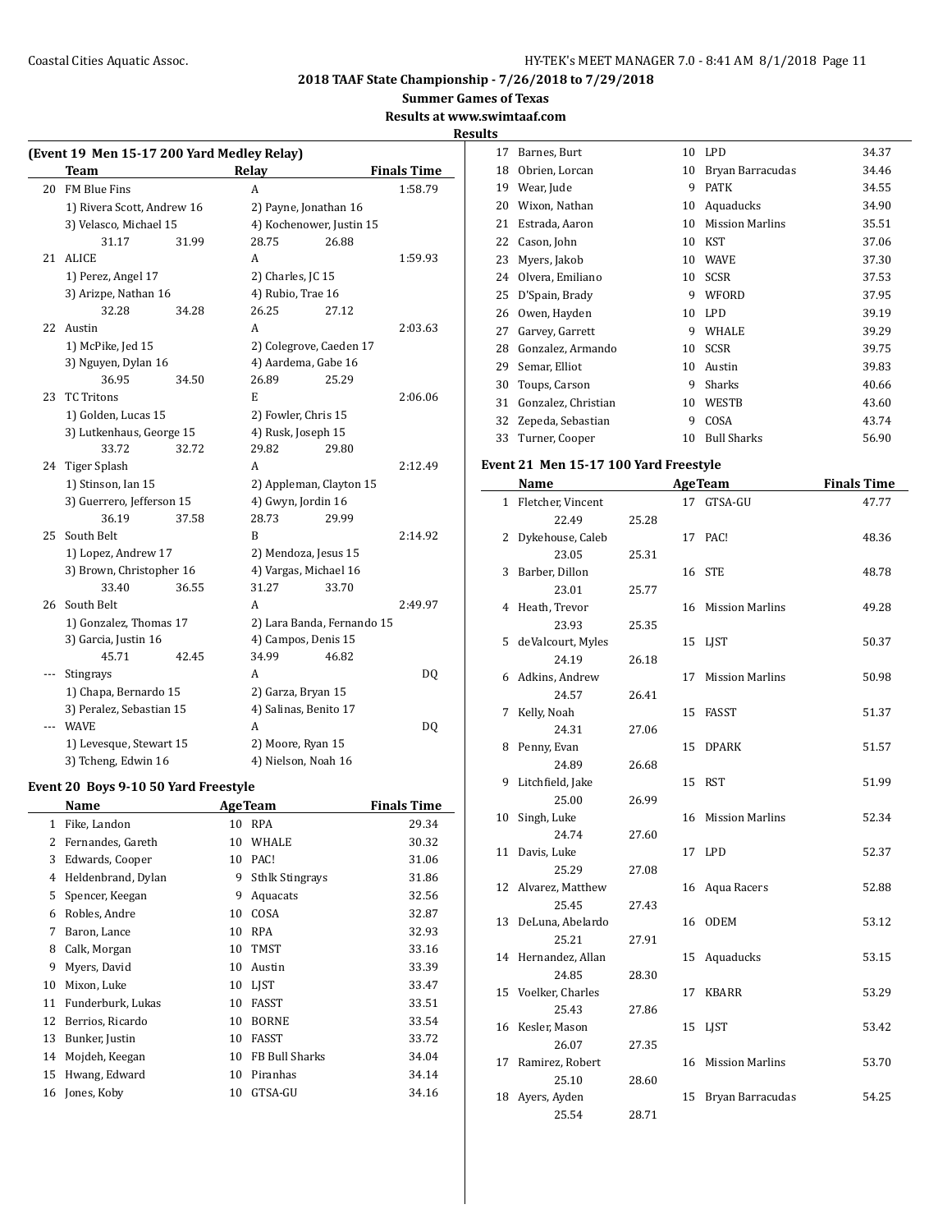## 2018 TAAF State Championship - 7/26/2018 to 7/29/2018

**Summer Games of Texas**

**Results at www.swimtaaf.com**

**Results**

### (Event 19 Men 15-17 200 Yard Medley Relay)

| | Team | Relay | Finals Time |
|---|---|---|---|
| 20 | FM Blue Fins | A | 1:58.79 |
| | 1) Rivera Scott, Andrew 16 | 2) Payne, Jonathan 16 | |
| | 3) Velasco, Michael 15 | 4) Kochenower, Justin 15 | |
| | 31.17 31.99 | 28.75 26.88 | |
| 21 | ALICE | A | 1:59.93 |
| | 1) Perez, Angel 17 | 2) Charles, JC 15 | |
| | 3) Arizpe, Nathan 16 | 4) Rubio, Trae 16 | |
| | 32.28 34.28 | 26.25 27.12 | |
| 22 | Austin | A | 2:03.63 |
| | 1) McPike, Jed 15 | 2) Colegrove, Caeden 17 | |
| | 3) Nguyen, Dylan 16 | 4) Aardema, Gabe 16 | |
| | 36.95 34.50 | 26.89 25.29 | |
| 23 | TC Tritons | E | 2:06.06 |
| | 1) Golden, Lucas 15 | 2) Fowler, Chris 15 | |
| | 3) Lutkenhaus, George 15 | 4) Rusk, Joseph 15 | |
| | 33.72 32.72 | 29.82 29.80 | |
| 24 | Tiger Splash | A | 2:12.49 |
| | 1) Stinson, Ian 15 | 2) Appleman, Clayton 15 | |
| | 3) Guerrero, Jefferson 15 | 4) Gwyn, Jordin 16 | |
| | 36.19 37.58 | 28.73 29.99 | |
| 25 | South Belt | B | 2:14.92 |
| | 1) Lopez, Andrew 17 | 2) Mendoza, Jesus 15 | |
| | 3) Brown, Christopher 16 | 4) Vargas, Michael 16 | |
| | 33.40 36.55 | 31.27 33.70 | |
| 26 | South Belt | A | 2:49.97 |
| | 1) Gonzalez, Thomas 17 | 2) Lara Banda, Fernando 15 | |
| | 3) Garcia, Justin 16 | 4) Campos, Denis 15 | |
| | 45.71 42.45 | 34.99 46.82 | |
| --- | Stingrays | A | DQ |
| | 1) Chapa, Bernardo 15 | 2) Garza, Bryan 15 | |
| | 3) Peralez, Sebastian 15 | 4) Salinas, Benito 17 | |
| --- | WAVE | A | DQ |
| | 1) Levesque, Stewart 15 | 2) Moore, Ryan 15 | |
| | 3) Tcheng, Edwin 16 | 4) Nielson, Noah 16 | |

### Event 20 Boys 9-10 50 Yard Freestyle

| | Name | Age | Team | Finals Time |
|---|---|---|---|---|
| 1 | Fike, Landon | 10 | RPA | 29.34 |
| 2 | Fernandes, Gareth | 10 | WHALE | 30.32 |
| 3 | Edwards, Cooper | 10 | PAC! | 31.06 |
| 4 | Heldenbrand, Dylan | 9 | Sthlk Stingrays | 31.86 |
| 5 | Spencer, Keegan | 9 | Aquacats | 32.56 |
| 6 | Robles, Andre | 10 | COSA | 32.87 |
| 7 | Baron, Lance | 10 | RPA | 32.93 |
| 8 | Calk, Morgan | 10 | TMST | 33.16 |
| 9 | Myers, David | 10 | Austin | 33.39 |
| 10 | Mixon, Luke | 10 | LJST | 33.47 |
| 11 | Funderburk, Lukas | 10 | FASST | 33.51 |
| 12 | Berrios, Ricardo | 10 | BORNE | 33.54 |
| 13 | Bunker, Justin | 10 | FASST | 33.72 |
| 14 | Mojdeh, Keegan | 10 | FB Bull Sharks | 34.04 |
| 15 | Hwang, Edward | 10 | Piranhas | 34.14 |
| 16 | Jones, Koby | 10 | GTSA-GU | 34.16 |
| 17 | Barnes, Burt | 10 | LPD | 34.37 |
| 18 | Obrien, Lorcan | 10 | Bryan Barracudas | 34.46 |
| 19 | Wear, Jude | 9 | PATK | 34.55 |
| 20 | Wixon, Nathan | 10 | Aquaducks | 34.90 |
| 21 | Estrada, Aaron | 10 | Mission Marlins | 35.51 |
| 22 | Cason, John | 10 | KST | 37.06 |
| 23 | Myers, Jakob | 10 | WAVE | 37.30 |
| 24 | Olvera, Emiliano | 10 | SCSR | 37.53 |
| 25 | D'Spain, Brady | 9 | WFORD | 37.95 |
| 26 | Owen, Hayden | 10 | LPD | 39.19 |
| 27 | Garvey, Garrett | 9 | WHALE | 39.29 |
| 28 | Gonzalez, Armando | 10 | SCSR | 39.75 |
| 29 | Semar, Elliot | 10 | Austin | 39.83 |
| 30 | Toups, Carson | 9 | Sharks | 40.66 |
| 31 | Gonzalez, Christian | 10 | WESTB | 43.60 |
| 32 | Zepeda, Sebastian | 9 | COSA | 43.74 |
| 33 | Turner, Cooper | 10 | Bull Sharks | 56.90 |

### Event 21 Men 15-17 100 Yard Freestyle

| | Name | Age | Team | Finals Time |
|---|---|---|---|---|
| 1 | Fletcher, Vincent | 17 | GTSA-GU | 47.77 |
| | 22.49 25.28 | | | |
| 2 | Dykehouse, Caleb | 17 | PAC! | 48.36 |
| | 23.05 25.31 | | | |
| 3 | Barber, Dillon | 16 | STE | 48.78 |
| | 23.01 25.77 | | | |
| 4 | Heath, Trevor | 16 | Mission Marlins | 49.28 |
| | 23.93 25.35 | | | |
| 5 | deValcourt, Myles | 15 | LJST | 50.37 |
| | 24.19 26.18 | | | |
| 6 | Adkins, Andrew | 17 | Mission Marlins | 50.98 |
| | 24.57 26.41 | | | |
| 7 | Kelly, Noah | 15 | FASST | 51.37 |
| | 24.31 27.06 | | | |
| 8 | Penny, Evan | 15 | DPARK | 51.57 |
| | 24.89 26.68 | | | |
| 9 | Litchfield, Jake | 15 | RST | 51.99 |
| | 25.00 26.99 | | | |
| 10 | Singh, Luke | 16 | Mission Marlins | 52.34 |
| | 24.74 27.60 | | | |
| 11 | Davis, Luke | 17 | LPD | 52.37 |
| | 25.29 27.08 | | | |
| 12 | Alvarez, Matthew | 16 | Aqua Racers | 52.88 |
| | 25.45 27.43 | | | |
| 13 | DeLuna, Abelardo | 16 | ODEM | 53.12 |
| | 25.21 27.91 | | | |
| 14 | Hernandez, Allan | 15 | Aquaducks | 53.15 |
| | 24.85 28.30 | | | |
| 15 | Voelker, Charles | 17 | KBARR | 53.29 |
| | 25.43 27.86 | | | |
| 16 | Kesler, Mason | 15 | LJST | 53.42 |
| | 26.07 27.35 | | | |
| 17 | Ramirez, Robert | 16 | Mission Marlins | 53.70 |
| | 25.10 28.60 | | | |
| 18 | Ayers, Ayden | 15 | Bryan Barracudas | 54.25 |
| | 25.54 28.71 | | | |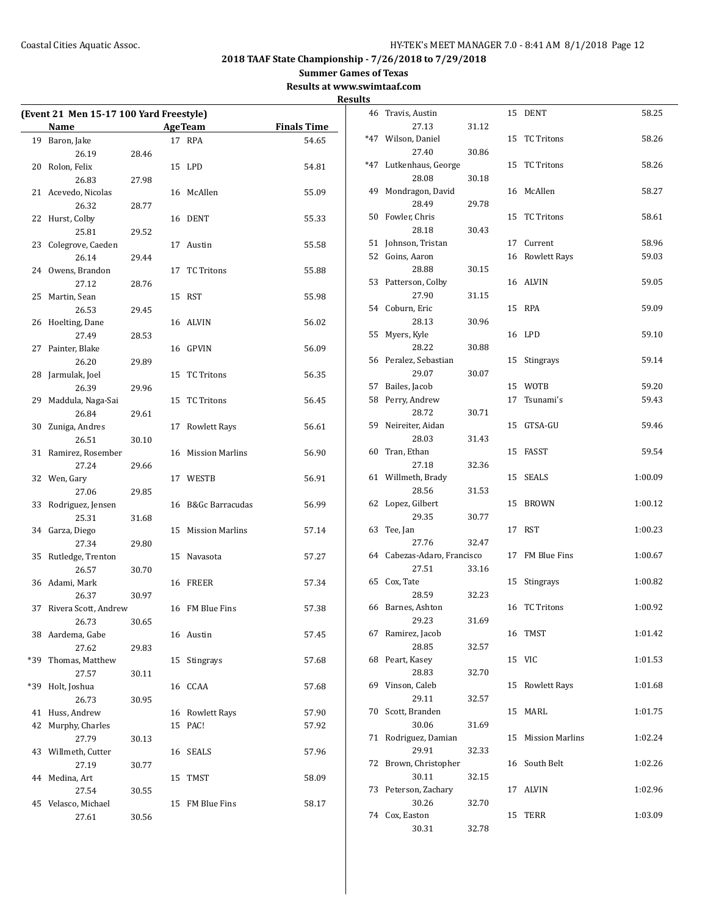## 2018 TAAF State Championship - 7/26/2018 to 7/29/2018

**Summer Games of Texas**

**Results at www.swimtaaf.com**

**Results**

**(Event 21 Men 15-17 100 Yard Freestyle)**

| | Name | Age | Team | Finals Time |
|---|---|---|---|---|
| 19 | Baron, Jake | 17 | RPA | 54.65 |
| | 26.19 28.46 | | | |
| 20 | Rolon, Felix | 15 | LPD | 54.81 |
| | 26.83 27.98 | | | |
| 21 | Acevedo, Nicolas | 16 | McAllen | 55.09 |
| | 26.32 28.77 | | | |
| 22 | Hurst, Colby | 16 | DENT | 55.33 |
| | 25.81 29.52 | | | |
| 23 | Colegrove, Caeden | 17 | Austin | 55.58 |
| | 26.14 29.44 | | | |
| 24 | Owens, Brandon | 17 | TC Tritons | 55.88 |
| | 27.12 28.76 | | | |
| 25 | Martin, Sean | 15 | RST | 55.98 |
| | 26.53 29.45 | | | |
| 26 | Hoelting, Dane | 16 | ALVIN | 56.02 |
| | 27.49 28.53 | | | |
| 27 | Painter, Blake | 16 | GPVIN | 56.09 |
| | 26.20 29.89 | | | |
| 28 | Jarmulak, Joel | 15 | TC Tritons | 56.35 |
| | 26.39 29.96 | | | |
| 29 | Maddula, Naga-Sai | 15 | TC Tritons | 56.45 |
| | 26.84 29.61 | | | |
| 30 | Zuniga, Andres | 17 | Rowlett Rays | 56.61 |
| | 26.51 30.10 | | | |
| 31 | Ramirez, Rosember | 16 | Mission Marlins | 56.90 |
| | 27.24 29.66 | | | |
| 32 | Wen, Gary | 17 | WESTB | 56.91 |
| | 27.06 29.85 | | | |
| 33 | Rodriguez, Jensen | 16 | B&Gc Barracudas | 56.99 |
| | 25.31 31.68 | | | |
| 34 | Garza, Diego | 15 | Mission Marlins | 57.14 |
| | 27.34 29.80 | | | |
| 35 | Rutledge, Trenton | 15 | Navasota | 57.27 |
| | 26.57 30.70 | | | |
| 36 | Adami, Mark | 16 | FREER | 57.34 |
| | 26.37 30.97 | | | |
| 37 | Rivera Scott, Andrew | 16 | FM Blue Fins | 57.38 |
| | 26.73 30.65 | | | |
| 38 | Aardema, Gabe | 16 | Austin | 57.45 |
| | 27.62 29.83 | | | |
| *39 | Thomas, Matthew | 15 | Stingrays | 57.68 |
| | 27.57 30.11 | | | |
| *39 | Holt, Joshua | 16 | CCAA | 57.68 |
| | 26.73 30.95 | | | |
| 41 | Huss, Andrew | 16 | Rowlett Rays | 57.90 |
| 42 | Murphy, Charles | 15 | PAC! | 57.92 |
| | 27.79 30.13 | | | |
| 43 | Willmeth, Cutter | 16 | SEALS | 57.96 |
| | 27.19 30.77 | | | |
| 44 | Medina, Art | 15 | TMST | 58.09 |
| | 27.54 30.55 | | | |
| 45 | Velasco, Michael | 15 | FM Blue Fins | 58.17 |
| | 27.61 30.56 | | | |
| 46 | Travis, Austin | 15 | DENT | 58.25 |
| | 27.13 31.12 | | | |
| *47 | Wilson, Daniel | 15 | TC Tritons | 58.26 |
| | 27.40 30.86 | | | |
| *47 | Lutkenhaus, George | 15 | TC Tritons | 58.26 |
| | 28.08 30.18 | | | |
| 49 | Mondragon, David | 16 | McAllen | 58.27 |
| | 28.49 29.78 | | | |
| 50 | Fowler, Chris | 15 | TC Tritons | 58.61 |
| | 28.18 30.43 | | | |
| 51 | Johnson, Tristan | 17 | Current | 58.96 |
| 52 | Goins, Aaron | 16 | Rowlett Rays | 59.03 |
| | 28.88 30.15 | | | |
| 53 | Patterson, Colby | 16 | ALVIN | 59.05 |
| | 27.90 31.15 | | | |
| 54 | Coburn, Eric | 15 | RPA | 59.09 |
| | 28.13 30.96 | | | |
| 55 | Myers, Kyle | 16 | LPD | 59.10 |
| | 28.22 30.88 | | | |
| 56 | Peralez, Sebastian | 15 | Stingrays | 59.14 |
| | 29.07 30.07 | | | |
| 57 | Bailes, Jacob | 15 | WOTB | 59.20 |
| 58 | Perry, Andrew | 17 | Tsunami's | 59.43 |
| | 28.72 30.71 | | | |
| 59 | Neireiter, Aidan | 15 | GTSA-GU | 59.46 |
| | 28.03 31.43 | | | |
| 60 | Tran, Ethan | 15 | FASST | 59.54 |
| | 27.18 32.36 | | | |
| 61 | Willmeth, Brady | 15 | SEALS | 1:00.09 |
| | 28.56 31.53 | | | |
| 62 | Lopez, Gilbert | 15 | BROWN | 1:00.12 |
| | 29.35 30.77 | | | |
| 63 | Tee, Jan | 17 | RST | 1:00.23 |
| | 27.76 32.47 | | | |
| 64 | Cabezas-Adaro, Francisco | 17 | FM Blue Fins | 1:00.67 |
| | 27.51 33.16 | | | |
| 65 | Cox, Tate | 15 | Stingrays | 1:00.82 |
| | 28.59 32.23 | | | |
| 66 | Barnes, Ashton | 16 | TC Tritons | 1:00.92 |
| | 29.23 31.69 | | | |
| 67 | Ramirez, Jacob | 16 | TMST | 1:01.42 |
| | 28.85 32.57 | | | |
| 68 | Peart, Kasey | 15 | VIC | 1:01.53 |
| | 28.83 32.70 | | | |
| 69 | Vinson, Caleb | 15 | Rowlett Rays | 1:01.68 |
| | 29.11 32.57 | | | |
| 70 | Scott, Branden | 15 | MARL | 1:01.75 |
| | 30.06 31.69 | | | |
| 71 | Rodriguez, Damian | 15 | Mission Marlins | 1:02.24 |
| | 29.91 32.33 | | | |
| 72 | Brown, Christopher | 16 | South Belt | 1:02.26 |
| | 30.11 32.15 | | | |
| 73 | Peterson, Zachary | 17 | ALVIN | 1:02.96 |
| | 30.26 32.70 | | | |
| 74 | Cox, Easton | 15 | TERR | 1:03.09 |
| | 30.31 32.78 | | | |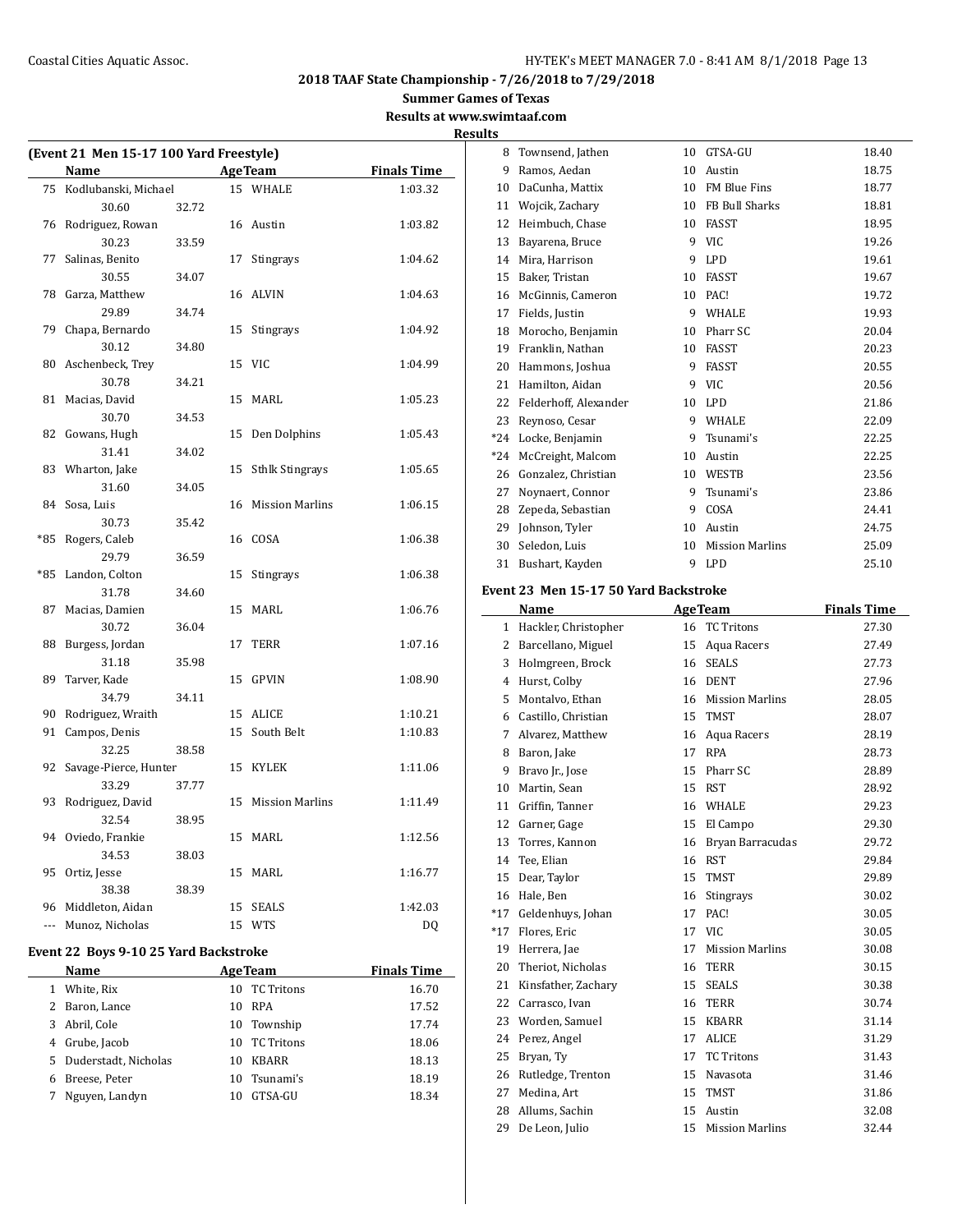# 2018 TAAF State Championship - 7/26/2018 to 7/29/2018

## Summer Games of Texas

### Results at www.swimtaaf.com

**Results**

### (Event 21 Men 15-17 100 Yard Freestyle)

| | Name | Age | Team | Finals Time |
|---|---|---|---|---|
| 75 | Kodlubanski, Michael | 15 | WHALE | 1:03.32 |
| | 30.60 | 32.72 | | |
| 76 | Rodriguez, Rowan | 16 | Austin | 1:03.82 |
| | 30.23 | 33.59 | | |
| 77 | Salinas, Benito | 17 | Stingrays | 1:04.62 |
| | 30.55 | 34.07 | | |
| 78 | Garza, Matthew | 16 | ALVIN | 1:04.63 |
| | 29.89 | 34.74 | | |
| 79 | Chapa, Bernardo | 15 | Stingrays | 1:04.92 |
| | 30.12 | 34.80 | | |
| 80 | Aschenbeck, Trey | 15 | VIC | 1:04.99 |
| | 30.78 | 34.21 | | |
| 81 | Macias, David | 15 | MARL | 1:05.23 |
| | 30.70 | 34.53 | | |
| 82 | Gowans, Hugh | 15 | Den Dolphins | 1:05.43 |
| | 31.41 | 34.02 | | |
| 83 | Wharton, Jake | 15 | Sthlk Stingrays | 1:05.65 |
| | 31.60 | 34.05 | | |
| 84 | Sosa, Luis | 16 | Mission Marlins | 1:06.15 |
| | 30.73 | 35.42 | | |
| *85 | Rogers, Caleb | 16 | COSA | 1:06.38 |
| | 29.79 | 36.59 | | |
| *85 | Landon, Colton | 15 | Stingrays | 1:06.38 |
| | 31.78 | 34.60 | | |
| 87 | Macias, Damien | 15 | MARL | 1:06.76 |
| | 30.72 | 36.04 | | |
| 88 | Burgess, Jordan | 17 | TERR | 1:07.16 |
| | 31.18 | 35.98 | | |
| 89 | Tarver, Kade | 15 | GPVIN | 1:08.90 |
| | 34.79 | 34.11 | | |
| 90 | Rodriguez, Wraith | 15 | ALICE | 1:10.21 |
| 91 | Campos, Denis | 15 | South Belt | 1:10.83 |
| | 32.25 | 38.58 | | |
| 92 | Savage-Pierce, Hunter | 15 | KYLEK | 1:11.06 |
| | 33.29 | 37.77 | | |
| 93 | Rodriguez, David | 15 | Mission Marlins | 1:11.49 |
| | 32.54 | 38.95 | | |
| 94 | Oviedo, Frankie | 15 | MARL | 1:12.56 |
| | 34.53 | 38.03 | | |
| 95 | Ortiz, Jesse | 15 | MARL | 1:16.77 |
| | 38.38 | 38.39 | | |
| 96 | Middleton, Aidan | 15 | SEALS | 1:42.03 |
| --- | Munoz, Nicholas | 15 | WTS | DQ |

### Event 22 Boys 9-10 25 Yard Backstroke

| | Name | Age | Team | Finals Time |
|---|---|---|---|---|
| 1 | White, Rix | 10 | TC Tritons | 16.70 |
| 2 | Baron, Lance | 10 | RPA | 17.52 |
| 3 | Abril, Cole | 10 | Township | 17.74 |
| 4 | Grube, Jacob | 10 | TC Tritons | 18.06 |
| 5 | Duderstadt, Nicholas | 10 | KBARR | 18.13 |
| 6 | Breese, Peter | 10 | Tsunami's | 18.19 |
| 7 | Nguyen, Landyn | 10 | GTSA-GU | 18.34 |
| 8 | Townsend, Jathen | 10 | GTSA-GU | 18.40 |
| 9 | Ramos, Aedan | 10 | Austin | 18.75 |
| 10 | DaCunha, Mattix | 10 | FM Blue Fins | 18.77 |
| 11 | Wojcik, Zachary | 10 | FB Bull Sharks | 18.81 |
| 12 | Heimbuch, Chase | 10 | FASST | 18.95 |
| 13 | Bayarena, Bruce | 9 | VIC | 19.26 |
| 14 | Mira, Harrison | 9 | LPD | 19.61 |
| 15 | Baker, Tristan | 10 | FASST | 19.67 |
| 16 | McGinnis, Cameron | 10 | PAC! | 19.72 |
| 17 | Fields, Justin | 9 | WHALE | 19.93 |
| 18 | Morocho, Benjamin | 10 | Pharr SC | 20.04 |
| 19 | Franklin, Nathan | 10 | FASST | 20.23 |
| 20 | Hammons, Joshua | 9 | FASST | 20.55 |
| 21 | Hamilton, Aidan | 9 | VIC | 20.56 |
| 22 | Felderhoff, Alexander | 10 | LPD | 21.86 |
| 23 | Reynoso, Cesar | 9 | WHALE | 22.09 |
| *24 | Locke, Benjamin | 9 | Tsunami's | 22.25 |
| *24 | McCreight, Malcom | 10 | Austin | 22.25 |
| 26 | Gonzalez, Christian | 10 | WESTB | 23.56 |
| 27 | Noynaert, Connor | 9 | Tsunami's | 23.86 |
| 28 | Zepeda, Sebastian | 9 | COSA | 24.41 |
| 29 | Johnson, Tyler | 10 | Austin | 24.75 |
| 30 | Seledon, Luis | 10 | Mission Marlins | 25.09 |
| 31 | Bushart, Kayden | 9 | LPD | 25.10 |

### Event 23 Men 15-17 50 Yard Backstroke

| | Name | Age | Team | Finals Time |
|---|---|---|---|---|
| 1 | Hackler, Christopher | 16 | TC Tritons | 27.30 |
| 2 | Barcellano, Miguel | 15 | Aqua Racers | 27.49 |
| 3 | Holmgreen, Brock | 16 | SEALS | 27.73 |
| 4 | Hurst, Colby | 16 | DENT | 27.96 |
| 5 | Montalvo, Ethan | 16 | Mission Marlins | 28.05 |
| 6 | Castillo, Christian | 15 | TMST | 28.07 |
| 7 | Alvarez, Matthew | 16 | Aqua Racers | 28.19 |
| 8 | Baron, Jake | 17 | RPA | 28.73 |
| 9 | Bravo Jr., Jose | 15 | Pharr SC | 28.89 |
| 10 | Martin, Sean | 15 | RST | 28.92 |
| 11 | Griffin, Tanner | 16 | WHALE | 29.23 |
| 12 | Garner, Gage | 15 | El Campo | 29.30 |
| 13 | Torres, Kannon | 16 | Bryan Barracudas | 29.72 |
| 14 | Tee, Elian | 16 | RST | 29.84 |
| 15 | Dear, Taylor | 15 | TMST | 29.89 |
| 16 | Hale, Ben | 16 | Stingrays | 30.02 |
| *17 | Geldenhuys, Johan | 17 | PAC! | 30.05 |
| *17 | Flores, Eric | 17 | VIC | 30.05 |
| 19 | Herrera, Jae | 17 | Mission Marlins | 30.08 |
| 20 | Theriot, Nicholas | 16 | TERR | 30.15 |
| 21 | Kinsfather, Zachary | 15 | SEALS | 30.38 |
| 22 | Carrasco, Ivan | 16 | TERR | 30.74 |
| 23 | Worden, Samuel | 15 | KBARR | 31.14 |
| 24 | Perez, Angel | 17 | ALICE | 31.29 |
| 25 | Bryan, Ty | 17 | TC Tritons | 31.43 |
| 26 | Rutledge, Trenton | 15 | Navasota | 31.46 |
| 27 | Medina, Art | 15 | TMST | 31.86 |
| 28 | Allums, Sachin | 15 | Austin | 32.08 |
| 29 | De Leon, Julio | 15 | Mission Marlins | 32.44 |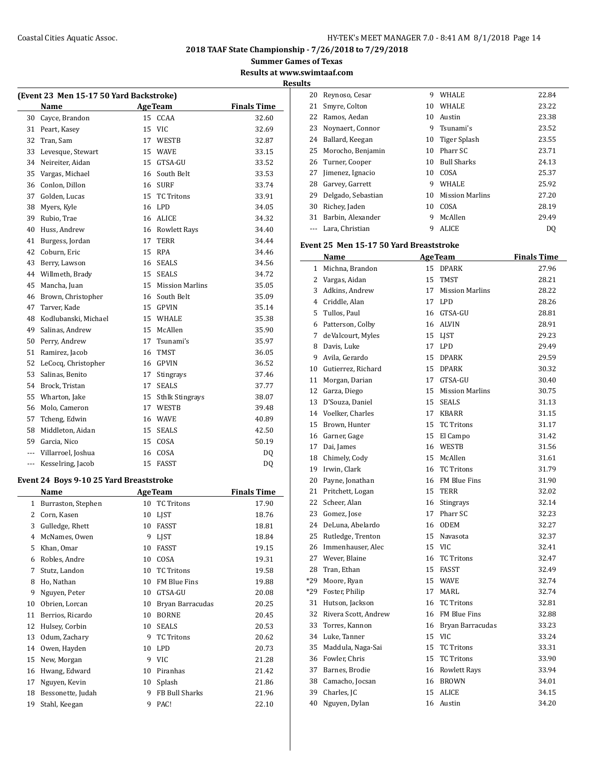2018 TAAF State Championship - 7/26/2018 to 7/29/2018

Summer Games of Texas

Results at www.swimtaaf.com

Results

### (Event 23 Men 15-17 50 Yard Backstroke)

| | Name | Age | Team | Finals Time |
|---|---|---|---|---|
| 30 | Cayce, Brandon | 15 | CCAA | 32.60 |
| 31 | Peart, Kasey | 15 | VIC | 32.69 |
| 32 | Tran, Sam | 17 | WESTB | 32.87 |
| 33 | Levesque, Stewart | 15 | WAVE | 33.15 |
| 34 | Neireiter, Aidan | 15 | GTSA-GU | 33.52 |
| 35 | Vargas, Michael | 16 | South Belt | 33.53 |
| 36 | Conlon, Dillon | 16 | SURF | 33.74 |
| 37 | Golden, Lucas | 15 | TC Tritons | 33.91 |
| 38 | Myers, Kyle | 16 | LPD | 34.05 |
| 39 | Rubio, Trae | 16 | ALICE | 34.32 |
| 40 | Huss, Andrew | 16 | Rowlett Rays | 34.40 |
| 41 | Burgess, Jordan | 17 | TERR | 34.44 |
| 42 | Coburn, Eric | 15 | RPA | 34.46 |
| 43 | Berry, Lawson | 16 | SEALS | 34.56 |
| 44 | Willmeth, Brady | 15 | SEALS | 34.72 |
| 45 | Mancha, Juan | 15 | Mission Marlins | 35.05 |
| 46 | Brown, Christopher | 16 | South Belt | 35.09 |
| 47 | Tarver, Kade | 15 | GPVIN | 35.14 |
| 48 | Kodlubanski, Michael | 15 | WHALE | 35.38 |
| 49 | Salinas, Andrew | 15 | McAllen | 35.90 |
| 50 | Perry, Andrew | 17 | Tsunami's | 35.97 |
| 51 | Ramirez, Jacob | 16 | TMST | 36.05 |
| 52 | LeCocq, Christopher | 16 | GPVIN | 36.52 |
| 53 | Salinas, Benito | 17 | Stingrays | 37.46 |
| 54 | Brock, Tristan | 17 | SEALS | 37.77 |
| 55 | Wharton, Jake | 15 | Sthlk Stingrays | 38.07 |
| 56 | Molo, Cameron | 17 | WESTB | 39.48 |
| 57 | Tcheng, Edwin | 16 | WAVE | 40.89 |
| 58 | Middleton, Aidan | 15 | SEALS | 42.50 |
| 59 | Garcia, Nico | 15 | COSA | 50.19 |
| --- | Villarroel, Joshua | 16 | COSA | DQ |
| --- | Kesselring, Jacob | 15 | FASST | DQ |

### Event 24 Boys 9-10 25 Yard Breaststroke

| | Name | Age | Team | Finals Time |
|---|---|---|---|---|
| 1 | Burraston, Stephen | 10 | TC Tritons | 17.90 |
| 2 | Corn, Kasen | 10 | LJST | 18.76 |
| 3 | Gulledge, Rhett | 10 | FASST | 18.81 |
| 4 | McNames, Owen | 9 | LJST | 18.84 |
| 5 | Khan, Omar | 10 | FASST | 19.15 |
| 6 | Robles, Andre | 10 | COSA | 19.31 |
| 7 | Stutz, Landon | 10 | TC Tritons | 19.58 |
| 8 | Ho, Nathan | 10 | FM Blue Fins | 19.88 |
| 9 | Nguyen, Peter | 10 | GTSA-GU | 20.08 |
| 10 | Obrien, Lorcan | 10 | Bryan Barracudas | 20.25 |
| 11 | Berrios, Ricardo | 10 | BORNE | 20.45 |
| 12 | Hulsey, Corbin | 10 | SEALS | 20.53 |
| 13 | Odum, Zachary | 9 | TC Tritons | 20.62 |
| 14 | Owen, Hayden | 10 | LPD | 20.73 |
| 15 | New, Morgan | 9 | VIC | 21.28 |
| 16 | Hwang, Edward | 10 | Piranhas | 21.42 |
| 17 | Nguyen, Kevin | 10 | Splash | 21.86 |
| 18 | Bessonette, Judah | 9 | FB Bull Sharks | 21.96 |
| 19 | Stahl, Keegan | 9 | PAC! | 22.10 |
| 20 | Reynoso, Cesar | 9 | WHALE | 22.84 |
| 21 | Smyre, Colton | 10 | WHALE | 23.22 |
| 22 | Ramos, Aedan | 10 | Austin | 23.38 |
| 23 | Noynaert, Connor | 9 | Tsunami's | 23.52 |
| 24 | Ballard, Keegan | 10 | Tiger Splash | 23.55 |
| 25 | Morocho, Benjamin | 10 | Pharr SC | 23.71 |
| 26 | Turner, Cooper | 10 | Bull Sharks | 24.13 |
| 27 | Jimenez, Ignacio | 10 | COSA | 25.37 |
| 28 | Garvey, Garrett | 9 | WHALE | 25.92 |
| 29 | Delgado, Sebastian | 10 | Mission Marlins | 27.20 |
| 30 | Richey, Jaden | 10 | COSA | 28.19 |
| 31 | Barbin, Alexander | 9 | McAllen | 29.49 |
| --- | Lara, Christian | 9 | ALICE | DQ |

### Event 25 Men 15-17 50 Yard Breaststroke

| | Name | Age | Team | Finals Time |
|---|---|---|---|---|
| 1 | Michna, Brandon | 15 | DPARK | 27.96 |
| 2 | Vargas, Aidan | 15 | TMST | 28.21 |
| 3 | Adkins, Andrew | 17 | Mission Marlins | 28.22 |
| 4 | Criddle, Alan | 17 | LPD | 28.26 |
| 5 | Tullos, Paul | 16 | GTSA-GU | 28.81 |
| 6 | Patterson, Colby | 16 | ALVIN | 28.91 |
| 7 | deValcourt, Myles | 15 | LJST | 29.23 |
| 8 | Davis, Luke | 17 | LPD | 29.49 |
| 9 | Avila, Gerardo | 15 | DPARK | 29.59 |
| 10 | Gutierrez, Richard | 15 | DPARK | 30.32 |
| 11 | Morgan, Darian | 17 | GTSA-GU | 30.40 |
| 12 | Garza, Diego | 15 | Mission Marlins | 30.75 |
| 13 | D'Souza, Daniel | 15 | SEALS | 31.13 |
| 14 | Voelker, Charles | 17 | KBARR | 31.15 |
| 15 | Brown, Hunter | 15 | TC Tritons | 31.17 |
| 16 | Garner, Gage | 15 | El Campo | 31.42 |
| 17 | Dai, James | 16 | WESTB | 31.56 |
| 18 | Chimely, Cody | 15 | McAllen | 31.61 |
| 19 | Irwin, Clark | 16 | TC Tritons | 31.79 |
| 20 | Payne, Jonathan | 16 | FM Blue Fins | 31.90 |
| 21 | Pritchett, Logan | 15 | TERR | 32.02 |
| 22 | Scheer, Alan | 16 | Stingrays | 32.14 |
| 23 | Gomez, Jose | 17 | Pharr SC | 32.23 |
| 24 | DeLuna, Abelardo | 16 | ODEM | 32.27 |
| 25 | Rutledge, Trenton | 15 | Navasota | 32.37 |
| 26 | Immenhauser, Alec | 15 | VIC | 32.41 |
| 27 | Wever, Blaine | 16 | TC Tritons | 32.47 |
| 28 | Tran, Ethan | 15 | FASST | 32.49 |
| *29 | Moore, Ryan | 15 | WAVE | 32.74 |
| *29 | Foster, Philip | 17 | MARL | 32.74 |
| 31 | Hutson, Jackson | 16 | TC Tritons | 32.81 |
| 32 | Rivera Scott, Andrew | 16 | FM Blue Fins | 32.88 |
| 33 | Torres, Kannon | 16 | Bryan Barracudas | 33.23 |
| 34 | Luke, Tanner | 15 | VIC | 33.24 |
| 35 | Maddula, Naga-Sai | 15 | TC Tritons | 33.31 |
| 36 | Fowler, Chris | 15 | TC Tritons | 33.90 |
| 37 | Barnes, Brodie | 16 | Rowlett Rays | 33.94 |
| 38 | Camacho, Jocsan | 16 | BROWN | 34.01 |
| 39 | Charles, JC | 15 | ALICE | 34.15 |
| 40 | Nguyen, Dylan | 16 | Austin | 34.20 |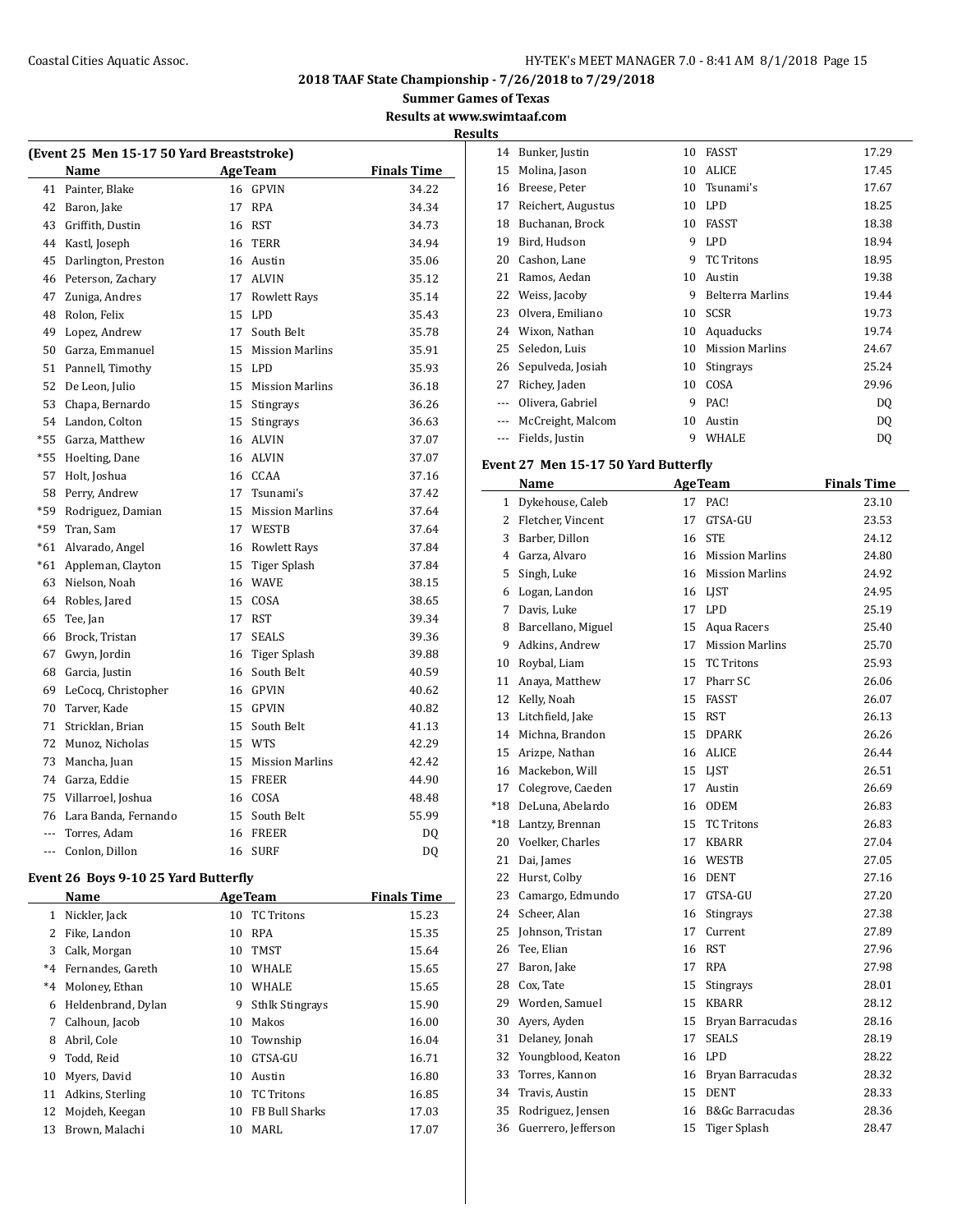## 2018 TAAF State Championship - 7/26/2018 to 7/29/2018

**Summer Games of Texas**

**Results at www.swimtaaf.com**

**Results**

### (Event 25 Men 15-17 50 Yard Breaststroke)

| | Name | Age | Team | Finals Time |
|---|---|---|---|---|
| 41 | Painter, Blake | 16 | GPVIN | 34.22 |
| 42 | Baron, Jake | 17 | RPA | 34.34 |
| 43 | Griffith, Dustin | 16 | RST | 34.73 |
| 44 | Kastl, Joseph | 16 | TERR | 34.94 |
| 45 | Darlington, Preston | 16 | Austin | 35.06 |
| 46 | Peterson, Zachary | 17 | ALVIN | 35.12 |
| 47 | Zuniga, Andres | 17 | Rowlett Rays | 35.14 |
| 48 | Rolon, Felix | 15 | LPD | 35.43 |
| 49 | Lopez, Andrew | 17 | South Belt | 35.78 |
| 50 | Garza, Emmanuel | 15 | Mission Marlins | 35.91 |
| 51 | Pannell, Timothy | 15 | LPD | 35.93 |
| 52 | De Leon, Julio | 15 | Mission Marlins | 36.18 |
| 53 | Chapa, Bernardo | 15 | Stingrays | 36.26 |
| 54 | Landon, Colton | 15 | Stingrays | 36.63 |
| *55 | Garza, Matthew | 16 | ALVIN | 37.07 |
| *55 | Hoelting, Dane | 16 | ALVIN | 37.07 |
| 57 | Holt, Joshua | 16 | CCAA | 37.16 |
| 58 | Perry, Andrew | 17 | Tsunami's | 37.42 |
| *59 | Rodriguez, Damian | 15 | Mission Marlins | 37.64 |
| *59 | Tran, Sam | 17 | WESTB | 37.64 |
| *61 | Alvarado, Angel | 16 | Rowlett Rays | 37.84 |
| *61 | Appleman, Clayton | 15 | Tiger Splash | 37.84 |
| 63 | Nielson, Noah | 16 | WAVE | 38.15 |
| 64 | Robles, Jared | 15 | COSA | 38.65 |
| 65 | Tee, Jan | 17 | RST | 39.34 |
| 66 | Brock, Tristan | 17 | SEALS | 39.36 |
| 67 | Gwyn, Jordin | 16 | Tiger Splash | 39.88 |
| 68 | Garcia, Justin | 16 | South Belt | 40.59 |
| 69 | LeCocq, Christopher | 16 | GPVIN | 40.62 |
| 70 | Tarver, Kade | 15 | GPVIN | 40.82 |
| 71 | Stricklan, Brian | 15 | South Belt | 41.13 |
| 72 | Munoz, Nicholas | 15 | WTS | 42.29 |
| 73 | Mancha, Juan | 15 | Mission Marlins | 42.42 |
| 74 | Garza, Eddie | 15 | FREER | 44.90 |
| 75 | Villarroel, Joshua | 16 | COSA | 48.48 |
| 76 | Lara Banda, Fernando | 15 | South Belt | 55.99 |
| --- | Torres, Adam | 16 | FREER | DQ |
| --- | Conlon, Dillon | 16 | SURF | DQ |

### Event 26 Boys 9-10 25 Yard Butterfly

| | Name | Age | Team | Finals Time |
|---|---|---|---|---|
| 1 | Nickler, Jack | 10 | TC Tritons | 15.23 |
| 2 | Fike, Landon | 10 | RPA | 15.35 |
| 3 | Calk, Morgan | 10 | TMST | 15.64 |
| *4 | Fernandes, Gareth | 10 | WHALE | 15.65 |
| *4 | Moloney, Ethan | 10 | WHALE | 15.65 |
| 6 | Heldenbrand, Dylan | 9 | Sthlk Stingrays | 15.90 |
| 7 | Calhoun, Jacob | 10 | Makos | 16.00 |
| 8 | Abril, Cole | 10 | Township | 16.04 |
| 9 | Todd, Reid | 10 | GTSA-GU | 16.71 |
| 10 | Myers, David | 10 | Austin | 16.80 |
| 11 | Adkins, Sterling | 10 | TC Tritons | 16.85 |
| 12 | Mojdeh, Keegan | 10 | FB Bull Sharks | 17.03 |
| 13 | Brown, Malachi | 10 | MARL | 17.07 |
| 14 | Bunker, Justin | 10 | FASST | 17.29 |
| 15 | Molina, Jason | 10 | ALICE | 17.45 |
| 16 | Breese, Peter | 10 | Tsunami's | 17.67 |
| 17 | Reichert, Augustus | 10 | LPD | 18.25 |
| 18 | Buchanan, Brock | 10 | FASST | 18.38 |
| 19 | Bird, Hudson | 9 | LPD | 18.94 |
| 20 | Cashon, Lane | 9 | TC Tritons | 18.95 |
| 21 | Ramos, Aedan | 10 | Austin | 19.38 |
| 22 | Weiss, Jacoby | 9 | Belterra Marlins | 19.44 |
| 23 | Olvera, Emiliano | 10 | SCSR | 19.73 |
| 24 | Wixon, Nathan | 10 | Aquaducks | 19.74 |
| 25 | Seledon, Luis | 10 | Mission Marlins | 24.67 |
| 26 | Sepulveda, Josiah | 10 | Stingrays | 25.24 |
| 27 | Richey, Jaden | 10 | COSA | 29.96 |
| --- | Olivera, Gabriel | 9 | PAC! | DQ |
| --- | McCreight, Malcom | 10 | Austin | DQ |
| --- | Fields, Justin | 9 | WHALE | DQ |

### Event 27 Men 15-17 50 Yard Butterfly

| | Name | Age | Team | Finals Time |
|---|---|---|---|---|
| 1 | Dykehouse, Caleb | 17 | PAC! | 23.10 |
| 2 | Fletcher, Vincent | 17 | GTSA-GU | 23.53 |
| 3 | Barber, Dillon | 16 | STE | 24.12 |
| 4 | Garza, Alvaro | 16 | Mission Marlins | 24.80 |
| 5 | Singh, Luke | 16 | Mission Marlins | 24.92 |
| 6 | Logan, Landon | 16 | LJST | 24.95 |
| 7 | Davis, Luke | 17 | LPD | 25.19 |
| 8 | Barcellano, Miguel | 15 | Aqua Racers | 25.40 |
| 9 | Adkins, Andrew | 17 | Mission Marlins | 25.70 |
| 10 | Roybal, Liam | 15 | TC Tritons | 25.93 |
| 11 | Anaya, Matthew | 17 | Pharr SC | 26.06 |
| 12 | Kelly, Noah | 15 | FASST | 26.07 |
| 13 | Litchfield, Jake | 15 | RST | 26.13 |
| 14 | Michna, Brandon | 15 | DPARK | 26.26 |
| 15 | Arizpe, Nathan | 16 | ALICE | 26.44 |
| 16 | Mackebon, Will | 15 | LJST | 26.51 |
| 17 | Colegrove, Caeden | 17 | Austin | 26.69 |
| *18 | DeLuna, Abelardo | 16 | ODEM | 26.83 |
| *18 | Lantzy, Brennan | 15 | TC Tritons | 26.83 |
| 20 | Voelker, Charles | 17 | KBARR | 27.04 |
| 21 | Dai, James | 16 | WESTB | 27.05 |
| 22 | Hurst, Colby | 16 | DENT | 27.16 |
| 23 | Camargo, Edmundo | 17 | GTSA-GU | 27.20 |
| 24 | Scheer, Alan | 16 | Stingrays | 27.38 |
| 25 | Johnson, Tristan | 17 | Current | 27.89 |
| 26 | Tee, Elian | 16 | RST | 27.96 |
| 27 | Baron, Jake | 17 | RPA | 27.98 |
| 28 | Cox, Tate | 15 | Stingrays | 28.01 |
| 29 | Worden, Samuel | 15 | KBARR | 28.12 |
| 30 | Ayers, Ayden | 15 | Bryan Barracudas | 28.16 |
| 31 | Delaney, Jonah | 17 | SEALS | 28.19 |
| 32 | Youngblood, Keaton | 16 | LPD | 28.22 |
| 33 | Torres, Kannon | 16 | Bryan Barracudas | 28.32 |
| 34 | Travis, Austin | 15 | DENT | 28.33 |
| 35 | Rodriguez, Jensen | 16 | B&Gc Barracudas | 28.36 |
| 36 | Guerrero, Jefferson | 15 | Tiger Splash | 28.47 |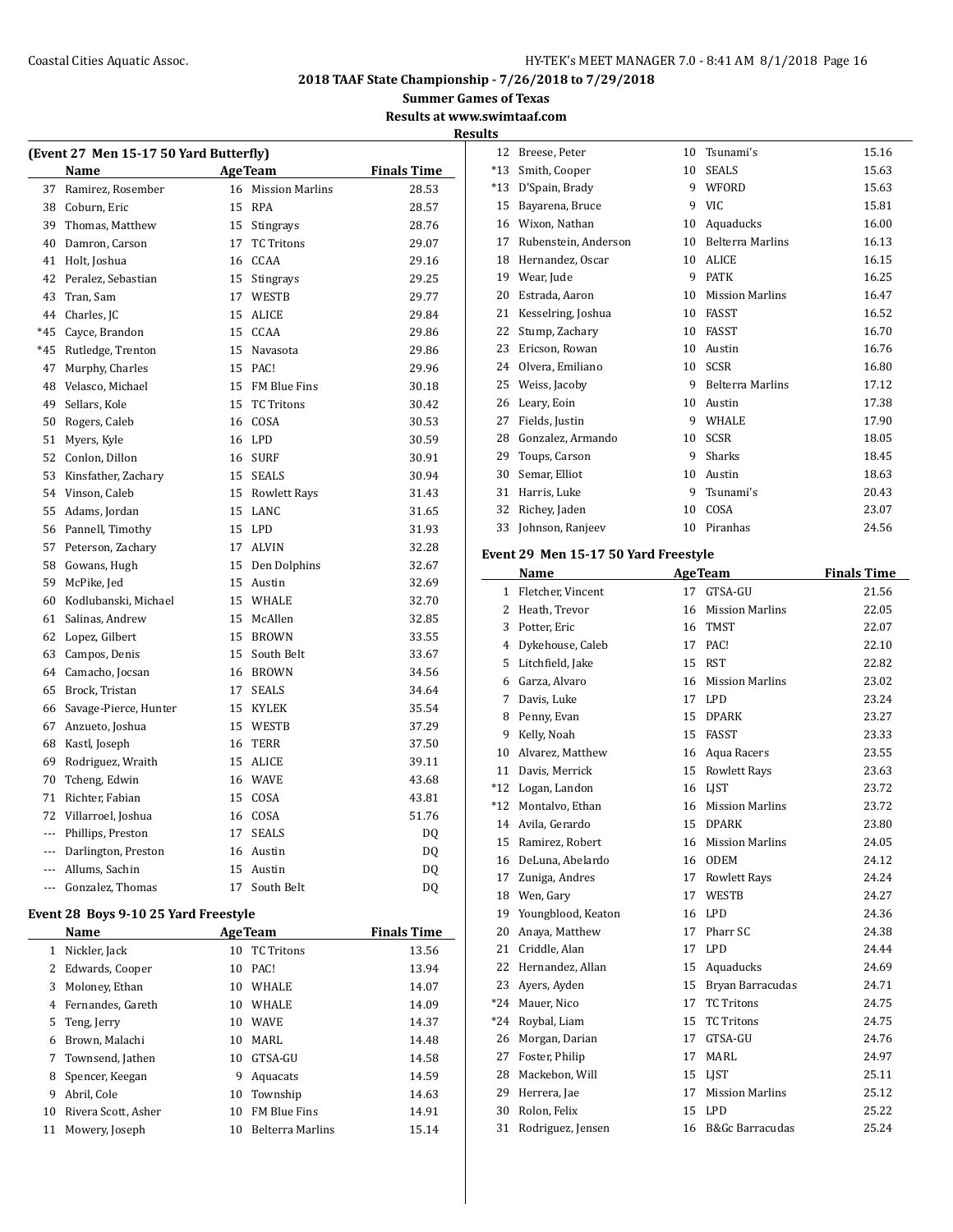**2018 TAAF State Championship - 7/26/2018 to 7/29/2018**

**Summer Games of Texas**

**Results at www.swimtaaf.com**

**Results**

### (Event 27 Men 15-17 50 Yard Butterfly)

| | Name | Age | Team | Finals Time |
|---|---|---|---|---|
| 37 | Ramirez, Rosember | 16 | Mission Marlins | 28.53 |
| 38 | Coburn, Eric | 15 | RPA | 28.57 |
| 39 | Thomas, Matthew | 15 | Stingrays | 28.76 |
| 40 | Damron, Carson | 17 | TC Tritons | 29.07 |
| 41 | Holt, Joshua | 16 | CCAA | 29.16 |
| 42 | Peralez, Sebastian | 15 | Stingrays | 29.25 |
| 43 | Tran, Sam | 17 | WESTB | 29.77 |
| 44 | Charles, JC | 15 | ALICE | 29.84 |
| *45 | Cayce, Brandon | 15 | CCAA | 29.86 |
| *45 | Rutledge, Trenton | 15 | Navasota | 29.86 |
| 47 | Murphy, Charles | 15 | PAC! | 29.96 |
| 48 | Velasco, Michael | 15 | FM Blue Fins | 30.18 |
| 49 | Sellars, Kole | 15 | TC Tritons | 30.42 |
| 50 | Rogers, Caleb | 16 | COSA | 30.53 |
| 51 | Myers, Kyle | 16 | LPD | 30.59 |
| 52 | Conlon, Dillon | 16 | SURF | 30.91 |
| 53 | Kinsfather, Zachary | 15 | SEALS | 30.94 |
| 54 | Vinson, Caleb | 15 | Rowlett Rays | 31.43 |
| 55 | Adams, Jordan | 15 | LANC | 31.65 |
| 56 | Pannell, Timothy | 15 | LPD | 31.93 |
| 57 | Peterson, Zachary | 17 | ALVIN | 32.28 |
| 58 | Gowans, Hugh | 15 | Den Dolphins | 32.67 |
| 59 | McPike, Jed | 15 | Austin | 32.69 |
| 60 | Kodlubanski, Michael | 15 | WHALE | 32.70 |
| 61 | Salinas, Andrew | 15 | McAllen | 32.85 |
| 62 | Lopez, Gilbert | 15 | BROWN | 33.55 |
| 63 | Campos, Denis | 15 | South Belt | 33.67 |
| 64 | Camacho, Jocsan | 16 | BROWN | 34.56 |
| 65 | Brock, Tristan | 17 | SEALS | 34.64 |
| 66 | Savage-Pierce, Hunter | 15 | KYLEK | 35.54 |
| 67 | Anzueto, Joshua | 15 | WESTB | 37.29 |
| 68 | Kastl, Joseph | 16 | TERR | 37.50 |
| 69 | Rodriguez, Wraith | 15 | ALICE | 39.11 |
| 70 | Tcheng, Edwin | 16 | WAVE | 43.68 |
| 71 | Richter, Fabian | 15 | COSA | 43.81 |
| 72 | Villarroel, Joshua | 16 | COSA | 51.76 |
| --- | Phillips, Preston | 17 | SEALS | DQ |
| --- | Darlington, Preston | 16 | Austin | DQ |
| --- | Allums, Sachin | 15 | Austin | DQ |
| --- | Gonzalez, Thomas | 17 | South Belt | DQ |

### Event 28 Boys 9-10 25 Yard Freestyle

| | Name | Age | Team | Finals Time |
|---|---|---|---|---|
| 1 | Nickler, Jack | 10 | TC Tritons | 13.56 |
| 2 | Edwards, Cooper | 10 | PAC! | 13.94 |
| 3 | Moloney, Ethan | 10 | WHALE | 14.07 |
| 4 | Fernandes, Gareth | 10 | WHALE | 14.09 |
| 5 | Teng, Jerry | 10 | WAVE | 14.37 |
| 6 | Brown, Malachi | 10 | MARL | 14.48 |
| 7 | Townsend, Jathen | 10 | GTSA-GU | 14.58 |
| 8 | Spencer, Keegan | 9 | Aquacats | 14.59 |
| 9 | Abril, Cole | 10 | Township | 14.63 |
| 10 | Rivera Scott, Asher | 10 | FM Blue Fins | 14.91 |
| 11 | Mowery, Joseph | 10 | Belterra Marlins | 15.14 |
| 12 | Breese, Peter | 10 | Tsunami's | 15.16 |
| *13 | Smith, Cooper | 10 | SEALS | 15.63 |
| *13 | D'Spain, Brady | 9 | WFORD | 15.63 |
| 15 | Bayarena, Bruce | 9 | VIC | 15.81 |
| 16 | Wixon, Nathan | 10 | Aquaducks | 16.00 |
| 17 | Rubenstein, Anderson | 10 | Belterra Marlins | 16.13 |
| 18 | Hernandez, Oscar | 10 | ALICE | 16.15 |
| 19 | Wear, Jude | 9 | PATK | 16.25 |
| 20 | Estrada, Aaron | 10 | Mission Marlins | 16.47 |
| 21 | Kesselring, Joshua | 10 | FASST | 16.52 |
| 22 | Stump, Zachary | 10 | FASST | 16.70 |
| 23 | Ericson, Rowan | 10 | Austin | 16.76 |
| 24 | Olvera, Emiliano | 10 | SCSR | 16.80 |
| 25 | Weiss, Jacoby | 9 | Belterra Marlins | 17.12 |
| 26 | Leary, Eoin | 10 | Austin | 17.38 |
| 27 | Fields, Justin | 9 | WHALE | 17.90 |
| 28 | Gonzalez, Armando | 10 | SCSR | 18.05 |
| 29 | Toups, Carson | 9 | Sharks | 18.45 |
| 30 | Semar, Elliot | 10 | Austin | 18.63 |
| 31 | Harris, Luke | 9 | Tsunami's | 20.43 |
| 32 | Richey, Jaden | 10 | COSA | 23.07 |
| 33 | Johnson, Ranjeev | 10 | Piranhas | 24.56 |

### Event 29 Men 15-17 50 Yard Freestyle

| | Name | Age | Team | Finals Time |
|---|---|---|---|---|
| 1 | Fletcher, Vincent | 17 | GTSA-GU | 21.56 |
| 2 | Heath, Trevor | 16 | Mission Marlins | 22.05 |
| 3 | Potter, Eric | 16 | TMST | 22.07 |
| 4 | Dykehouse, Caleb | 17 | PAC! | 22.10 |
| 5 | Litchfield, Jake | 15 | RST | 22.82 |
| 6 | Garza, Alvaro | 16 | Mission Marlins | 23.02 |
| 7 | Davis, Luke | 17 | LPD | 23.24 |
| 8 | Penny, Evan | 15 | DPARK | 23.27 |
| 9 | Kelly, Noah | 15 | FASST | 23.33 |
| 10 | Alvarez, Matthew | 16 | Aqua Racers | 23.55 |
| 11 | Davis, Merrick | 15 | Rowlett Rays | 23.63 |
| *12 | Logan, Landon | 16 | LJST | 23.72 |
| *12 | Montalvo, Ethan | 16 | Mission Marlins | 23.72 |
| 14 | Avila, Gerardo | 15 | DPARK | 23.80 |
| 15 | Ramirez, Robert | 16 | Mission Marlins | 24.05 |
| 16 | DeLuna, Abelardo | 16 | ODEM | 24.12 |
| 17 | Zuniga, Andres | 17 | Rowlett Rays | 24.24 |
| 18 | Wen, Gary | 17 | WESTB | 24.27 |
| 19 | Youngblood, Keaton | 16 | LPD | 24.36 |
| 20 | Anaya, Matthew | 17 | Pharr SC | 24.38 |
| 21 | Criddle, Alan | 17 | LPD | 24.44 |
| 22 | Hernandez, Allan | 15 | Aquaducks | 24.69 |
| 23 | Ayers, Ayden | 15 | Bryan Barracudas | 24.71 |
| *24 | Mauer, Nico | 17 | TC Tritons | 24.75 |
| *24 | Roybal, Liam | 15 | TC Tritons | 24.75 |
| 26 | Morgan, Darian | 17 | GTSA-GU | 24.76 |
| 27 | Foster, Philip | 17 | MARL | 24.97 |
| 28 | Mackebon, Will | 15 | LJST | 25.11 |
| 29 | Herrera, Jae | 17 | Mission Marlins | 25.12 |
| 30 | Rolon, Felix | 15 | LPD | 25.22 |
| 31 | Rodriguez, Jensen | 16 | B&Gc Barracudas | 25.24 |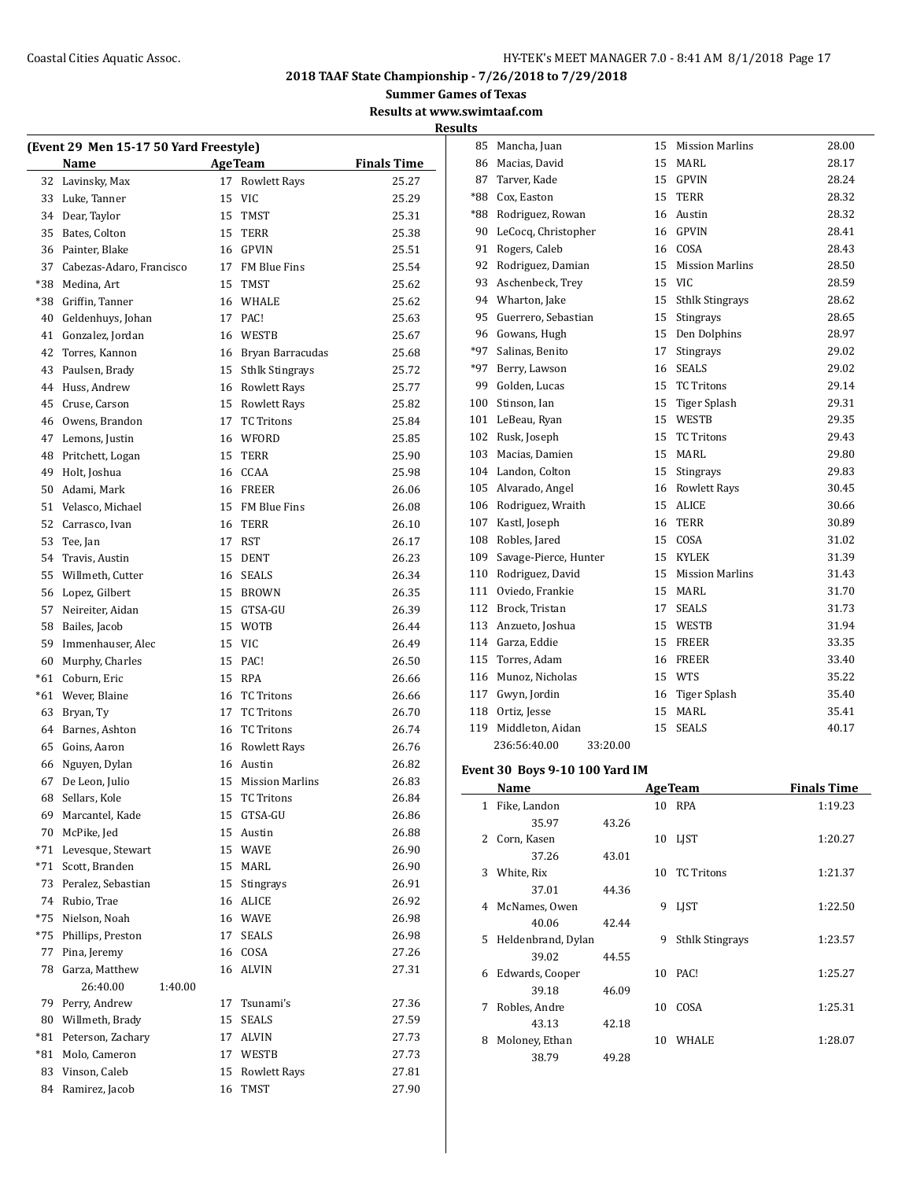## 2018 TAAF State Championship - 7/26/2018 to 7/29/2018

**Summer Games of Texas**

**Results at www.swimtaaf.com**

**Results**

### (Event 29 Men 15-17 50 Yard Freestyle)

| | Name | Age | Team | Finals Time |
|---|---|---|---|---|
| 32 | Lavinsky, Max | 17 | Rowlett Rays | 25.27 |
| 33 | Luke, Tanner | 15 | VIC | 25.29 |
| 34 | Dear, Taylor | 15 | TMST | 25.31 |
| 35 | Bates, Colton | 15 | TERR | 25.38 |
| 36 | Painter, Blake | 16 | GPVIN | 25.51 |
| 37 | Cabezas-Adaro, Francisco | 17 | FM Blue Fins | 25.54 |
| *38 | Medina, Art | 15 | TMST | 25.62 |
| *38 | Griffin, Tanner | 16 | WHALE | 25.62 |
| 40 | Geldenhuys, Johan | 17 | PAC! | 25.63 |
| 41 | Gonzalez, Jordan | 16 | WESTB | 25.67 |
| 42 | Torres, Kannon | 16 | Bryan Barracudas | 25.68 |
| 43 | Paulsen, Brady | 15 | Sthlk Stingrays | 25.72 |
| 44 | Huss, Andrew | 16 | Rowlett Rays | 25.77 |
| 45 | Cruse, Carson | 15 | Rowlett Rays | 25.82 |
| 46 | Owens, Brandon | 17 | TC Tritons | 25.84 |
| 47 | Lemons, Justin | 16 | WFORD | 25.85 |
| 48 | Pritchett, Logan | 15 | TERR | 25.90 |
| 49 | Holt, Joshua | 16 | CCAA | 25.98 |
| 50 | Adami, Mark | 16 | FREER | 26.06 |
| 51 | Velasco, Michael | 15 | FM Blue Fins | 26.08 |
| 52 | Carrasco, Ivan | 16 | TERR | 26.10 |
| 53 | Tee, Jan | 17 | RST | 26.17 |
| 54 | Travis, Austin | 15 | DENT | 26.23 |
| 55 | Willmeth, Cutter | 16 | SEALS | 26.34 |
| 56 | Lopez, Gilbert | 15 | BROWN | 26.35 |
| 57 | Neireiter, Aidan | 15 | GTSA-GU | 26.39 |
| 58 | Bailes, Jacob | 15 | WOTB | 26.44 |
| 59 | Immenhauser, Alec | 15 | VIC | 26.49 |
| 60 | Murphy, Charles | 15 | PAC! | 26.50 |
| *61 | Coburn, Eric | 15 | RPA | 26.66 |
| *61 | Wever, Blaine | 16 | TC Tritons | 26.66 |
| 63 | Bryan, Ty | 17 | TC Tritons | 26.70 |
| 64 | Barnes, Ashton | 16 | TC Tritons | 26.74 |
| 65 | Goins, Aaron | 16 | Rowlett Rays | 26.76 |
| 66 | Nguyen, Dylan | 16 | Austin | 26.82 |
| 67 | De Leon, Julio | 15 | Mission Marlins | 26.83 |
| 68 | Sellars, Kole | 15 | TC Tritons | 26.84 |
| 69 | Marcantel, Kade | 15 | GTSA-GU | 26.86 |
| 70 | McPike, Jed | 15 | Austin | 26.88 |
| *71 | Levesque, Stewart | 15 | WAVE | 26.90 |
| *71 | Scott, Branden | 15 | MARL | 26.90 |
| 73 | Peralez, Sebastian | 15 | Stingrays | 26.91 |
| 74 | Rubio, Trae | 16 | ALICE | 26.92 |
| *75 | Nielson, Noah | 16 | WAVE | 26.98 |
| *75 | Phillips, Preston | 17 | SEALS | 26.98 |
| 77 | Pina, Jeremy | 16 | COSA | 27.26 |
| 78 | Garza, Matthew | 16 | ALVIN | 27.31 |
| | 26:40.00 | 1:40.00 | | |
| 79 | Perry, Andrew | 17 | Tsunami's | 27.36 |
| 80 | Willmeth, Brady | 15 | SEALS | 27.59 |
| *81 | Peterson, Zachary | 17 | ALVIN | 27.73 |
| *81 | Molo, Cameron | 17 | WESTB | 27.73 |
| 83 | Vinson, Caleb | 15 | Rowlett Rays | 27.81 |
| 84 | Ramirez, Jacob | 16 | TMST | 27.90 |
| 85 | Mancha, Juan | 15 | Mission Marlins | 28.00 |
| 86 | Macias, David | 15 | MARL | 28.17 |
| 87 | Tarver, Kade | 15 | GPVIN | 28.24 |
| *88 | Cox, Easton | 15 | TERR | 28.32 |
| *88 | Rodriguez, Rowan | 16 | Austin | 28.32 |
| 90 | LeCocq, Christopher | 16 | GPVIN | 28.41 |
| 91 | Rogers, Caleb | 16 | COSA | 28.43 |
| 92 | Rodriguez, Damian | 15 | Mission Marlins | 28.50 |
| 93 | Aschenbeck, Trey | 15 | VIC | 28.59 |
| 94 | Wharton, Jake | 15 | Sthlk Stingrays | 28.62 |
| 95 | Guerrero, Sebastian | 15 | Stingrays | 28.65 |
| 96 | Gowans, Hugh | 15 | Den Dolphins | 28.97 |
| *97 | Salinas, Benito | 17 | Stingrays | 29.02 |
| *97 | Berry, Lawson | 16 | SEALS | 29.02 |
| 99 | Golden, Lucas | 15 | TC Tritons | 29.14 |
| 100 | Stinson, Ian | 15 | Tiger Splash | 29.31 |
| 101 | LeBeau, Ryan | 15 | WESTB | 29.35 |
| 102 | Rusk, Joseph | 15 | TC Tritons | 29.43 |
| 103 | Macias, Damien | 15 | MARL | 29.80 |
| 104 | Landon, Colton | 15 | Stingrays | 29.83 |
| 105 | Alvarado, Angel | 16 | Rowlett Rays | 30.45 |
| 106 | Rodriguez, Wraith | 15 | ALICE | 30.66 |
| 107 | Kastl, Joseph | 16 | TERR | 30.89 |
| 108 | Robles, Jared | 15 | COSA | 31.02 |
| 109 | Savage-Pierce, Hunter | 15 | KYLEK | 31.39 |
| 110 | Rodriguez, David | 15 | Mission Marlins | 31.43 |
| 111 | Oviedo, Frankie | 15 | MARL | 31.70 |
| 112 | Brock, Tristan | 17 | SEALS | 31.73 |
| 113 | Anzueto, Joshua | 15 | WESTB | 31.94 |
| 114 | Garza, Eddie | 15 | FREER | 33.35 |
| 115 | Torres, Adam | 16 | FREER | 33.40 |
| 116 | Munoz, Nicholas | 15 | WTS | 35.22 |
| 117 | Gwyn, Jordin | 16 | Tiger Splash | 35.40 |
| 118 | Ortiz, Jesse | 15 | MARL | 35.41 |
| 119 | Middleton, Aidan | 15 | SEALS | 40.17 |
| | 236:56:40.00 | 33:20.00 | | |

### Event 30 Boys 9-10 100 Yard IM

| | Name | Age | Team | Finals Time |
|---|---|---|---|---|
| 1 | Fike, Landon | 10 | RPA | 1:19.23 |
| | 35.97 | 43.26 | | |
| 2 | Corn, Kasen | 10 | LJST | 1:20.27 |
| | 37.26 | 43.01 | | |
| 3 | White, Rix | 10 | TC Tritons | 1:21.37 |
| | 37.01 | 44.36 | | |
| 4 | McNames, Owen | 9 | LJST | 1:22.50 |
| | 40.06 | 42.44 | | |
| 5 | Heldenbrand, Dylan | 9 | Sthlk Stingrays | 1:23.57 |
| | 39.02 | 44.55 | | |
| 6 | Edwards, Cooper | 10 | PAC! | 1:25.27 |
| | 39.18 | 46.09 | | |
| 7 | Robles, Andre | 10 | COSA | 1:25.31 |
| | 43.13 | 42.18 | | |
| 8 | Moloney, Ethan | 10 | WHALE | 1:28.07 |
| | 38.79 | 49.28 | | |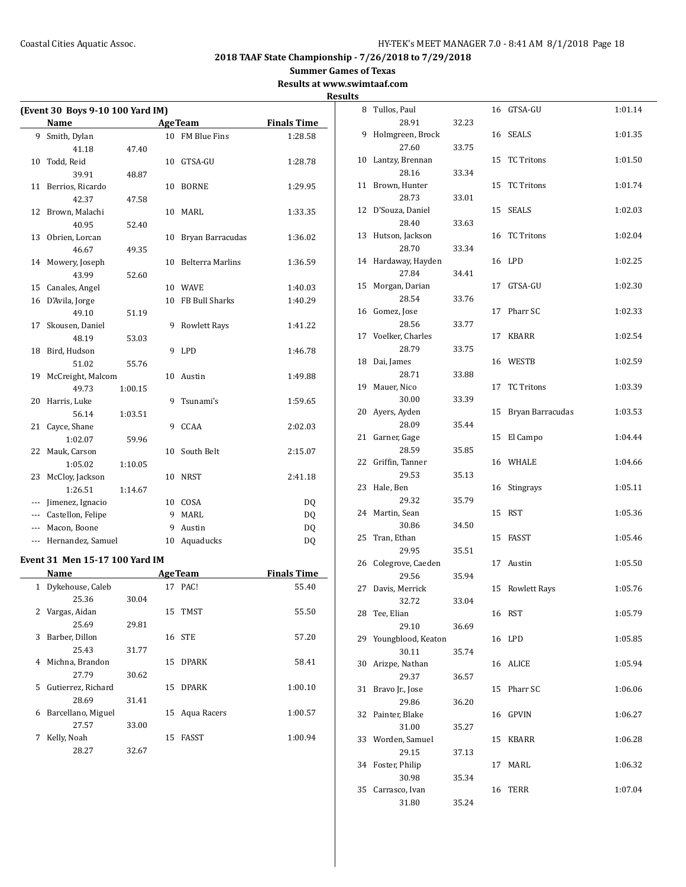## 2018 TAAF State Championship - 7/26/2018 to 7/29/2018

**Summer Games of Texas**

**Results at www.swimtaaf.com**

**Results**

### (Event 30 Boys 9-10 100 Yard IM)

| | Name | Age | Team | Finals Time |
|---|---|---|---|---|
| 9 | Smith, Dylan | 10 | FM Blue Fins | 1:28.58 |
| | 41.18 47.40 | | | |
| 10 | Todd, Reid | 10 | GTSA-GU | 1:28.78 |
| | 39.91 48.87 | | | |
| 11 | Berrios, Ricardo | 10 | BORNE | 1:29.95 |
| | 42.37 47.58 | | | |
| 12 | Brown, Malachi | 10 | MARL | 1:33.35 |
| | 40.95 52.40 | | | |
| 13 | Obrien, Lorcan | 10 | Bryan Barracudas | 1:36.02 |
| | 46.67 49.35 | | | |
| 14 | Mowery, Joseph | 10 | Belterra Marlins | 1:36.59 |
| | 43.99 52.60 | | | |
| 15 | Canales, Angel | 10 | WAVE | 1:40.03 |
| 16 | D'Avila, Jorge | 10 | FB Bull Sharks | 1:40.29 |
| | 49.10 51.19 | | | |
| 17 | Skousen, Daniel | 9 | Rowlett Rays | 1:41.22 |
| | 48.19 53.03 | | | |
| 18 | Bird, Hudson | 9 | LPD | 1:46.78 |
| | 51.02 55.76 | | | |
| 19 | McCreight, Malcom | 10 | Austin | 1:49.88 |
| | 49.73 1:00.15 | | | |
| 20 | Harris, Luke | 9 | Tsunami's | 1:59.65 |
| | 56.14 1:03.51 | | | |
| 21 | Cayce, Shane | 9 | CCAA | 2:02.03 |
| | 1:02.07 59.96 | | | |
| 22 | Mauk, Carson | 10 | South Belt | 2:15.07 |
| | 1:05.02 1:10.05 | | | |
| 23 | McCloy, Jackson | 10 | NRST | 2:41.18 |
| | 1:26.51 1:14.67 | | | |
| --- | Jimenez, Ignacio | 10 | COSA | DQ |
| --- | Castellon, Felipe | 9 | MARL | DQ |
| --- | Macon, Boone | 9 | Austin | DQ |
| --- | Hernandez, Samuel | 10 | Aquaducks | DQ |

### Event 31 Men 15-17 100 Yard IM

| | Name | Age | Team | Finals Time |
|---|---|---|---|---|
| 1 | Dykehouse, Caleb | 17 | PAC! | 55.40 |
| | 25.36 30.04 | | | |
| 2 | Vargas, Aidan | 15 | TMST | 55.50 |
| | 25.69 29.81 | | | |
| 3 | Barber, Dillon | 16 | STE | 57.20 |
| | 25.43 31.77 | | | |
| 4 | Michna, Brandon | 15 | DPARK | 58.41 |
| | 27.79 30.62 | | | |
| 5 | Gutierrez, Richard | 15 | DPARK | 1:00.10 |
| | 28.69 31.41 | | | |
| 6 | Barcellano, Miguel | 15 | Aqua Racers | 1:00.57 |
| | 27.57 33.00 | | | |
| 7 | Kelly, Noah | 15 | FASST | 1:00.94 |
| | 28.27 32.67 | | | |
| 8 | Tullos, Paul | 16 | GTSA-GU | 1:01.14 |
| | 28.91 32.23 | | | |
| 9 | Holmgreen, Brock | 16 | SEALS | 1:01.35 |
| | 27.60 33.75 | | | |
| 10 | Lantzy, Brennan | 15 | TC Tritons | 1:01.50 |
| | 28.16 33.34 | | | |
| 11 | Brown, Hunter | 15 | TC Tritons | 1:01.74 |
| | 28.73 33.01 | | | |
| 12 | D'Souza, Daniel | 15 | SEALS | 1:02.03 |
| | 28.40 33.63 | | | |
| 13 | Hutson, Jackson | 16 | TC Tritons | 1:02.04 |
| | 28.70 33.34 | | | |
| 14 | Hardaway, Hayden | 16 | LPD | 1:02.25 |
| | 27.84 34.41 | | | |
| 15 | Morgan, Darian | 17 | GTSA-GU | 1:02.30 |
| | 28.54 33.76 | | | |
| 16 | Gomez, Jose | 17 | Pharr SC | 1:02.33 |
| | 28.56 33.77 | | | |
| 17 | Voelker, Charles | 17 | KBARR | 1:02.54 |
| | 28.79 33.75 | | | |
| 18 | Dai, James | 16 | WESTB | 1:02.59 |
| | 28.71 33.88 | | | |
| 19 | Mauer, Nico | 17 | TC Tritons | 1:03.39 |
| | 30.00 33.39 | | | |
| 20 | Ayers, Ayden | 15 | Bryan Barracudas | 1:03.53 |
| | 28.09 35.44 | | | |
| 21 | Garner, Gage | 15 | El Campo | 1:04.44 |
| | 28.59 35.85 | | | |
| 22 | Griffin, Tanner | 16 | WHALE | 1:04.66 |
| | 29.53 35.13 | | | |
| 23 | Hale, Ben | 16 | Stingrays | 1:05.11 |
| | 29.32 35.79 | | | |
| 24 | Martin, Sean | 15 | RST | 1:05.36 |
| | 30.86 34.50 | | | |
| 25 | Tran, Ethan | 15 | FASST | 1:05.46 |
| | 29.95 35.51 | | | |
| 26 | Colegrove, Caeden | 17 | Austin | 1:05.50 |
| | 29.56 35.94 | | | |
| 27 | Davis, Merrick | 15 | Rowlett Rays | 1:05.76 |
| | 32.72 33.04 | | | |
| 28 | Tee, Elian | 16 | RST | 1:05.79 |
| | 29.10 36.69 | | | |
| 29 | Youngblood, Keaton | 16 | LPD | 1:05.85 |
| | 30.11 35.74 | | | |
| 30 | Arizpe, Nathan | 16 | ALICE | 1:05.94 |
| | 29.37 36.57 | | | |
| 31 | Bravo Jr., Jose | 15 | Pharr SC | 1:06.06 |
| | 29.86 36.20 | | | |
| 32 | Painter, Blake | 16 | GPVIN | 1:06.27 |
| | 31.00 35.27 | | | |
| 33 | Worden, Samuel | 15 | KBARR | 1:06.28 |
| | 29.15 37.13 | | | |
| 34 | Foster, Philip | 17 | MARL | 1:06.32 |
| | 30.98 35.34 | | | |
| 35 | Carrasco, Ivan | 16 | TERR | 1:07.04 |
| | 31.80 35.24 | | | |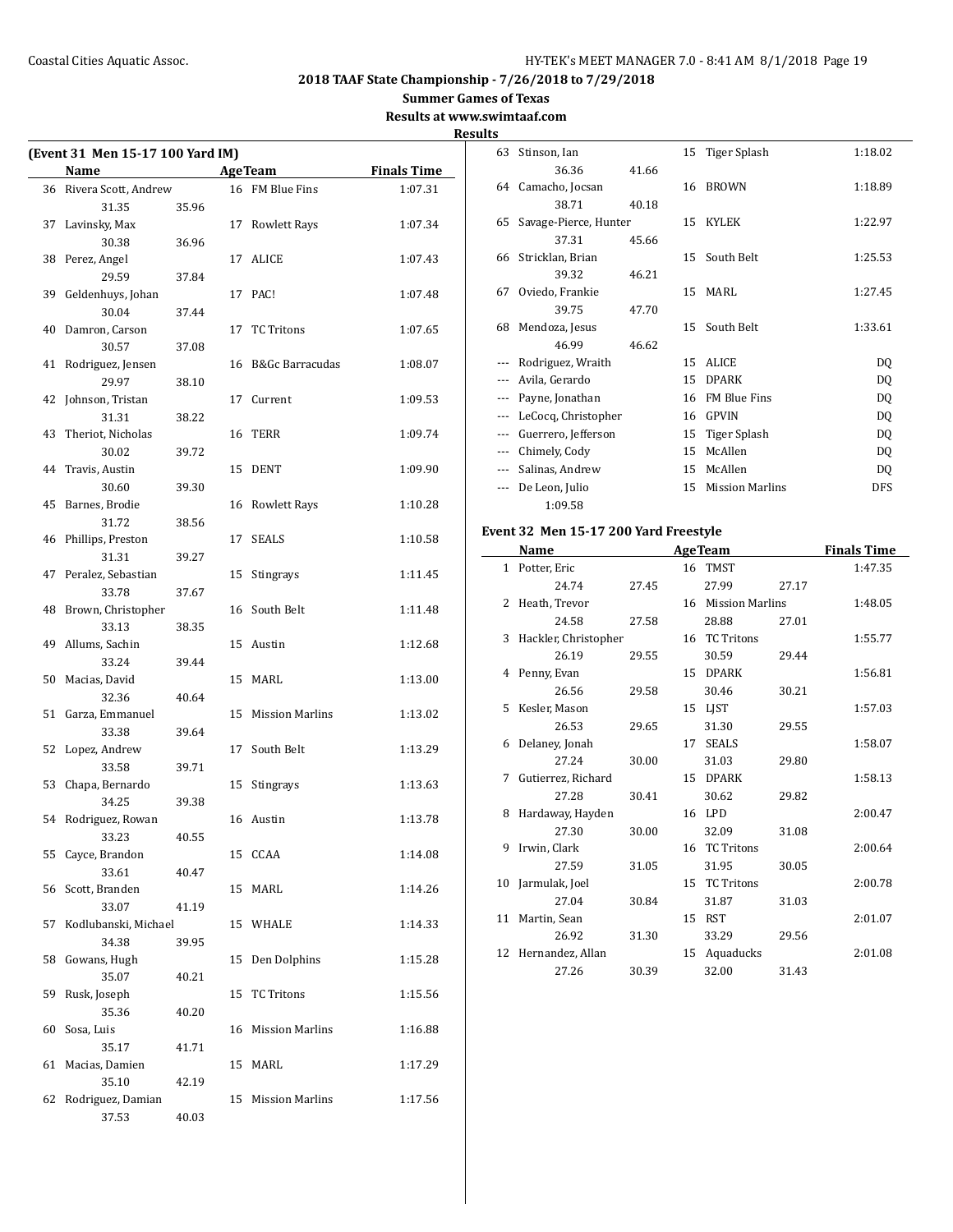## 2018 TAAF State Championship - 7/26/2018 to 7/29/2018

**Summer Games of Texas**

**Results at www.swimtaaf.com**

**Results**

### (Event 31 Men 15-17 100 Yard IM)

| | Name | Age | Team | Finals Time |
|---|---|---|---|---|
| 36 | Rivera Scott, Andrew | 16 | FM Blue Fins | 1:07.31 |
| | 31.35 35.96 | | | |
| 37 | Lavinsky, Max | 17 | Rowlett Rays | 1:07.34 |
| | 30.38 36.96 | | | |
| 38 | Perez, Angel | 17 | ALICE | 1:07.43 |
| | 29.59 37.84 | | | |
| 39 | Geldenhuys, Johan | 17 | PAC! | 1:07.48 |
| | 30.04 37.44 | | | |
| 40 | Damron, Carson | 17 | TC Tritons | 1:07.65 |
| | 30.57 37.08 | | | |
| 41 | Rodriguez, Jensen | 16 | B&Gc Barracudas | 1:08.07 |
| | 29.97 38.10 | | | |
| 42 | Johnson, Tristan | 17 | Current | 1:09.53 |
| | 31.31 38.22 | | | |
| 43 | Theriot, Nicholas | 16 | TERR | 1:09.74 |
| | 30.02 39.72 | | | |
| 44 | Travis, Austin | 15 | DENT | 1:09.90 |
| | 30.60 39.30 | | | |
| 45 | Barnes, Brodie | 16 | Rowlett Rays | 1:10.28 |
| | 31.72 38.56 | | | |
| 46 | Phillips, Preston | 17 | SEALS | 1:10.58 |
| | 31.31 39.27 | | | |
| 47 | Peralez, Sebastian | 15 | Stingrays | 1:11.45 |
| | 33.78 37.67 | | | |
| 48 | Brown, Christopher | 16 | South Belt | 1:11.48 |
| | 33.13 38.35 | | | |
| 49 | Allums, Sachin | 15 | Austin | 1:12.68 |
| | 33.24 39.44 | | | |
| 50 | Macias, David | 15 | MARL | 1:13.00 |
| | 32.36 40.64 | | | |
| 51 | Garza, Emmanuel | 15 | Mission Marlins | 1:13.02 |
| | 33.38 39.64 | | | |
| 52 | Lopez, Andrew | 17 | South Belt | 1:13.29 |
| | 33.58 39.71 | | | |
| 53 | Chapa, Bernardo | 15 | Stingrays | 1:13.63 |
| | 34.25 39.38 | | | |
| 54 | Rodriguez, Rowan | 16 | Austin | 1:13.78 |
| | 33.23 40.55 | | | |
| 55 | Cayce, Brandon | 15 | CCAA | 1:14.08 |
| | 33.61 40.47 | | | |
| 56 | Scott, Branden | 15 | MARL | 1:14.26 |
| | 33.07 41.19 | | | |
| 57 | Kodlubanski, Michael | 15 | WHALE | 1:14.33 |
| | 34.38 39.95 | | | |
| 58 | Gowans, Hugh | 15 | Den Dolphins | 1:15.28 |
| | 35.07 40.21 | | | |
| 59 | Rusk, Joseph | 15 | TC Tritons | 1:15.56 |
| | 35.36 40.20 | | | |
| 60 | Sosa, Luis | 16 | Mission Marlins | 1:16.88 |
| | 35.17 41.71 | | | |
| 61 | Macias, Damien | 15 | MARL | 1:17.29 |
| | 35.10 42.19 | | | |
| 62 | Rodriguez, Damian | 15 | Mission Marlins | 1:17.56 |
| | 37.53 40.03 | | | |
| 63 | Stinson, Ian | 15 | Tiger Splash | 1:18.02 |
| | 36.36 41.66 | | | |
| 64 | Camacho, Jocsan | 16 | BROWN | 1:18.89 |
| | 38.71 40.18 | | | |
| 65 | Savage-Pierce, Hunter | 15 | KYLEK | 1:22.97 |
| | 37.31 45.66 | | | |
| 66 | Stricklan, Brian | 15 | South Belt | 1:25.53 |
| | 39.32 46.21 | | | |
| 67 | Oviedo, Frankie | 15 | MARL | 1:27.45 |
| | 39.75 47.70 | | | |
| 68 | Mendoza, Jesus | 15 | South Belt | 1:33.61 |
| | 46.99 46.62 | | | |
| --- | Rodriguez, Wraith | 15 | ALICE | DQ |
| --- | Avila, Gerardo | 15 | DPARK | DQ |
| --- | Payne, Jonathan | 16 | FM Blue Fins | DQ |
| --- | LeCocq, Christopher | 16 | GPVIN | DQ |
| --- | Guerrero, Jefferson | 15 | Tiger Splash | DQ |
| --- | Chimely, Cody | 15 | McAllen | DQ |
| --- | Salinas, Andrew | 15 | McAllen | DQ |
| --- | De Leon, Julio | 15 | Mission Marlins | DFS |
| | 1:09.58 | | | |

### Event 32 Men 15-17 200 Yard Freestyle

| | Name | Age | Team | Finals Time |
|---|---|---|---|---|
| 1 | Potter, Eric | 16 | TMST | 1:47.35 |
| | 24.74 27.45 27.99 27.17 | | | |
| 2 | Heath, Trevor | 16 | Mission Marlins | 1:48.05 |
| | 24.58 27.58 28.88 27.01 | | | |
| 3 | Hackler, Christopher | 16 | TC Tritons | 1:55.77 |
| | 26.19 29.55 30.59 29.44 | | | |
| 4 | Penny, Evan | 15 | DPARK | 1:56.81 |
| | 26.56 29.58 30.46 30.21 | | | |
| 5 | Kesler, Mason | 15 | LJST | 1:57.03 |
| | 26.53 29.65 31.30 29.55 | | | |
| 6 | Delaney, Jonah | 17 | SEALS | 1:58.07 |
| | 27.24 30.00 31.03 29.80 | | | |
| 7 | Gutierrez, Richard | 15 | DPARK | 1:58.13 |
| | 27.28 30.41 30.62 29.82 | | | |
| 8 | Hardaway, Hayden | 16 | LPD | 2:00.47 |
| | 27.30 30.00 32.09 31.08 | | | |
| 9 | Irwin, Clark | 16 | TC Tritons | 2:00.64 |
| | 27.59 31.05 31.95 30.05 | | | |
| 10 | Jarmulak, Joel | 15 | TC Tritons | 2:00.78 |
| | 27.04 30.84 31.87 31.03 | | | |
| 11 | Martin, Sean | 15 | RST | 2:01.07 |
| | 26.92 31.30 33.29 29.56 | | | |
| 12 | Hernandez, Allan | 15 | Aquaducks | 2:01.08 |
| | 27.26 30.39 32.00 31.43 | | | |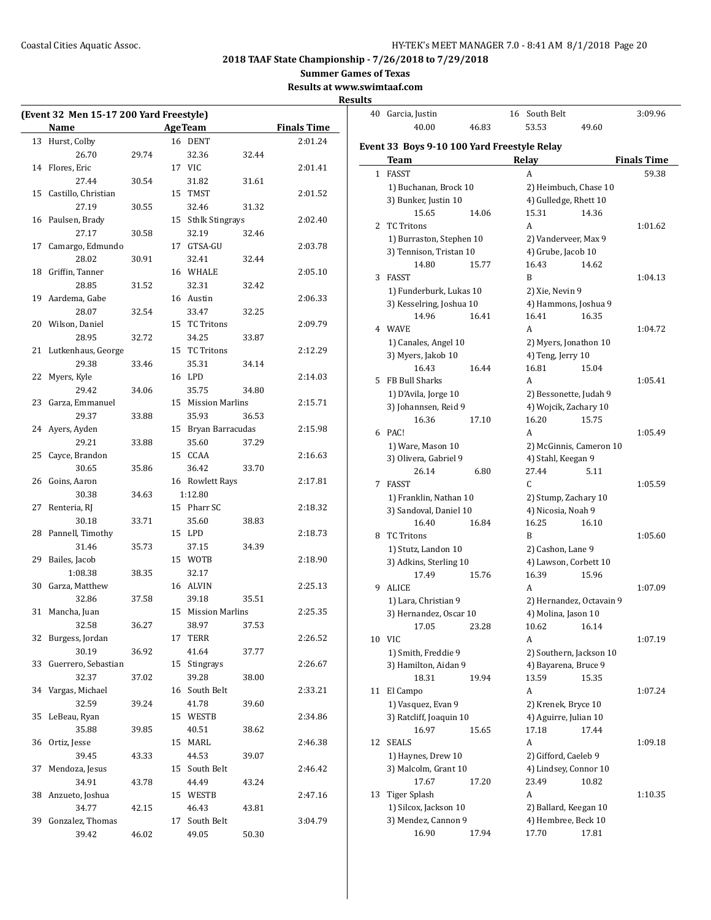## 2018 TAAF State Championship - 7/26/2018 to 7/29/2018

**Summer Games of Texas**

**Results at www.swimtaaf.com**

**Results**

### (Event 32 Men 15-17 200 Yard Freestyle)

| | Name | Age | Team | Finals Time |
|---|---|---|---|---|
| 13 | Hurst, Colby | 16 | DENT | 2:01.24 |
| | 26.70 29.74 32.36 32.44 | | | |
| 14 | Flores, Eric | 17 | VIC | 2:01.41 |
| | 27.44 30.54 31.82 31.61 | | | |
| 15 | Castillo, Christian | 15 | TMST | 2:01.52 |
| | 27.19 30.55 32.46 31.32 | | | |
| 16 | Paulsen, Brady | 15 | Sthlk Stingrays | 2:02.40 |
| | 27.17 30.58 32.19 32.46 | | | |
| 17 | Camargo, Edmundo | 17 | GTSA-GU | 2:03.78 |
| | 28.02 30.91 32.41 32.44 | | | |
| 18 | Griffin, Tanner | 16 | WHALE | 2:05.10 |
| | 28.85 31.52 32.31 32.42 | | | |
| 19 | Aardema, Gabe | 16 | Austin | 2:06.33 |
| | 28.07 32.54 33.47 32.25 | | | |
| 20 | Wilson, Daniel | 15 | TC Tritons | 2:09.79 |
| | 28.95 32.72 34.25 33.87 | | | |
| 21 | Lutkenhaus, George | 15 | TC Tritons | 2:12.29 |
| | 29.38 33.46 35.31 34.14 | | | |
| 22 | Myers, Kyle | 16 | LPD | 2:14.03 |
| | 29.42 34.06 35.75 34.80 | | | |
| 23 | Garza, Emmanuel | 15 | Mission Marlins | 2:15.71 |
| | 29.37 33.88 35.93 36.53 | | | |
| 24 | Ayers, Ayden | 15 | Bryan Barracudas | 2:15.98 |
| | 29.21 33.88 35.60 37.29 | | | |
| 25 | Cayce, Brandon | 15 | CCAA | 2:16.63 |
| | 30.65 35.86 36.42 33.70 | | | |
| 26 | Goins, Aaron | 16 | Rowlett Rays | 2:17.81 |
| | 30.38 34.63 1:12.80 | | | |
| 27 | Renteria, RJ | 15 | Pharr SC | 2:18.32 |
| | 30.18 33.71 35.60 38.83 | | | |
| 28 | Pannell, Timothy | 15 | LPD | 2:18.73 |
| | 31.46 35.73 37.15 34.39 | | | |
| 29 | Bailes, Jacob | 15 | WOTB | 2:18.90 |
| | 1:08.38 38.35 32.17 | | | |
| 30 | Garza, Matthew | 16 | ALVIN | 2:25.13 |
| | 32.86 37.58 39.18 35.51 | | | |
| 31 | Mancha, Juan | 15 | Mission Marlins | 2:25.35 |
| | 32.58 36.27 38.97 37.53 | | | |
| 32 | Burgess, Jordan | 17 | TERR | 2:26.52 |
| | 30.19 36.92 41.64 37.77 | | | |
| 33 | Guerrero, Sebastian | 15 | Stingrays | 2:26.67 |
| | 32.37 37.02 39.28 38.00 | | | |
| 34 | Vargas, Michael | 16 | South Belt | 2:33.21 |
| | 32.59 39.24 41.78 39.60 | | | |
| 35 | LeBeau, Ryan | 15 | WESTB | 2:34.86 |
| | 35.88 39.85 40.51 38.62 | | | |
| 36 | Ortiz, Jesse | 15 | MARL | 2:46.38 |
| | 39.45 43.33 44.53 39.07 | | | |
| 37 | Mendoza, Jesus | 15 | South Belt | 2:46.42 |
| | 34.91 43.78 44.49 43.24 | | | |
| 38 | Anzueto, Joshua | 15 | WESTB | 2:47.16 |
| | 34.77 42.15 46.43 43.81 | | | |
| 39 | Gonzalez, Thomas | 17 | South Belt | 3:04.79 |
| | 39.42 46.02 49.05 50.30 | | | |
| 40 | Garcia, Justin | 16 | South Belt | 3:09.96 |
| | 40.00 46.83 53.53 49.60 | | | |

### Event 33 Boys 9-10 100 Yard Freestyle Relay

| | Team | Relay | Finals Time |
|---|---|---|---|
| 1 | FASST | A | 59.38 |
| | 1) Buchanan, Brock 10; 2) Heimbuch, Chase 10; 3) Bunker, Justin 10; 4) Gulledge, Rhett 10 | | |
| | 15.65 14.06 15.31 14.36 | | |
| 2 | TC Tritons | A | 1:01.62 |
| | 1) Burraston, Stephen 10; 2) Vanderveer, Max 9; 3) Tennison, Tristan 10; 4) Grube, Jacob 10 | | |
| | 14.80 15.77 16.43 14.62 | | |
| 3 | FASST | B | 1:04.13 |
| | 1) Funderburk, Lukas 10; 2) Xie, Nevin 9; 3) Kesselring, Joshua 10; 4) Hammons, Joshua 9 | | |
| | 14.96 16.41 16.41 16.35 | | |
| 4 | WAVE | A | 1:04.72 |
| | 1) Canales, Angel 10; 2) Myers, Jonathon 10; 3) Myers, Jakob 10; 4) Teng, Jerry 10 | | |
| | 16.43 16.44 16.81 15.04 | | |
| 5 | FB Bull Sharks | A | 1:05.41 |
| | 1) D'Avila, Jorge 10; 2) Bessonette, Judah 9; 3) Johannsen, Reid 9; 4) Wojcik, Zachary 10 | | |
| | 16.36 17.10 16.20 15.75 | | |
| 6 | PAC! | A | 1:05.49 |
| | 1) Ware, Mason 10; 2) McGinnis, Cameron 10; 3) Olivera, Gabriel 9; 4) Stahl, Keegan 9 | | |
| | 26.14 6.80 27.44 5.11 | | |
| 7 | FASST | C | 1:05.59 |
| | 1) Franklin, Nathan 10; 2) Stump, Zachary 10; 3) Sandoval, Daniel 10; 4) Nicosia, Noah 9 | | |
| | 16.40 16.84 16.25 16.10 | | |
| 8 | TC Tritons | B | 1:05.60 |
| | 1) Stutz, Landon 10; 2) Cashon, Lane 9; 3) Adkins, Sterling 10; 4) Lawson, Corbett 10 | | |
| | 17.49 15.76 16.39 15.96 | | |
| 9 | ALICE | A | 1:07.09 |
| | 1) Lara, Christian 9; 2) Hernandez, Octavain 9; 3) Hernandez, Oscar 10; 4) Molina, Jason 10 | | |
| | 17.05 23.28 10.62 16.14 | | |
| 10 | VIC | A | 1:07.19 |
| | 1) Smith, Freddie 9; 2) Southern, Jackson 10; 3) Hamilton, Aidan 9; 4) Bayarena, Bruce 9 | | |
| | 18.31 19.94 13.59 15.35 | | |
| 11 | El Campo | A | 1:07.24 |
| | 1) Vasquez, Evan 9; 2) Krenek, Bryce 10; 3) Ratcliff, Joaquin 10; 4) Aguirre, Julian 10 | | |
| | 16.97 15.65 17.18 17.44 | | |
| 12 | SEALS | A | 1:09.18 |
| | 1) Haynes, Drew 10; 2) Gifford, Caeleb 9; 3) Malcolm, Grant 10; 4) Lindsey, Connor 10 | | |
| | 17.67 17.20 23.49 10.82 | | |
| 13 | Tiger Splash | A | 1:10.35 |
| | 1) Silcox, Jackson 10; 2) Ballard, Keegan 10; 3) Mendez, Cannon 9; 4) Hembree, Beck 10 | | |
| | 16.90 17.94 17.70 17.81 | | |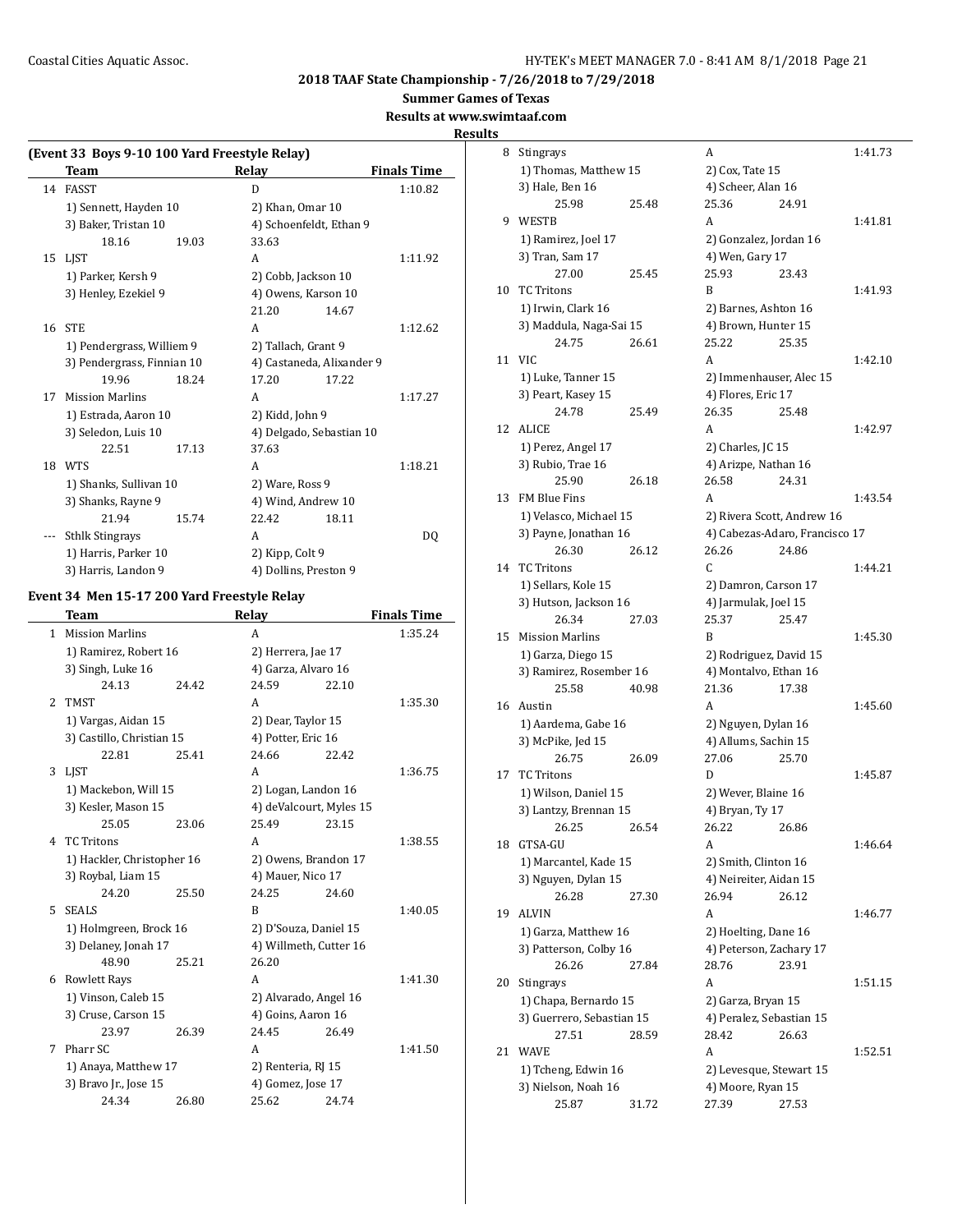**2018 TAAF State Championship - 7/26/2018 to 7/29/2018**

**Summer Games of Texas**

**Results at www.swimtaaf.com**

**Results**

### (Event 33 Boys 9-10 100 Yard Freestyle Relay)

| | Team | Relay | Finals Time |
|---|---|---|---|
| 14 | FASST | D | 1:10.82 |
| | 1) Sennett, Hayden 10 | 2) Khan, Omar 10 | |
| | 3) Baker, Tristan 10 | 4) Schoenfeldt, Ethan 9 | |
| | 18.16 19.03 | 33.63 | |
| 15 | LJST | A | 1:11.92 |
| | 1) Parker, Kersh 9 | 2) Cobb, Jackson 10 | |
| | 3) Henley, Ezekiel 9 | 4) Owens, Karson 10 | |
| | | 21.20 14.67 | |
| 16 | STE | A | 1:12.62 |
| | 1) Pendergrass, Williem 9 | 2) Tallach, Grant 9 | |
| | 3) Pendergrass, Finnian 10 | 4) Castaneda, Alixander 9 | |
| | 19.96 18.24 | 17.20 17.22 | |
| 17 | Mission Marlins | A | 1:17.27 |
| | 1) Estrada, Aaron 10 | 2) Kidd, John 9 | |
| | 3) Seledon, Luis 10 | 4) Delgado, Sebastian 10 | |
| | 22.51 17.13 | 37.63 | |
| 18 | WTS | A | 1:18.21 |
| | 1) Shanks, Sullivan 10 | 2) Ware, Ross 9 | |
| | 3) Shanks, Rayne 9 | 4) Wind, Andrew 10 | |
| | 21.94 15.74 | 22.42 18.11 | |
| --- | Sthlk Stingrays | A | DQ |
| | 1) Harris, Parker 10 | 2) Kipp, Colt 9 | |
| | 3) Harris, Landon 9 | 4) Dollins, Preston 9 | |

### Event 34 Men 15-17 200 Yard Freestyle Relay

| | Team | Relay | Finals Time |
|---|---|---|---|
| 1 | Mission Marlins | A | 1:35.24 |
| | 1) Ramirez, Robert 16 | 2) Herrera, Jae 17 | |
| | 3) Singh, Luke 16 | 4) Garza, Alvaro 16 | |
| | 24.13 24.42 | 24.59 22.10 | |
| 2 | TMST | A | 1:35.30 |
| | 1) Vargas, Aidan 15 | 2) Dear, Taylor 15 | |
| | 3) Castillo, Christian 15 | 4) Potter, Eric 16 | |
| | 22.81 25.41 | 24.66 22.42 | |
| 3 | LJST | A | 1:36.75 |
| | 1) Mackebon, Will 15 | 2) Logan, Landon 16 | |
| | 3) Kesler, Mason 15 | 4) deValcourt, Myles 15 | |
| | 25.05 23.06 | 25.49 23.15 | |
| 4 | TC Tritons | A | 1:38.55 |
| | 1) Hackler, Christopher 16 | 2) Owens, Brandon 17 | |
| | 3) Roybal, Liam 15 | 4) Mauer, Nico 17 | |
| | 24.20 25.50 | 24.25 24.60 | |
| 5 | SEALS | B | 1:40.05 |
| | 1) Holmgreen, Brock 16 | 2) D'Souza, Daniel 15 | |
| | 3) Delaney, Jonah 17 | 4) Willmeth, Cutter 16 | |
| | 48.90 25.21 | 26.20 | |
| 6 | Rowlett Rays | A | 1:41.30 |
| | 1) Vinson, Caleb 15 | 2) Alvarado, Angel 16 | |
| | 3) Cruse, Carson 15 | 4) Goins, Aaron 16 | |
| | 23.97 26.39 | 24.45 26.49 | |
| 7 | Pharr SC | A | 1:41.50 |
| | 1) Anaya, Matthew 17 | 2) Renteria, RJ 15 | |
| | 3) Bravo Jr., Jose 15 | 4) Gomez, Jose 17 | |
| | 24.34 26.80 | 25.62 24.74 | |
| 8 | Stingrays | A | 1:41.73 |
| | 1) Thomas, Matthew 15 | 2) Cox, Tate 15 | |
| | 3) Hale, Ben 16 | 4) Scheer, Alan 16 | |
| | 25.98 25.48 | 25.36 24.91 | |
| 9 | WESTB | A | 1:41.81 |
| | 1) Ramirez, Joel 17 | 2) Gonzalez, Jordan 16 | |
| | 3) Tran, Sam 17 | 4) Wen, Gary 17 | |
| | 27.00 25.45 | 25.93 23.43 | |
| 10 | TC Tritons | B | 1:41.93 |
| | 1) Irwin, Clark 16 | 2) Barnes, Ashton 16 | |
| | 3) Maddula, Naga-Sai 15 | 4) Brown, Hunter 15 | |
| | 24.75 26.61 | 25.22 25.35 | |
| 11 | VIC | A | 1:42.10 |
| | 1) Luke, Tanner 15 | 2) Immenhauser, Alec 15 | |
| | 3) Peart, Kasey 15 | 4) Flores, Eric 17 | |
| | 24.78 25.49 | 26.35 25.48 | |
| 12 | ALICE | A | 1:42.97 |
| | 1) Perez, Angel 17 | 2) Charles, JC 15 | |
| | 3) Rubio, Trae 16 | 4) Arizpe, Nathan 16 | |
| | 25.90 26.18 | 26.58 24.31 | |
| 13 | FM Blue Fins | A | 1:43.54 |
| | 1) Velasco, Michael 15 | 2) Rivera Scott, Andrew 16 | |
| | 3) Payne, Jonathan 16 | 4) Cabezas-Adaro, Francisco 17 | |
| | 26.30 26.12 | 26.26 24.86 | |
| 14 | TC Tritons | C | 1:44.21 |
| | 1) Sellars, Kole 15 | 2) Damron, Carson 17 | |
| | 3) Hutson, Jackson 16 | 4) Jarmulak, Joel 15 | |
| | 26.34 27.03 | 25.37 25.47 | |
| 15 | Mission Marlins | B | 1:45.30 |
| | 1) Garza, Diego 15 | 2) Rodriguez, David 15 | |
| | 3) Ramirez, Rosember 16 | 4) Montalvo, Ethan 16 | |
| | 25.58 40.98 | 21.36 17.38 | |
| 16 | Austin | A | 1:45.60 |
| | 1) Aardema, Gabe 16 | 2) Nguyen, Dylan 16 | |
| | 3) McPike, Jed 15 | 4) Allums, Sachin 15 | |
| | 26.75 26.09 | 27.06 25.70 | |
| 17 | TC Tritons | D | 1:45.87 |
| | 1) Wilson, Daniel 15 | 2) Wever, Blaine 16 | |
| | 3) Lantzy, Brennan 15 | 4) Bryan, Ty 17 | |
| | 26.25 26.54 | 26.22 26.86 | |
| 18 | GTSA-GU | A | 1:46.64 |
| | 1) Marcantel, Kade 15 | 2) Smith, Clinton 16 | |
| | 3) Nguyen, Dylan 15 | 4) Neireiter, Aidan 15 | |
| | 26.28 27.30 | 26.94 26.12 | |
| 19 | ALVIN | A | 1:46.77 |
| | 1) Garza, Matthew 16 | 2) Hoelting, Dane 16 | |
| | 3) Patterson, Colby 16 | 4) Peterson, Zachary 17 | |
| | 26.26 27.84 | 28.76 23.91 | |
| 20 | Stingrays | A | 1:51.15 |
| | 1) Chapa, Bernardo 15 | 2) Garza, Bryan 15 | |
| | 3) Guerrero, Sebastian 15 | 4) Peralez, Sebastian 15 | |
| | 27.51 28.59 | 28.42 26.63 | |
| 21 | WAVE | A | 1:52.51 |
| | 1) Tcheng, Edwin 16 | 2) Levesque, Stewart 15 | |
| | 3) Nielson, Noah 16 | 4) Moore, Ryan 15 | |
| | 25.87 31.72 | 27.39 27.53 | |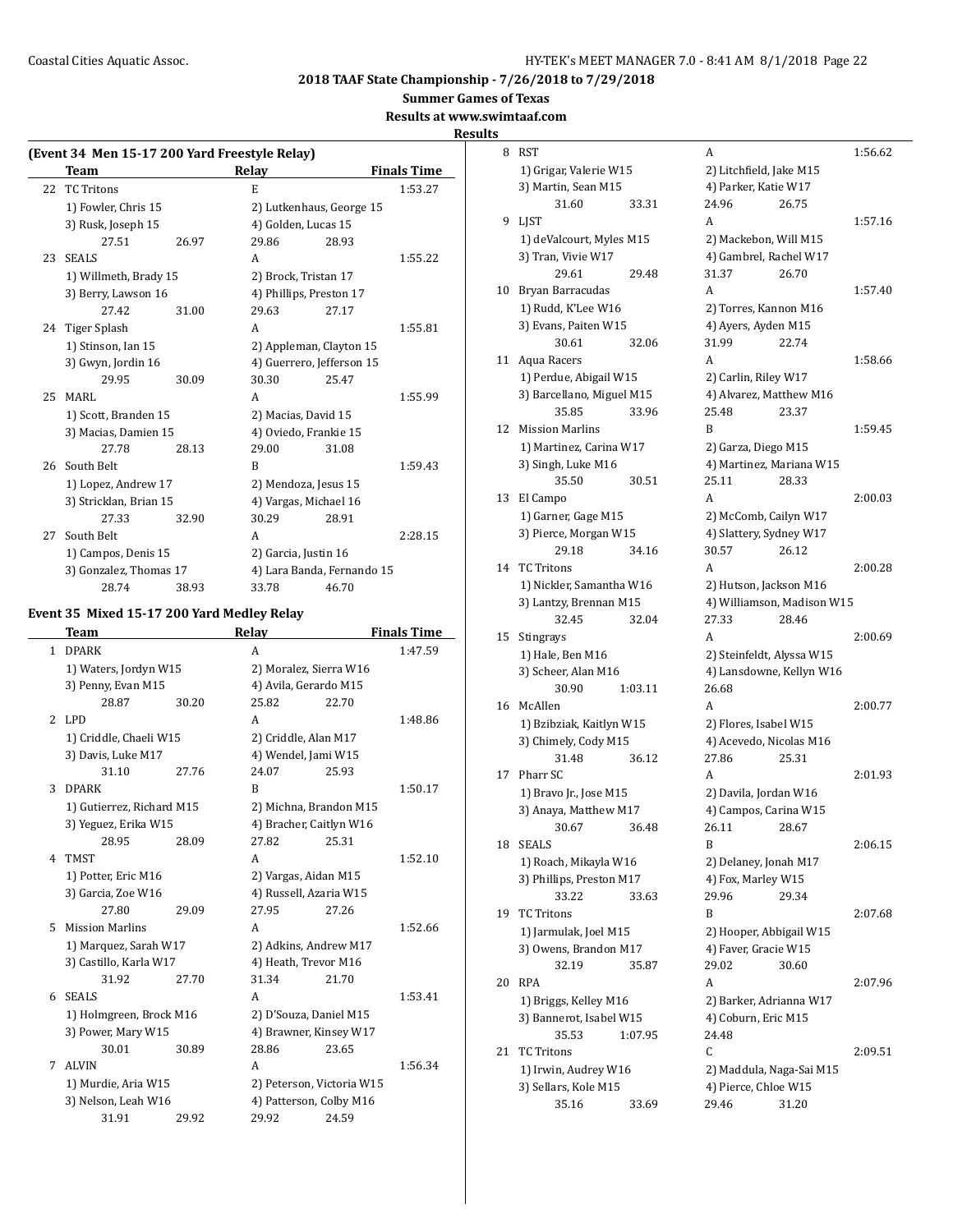## 2018 TAAF State Championship - 7/26/2018 to 7/29/2018

**Summer Games of Texas**

**Results at www.swimtaaf.com**

**Results**

### (Event 34 Men 15-17 200 Yard Freestyle Relay)

| | Team | Relay | Finals Time |
|---|---|---|---|
| 22 | TC Tritons | E | 1:53.27 |
| | 1) Fowler, Chris 15 | 2) Lutkenhaus, George 15 | |
| | 3) Rusk, Joseph 15 | 4) Golden, Lucas 15 | |
| | 27.51 26.97 | 29.86 28.93 | |
| 23 | SEALS | A | 1:55.22 |
| | 1) Willmeth, Brady 15 | 2) Brock, Tristan 17 | |
| | 3) Berry, Lawson 16 | 4) Phillips, Preston 17 | |
| | 27.42 31.00 | 29.63 27.17 | |
| 24 | Tiger Splash | A | 1:55.81 |
| | 1) Stinson, Ian 15 | 2) Appleman, Clayton 15 | |
| | 3) Gwyn, Jordin 16 | 4) Guerrero, Jefferson 15 | |
| | 29.95 30.09 | 30.30 25.47 | |
| 25 | MARL | A | 1:55.99 |
| | 1) Scott, Branden 15 | 2) Macias, David 15 | |
| | 3) Macias, Damien 15 | 4) Oviedo, Frankie 15 | |
| | 27.78 28.13 | 29.00 31.08 | |
| 26 | South Belt | B | 1:59.43 |
| | 1) Lopez, Andrew 17 | 2) Mendoza, Jesus 15 | |
| | 3) Stricklan, Brian 15 | 4) Vargas, Michael 16 | |
| | 27.33 32.90 | 30.29 28.91 | |
| 27 | South Belt | A | 2:28.15 |
| | 1) Campos, Denis 15 | 2) Garcia, Justin 16 | |
| | 3) Gonzalez, Thomas 17 | 4) Lara Banda, Fernando 15 | |
| | 28.74 38.93 | 33.78 46.70 | |

### Event 35 Mixed 15-17 200 Yard Medley Relay

| | Team | Relay | Finals Time |
|---|---|---|---|
| 1 | DPARK | A | 1:47.59 |
| | 1) Waters, Jordyn W15 | 2) Moralez, Sierra W16 | |
| | 3) Penny, Evan M15 | 4) Avila, Gerardo M15 | |
| | 28.87 30.20 | 25.82 22.70 | |
| 2 | LPD | A | 1:48.86 |
| | 1) Criddle, Chaeli W15 | 2) Criddle, Alan M17 | |
| | 3) Davis, Luke M17 | 4) Wendel, Jami W15 | |
| | 31.10 27.76 | 24.07 25.93 | |
| 3 | DPARK | B | 1:50.17 |
| | 1) Gutierrez, Richard M15 | 2) Michna, Brandon M15 | |
| | 3) Yeguez, Erika W15 | 4) Bracher, Caitlyn W16 | |
| | 28.95 28.09 | 27.82 25.31 | |
| 4 | TMST | A | 1:52.10 |
| | 1) Potter, Eric M16 | 2) Vargas, Aidan M15 | |
| | 3) Garcia, Zoe W16 | 4) Russell, Azaria W15 | |
| | 27.80 29.09 | 27.95 27.26 | |
| 5 | Mission Marlins | A | 1:52.66 |
| | 1) Marquez, Sarah W17 | 2) Adkins, Andrew M17 | |
| | 3) Castillo, Karla W17 | 4) Heath, Trevor M16 | |
| | 31.92 27.70 | 31.34 21.70 | |
| 6 | SEALS | A | 1:53.41 |
| | 1) Holmgreen, Brock M16 | 2) D'Souza, Daniel M15 | |
| | 3) Power, Mary W15 | 4) Brawner, Kinsey W17 | |
| | 30.01 30.89 | 28.86 23.65 | |
| 7 | ALVIN | A | 1:56.34 |
| | 1) Murdie, Aria W15 | 2) Peterson, Victoria W15 | |
| | 3) Nelson, Leah W16 | 4) Patterson, Colby M16 | |
| | 31.91 29.92 | 29.92 24.59 | |
| 8 | RST | A | 1:56.62 |
| | 1) Grigar, Valerie W15 | 2) Litchfield, Jake M15 | |
| | 3) Martin, Sean M15 | 4) Parker, Katie W17 | |
| | 31.60 33.31 | 24.96 26.75 | |
| 9 | LJST | A | 1:57.16 |
| | 1) deValcourt, Myles M15 | 2) Mackebon, Will M15 | |
| | 3) Tran, Vivie W17 | 4) Gambrel, Rachel W17 | |
| | 29.61 29.48 | 31.37 26.70 | |
| 10 | Bryan Barracudas | A | 1:57.40 |
| | 1) Rudd, K'Lee W16 | 2) Torres, Kannon M16 | |
| | 3) Evans, Paiten W15 | 4) Ayers, Ayden M15 | |
| | 30.61 32.06 | 31.99 22.74 | |
| 11 | Aqua Racers | A | 1:58.66 |
| | 1) Perdue, Abigail W15 | 2) Carlin, Riley W17 | |
| | 3) Barcellano, Miguel M15 | 4) Alvarez, Matthew M16 | |
| | 35.85 33.96 | 25.48 23.37 | |
| 12 | Mission Marlins | B | 1:59.45 |
| | 1) Martinez, Carina W17 | 2) Garza, Diego M15 | |
| | 3) Singh, Luke M16 | 4) Martinez, Mariana W15 | |
| | 35.50 30.51 | 25.11 28.33 | |
| 13 | El Campo | A | 2:00.03 |
| | 1) Garner, Gage M15 | 2) McComb, Cailyn W17 | |
| | 3) Pierce, Morgan W15 | 4) Slattery, Sydney W17 | |
| | 29.18 34.16 | 30.57 26.12 | |
| 14 | TC Tritons | A | 2:00.28 |
| | 1) Nickler, Samantha W16 | 2) Hutson, Jackson M16 | |
| | 3) Lantzy, Brennan M15 | 4) Williamson, Madison W15 | |
| | 32.45 32.04 | 27.33 28.46 | |
| 15 | Stingrays | A | 2:00.69 |
| | 1) Hale, Ben M16 | 2) Steinfeldt, Alyssa W15 | |
| | 3) Scheer, Alan M16 | 4) Lansdowne, Kellyn W16 | |
| | 30.90 1:03.11 | 26.68 | |
| 16 | McAllen | A | 2:00.77 |
| | 1) Bzibziak, Kaitlyn W15 | 2) Flores, Isabel W15 | |
| | 3) Chimely, Cody M15 | 4) Acevedo, Nicolas M16 | |
| | 31.48 36.12 | 27.86 25.31 | |
| 17 | Pharr SC | A | 2:01.93 |
| | 1) Bravo Jr., Jose M15 | 2) Davila, Jordan W16 | |
| | 3) Anaya, Matthew M17 | 4) Campos, Carina W15 | |
| | 30.67 36.48 | 26.11 28.67 | |
| 18 | SEALS | B | 2:06.15 |
| | 1) Roach, Mikayla W16 | 2) Delaney, Jonah M17 | |
| | 3) Phillips, Preston M17 | 4) Fox, Marley W15 | |
| | 33.22 33.63 | 29.96 29.34 | |
| 19 | TC Tritons | B | 2:07.68 |
| | 1) Jarmulak, Joel M15 | 2) Hooper, Abbigail W15 | |
| | 3) Owens, Brandon M17 | 4) Faver, Gracie W15 | |
| | 32.19 35.87 | 29.02 30.60 | |
| 20 | RPA | A | 2:07.96 |
| | 1) Briggs, Kelley M16 | 2) Barker, Adrianna W17 | |
| | 3) Bannerot, Isabel W15 | 4) Coburn, Eric M15 | |
| | 35.53 1:07.95 | 24.48 | |
| 21 | TC Tritons | C | 2:09.51 |
| | 1) Irwin, Audrey W16 | 2) Maddula, Naga-Sai M15 | |
| | 3) Sellars, Kole M15 | 4) Pierce, Chloe W15 | |
| | 35.16 33.69 | 29.46 31.20 | |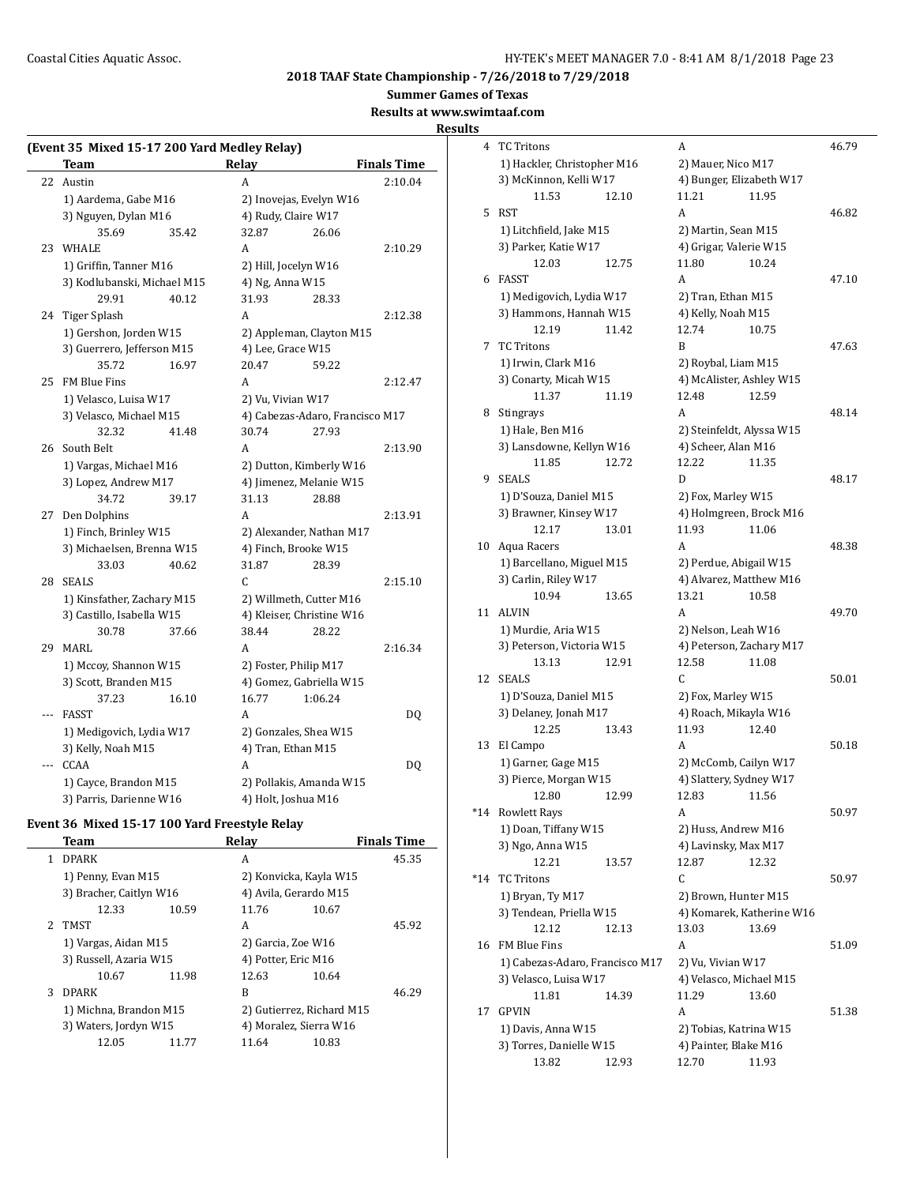## 2018 TAAF State Championship - 7/26/2018 to 7/29/2018

**Summer Games of Texas**

**Results at www.swimtaaf.com**

**Results**

### (Event 35 Mixed 15-17 200 Yard Medley Relay)

| | Team | Relay | Finals Time |
|---|---|---|---|
| 22 | Austin | A | 2:10.04 |
| | 1) Aardema, Gabe M16 | 2) Inovejas, Evelyn W16 | |
| | 3) Nguyen, Dylan M16 | 4) Rudy, Claire W17 | |
| | 35.69 35.42 | 32.87 26.06 | |
| 23 | WHALE | A | 2:10.29 |
| | 1) Griffin, Tanner M16 | 2) Hill, Jocelyn W16 | |
| | 3) Kodlubanski, Michael M15 | 4) Ng, Anna W15 | |
| | 29.91 40.12 | 31.93 28.33 | |
| 24 | Tiger Splash | A | 2:12.38 |
| | 1) Gershon, Jorden W15 | 2) Appleman, Clayton M15 | |
| | 3) Guerrero, Jefferson M15 | 4) Lee, Grace W15 | |
| | 35.72 16.97 | 20.47 59.22 | |
| 25 | FM Blue Fins | A | 2:12.47 |
| | 1) Velasco, Luisa W17 | 2) Vu, Vivian W17 | |
| | 3) Velasco, Michael M15 | 4) Cabezas-Adaro, Francisco M17 | |
| | 32.32 41.48 | 30.74 27.93 | |
| 26 | South Belt | A | 2:13.90 |
| | 1) Vargas, Michael M16 | 2) Dutton, Kimberly W16 | |
| | 3) Lopez, Andrew M17 | 4) Jimenez, Melanie W15 | |
| | 34.72 39.17 | 31.13 28.88 | |
| 27 | Den Dolphins | A | 2:13.91 |
| | 1) Finch, Brinley W15 | 2) Alexander, Nathan M17 | |
| | 3) Michaelsen, Brenna W15 | 4) Finch, Brooke W15 | |
| | 33.03 40.62 | 31.87 28.39 | |
| 28 | SEALS | C | 2:15.10 |
| | 1) Kinsfather, Zachary M15 | 2) Willmeth, Cutter M16 | |
| | 3) Castillo, Isabella W15 | 4) Kleiser, Christine W16 | |
| | 30.78 37.66 | 38.44 28.22 | |
| 29 | MARL | A | 2:16.34 |
| | 1) Mccoy, Shannon W15 | 2) Foster, Philip M17 | |
| | 3) Scott, Branden M15 | 4) Gomez, Gabriella W15 | |
| | 37.23 16.10 | 16.77 1:06.24 | |
| --- | FASST | A | DQ |
| | 1) Medigovich, Lydia W17 | 2) Gonzales, Shea W15 | |
| | 3) Kelly, Noah M15 | 4) Tran, Ethan M15 | |
| --- | CCAA | A | DQ |
| | 1) Cayce, Brandon M15 | 2) Pollakis, Amanda W15 | |
| | 3) Parris, Darienne W16 | 4) Holt, Joshua M16 | |

### Event 36 Mixed 15-17 100 Yard Freestyle Relay

| | Team | Relay | Finals Time |
|---|---|---|---|
| 1 | DPARK | A | 45.35 |
| | 1) Penny, Evan M15 | 2) Konvicka, Kayla W15 | |
| | 3) Bracher, Caitlyn W16 | 4) Avila, Gerardo M15 | |
| | 12.33 10.59 | 11.76 10.67 | |
| 2 | TMST | A | 45.92 |
| | 1) Vargas, Aidan M15 | 2) Garcia, Zoe W16 | |
| | 3) Russell, Azaria W15 | 4) Potter, Eric M16 | |
| | 10.67 11.98 | 12.63 10.64 | |
| 3 | DPARK | B | 46.29 |
| | 1) Michna, Brandon M15 | 2) Gutierrez, Richard M15 | |
| | 3) Waters, Jordyn W15 | 4) Moralez, Sierra W16 | |
| | 12.05 11.77 | 11.64 10.83 | |
| 4 | TC Tritons | A | 46.79 |
| | 1) Hackler, Christopher M16 | 2) Mauer, Nico M17 | |
| | 3) McKinnon, Kelli W17 | 4) Bunger, Elizabeth W17 | |
| | 11.53 12.10 | 11.21 11.95 | |
| 5 | RST | A | 46.82 |
| | 1) Litchfield, Jake M15 | 2) Martin, Sean M15 | |
| | 3) Parker, Katie W17 | 4) Grigar, Valerie W15 | |
| | 12.03 12.75 | 11.80 10.24 | |
| 6 | FASST | A | 47.10 |
| | 1) Medigovich, Lydia W17 | 2) Tran, Ethan M15 | |
| | 3) Hammons, Hannah W15 | 4) Kelly, Noah M15 | |
| | 12.19 11.42 | 12.74 10.75 | |
| 7 | TC Tritons | B | 47.63 |
| | 1) Irwin, Clark M16 | 2) Roybal, Liam M15 | |
| | 3) Conarty, Micah W15 | 4) McAlister, Ashley W15 | |
| | 11.37 11.19 | 12.48 12.59 | |
| 8 | Stingrays | A | 48.14 |
| | 1) Hale, Ben M16 | 2) Steinfeldt, Alyssa W15 | |
| | 3) Lansdowne, Kellyn W16 | 4) Scheer, Alan M16 | |
| | 11.85 12.72 | 12.22 11.35 | |
| 9 | SEALS | D | 48.17 |
| | 1) D'Souza, Daniel M15 | 2) Fox, Marley W15 | |
| | 3) Brawner, Kinsey W17 | 4) Holmgreen, Brock M16 | |
| | 12.17 13.01 | 11.93 11.06 | |
| 10 | Aqua Racers | A | 48.38 |
| | 1) Barcellano, Miguel M15 | 2) Perdue, Abigail W15 | |
| | 3) Carlin, Riley W17 | 4) Alvarez, Matthew M16 | |
| | 10.94 13.65 | 13.21 10.58 | |
| 11 | ALVIN | A | 49.70 |
| | 1) Murdie, Aria W15 | 2) Nelson, Leah W16 | |
| | 3) Peterson, Victoria W15 | 4) Peterson, Zachary M17 | |
| | 13.13 12.91 | 12.58 11.08 | |
| 12 | SEALS | C | 50.01 |
| | 1) D'Souza, Daniel M15 | 2) Fox, Marley W15 | |
| | 3) Delaney, Jonah M17 | 4) Roach, Mikayla W16 | |
| | 12.25 13.43 | 11.93 12.40 | |
| 13 | El Campo | A | 50.18 |
| | 1) Garner, Gage M15 | 2) McComb, Cailyn W17 | |
| | 3) Pierce, Morgan W15 | 4) Slattery, Sydney W17 | |
| | 12.80 12.99 | 12.83 11.56 | |
| *14 | Rowlett Rays | A | 50.97 |
| | 1) Doan, Tiffany W15 | 2) Huss, Andrew M16 | |
| | 3) Ngo, Anna W15 | 4) Lavinsky, Max M17 | |
| | 12.21 13.57 | 12.87 12.32 | |
| *14 | TC Tritons | C | 50.97 |
| | 1) Bryan, Ty M17 | 2) Brown, Hunter M15 | |
| | 3) Tendean, Priella W15 | 4) Komarek, Katherine W16 | |
| | 12.12 12.13 | 13.03 13.69 | |
| 16 | FM Blue Fins | A | 51.09 |
| | 1) Cabezas-Adaro, Francisco M17 | 2) Vu, Vivian W17 | |
| | 3) Velasco, Luisa W17 | 4) Velasco, Michael M15 | |
| | 11.81 14.39 | 11.29 13.60 | |
| 17 | GPVIN | A | 51.38 |
| | 1) Davis, Anna W15 | 2) Tobias, Katrina W15 | |
| | 3) Torres, Danielle W15 | 4) Painter, Blake M16 | |
| | 13.82 12.93 | 12.70 11.93 | |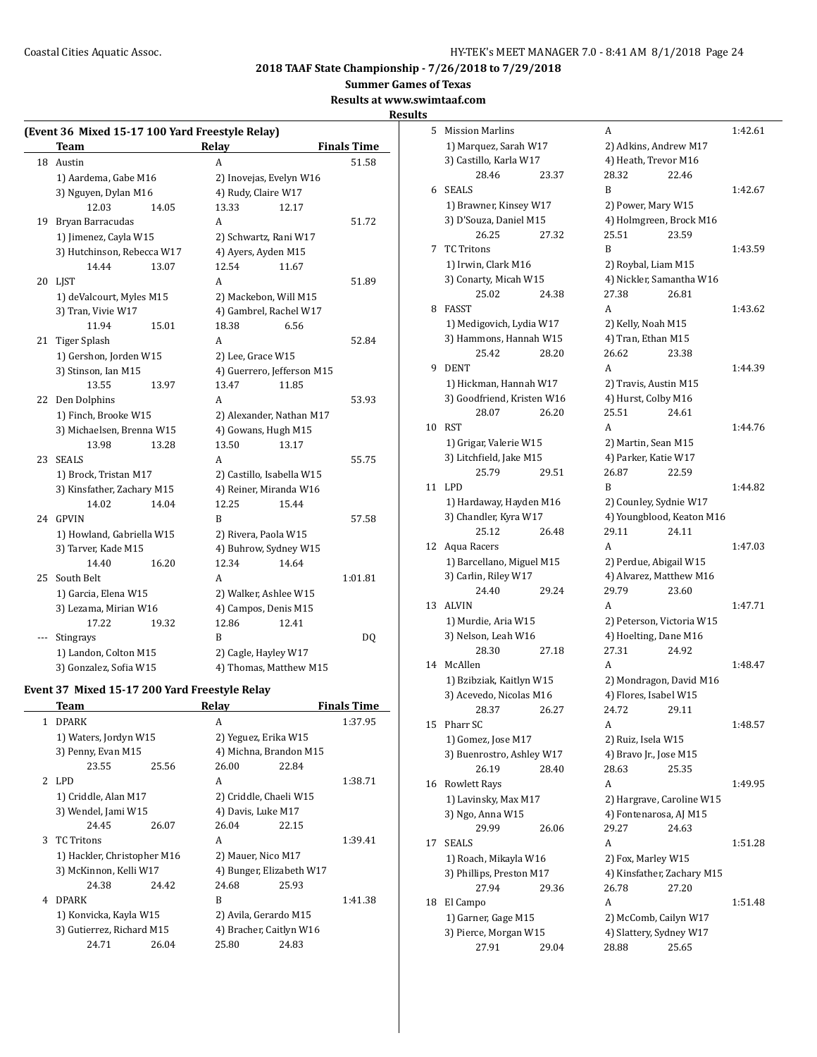## 2018 TAAF State Championship - 7/26/2018 to 7/29/2018

### Summer Games of Texas

### Results at www.swimtaaf.com

### Results

**(Event 36 Mixed 15-17 100 Yard Freestyle Relay)**

| | Team | | Relay | | Finals Time |
|---|---|---|---|---|---|
| 18 | Austin | | A | | 51.58 |
| | 1) Aardema, Gabe M16 | | 2) Inovejas, Evelyn W16 | | |
| | 3) Nguyen, Dylan M16 | | 4) Rudy, Claire W17 | | |
| | 12.03 | 14.05 | 13.33 | 12.17 | |
| 19 | Bryan Barracudas | | A | | 51.72 |
| | 1) Jimenez, Cayla W15 | | 2) Schwartz, Rani W17 | | |
| | 3) Hutchinson, Rebecca W17 | | 4) Ayers, Ayden M15 | | |
| | 14.44 | 13.07 | 12.54 | 11.67 | |
| 20 | LJST | | A | | 51.89 |
| | 1) deValcourt, Myles M15 | | 2) Mackebon, Will M15 | | |
| | 3) Tran, Vivie W17 | | 4) Gambrel, Rachel W17 | | |
| | 11.94 | 15.01 | 18.38 | 6.56 | |
| 21 | Tiger Splash | | A | | 52.84 |
| | 1) Gershon, Jorden W15 | | 2) Lee, Grace W15 | | |
| | 3) Stinson, Ian M15 | | 4) Guerrero, Jefferson M15 | | |
| | 13.55 | 13.97 | 13.47 | 11.85 | |
| 22 | Den Dolphins | | A | | 53.93 |
| | 1) Finch, Brooke W15 | | 2) Alexander, Nathan M17 | | |
| | 3) Michaelsen, Brenna W15 | | 4) Gowans, Hugh M15 | | |
| | 13.98 | 13.28 | 13.50 | 13.17 | |
| 23 | SEALS | | A | | 55.75 |
| | 1) Brock, Tristan M17 | | 2) Castillo, Isabella W15 | | |
| | 3) Kinsfather, Zachary M15 | | 4) Reiner, Miranda W16 | | |
| | 14.02 | 14.04 | 12.25 | 15.44 | |
| 24 | GPVIN | | B | | 57.58 |
| | 1) Howland, Gabriella W15 | | 2) Rivera, Paola W15 | | |
| | 3) Tarver, Kade M15 | | 4) Buhrow, Sydney W15 | | |
| | 14.40 | 16.20 | 12.34 | 14.64 | |
| 25 | South Belt | | A | | 1:01.81 |
| | 1) Garcia, Elena W15 | | 2) Walker, Ashlee W15 | | |
| | 3) Lezama, Mirian W16 | | 4) Campos, Denis M15 | | |
| | 17.22 | 19.32 | 12.86 | 12.41 | |
| --- | Stingrays | | B | | DQ |
| | 1) Landon, Colton M15 | | 2) Cagle, Hayley W17 | | |
| | 3) Gonzalez, Sofia W15 | | 4) Thomas, Matthew M15 | | |

**Event 37 Mixed 15-17 200 Yard Freestyle Relay**

| | Team | | Relay | | Finals Time |
|---|---|---|---|---|---|
| 1 | DPARK | | A | | 1:37.95 |
| | 1) Waters, Jordyn W15 | | 2) Yeguez, Erika W15 | | |
| | 3) Penny, Evan M15 | | 4) Michna, Brandon M15 | | |
| | 23.55 | 25.56 | 26.00 | 22.84 | |
| 2 | LPD | | A | | 1:38.71 |
| | 1) Criddle, Alan M17 | | 2) Criddle, Chaeli W15 | | |
| | 3) Wendel, Jami W15 | | 4) Davis, Luke M17 | | |
| | 24.45 | 26.07 | 26.04 | 22.15 | |
| 3 | TC Tritons | | A | | 1:39.41 |
| | 1) Hackler, Christopher M16 | | 2) Mauer, Nico M17 | | |
| | 3) McKinnon, Kelli W17 | | 4) Bunger, Elizabeth W17 | | |
| | 24.38 | 24.42 | 24.68 | 25.93 | |
| 4 | DPARK | | B | | 1:41.38 |
| | 1) Konvicka, Kayla W15 | | 2) Avila, Gerardo M15 | | |
| | 3) Gutierrez, Richard M15 | | 4) Bracher, Caitlyn W16 | | |
| | 24.71 | 26.04 | 25.80 | 24.83 | |
| 5 | Mission Marlins | | A | | 1:42.61 |
| | 1) Marquez, Sarah W17 | | 2) Adkins, Andrew M17 | | |
| | 3) Castillo, Karla W17 | | 4) Heath, Trevor M16 | | |
| | 28.46 | 23.37 | 28.32 | 22.46 | |
| 6 | SEALS | | B | | 1:42.67 |
| | 1) Brawner, Kinsey W17 | | 2) Power, Mary W15 | | |
| | 3) D'Souza, Daniel M15 | | 4) Holmgreen, Brock M16 | | |
| | 26.25 | 27.32 | 25.51 | 23.59 | |
| 7 | TC Tritons | | B | | 1:43.59 |
| | 1) Irwin, Clark M16 | | 2) Roybal, Liam M15 | | |
| | 3) Conarty, Micah W15 | | 4) Nickler, Samantha W16 | | |
| | 25.02 | 24.38 | 27.38 | 26.81 | |
| 8 | FASST | | A | | 1:43.62 |
| | 1) Medigovich, Lydia W17 | | 2) Kelly, Noah M15 | | |
| | 3) Hammons, Hannah W15 | | 4) Tran, Ethan M15 | | |
| | 25.42 | 28.20 | 26.62 | 23.38 | |
| 9 | DENT | | A | | 1:44.39 |
| | 1) Hickman, Hannah W17 | | 2) Travis, Austin M15 | | |
| | 3) Goodfriend, Kristen W16 | | 4) Hurst, Colby M16 | | |
| | 28.07 | 26.20 | 25.51 | 24.61 | |
| 10 | RST | | A | | 1:44.76 |
| | 1) Grigar, Valerie W15 | | 2) Martin, Sean M15 | | |
| | 3) Litchfield, Jake M15 | | 4) Parker, Katie W17 | | |
| | 25.79 | 29.51 | 26.87 | 22.59 | |
| 11 | LPD | | B | | 1:44.82 |
| | 1) Hardaway, Hayden M16 | | 2) Counley, Sydnie W17 | | |
| | 3) Chandler, Kyra W17 | | 4) Youngblood, Keaton M16 | | |
| | 25.12 | 26.48 | 29.11 | 24.11 | |
| 12 | Aqua Racers | | A | | 1:47.03 |
| | 1) Barcellano, Miguel M15 | | 2) Perdue, Abigail W15 | | |
| | 3) Carlin, Riley W17 | | 4) Alvarez, Matthew M16 | | |
| | 24.40 | 29.24 | 29.79 | 23.60 | |
| 13 | ALVIN | | A | | 1:47.71 |
| | 1) Murdie, Aria W15 | | 2) Peterson, Victoria W15 | | |
| | 3) Nelson, Leah W16 | | 4) Hoelting, Dane M16 | | |
| | 28.30 | 27.18 | 27.31 | 24.92 | |
| 14 | McAllen | | A | | 1:48.47 |
| | 1) Bzibziak, Kaitlyn W15 | | 2) Mondragon, David M16 | | |
| | 3) Acevedo, Nicolas M16 | | 4) Flores, Isabel W15 | | |
| | 28.37 | 26.27 | 24.72 | 29.11 | |
| 15 | Pharr SC | | A | | 1:48.57 |
| | 1) Gomez, Jose M17 | | 2) Ruiz, Isela W15 | | |
| | 3) Buenrostro, Ashley W17 | | 4) Bravo Jr., Jose M15 | | |
| | 26.19 | 28.40 | 28.63 | 25.35 | |
| 16 | Rowlett Rays | | A | | 1:49.95 |
| | 1) Lavinsky, Max M17 | | 2) Hargrave, Caroline W15 | | |
| | 3) Ngo, Anna W15 | | 4) Fontenarosa, AJ M15 | | |
| | 29.99 | 26.06 | 29.27 | 24.63 | |
| 17 | SEALS | | A | | 1:51.28 |
| | 1) Roach, Mikayla W16 | | 2) Fox, Marley W15 | | |
| | 3) Phillips, Preston M17 | | 4) Kinsfather, Zachary M15 | | |
| | 27.94 | 29.36 | 26.78 | 27.20 | |
| 18 | El Campo | | A | | 1:51.48 |
| | 1) Garner, Gage M15 | | 2) McComb, Cailyn W17 | | |
| | 3) Pierce, Morgan W15 | | 4) Slattery, Sydney W17 | | |
| | 27.91 | 29.04 | 28.88 | 25.65 | |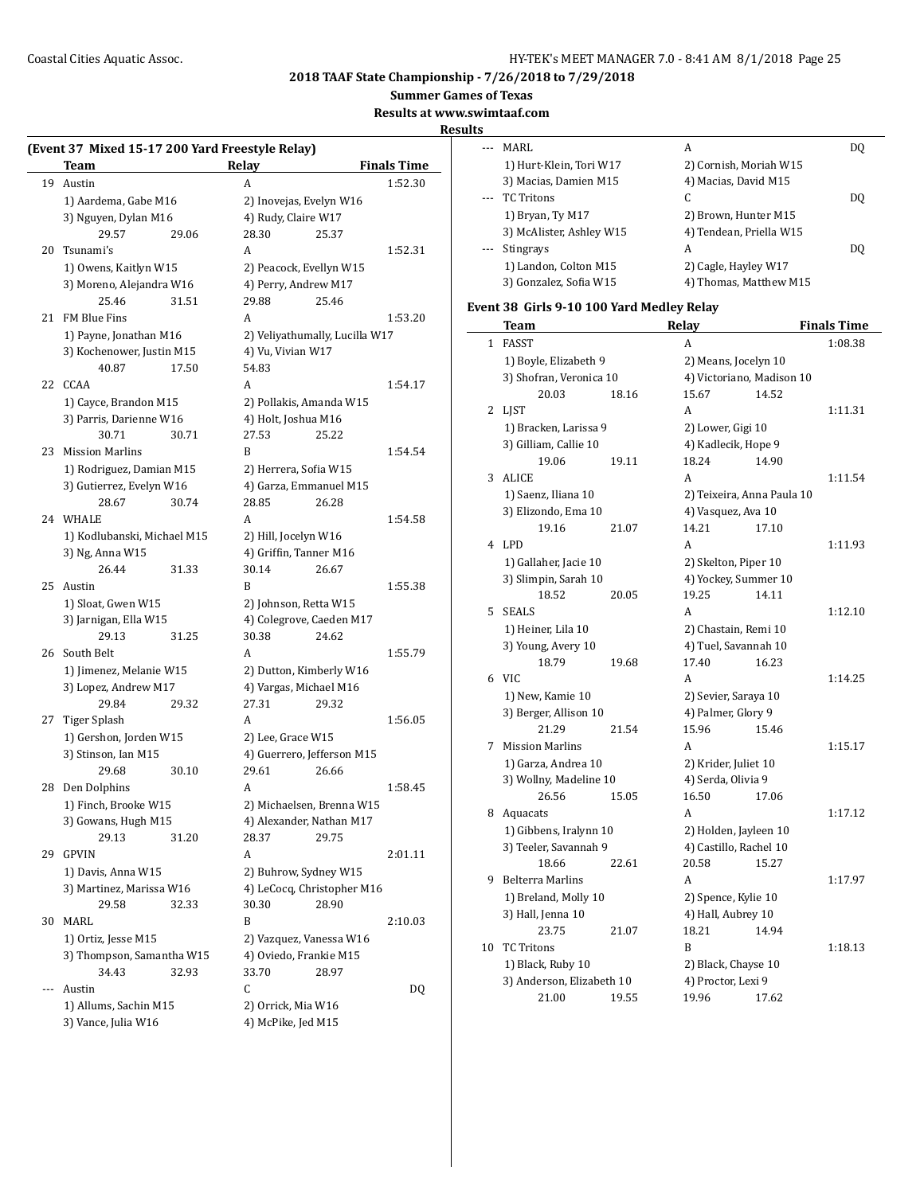## 2018 TAAF State Championship - 7/26/2018 to 7/29/2018

**Summer Games of Texas**

**Results at www.swimtaaf.com**

**Results**

### (Event 37 Mixed 15-17 200 Yard Freestyle Relay)

| | Team | Relay | Finals Time |
|---|---|---|---|
| 19 | Austin | A | 1:52.30 |
| | 1) Aardema, Gabe M16 | 2) Inovejas, Evelyn W16 | |
| | 3) Nguyen, Dylan M16 | 4) Rudy, Claire W17 | |
| | 29.57 29.06 | 28.30 25.37 | |
| 20 | Tsunami's | A | 1:52.31 |
| | 1) Owens, Kaitlyn W15 | 2) Peacock, Evellyn W15 | |
| | 3) Moreno, Alejandra W16 | 4) Perry, Andrew M17 | |
| | 25.46 31.51 | 29.88 25.46 | |
| 21 | FM Blue Fins | A | 1:53.20 |
| | 1) Payne, Jonathan M16 | 2) Veliyathumally, Lucilla W17 | |
| | 3) Kochenower, Justin M15 | 4) Vu, Vivian W17 | |
| | 40.87 17.50 | 54.83 | |
| 22 | CCAA | A | 1:54.17 |
| | 1) Cayce, Brandon M15 | 2) Pollakis, Amanda W15 | |
| | 3) Parris, Darienne W16 | 4) Holt, Joshua M16 | |
| | 30.71 30.71 | 27.53 25.22 | |
| 23 | Mission Marlins | B | 1:54.54 |
| | 1) Rodriguez, Damian M15 | 2) Herrera, Sofia W15 | |
| | 3) Gutierrez, Evelyn W16 | 4) Garza, Emmanuel M15 | |
| | 28.67 30.74 | 28.85 26.28 | |
| 24 | WHALE | A | 1:54.58 |
| | 1) Kodlubanski, Michael M15 | 2) Hill, Jocelyn W16 | |
| | 3) Ng, Anna W15 | 4) Griffin, Tanner M16 | |
| | 26.44 31.33 | 30.14 26.67 | |
| 25 | Austin | B | 1:55.38 |
| | 1) Sloat, Gwen W15 | 2) Johnson, Retta W15 | |
| | 3) Jarnigan, Ella W15 | 4) Colegrove, Caeden M17 | |
| | 29.13 31.25 | 30.38 24.62 | |
| 26 | South Belt | A | 1:55.79 |
| | 1) Jimenez, Melanie W15 | 2) Dutton, Kimberly W16 | |
| | 3) Lopez, Andrew M17 | 4) Vargas, Michael M16 | |
| | 29.84 29.32 | 27.31 29.32 | |
| 27 | Tiger Splash | A | 1:56.05 |
| | 1) Gershon, Jorden W15 | 2) Lee, Grace W15 | |
| | 3) Stinson, Ian M15 | 4) Guerrero, Jefferson M15 | |
| | 29.68 30.10 | 29.61 26.66 | |
| 28 | Den Dolphins | A | 1:58.45 |
| | 1) Finch, Brooke W15 | 2) Michaelsen, Brenna W15 | |
| | 3) Gowans, Hugh M15 | 4) Alexander, Nathan M17 | |
| | 29.13 31.20 | 28.37 29.75 | |
| 29 | GPVIN | A | 2:01.11 |
| | 1) Davis, Anna W15 | 2) Buhrow, Sydney W15 | |
| | 3) Martinez, Marissa W16 | 4) LeCocq, Christopher M16 | |
| | 29.58 32.33 | 30.30 28.90 | |
| 30 | MARL | B | 2:10.03 |
| | 1) Ortiz, Jesse M15 | 2) Vazquez, Vanessa W16 | |
| | 3) Thompson, Samantha W15 | 4) Oviedo, Frankie M15 | |
| | 34.43 32.93 | 33.70 28.97 | |
| --- | Austin | C | DQ |
| | 1) Allums, Sachin M15 | 2) Orrick, Mia W16 | |
| | 3) Vance, Julia W16 | 4) McPike, Jed M15 | |
| --- | MARL | A | DQ |
| | 1) Hurt-Klein, Tori W17 | 2) Cornish, Moriah W15 | |
| | 3) Macias, Damien M15 | 4) Macias, David M15 | |
| --- | TC Tritons | C | DQ |
| | 1) Bryan, Ty M17 | 2) Brown, Hunter M15 | |
| | 3) McAlister, Ashley W15 | 4) Tendean, Priella W15 | |
| --- | Stingrays | A | DQ |
| | 1) Landon, Colton M15 | 2) Cagle, Hayley W17 | |
| | 3) Gonzalez, Sofia W15 | 4) Thomas, Matthew M15 | |

### Event 38 Girls 9-10 100 Yard Medley Relay

| | Team | Relay | Finals Time |
|---|---|---|---|
| 1 | FASST | A | 1:08.38 |
| | 1) Boyle, Elizabeth 9 | 2) Means, Jocelyn 10 | |
| | 3) Shofran, Veronica 10 | 4) Victoriano, Madison 10 | |
| | 20.03 18.16 | 15.67 14.52 | |
| 2 | LJST | A | 1:11.31 |
| | 1) Bracken, Larissa 9 | 2) Lower, Gigi 10 | |
| | 3) Gilliam, Callie 10 | 4) Kadlecik, Hope 9 | |
| | 19.06 19.11 | 18.24 14.90 | |
| 3 | ALICE | A | 1:11.54 |
| | 1) Saenz, Iliana 10 | 2) Teixeira, Anna Paula 10 | |
| | 3) Elizondo, Ema 10 | 4) Vasquez, Ava 10 | |
| | 19.16 21.07 | 14.21 17.10 | |
| 4 | LPD | A | 1:11.93 |
| | 1) Gallaher, Jacie 10 | 2) Skelton, Piper 10 | |
| | 3) Slimpin, Sarah 10 | 4) Yockey, Summer 10 | |
| | 18.52 20.05 | 19.25 14.11 | |
| 5 | SEALS | A | 1:12.10 |
| | 1) Heiner, Lila 10 | 2) Chastain, Remi 10 | |
| | 3) Young, Avery 10 | 4) Tuel, Savannah 10 | |
| | 18.79 19.68 | 17.40 16.23 | |
| 6 | VIC | A | 1:14.25 |
| | 1) New, Kamie 10 | 2) Sevier, Saraya 10 | |
| | 3) Berger, Allison 10 | 4) Palmer, Glory 9 | |
| | 21.29 21.54 | 15.96 15.46 | |
| 7 | Mission Marlins | A | 1:15.17 |
| | 1) Garza, Andrea 10 | 2) Krider, Juliet 10 | |
| | 3) Wollny, Madeline 10 | 4) Serda, Olivia 9 | |
| | 26.56 15.05 | 16.50 17.06 | |
| 8 | Aquacats | A | 1:17.12 |
| | 1) Gibbens, Iralynn 10 | 2) Holden, Jayleen 10 | |
| | 3) Teeler, Savannah 9 | 4) Castillo, Rachel 10 | |
| | 18.66 22.61 | 20.58 15.27 | |
| 9 | Belterra Marlins | A | 1:17.97 |
| | 1) Breland, Molly 10 | 2) Spence, Kylie 10 | |
| | 3) Hall, Jenna 10 | 4) Hall, Aubrey 10 | |
| | 23.75 21.07 | 18.21 14.94 | |
| 10 | TC Tritons | B | 1:18.13 |
| | 1) Black, Ruby 10 | 2) Black, Chayse 10 | |
| | 3) Anderson, Elizabeth 10 | 4) Proctor, Lexi 9 | |
| | 21.00 19.55 | 19.96 17.62 | |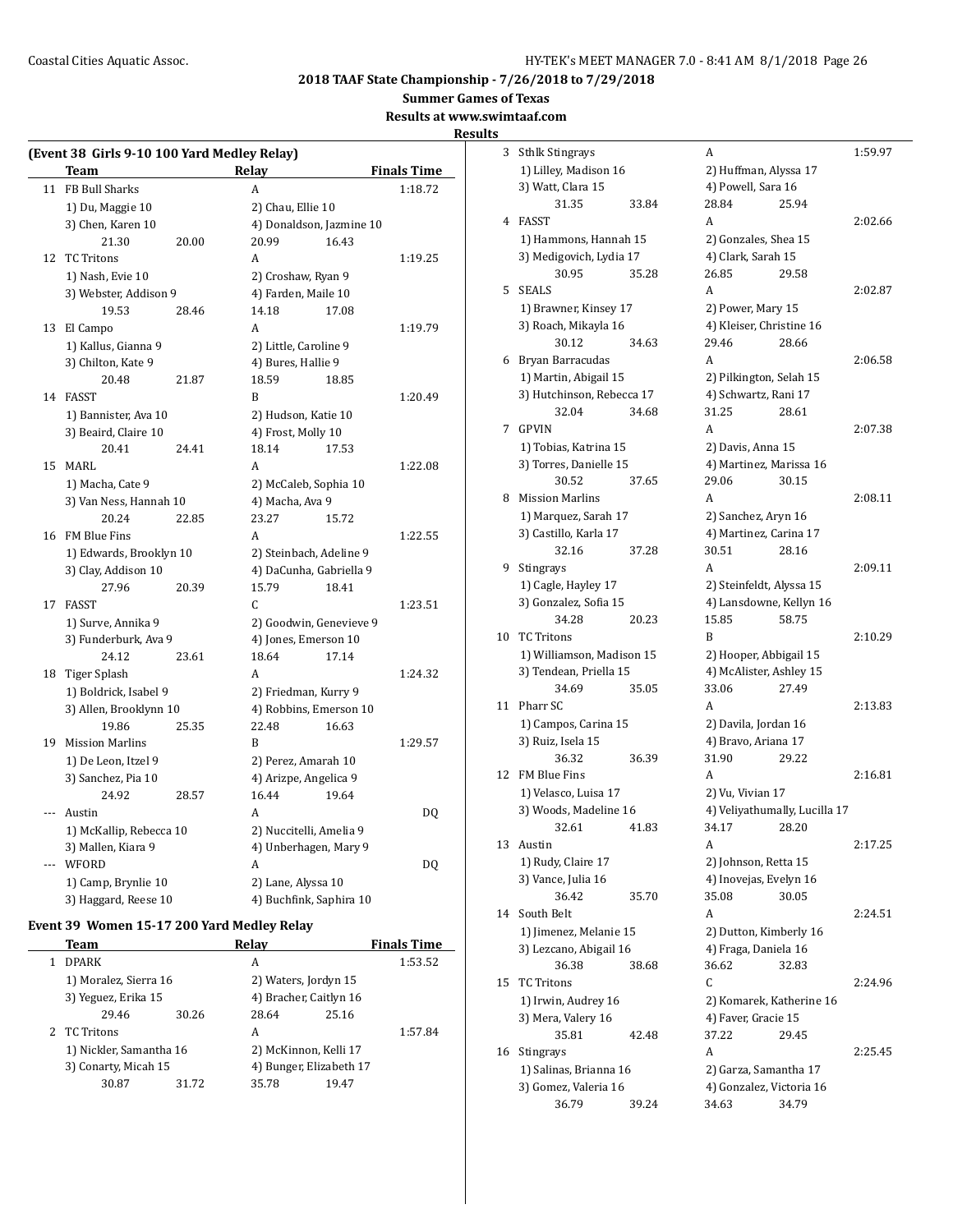## 2018 TAAF State Championship - 7/26/2018 to 7/29/2018

### Summer Games of Texas

### Results at www.swimtaaf.com

### Results

### (Event 38 Girls 9-10 100 Yard Medley Relay)

| | Team | Relay | Finals Time |
|---|---|---|---|
| 11 | FB Bull Sharks | A | 1:18.72 |
| | 1) Du, Maggie 10 | 2) Chau, Ellie 10 | |
| | 3) Chen, Karen 10 | 4) Donaldson, Jazmine 10 | |
| | 21.30 20.00 | 20.99 16.43 | |
| 12 | TC Tritons | A | 1:19.25 |
| | 1) Nash, Evie 10 | 2) Croshaw, Ryan 9 | |
| | 3) Webster, Addison 9 | 4) Farden, Maile 10 | |
| | 19.53 28.46 | 14.18 17.08 | |
| 13 | El Campo | A | 1:19.79 |
| | 1) Kallus, Gianna 9 | 2) Little, Caroline 9 | |
| | 3) Chilton, Kate 9 | 4) Bures, Hallie 9 | |
| | 20.48 21.87 | 18.59 18.85 | |
| 14 | FASST | B | 1:20.49 |
| | 1) Bannister, Ava 10 | 2) Hudson, Katie 10 | |
| | 3) Beaird, Claire 10 | 4) Frost, Molly 10 | |
| | 20.41 24.41 | 18.14 17.53 | |
| 15 | MARL | A | 1:22.08 |
| | 1) Macha, Cate 9 | 2) McCaleb, Sophia 10 | |
| | 3) Van Ness, Hannah 10 | 4) Macha, Ava 9 | |
| | 20.24 22.85 | 23.27 15.72 | |
| 16 | FM Blue Fins | A | 1:22.55 |
| | 1) Edwards, Brooklyn 10 | 2) Steinbach, Adeline 9 | |
| | 3) Clay, Addison 10 | 4) DaCunha, Gabriella 9 | |
| | 27.96 20.39 | 15.79 18.41 | |
| 17 | FASST | C | 1:23.51 |
| | 1) Surve, Annika 9 | 2) Goodwin, Genevieve 9 | |
| | 3) Funderburk, Ava 9 | 4) Jones, Emerson 10 | |
| | 24.12 23.61 | 18.64 17.14 | |
| 18 | Tiger Splash | A | 1:24.32 |
| | 1) Boldrick, Isabel 9 | 2) Friedman, Kurry 9 | |
| | 3) Allen, Brooklynn 10 | 4) Robbins, Emerson 10 | |
| | 19.86 25.35 | 22.48 16.63 | |
| 19 | Mission Marlins | B | 1:29.57 |
| | 1) De Leon, Itzel 9 | 2) Perez, Amarah 10 | |
| | 3) Sanchez, Pia 10 | 4) Arizpe, Angelica 9 | |
| | 24.92 28.57 | 16.44 19.64 | |
| --- | Austin | A | DQ |
| | 1) McKallip, Rebecca 10 | 2) Nuccitelli, Amelia 9 | |
| | 3) Mallen, Kiara 9 | 4) Unberhagen, Mary 9 | |
| --- | WFORD | A | DQ |
| | 1) Camp, Brynlie 10 | 2) Lane, Alyssa 10 | |
| | 3) Haggard, Reese 10 | 4) Buchfink, Saphira 10 | |

### Event 39 Women 15-17 200 Yard Medley Relay

| | Team | Relay | Finals Time |
|---|---|---|---|
| 1 | DPARK | A | 1:53.52 |
| | 1) Moralez, Sierra 16 | 2) Waters, Jordyn 15 | |
| | 3) Yeguez, Erika 15 | 4) Bracher, Caitlyn 16 | |
| | 29.46 30.26 | 28.64 25.16 | |
| 2 | TC Tritons | A | 1:57.84 |
| | 1) Nickler, Samantha 16 | 2) McKinnon, Kelli 17 | |
| | 3) Conarty, Micah 15 | 4) Bunger, Elizabeth 17 | |
| | 30.87 31.72 | 35.78 19.47 | |
| 3 | Sthlk Stingrays | A | 1:59.97 |
| | 1) Lilley, Madison 16 | 2) Huffman, Alyssa 17 | |
| | 3) Watt, Clara 15 | 4) Powell, Sara 16 | |
| | 31.35 33.84 | 28.84 25.94 | |
| 4 | FASST | A | 2:02.66 |
| | 1) Hammons, Hannah 15 | 2) Gonzales, Shea 15 | |
| | 3) Medigovich, Lydia 17 | 4) Clark, Sarah 15 | |
| | 30.95 35.28 | 26.85 29.58 | |
| 5 | SEALS | A | 2:02.87 |
| | 1) Brawner, Kinsey 17 | 2) Power, Mary 15 | |
| | 3) Roach, Mikayla 16 | 4) Kleiser, Christine 16 | |
| | 30.12 34.63 | 29.46 28.66 | |
| 6 | Bryan Barracudas | A | 2:06.58 |
| | 1) Martin, Abigail 15 | 2) Pilkington, Selah 15 | |
| | 3) Hutchinson, Rebecca 17 | 4) Schwartz, Rani 17 | |
| | 32.04 34.68 | 31.25 28.61 | |
| 7 | GPVIN | A | 2:07.38 |
| | 1) Tobias, Katrina 15 | 2) Davis, Anna 15 | |
| | 3) Torres, Danielle 15 | 4) Martinez, Marissa 16 | |
| | 30.52 37.65 | 29.06 30.15 | |
| 8 | Mission Marlins | A | 2:08.11 |
| | 1) Marquez, Sarah 17 | 2) Sanchez, Aryn 16 | |
| | 3) Castillo, Karla 17 | 4) Martinez, Carina 17 | |
| | 32.16 37.28 | 30.51 28.16 | |
| 9 | Stingrays | A | 2:09.11 |
| | 1) Cagle, Hayley 17 | 2) Steinfeldt, Alyssa 15 | |
| | 3) Gonzalez, Sofia 15 | 4) Lansdowne, Kellyn 16 | |
| | 34.28 20.23 | 15.85 58.75 | |
| 10 | TC Tritons | B | 2:10.29 |
| | 1) Williamson, Madison 15 | 2) Hooper, Abbigail 15 | |
| | 3) Tendean, Priella 15 | 4) McAlister, Ashley 15 | |
| | 34.69 35.05 | 33.06 27.49 | |
| 11 | Pharr SC | A | 2:13.83 |
| | 1) Campos, Carina 15 | 2) Davila, Jordan 16 | |
| | 3) Ruiz, Isela 15 | 4) Bravo, Ariana 17 | |
| | 36.32 36.39 | 31.90 29.22 | |
| 12 | FM Blue Fins | A | 2:16.81 |
| | 1) Velasco, Luisa 17 | 2) Vu, Vivian 17 | |
| | 3) Woods, Madeline 16 | 4) Veliyathumally, Lucilla 17 | |
| | 32.61 41.83 | 34.17 28.20 | |
| 13 | Austin | A | 2:17.25 |
| | 1) Rudy, Claire 17 | 2) Johnson, Retta 15 | |
| | 3) Vance, Julia 16 | 4) Inovejas, Evelyn 16 | |
| | 36.42 35.70 | 35.08 30.05 | |
| 14 | South Belt | A | 2:24.51 |
| | 1) Jimenez, Melanie 15 | 2) Dutton, Kimberly 16 | |
| | 3) Lezcano, Abigail 16 | 4) Fraga, Daniela 16 | |
| | 36.38 38.68 | 36.62 32.83 | |
| 15 | TC Tritons | C | 2:24.96 |
| | 1) Irwin, Audrey 16 | 2) Komarek, Katherine 16 | |
| | 3) Mera, Valery 16 | 4) Faver, Gracie 15 | |
| | 35.81 42.48 | 37.22 29.45 | |
| 16 | Stingrays | A | 2:25.45 |
| | 1) Salinas, Brianna 16 | 2) Garza, Samantha 17 | |
| | 3) Gomez, Valeria 16 | 4) Gonzalez, Victoria 16 | |
| | 36.79 39.24 | 34.63 34.79 | |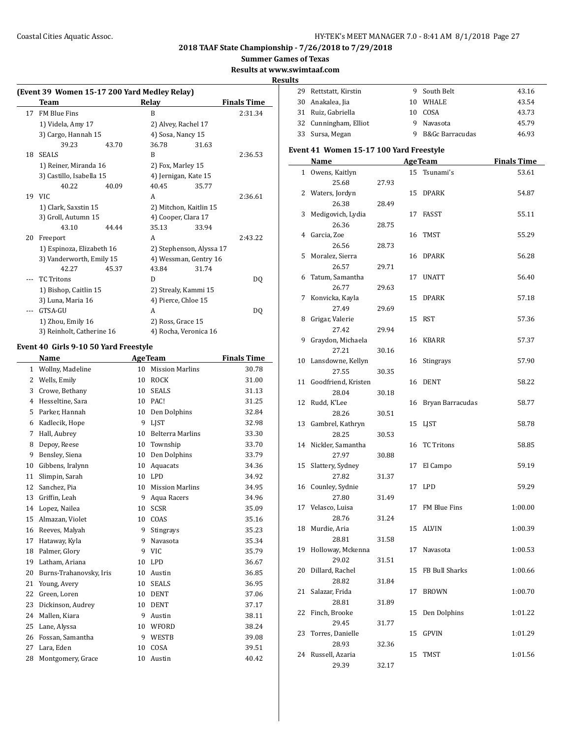## 2018 TAAF State Championship - 7/26/2018 to 7/29/2018

**Summer Games of Texas**

**Results at www.swimtaaf.com**

**Results**

### (Event 39 Women 15-17 200 Yard Medley Relay)

| | Team | Relay | Finals Time |
|---|---|---|---|
| 17 | FM Blue Fins | B | 2:31.34 |
| | 1) Videla, Amy 17 | 2) Alvey, Rachel 17 | |
| | 3) Cargo, Hannah 15 | 4) Sosa, Nancy 15 | |
| | 39.23 43.70 | 36.78 31.63 | |
| 18 | SEALS | B | 2:36.53 |
| | 1) Reiner, Miranda 16 | 2) Fox, Marley 15 | |
| | 3) Castillo, Isabella 15 | 4) Jernigan, Kate 15 | |
| | 40.22 40.09 | 40.45 35.77 | |
| 19 | VIC | A | 2:36.61 |
| | 1) Clark, Saxstin 15 | 2) Mitchon, Kaitlin 15 | |
| | 3) Groll, Autumn 15 | 4) Cooper, Clara 17 | |
| | 43.10 44.44 | 35.13 33.94 | |
| 20 | Freeport | A | 2:43.22 |
| | 1) Espinoza, Elizabeth 16 | 2) Stephenson, Alyssa 17 | |
| | 3) Vanderworth, Emily 15 | 4) Wessman, Gentry 16 | |
| | 42.27 45.37 | 43.84 31.74 | |
| --- | TC Tritons | D | DQ |
| | 1) Bishop, Caitlin 15 | 2) Strealy, Kammi 15 | |
| | 3) Luna, Maria 16 | 4) Pierce, Chloe 15 | |
| --- | GTSA-GU | A | DQ |
| | 1) Zhou, Emily 16 | 2) Ross, Grace 15 | |
| | 3) Reinholt, Catherine 16 | 4) Rocha, Veronica 16 | |

### Event 40 Girls 9-10 50 Yard Freestyle

| | Name | Age | Team | Finals Time |
|---|---|---|---|---|
| 1 | Wollny, Madeline | 10 | Mission Marlins | 30.78 |
| 2 | Wells, Emily | 10 | ROCK | 31.00 |
| 3 | Crowe, Bethany | 10 | SEALS | 31.13 |
| 4 | Hesseltine, Sara | 10 | PAC! | 31.25 |
| 5 | Parker, Hannah | 10 | Den Dolphins | 32.84 |
| 6 | Kadlecik, Hope | 9 | LJST | 32.98 |
| 7 | Hall, Aubrey | 10 | Belterra Marlins | 33.30 |
| 8 | Depoy, Reese | 10 | Township | 33.70 |
| 9 | Bensley, Siena | 10 | Den Dolphins | 33.79 |
| 10 | Gibbens, Iralynn | 10 | Aquacats | 34.36 |
| 11 | Slimpin, Sarah | 10 | LPD | 34.92 |
| 12 | Sanchez, Pia | 10 | Mission Marlins | 34.95 |
| 13 | Griffin, Leah | 9 | Aqua Racers | 34.96 |
| 14 | Lopez, Nailea | 10 | SCSR | 35.09 |
| 15 | Almazan, Violet | 10 | COAS | 35.16 |
| 16 | Reeves, Malyah | 9 | Stingrays | 35.23 |
| 17 | Hataway, Kyla | 9 | Navasota | 35.34 |
| 18 | Palmer, Glory | 9 | VIC | 35.79 |
| 19 | Latham, Ariana | 10 | LPD | 36.67 |
| 20 | Burns-Trahanovsky, Iris | 10 | Austin | 36.85 |
| 21 | Young, Avery | 10 | SEALS | 36.95 |
| 22 | Green, Loren | 10 | DENT | 37.06 |
| 23 | Dickinson, Audrey | 10 | DENT | 37.17 |
| 24 | Mallen, Kiara | 9 | Austin | 38.11 |
| 25 | Lane, Alyssa | 10 | WFORD | 38.24 |
| 26 | Fossan, Samantha | 9 | WESTB | 39.08 |
| 27 | Lara, Eden | 10 | COSA | 39.51 |
| 28 | Montgomery, Grace | 10 | Austin | 40.42 |
| 29 | Rettstatt, Kirstin | 9 | South Belt | 43.16 |
| 30 | Anakalea, Jia | 10 | WHALE | 43.54 |
| 31 | Ruiz, Gabriella | 10 | COSA | 43.73 |
| 32 | Cunningham, Elliot | 9 | Navasota | 45.79 |
| 33 | Sursa, Megan | 9 | B&Gc Barracudas | 46.93 |

### Event 41 Women 15-17 100 Yard Freestyle

| | Name | Age | Team | Finals Time |
|---|---|---|---|---|
| 1 | Owens, Kaitlyn | 15 | Tsunami's | 53.61 |
| | 25.68 27.93 | | | |
| 2 | Waters, Jordyn | 15 | DPARK | 54.87 |
| | 26.38 28.49 | | | |
| 3 | Medigovich, Lydia | 17 | FASST | 55.11 |
| | 26.36 28.75 | | | |
| 4 | Garcia, Zoe | 16 | TMST | 55.29 |
| | 26.56 28.73 | | | |
| 5 | Moralez, Sierra | 16 | DPARK | 56.28 |
| | 26.57 29.71 | | | |
| 6 | Tatum, Samantha | 17 | UNATT | 56.40 |
| | 26.77 29.63 | | | |
| 7 | Konvicka, Kayla | 15 | DPARK | 57.18 |
| | 27.49 29.69 | | | |
| 8 | Grigar, Valerie | 15 | RST | 57.36 |
| | 27.42 29.94 | | | |
| 9 | Graydon, Michaela | 16 | KBARR | 57.37 |
| | 27.21 30.16 | | | |
| 10 | Lansdowne, Kellyn | 16 | Stingrays | 57.90 |
| | 27.55 30.35 | | | |
| 11 | Goodfriend, Kristen | 16 | DENT | 58.22 |
| | 28.04 30.18 | | | |
| 12 | Rudd, K'Lee | 16 | Bryan Barracudas | 58.77 |
| | 28.26 30.51 | | | |
| 13 | Gambrel, Kathryn | 15 | LJST | 58.78 |
| | 28.25 30.53 | | | |
| 14 | Nickler, Samantha | 16 | TC Tritons | 58.85 |
| | 27.97 30.88 | | | |
| 15 | Slattery, Sydney | 17 | El Campo | 59.19 |
| | 27.82 31.37 | | | |
| 16 | Counley, Sydnie | 17 | LPD | 59.29 |
| | 27.80 31.49 | | | |
| 17 | Velasco, Luisa | 17 | FM Blue Fins | 1:00.00 |
| | 28.76 31.24 | | | |
| 18 | Murdie, Aria | 15 | ALVIN | 1:00.39 |
| | 28.81 31.58 | | | |
| 19 | Holloway, Mckenna | 17 | Navasota | 1:00.53 |
| | 29.02 31.51 | | | |
| 20 | Dillard, Rachel | 15 | FB Bull Sharks | 1:00.66 |
| | 28.82 31.84 | | | |
| 21 | Salazar, Frida | 17 | BROWN | 1:00.70 |
| | 28.81 31.89 | | | |
| 22 | Finch, Brooke | 15 | Den Dolphins | 1:01.22 |
| | 29.45 31.77 | | | |
| 23 | Torres, Danielle | 15 | GPVIN | 1:01.29 |
| | 28.93 32.36 | | | |
| 24 | Russell, Azaria | 15 | TMST | 1:01.56 |
| | 29.39 32.17 | | | |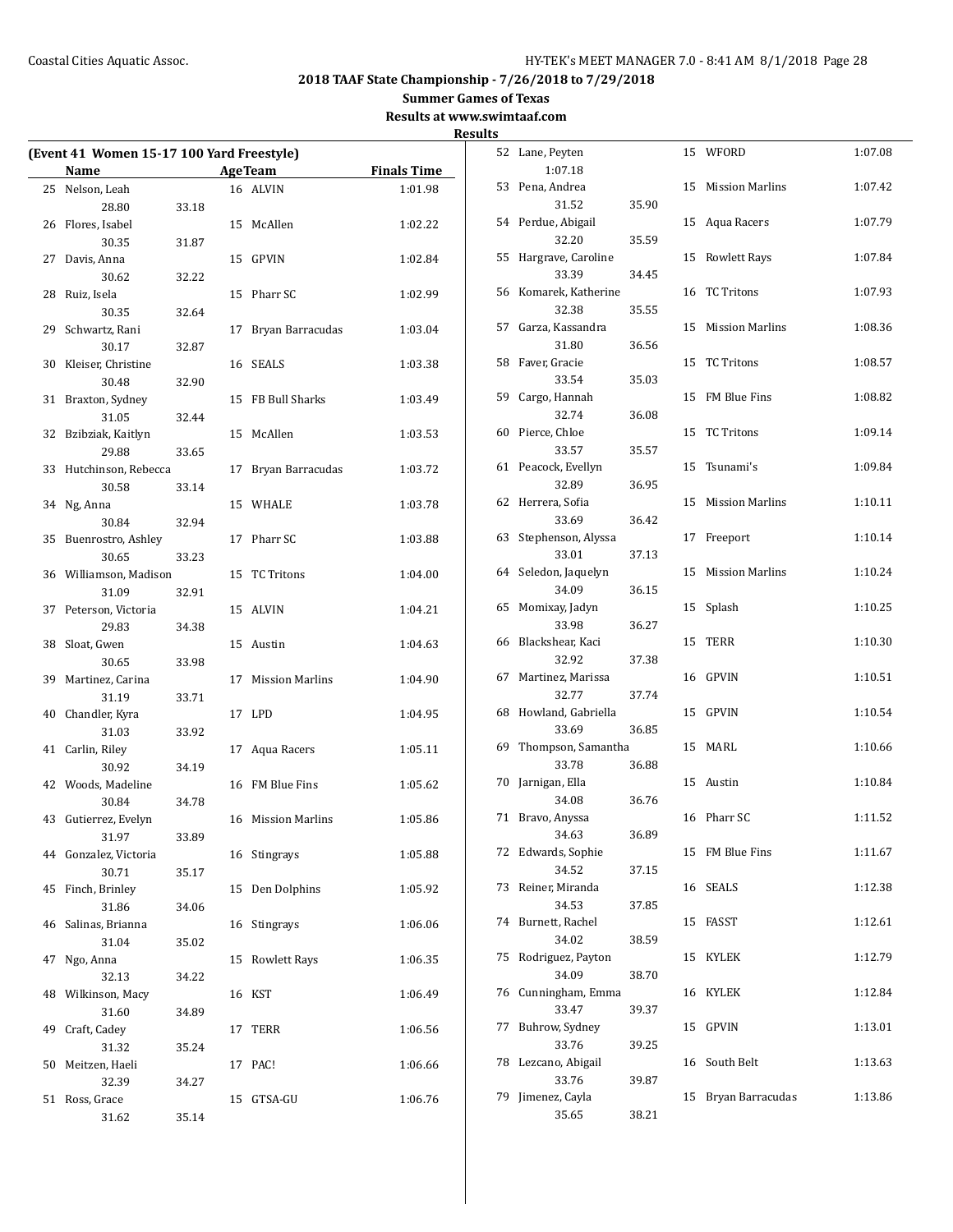## 2018 TAAF State Championship - 7/26/2018 to 7/29/2018

**Summer Games of Texas**

**Results at www.swimtaaf.com**

**Results**

### (Event 41 Women 15-17 100 Yard Freestyle)

| | Name | Age | Team | Finals Time | Split 1 | Split 2 |
|---|---|---|---|---|---|---|
| 25 | Nelson, Leah | 16 | ALVIN | 1:01.98 | 28.80 | 33.18 |
| 26 | Flores, Isabel | 15 | McAllen | 1:02.22 | 30.35 | 31.87 |
| 27 | Davis, Anna | 15 | GPVIN | 1:02.84 | 30.62 | 32.22 |
| 28 | Ruiz, Isela | 15 | Pharr SC | 1:02.99 | 30.35 | 32.64 |
| 29 | Schwartz, Rani | 17 | Bryan Barracudas | 1:03.04 | 30.17 | 32.87 |
| 30 | Kleiser, Christine | 16 | SEALS | 1:03.38 | 30.48 | 32.90 |
| 31 | Braxton, Sydney | 15 | FB Bull Sharks | 1:03.49 | 31.05 | 32.44 |
| 32 | Bzibziak, Kaitlyn | 15 | McAllen | 1:03.53 | 29.88 | 33.65 |
| 33 | Hutchinson, Rebecca | 17 | Bryan Barracudas | 1:03.72 | 30.58 | 33.14 |
| 34 | Ng, Anna | 15 | WHALE | 1:03.78 | 30.84 | 32.94 |
| 35 | Buenrostro, Ashley | 17 | Pharr SC | 1:03.88 | 30.65 | 33.23 |
| 36 | Williamson, Madison | 15 | TC Tritons | 1:04.00 | 31.09 | 32.91 |
| 37 | Peterson, Victoria | 15 | ALVIN | 1:04.21 | 29.83 | 34.38 |
| 38 | Sloat, Gwen | 15 | Austin | 1:04.63 | 30.65 | 33.98 |
| 39 | Martinez, Carina | 17 | Mission Marlins | 1:04.90 | 31.19 | 33.71 |
| 40 | Chandler, Kyra | 17 | LPD | 1:04.95 | 31.03 | 33.92 |
| 41 | Carlin, Riley | 17 | Aqua Racers | 1:05.11 | 30.92 | 34.19 |
| 42 | Woods, Madeline | 16 | FM Blue Fins | 1:05.62 | 30.84 | 34.78 |
| 43 | Gutierrez, Evelyn | 16 | Mission Marlins | 1:05.86 | 31.97 | 33.89 |
| 44 | Gonzalez, Victoria | 16 | Stingrays | 1:05.88 | 30.71 | 35.17 |
| 45 | Finch, Brinley | 15 | Den Dolphins | 1:05.92 | 31.86 | 34.06 |
| 46 | Salinas, Brianna | 16 | Stingrays | 1:06.06 | 31.04 | 35.02 |
| 47 | Ngo, Anna | 15 | Rowlett Rays | 1:06.35 | 32.13 | 34.22 |
| 48 | Wilkinson, Macy | 16 | KST | 1:06.49 | 31.60 | 34.89 |
| 49 | Craft, Cadey | 17 | TERR | 1:06.56 | 31.32 | 35.24 |
| 50 | Meitzen, Haeli | 17 | PAC! | 1:06.66 | 32.39 | 34.27 |
| 51 | Ross, Grace | 15 | GTSA-GU | 1:06.76 | 31.62 | 35.14 |
| 52 | Lane, Peyten | 15 | WFORD | 1:07.08 | 1:07.18 | |
| 53 | Pena, Andrea | 15 | Mission Marlins | 1:07.42 | 31.52 | 35.90 |
| 54 | Perdue, Abigail | 15 | Aqua Racers | 1:07.79 | 32.20 | 35.59 |
| 55 | Hargrave, Caroline | 15 | Rowlett Rays | 1:07.84 | 33.39 | 34.45 |
| 56 | Komarek, Katherine | 16 | TC Tritons | 1:07.93 | 32.38 | 35.55 |
| 57 | Garza, Kassandra | 15 | Mission Marlins | 1:08.36 | 31.80 | 36.56 |
| 58 | Faver, Gracie | 15 | TC Tritons | 1:08.57 | 33.54 | 35.03 |
| 59 | Cargo, Hannah | 15 | FM Blue Fins | 1:08.82 | 32.74 | 36.08 |
| 60 | Pierce, Chloe | 15 | TC Tritons | 1:09.14 | 33.57 | 35.57 |
| 61 | Peacock, Evellyn | 15 | Tsunami's | 1:09.84 | 32.89 | 36.95 |
| 62 | Herrera, Sofia | 15 | Mission Marlins | 1:10.11 | 33.69 | 36.42 |
| 63 | Stephenson, Alyssa | 17 | Freeport | 1:10.14 | 33.01 | 37.13 |
| 64 | Seledon, Jaquelyn | 15 | Mission Marlins | 1:10.24 | 34.09 | 36.15 |
| 65 | Momixay, Jadyn | 15 | Splash | 1:10.25 | 33.98 | 36.27 |
| 66 | Blackshear, Kaci | 15 | TERR | 1:10.30 | 32.92 | 37.38 |
| 67 | Martinez, Marissa | 16 | GPVIN | 1:10.51 | 32.77 | 37.74 |
| 68 | Howland, Gabriella | 15 | GPVIN | 1:10.54 | 33.69 | 36.85 |
| 69 | Thompson, Samantha | 15 | MARL | 1:10.66 | 33.78 | 36.88 |
| 70 | Jarnigan, Ella | 15 | Austin | 1:10.84 | 34.08 | 36.76 |
| 71 | Bravo, Anyssa | 16 | Pharr SC | 1:11.52 | 34.63 | 36.89 |
| 72 | Edwards, Sophie | 15 | FM Blue Fins | 1:11.67 | 34.52 | 37.15 |
| 73 | Reiner, Miranda | 16 | SEALS | 1:12.38 | 34.53 | 37.85 |
| 74 | Burnett, Rachel | 15 | FASST | 1:12.61 | 34.02 | 38.59 |
| 75 | Rodriguez, Payton | 15 | KYLEK | 1:12.79 | 34.09 | 38.70 |
| 76 | Cunningham, Emma | 16 | KYLEK | 1:12.84 | 33.47 | 39.37 |
| 77 | Buhrow, Sydney | 15 | GPVIN | 1:13.01 | 33.76 | 39.25 |
| 78 | Lezcano, Abigail | 16 | South Belt | 1:13.63 | 33.76 | 39.87 |
| 79 | Jimenez, Cayla | 15 | Bryan Barracudas | 1:13.86 | 35.65 | 38.21 |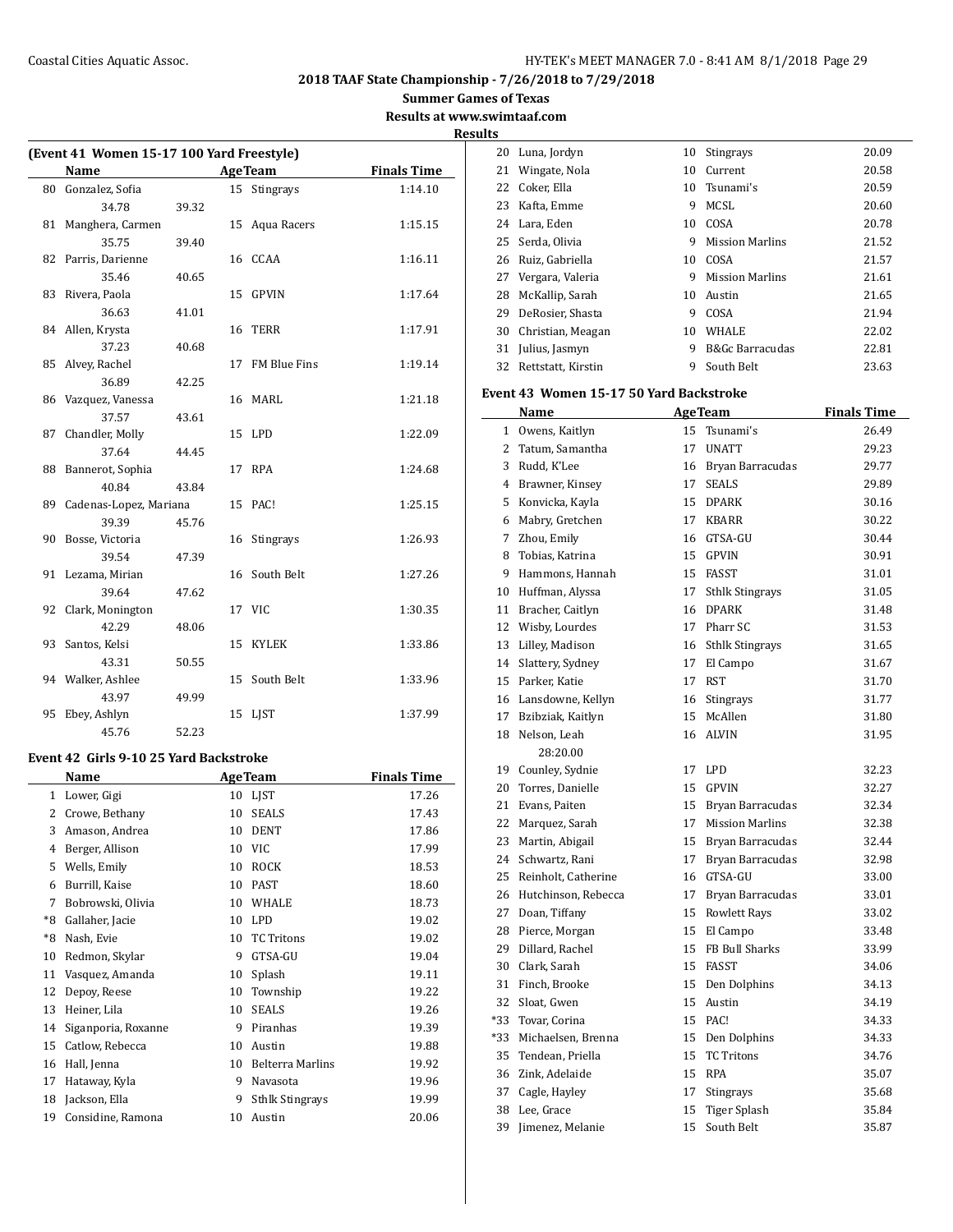## 2018 TAAF State Championship - 7/26/2018 to 7/29/2018

### Summer Games of Texas

### Results at www.swimtaaf.com

### Results

### (Event 41 Women 15-17 100 Yard Freestyle)

| | Name | Age | Team | Finals Time |
|---|---|---|---|---|
| 80 | Gonzalez, Sofia | 15 | Stingrays | 1:14.10 |
| | 34.78 39.32 | | | |
| 81 | Manghera, Carmen | 15 | Aqua Racers | 1:15.15 |
| | 35.75 39.40 | | | |
| 82 | Parris, Darienne | 16 | CCAA | 1:16.11 |
| | 35.46 40.65 | | | |
| 83 | Rivera, Paola | 15 | GPVIN | 1:17.64 |
| | 36.63 41.01 | | | |
| 84 | Allen, Krysta | 16 | TERR | 1:17.91 |
| | 37.23 40.68 | | | |
| 85 | Alvey, Rachel | 17 | FM Blue Fins | 1:19.14 |
| | 36.89 42.25 | | | |
| 86 | Vazquez, Vanessa | 16 | MARL | 1:21.18 |
| | 37.57 43.61 | | | |
| 87 | Chandler, Molly | 15 | LPD | 1:22.09 |
| | 37.64 44.45 | | | |
| 88 | Bannerot, Sophia | 17 | RPA | 1:24.68 |
| | 40.84 43.84 | | | |
| 89 | Cadenas-Lopez, Mariana | 15 | PAC! | 1:25.15 |
| | 39.39 45.76 | | | |
| 90 | Bosse, Victoria | 16 | Stingrays | 1:26.93 |
| | 39.54 47.39 | | | |
| 91 | Lezama, Mirian | 16 | South Belt | 1:27.26 |
| | 39.64 47.62 | | | |
| 92 | Clark, Monington | 17 | VIC | 1:30.35 |
| | 42.29 48.06 | | | |
| 93 | Santos, Kelsi | 15 | KYLEK | 1:33.86 |
| | 43.31 50.55 | | | |
| 94 | Walker, Ashlee | 15 | South Belt | 1:33.96 |
| | 43.97 49.99 | | | |
| 95 | Ebey, Ashlyn | 15 | LJST | 1:37.99 |
| | 45.76 52.23 | | | |

### Event 42 Girls 9-10 25 Yard Backstroke

| | Name | Age | Team | Finals Time |
|---|---|---|---|---|
| 1 | Lower, Gigi | 10 | LJST | 17.26 |
| 2 | Crowe, Bethany | 10 | SEALS | 17.43 |
| 3 | Amason, Andrea | 10 | DENT | 17.86 |
| 4 | Berger, Allison | 10 | VIC | 17.99 |
| 5 | Wells, Emily | 10 | ROCK | 18.53 |
| 6 | Burrill, Kaise | 10 | PAST | 18.60 |
| 7 | Bobrowski, Olivia | 10 | WHALE | 18.73 |
| *8 | Gallaher, Jacie | 10 | LPD | 19.02 |
| *8 | Nash, Evie | 10 | TC Tritons | 19.02 |
| 10 | Redmon, Skylar | 9 | GTSA-GU | 19.04 |
| 11 | Vasquez, Amanda | 10 | Splash | 19.11 |
| 12 | Depoy, Reese | 10 | Township | 19.22 |
| 13 | Heiner, Lila | 10 | SEALS | 19.26 |
| 14 | Siganporia, Roxanne | 9 | Piranhas | 19.39 |
| 15 | Catlow, Rebecca | 10 | Austin | 19.88 |
| 16 | Hall, Jenna | 10 | Belterra Marlins | 19.92 |
| 17 | Hataway, Kyla | 9 | Navasota | 19.96 |
| 18 | Jackson, Ella | 9 | Sthlk Stingrays | 19.99 |
| 19 | Considine, Ramona | 10 | Austin | 20.06 |
| 20 | Luna, Jordyn | 10 | Stingrays | 20.09 |
| 21 | Wingate, Nola | 10 | Current | 20.58 |
| 22 | Coker, Ella | 10 | Tsunami's | 20.59 |
| 23 | Kafta, Emme | 9 | MCSL | 20.60 |
| 24 | Lara, Eden | 10 | COSA | 20.78 |
| 25 | Serda, Olivia | 9 | Mission Marlins | 21.52 |
| 26 | Ruiz, Gabriella | 10 | COSA | 21.57 |
| 27 | Vergara, Valeria | 9 | Mission Marlins | 21.61 |
| 28 | McKallip, Sarah | 10 | Austin | 21.65 |
| 29 | DeRosier, Shasta | 9 | COSA | 21.94 |
| 30 | Christian, Meagan | 10 | WHALE | 22.02 |
| 31 | Julius, Jasmyn | 9 | B&Gc Barracudas | 22.81 |
| 32 | Rettstatt, Kirstin | 9 | South Belt | 23.63 |

### Event 43 Women 15-17 50 Yard Backstroke

| | Name | Age | Team | Finals Time |
|---|---|---|---|---|
| 1 | Owens, Kaitlyn | 15 | Tsunami's | 26.49 |
| 2 | Tatum, Samantha | 17 | UNATT | 29.23 |
| 3 | Rudd, K'Lee | 16 | Bryan Barracudas | 29.77 |
| 4 | Brawner, Kinsey | 17 | SEALS | 29.89 |
| 5 | Konvicka, Kayla | 15 | DPARK | 30.16 |
| 6 | Mabry, Gretchen | 17 | KBARR | 30.22 |
| 7 | Zhou, Emily | 16 | GTSA-GU | 30.44 |
| 8 | Tobias, Katrina | 15 | GPVIN | 30.91 |
| 9 | Hammons, Hannah | 15 | FASST | 31.01 |
| 10 | Huffman, Alyssa | 17 | Sthlk Stingrays | 31.05 |
| 11 | Bracher, Caitlyn | 16 | DPARK | 31.48 |
| 12 | Wisby, Lourdes | 17 | Pharr SC | 31.53 |
| 13 | Lilley, Madison | 16 | Sthlk Stingrays | 31.65 |
| 14 | Slattery, Sydney | 17 | El Campo | 31.67 |
| 15 | Parker, Katie | 17 | RST | 31.70 |
| 16 | Lansdowne, Kellyn | 16 | Stingrays | 31.77 |
| 17 | Bzibziak, Kaitlyn | 15 | McAllen | 31.80 |
| 18 | Nelson, Leah | 16 | ALVIN | 31.95 |
| | 28:20.00 | | | |
| 19 | Counley, Sydnie | 17 | LPD | 32.23 |
| 20 | Torres, Danielle | 15 | GPVIN | 32.27 |
| 21 | Evans, Paiten | 15 | Bryan Barracudas | 32.34 |
| 22 | Marquez, Sarah | 17 | Mission Marlins | 32.38 |
| 23 | Martin, Abigail | 15 | Bryan Barracudas | 32.44 |
| 24 | Schwartz, Rani | 17 | Bryan Barracudas | 32.98 |
| 25 | Reinholt, Catherine | 16 | GTSA-GU | 33.00 |
| 26 | Hutchinson, Rebecca | 17 | Bryan Barracudas | 33.01 |
| 27 | Doan, Tiffany | 15 | Rowlett Rays | 33.02 |
| 28 | Pierce, Morgan | 15 | El Campo | 33.48 |
| 29 | Dillard, Rachel | 15 | FB Bull Sharks | 33.99 |
| 30 | Clark, Sarah | 15 | FASST | 34.06 |
| 31 | Finch, Brooke | 15 | Den Dolphins | 34.13 |
| 32 | Sloat, Gwen | 15 | Austin | 34.19 |
| *33 | Tovar, Corina | 15 | PAC! | 34.33 |
| *33 | Michaelsen, Brenna | 15 | Den Dolphins | 34.33 |
| 35 | Tendean, Priella | 15 | TC Tritons | 34.76 |
| 36 | Zink, Adelaide | 15 | RPA | 35.07 |
| 37 | Cagle, Hayley | 17 | Stingrays | 35.68 |
| 38 | Lee, Grace | 15 | Tiger Splash | 35.84 |
| 39 | Jimenez, Melanie | 15 | South Belt | 35.87 |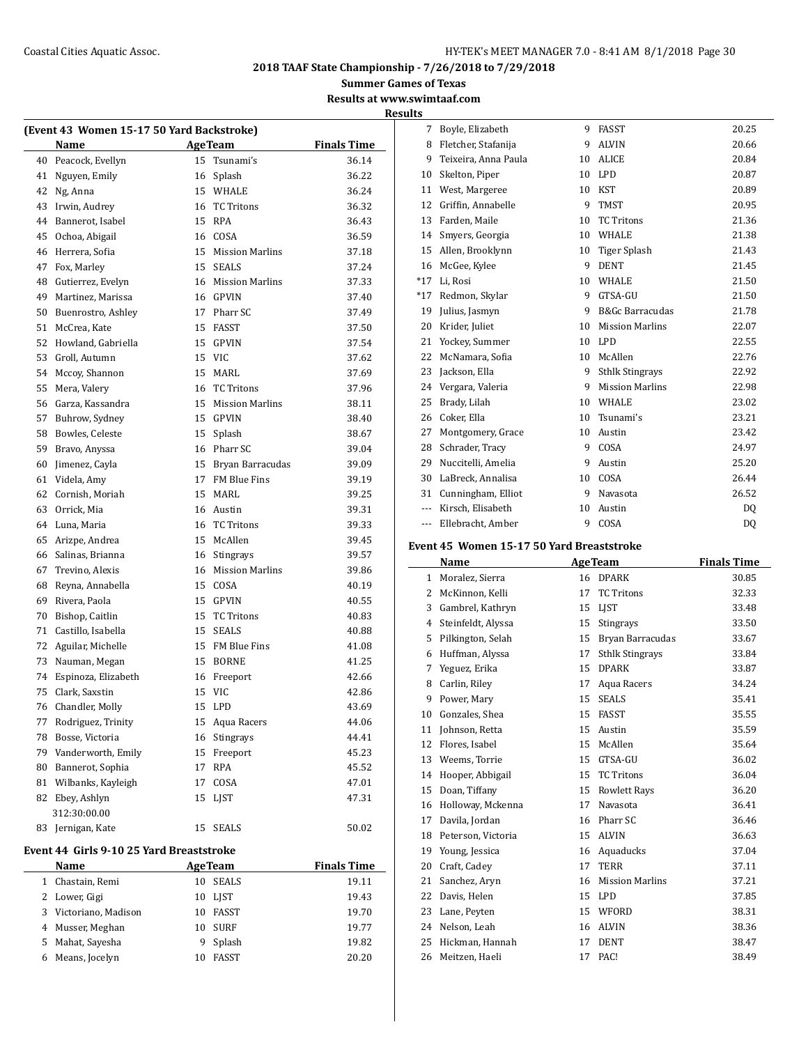## 2018 TAAF State Championship - 7/26/2018 to 7/29/2018

**Summer Games of Texas**

**Results at www.swimtaaf.com**

**Results**

### (Event 43 Women 15-17 50 Yard Backstroke)

| | Name | Age | Team | Finals Time |
|---|---|---|---|---|
| 40 | Peacock, Evellyn | 15 | Tsunami's | 36.14 |
| 41 | Nguyen, Emily | 16 | Splash | 36.22 |
| 42 | Ng, Anna | 15 | WHALE | 36.24 |
| 43 | Irwin, Audrey | 16 | TC Tritons | 36.32 |
| 44 | Bannerot, Isabel | 15 | RPA | 36.43 |
| 45 | Ochoa, Abigail | 16 | COSA | 36.59 |
| 46 | Herrera, Sofia | 15 | Mission Marlins | 37.18 |
| 47 | Fox, Marley | 15 | SEALS | 37.24 |
| 48 | Gutierrez, Evelyn | 16 | Mission Marlins | 37.33 |
| 49 | Martinez, Marissa | 16 | GPVIN | 37.40 |
| 50 | Buenrostro, Ashley | 17 | Pharr SC | 37.49 |
| 51 | McCrea, Kate | 15 | FASST | 37.50 |
| 52 | Howland, Gabriella | 15 | GPVIN | 37.54 |
| 53 | Groll, Autumn | 15 | VIC | 37.62 |
| 54 | Mccoy, Shannon | 15 | MARL | 37.69 |
| 55 | Mera, Valery | 16 | TC Tritons | 37.96 |
| 56 | Garza, Kassandra | 15 | Mission Marlins | 38.11 |
| 57 | Buhrow, Sydney | 15 | GPVIN | 38.40 |
| 58 | Bowles, Celeste | 15 | Splash | 38.67 |
| 59 | Bravo, Anyssa | 16 | Pharr SC | 39.04 |
| 60 | Jimenez, Cayla | 15 | Bryan Barracudas | 39.09 |
| 61 | Videla, Amy | 17 | FM Blue Fins | 39.19 |
| 62 | Cornish, Moriah | 15 | MARL | 39.25 |
| 63 | Orrick, Mia | 16 | Austin | 39.31 |
| 64 | Luna, Maria | 16 | TC Tritons | 39.33 |
| 65 | Arizpe, Andrea | 15 | McAllen | 39.45 |
| 66 | Salinas, Brianna | 16 | Stingrays | 39.57 |
| 67 | Trevino, Alexis | 16 | Mission Marlins | 39.86 |
| 68 | Reyna, Annabella | 15 | COSA | 40.19 |
| 69 | Rivera, Paola | 15 | GPVIN | 40.55 |
| 70 | Bishop, Caitlin | 15 | TC Tritons | 40.83 |
| 71 | Castillo, Isabella | 15 | SEALS | 40.88 |
| 72 | Aguilar, Michelle | 15 | FM Blue Fins | 41.08 |
| 73 | Nauman, Megan | 15 | BORNE | 41.25 |
| 74 | Espinoza, Elizabeth | 16 | Freeport | 42.66 |
| 75 | Clark, Saxstin | 15 | VIC | 42.86 |
| 76 | Chandler, Molly | 15 | LPD | 43.69 |
| 77 | Rodriguez, Trinity | 15 | Aqua Racers | 44.06 |
| 78 | Bosse, Victoria | 16 | Stingrays | 44.41 |
| 79 | Vanderworth, Emily | 15 | Freeport | 45.23 |
| 80 | Bannerot, Sophia | 17 | RPA | 45.52 |
| 81 | Wilbanks, Kayleigh | 17 | COSA | 47.01 |
| 82 | Ebey, Ashlyn | 15 | LJST | 47.31 |
| | 312:30:00.00 | | | |
| 83 | Jernigan, Kate | 15 | SEALS | 50.02 |

### Event 44 Girls 9-10 25 Yard Breaststroke

| | Name | Age | Team | Finals Time |
|---|---|---|---|---|
| 1 | Chastain, Remi | 10 | SEALS | 19.11 |
| 2 | Lower, Gigi | 10 | LJST | 19.43 |
| 3 | Victoriano, Madison | 10 | FASST | 19.70 |
| 4 | Musser, Meghan | 10 | SURF | 19.77 |
| 5 | Mahat, Sayesha | 9 | Splash | 19.82 |
| 6 | Means, Jocelyn | 10 | FASST | 20.20 |
| 7 | Boyle, Elizabeth | 9 | FASST | 20.25 |
| 8 | Fletcher, Stafanija | 9 | ALVIN | 20.66 |
| 9 | Teixeira, Anna Paula | 10 | ALICE | 20.84 |
| 10 | Skelton, Piper | 10 | LPD | 20.87 |
| 11 | West, Margeree | 10 | KST | 20.89 |
| 12 | Griffin, Annabelle | 9 | TMST | 20.95 |
| 13 | Farden, Maile | 10 | TC Tritons | 21.36 |
| 14 | Smyers, Georgia | 10 | WHALE | 21.38 |
| 15 | Allen, Brooklynn | 10 | Tiger Splash | 21.43 |
| 16 | McGee, Kylee | 9 | DENT | 21.45 |
| *17 | Li, Rosi | 10 | WHALE | 21.50 |
| *17 | Redmon, Skylar | 9 | GTSA-GU | 21.50 |
| 19 | Julius, Jasmyn | 9 | B&Gc Barracudas | 21.78 |
| 20 | Krider, Juliet | 10 | Mission Marlins | 22.07 |
| 21 | Yockey, Summer | 10 | LPD | 22.55 |
| 22 | McNamara, Sofia | 10 | McAllen | 22.76 |
| 23 | Jackson, Ella | 9 | Sthlk Stingrays | 22.92 |
| 24 | Vergara, Valeria | 9 | Mission Marlins | 22.98 |
| 25 | Brady, Lilah | 10 | WHALE | 23.02 |
| 26 | Coker, Ella | 10 | Tsunami's | 23.21 |
| 27 | Montgomery, Grace | 10 | Austin | 23.42 |
| 28 | Schrader, Tracy | 9 | COSA | 24.97 |
| 29 | Nuccitelli, Amelia | 9 | Austin | 25.20 |
| 30 | LaBreck, Annalisa | 10 | COSA | 26.44 |
| 31 | Cunningham, Elliot | 9 | Navasota | 26.52 |
| --- | Kirsch, Elisabeth | 10 | Austin | DQ |
| --- | Ellebracht, Amber | 9 | COSA | DQ |

### Event 45 Women 15-17 50 Yard Breaststroke

| | Name | Age | Team | Finals Time |
|---|---|---|---|---|
| 1 | Moralez, Sierra | 16 | DPARK | 30.85 |
| 2 | McKinnon, Kelli | 17 | TC Tritons | 32.33 |
| 3 | Gambrel, Kathryn | 15 | LJST | 33.48 |
| 4 | Steinfeldt, Alyssa | 15 | Stingrays | 33.50 |
| 5 | Pilkington, Selah | 15 | Bryan Barracudas | 33.67 |
| 6 | Huffman, Alyssa | 17 | Sthlk Stingrays | 33.84 |
| 7 | Yeguez, Erika | 15 | DPARK | 33.87 |
| 8 | Carlin, Riley | 17 | Aqua Racers | 34.24 |
| 9 | Power, Mary | 15 | SEALS | 35.41 |
| 10 | Gonzales, Shea | 15 | FASST | 35.55 |
| 11 | Johnson, Retta | 15 | Austin | 35.59 |
| 12 | Flores, Isabel | 15 | McAllen | 35.64 |
| 13 | Weems, Torrie | 15 | GTSA-GU | 36.02 |
| 14 | Hooper, Abbigail | 15 | TC Tritons | 36.04 |
| 15 | Doan, Tiffany | 15 | Rowlett Rays | 36.20 |
| 16 | Holloway, Mckenna | 17 | Navasota | 36.41 |
| 17 | Davila, Jordan | 16 | Pharr SC | 36.46 |
| 18 | Peterson, Victoria | 15 | ALVIN | 36.63 |
| 19 | Young, Jessica | 16 | Aquaducks | 37.04 |
| 20 | Craft, Cadey | 17 | TERR | 37.11 |
| 21 | Sanchez, Aryn | 16 | Mission Marlins | 37.21 |
| 22 | Davis, Helen | 15 | LPD | 37.85 |
| 23 | Lane, Peyten | 15 | WFORD | 38.31 |
| 24 | Nelson, Leah | 16 | ALVIN | 38.36 |
| 25 | Hickman, Hannah | 17 | DENT | 38.47 |
| 26 | Meitzen, Haeli | 17 | PAC! | 38.49 |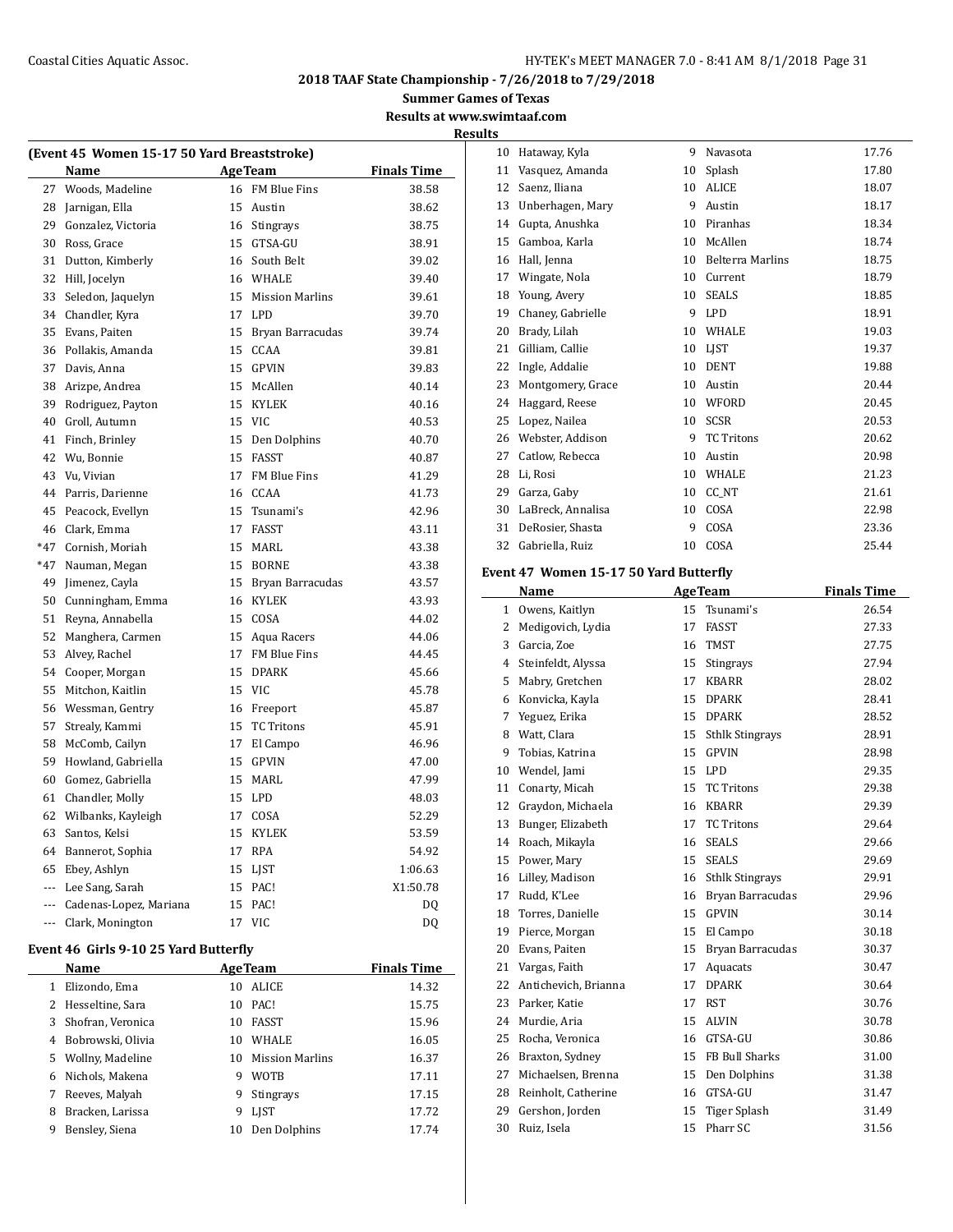**2018 TAAF State Championship - 7/26/2018 to 7/29/2018**

**Summer Games of Texas**

**Results at www.swimtaaf.com**

**Results**

### (Event 45 Women 15-17 50 Yard Breaststroke)

| | Name | Age | Team | Finals Time |
|---|---|---|---|---|
| 27 | Woods, Madeline | 16 | FM Blue Fins | 38.58 |
| 28 | Jarnigan, Ella | 15 | Austin | 38.62 |
| 29 | Gonzalez, Victoria | 16 | Stingrays | 38.75 |
| 30 | Ross, Grace | 15 | GTSA-GU | 38.91 |
| 31 | Dutton, Kimberly | 16 | South Belt | 39.02 |
| 32 | Hill, Jocelyn | 16 | WHALE | 39.40 |
| 33 | Seledon, Jaquelyn | 15 | Mission Marlins | 39.61 |
| 34 | Chandler, Kyra | 17 | LPD | 39.70 |
| 35 | Evans, Paiten | 15 | Bryan Barracudas | 39.74 |
| 36 | Pollakis, Amanda | 15 | CCAA | 39.81 |
| 37 | Davis, Anna | 15 | GPVIN | 39.83 |
| 38 | Arizpe, Andrea | 15 | McAllen | 40.14 |
| 39 | Rodriguez, Payton | 15 | KYLEK | 40.16 |
| 40 | Groll, Autumn | 15 | VIC | 40.53 |
| 41 | Finch, Brinley | 15 | Den Dolphins | 40.70 |
| 42 | Wu, Bonnie | 15 | FASST | 40.87 |
| 43 | Vu, Vivian | 17 | FM Blue Fins | 41.29 |
| 44 | Parris, Darienne | 16 | CCAA | 41.73 |
| 45 | Peacock, Evellyn | 15 | Tsunami's | 42.96 |
| 46 | Clark, Emma | 17 | FASST | 43.11 |
| *47 | Cornish, Moriah | 15 | MARL | 43.38 |
| *47 | Nauman, Megan | 15 | BORNE | 43.38 |
| 49 | Jimenez, Cayla | 15 | Bryan Barracudas | 43.57 |
| 50 | Cunningham, Emma | 16 | KYLEK | 43.93 |
| 51 | Reyna, Annabella | 15 | COSA | 44.02 |
| 52 | Manghera, Carmen | 15 | Aqua Racers | 44.06 |
| 53 | Alvey, Rachel | 17 | FM Blue Fins | 44.45 |
| 54 | Cooper, Morgan | 15 | DPARK | 45.66 |
| 55 | Mitchon, Kaitlin | 15 | VIC | 45.78 |
| 56 | Wessman, Gentry | 16 | Freeport | 45.87 |
| 57 | Strealy, Kammi | 15 | TC Tritons | 45.91 |
| 58 | McComb, Cailyn | 17 | El Campo | 46.96 |
| 59 | Howland, Gabriella | 15 | GPVIN | 47.00 |
| 60 | Gomez, Gabriella | 15 | MARL | 47.99 |
| 61 | Chandler, Molly | 15 | LPD | 48.03 |
| 62 | Wilbanks, Kayleigh | 17 | COSA | 52.29 |
| 63 | Santos, Kelsi | 15 | KYLEK | 53.59 |
| 64 | Bannerot, Sophia | 17 | RPA | 54.92 |
| 65 | Ebey, Ashlyn | 15 | LJST | 1:06.63 |
| --- | Lee Sang, Sarah | 15 | PAC! | X1:50.78 |
| --- | Cadenas-Lopez, Mariana | 15 | PAC! | DQ |
| --- | Clark, Monington | 17 | VIC | DQ |

### Event 46 Girls 9-10 25 Yard Butterfly

| | Name | Age | Team | Finals Time |
|---|---|---|---|---|
| 1 | Elizondo, Ema | 10 | ALICE | 14.32 |
| 2 | Hesseltine, Sara | 10 | PAC! | 15.75 |
| 3 | Shofran, Veronica | 10 | FASST | 15.96 |
| 4 | Bobrowski, Olivia | 10 | WHALE | 16.05 |
| 5 | Wollny, Madeline | 10 | Mission Marlins | 16.37 |
| 6 | Nichols, Makena | 9 | WOTB | 17.11 |
| 7 | Reeves, Malyah | 9 | Stingrays | 17.15 |
| 8 | Bracken, Larissa | 9 | LJST | 17.72 |
| 9 | Bensley, Siena | 10 | Den Dolphins | 17.74 |
| 10 | Hataway, Kyla | 9 | Navasota | 17.76 |
| 11 | Vasquez, Amanda | 10 | Splash | 17.80 |
| 12 | Saenz, Iliana | 10 | ALICE | 18.07 |
| 13 | Unberhagen, Mary | 9 | Austin | 18.17 |
| 14 | Gupta, Anushka | 10 | Piranhas | 18.34 |
| 15 | Gamboa, Karla | 10 | McAllen | 18.74 |
| 16 | Hall, Jenna | 10 | Belterra Marlins | 18.75 |
| 17 | Wingate, Nola | 10 | Current | 18.79 |
| 18 | Young, Avery | 10 | SEALS | 18.85 |
| 19 | Chaney, Gabrielle | 9 | LPD | 18.91 |
| 20 | Brady, Lilah | 10 | WHALE | 19.03 |
| 21 | Gilliam, Callie | 10 | LJST | 19.37 |
| 22 | Ingle, Addalie | 10 | DENT | 19.88 |
| 23 | Montgomery, Grace | 10 | Austin | 20.44 |
| 24 | Haggard, Reese | 10 | WFORD | 20.45 |
| 25 | Lopez, Nailea | 10 | SCSR | 20.53 |
| 26 | Webster, Addison | 9 | TC Tritons | 20.62 |
| 27 | Catlow, Rebecca | 10 | Austin | 20.98 |
| 28 | Li, Rosi | 10 | WHALE | 21.23 |
| 29 | Garza, Gaby | 10 | CC_NT | 21.61 |
| 30 | LaBreck, Annalisa | 10 | COSA | 22.98 |
| 31 | DeRosier, Shasta | 9 | COSA | 23.36 |
| 32 | Gabriella, Ruiz | 10 | COSA | 25.44 |

### Event 47 Women 15-17 50 Yard Butterfly

| | Name | Age | Team | Finals Time |
|---|---|---|---|---|
| 1 | Owens, Kaitlyn | 15 | Tsunami's | 26.54 |
| 2 | Medigovich, Lydia | 17 | FASST | 27.33 |
| 3 | Garcia, Zoe | 16 | TMST | 27.75 |
| 4 | Steinfeldt, Alyssa | 15 | Stingrays | 27.94 |
| 5 | Mabry, Gretchen | 17 | KBARR | 28.02 |
| 6 | Konvicka, Kayla | 15 | DPARK | 28.41 |
| 7 | Yeguez, Erika | 15 | DPARK | 28.52 |
| 8 | Watt, Clara | 15 | Sthlk Stingrays | 28.91 |
| 9 | Tobias, Katrina | 15 | GPVIN | 28.98 |
| 10 | Wendel, Jami | 15 | LPD | 29.35 |
| 11 | Conarty, Micah | 15 | TC Tritons | 29.38 |
| 12 | Graydon, Michaela | 16 | KBARR | 29.39 |
| 13 | Bunger, Elizabeth | 17 | TC Tritons | 29.64 |
| 14 | Roach, Mikayla | 16 | SEALS | 29.66 |
| 15 | Power, Mary | 15 | SEALS | 29.69 |
| 16 | Lilley, Madison | 16 | Sthlk Stingrays | 29.91 |
| 17 | Rudd, K'Lee | 16 | Bryan Barracudas | 29.96 |
| 18 | Torres, Danielle | 15 | GPVIN | 30.14 |
| 19 | Pierce, Morgan | 15 | El Campo | 30.18 |
| 20 | Evans, Paiten | 15 | Bryan Barracudas | 30.37 |
| 21 | Vargas, Faith | 17 | Aquacats | 30.47 |
| 22 | Antichevich, Brianna | 17 | DPARK | 30.64 |
| 23 | Parker, Katie | 17 | RST | 30.76 |
| 24 | Murdie, Aria | 15 | ALVIN | 30.78 |
| 25 | Rocha, Veronica | 16 | GTSA-GU | 30.86 |
| 26 | Braxton, Sydney | 15 | FB Bull Sharks | 31.00 |
| 27 | Michaelsen, Brenna | 15 | Den Dolphins | 31.38 |
| 28 | Reinholt, Catherine | 16 | GTSA-GU | 31.47 |
| 29 | Gershon, Jorden | 15 | Tiger Splash | 31.49 |
| 30 | Ruiz, Isela | 15 | Pharr SC | 31.56 |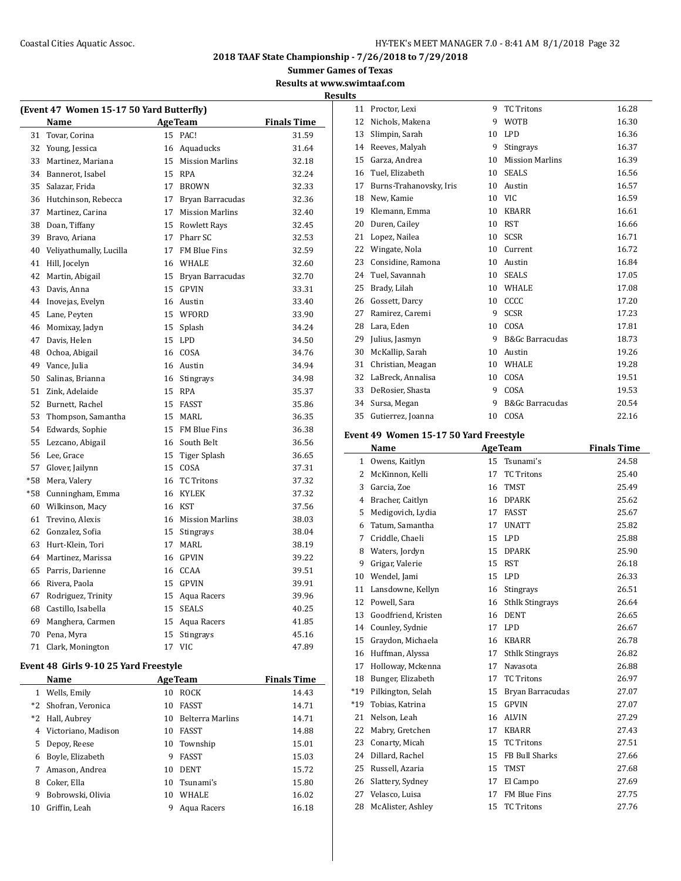**2018 TAAF State Championship - 7/26/2018 to 7/29/2018**

**Summer Games of Texas**

**Results at www.swimtaaf.com**

**Results**

### (Event 47 Women 15-17 50 Yard Butterfly)

| | Name | Age | Team | Finals Time |
|---|---|---|---|---|
| 31 | Tovar, Corina | 15 | PAC! | 31.59 |
| 32 | Young, Jessica | 16 | Aquaducks | 31.64 |
| 33 | Martinez, Mariana | 15 | Mission Marlins | 32.18 |
| 34 | Bannerot, Isabel | 15 | RPA | 32.24 |
| 35 | Salazar, Frida | 17 | BROWN | 32.33 |
| 36 | Hutchinson, Rebecca | 17 | Bryan Barracudas | 32.36 |
| 37 | Martinez, Carina | 17 | Mission Marlins | 32.40 |
| 38 | Doan, Tiffany | 15 | Rowlett Rays | 32.45 |
| 39 | Bravo, Ariana | 17 | Pharr SC | 32.53 |
| 40 | Veliyathumally, Lucilla | 17 | FM Blue Fins | 32.59 |
| 41 | Hill, Jocelyn | 16 | WHALE | 32.60 |
| 42 | Martin, Abigail | 15 | Bryan Barracudas | 32.70 |
| 43 | Davis, Anna | 15 | GPVIN | 33.31 |
| 44 | Inovejas, Evelyn | 16 | Austin | 33.40 |
| 45 | Lane, Peyten | 15 | WFORD | 33.90 |
| 46 | Momixay, Jadyn | 15 | Splash | 34.24 |
| 47 | Davis, Helen | 15 | LPD | 34.50 |
| 48 | Ochoa, Abigail | 16 | COSA | 34.76 |
| 49 | Vance, Julia | 16 | Austin | 34.94 |
| 50 | Salinas, Brianna | 16 | Stingrays | 34.98 |
| 51 | Zink, Adelaide | 15 | RPA | 35.37 |
| 52 | Burnett, Rachel | 15 | FASST | 35.86 |
| 53 | Thompson, Samantha | 15 | MARL | 36.35 |
| 54 | Edwards, Sophie | 15 | FM Blue Fins | 36.38 |
| 55 | Lezcano, Abigail | 16 | South Belt | 36.56 |
| 56 | Lee, Grace | 15 | Tiger Splash | 36.65 |
| 57 | Glover, Jailynn | 15 | COSA | 37.31 |
| *58 | Mera, Valery | 16 | TC Tritons | 37.32 |
| *58 | Cunningham, Emma | 16 | KYLEK | 37.32 |
| 60 | Wilkinson, Macy | 16 | KST | 37.56 |
| 61 | Trevino, Alexis | 16 | Mission Marlins | 38.03 |
| 62 | Gonzalez, Sofia | 15 | Stingrays | 38.04 |
| 63 | Hurt-Klein, Tori | 17 | MARL | 38.19 |
| 64 | Martinez, Marissa | 16 | GPVIN | 39.22 |
| 65 | Parris, Darienne | 16 | CCAA | 39.51 |
| 66 | Rivera, Paola | 15 | GPVIN | 39.91 |
| 67 | Rodriguez, Trinity | 15 | Aqua Racers | 39.96 |
| 68 | Castillo, Isabella | 15 | SEALS | 40.25 |
| 69 | Manghera, Carmen | 15 | Aqua Racers | 41.85 |
| 70 | Pena, Myra | 15 | Stingrays | 45.16 |
| 71 | Clark, Monington | 17 | VIC | 47.89 |

### Event 48 Girls 9-10 25 Yard Freestyle

| | Name | Age | Team | Finals Time |
|---|---|---|---|---|
| 1 | Wells, Emily | 10 | ROCK | 14.43 |
| *2 | Shofran, Veronica | 10 | FASST | 14.71 |
| *2 | Hall, Aubrey | 10 | Belterra Marlins | 14.71 |
| 4 | Victoriano, Madison | 10 | FASST | 14.88 |
| 5 | Depoy, Reese | 10 | Township | 15.01 |
| 6 | Boyle, Elizabeth | 9 | FASST | 15.03 |
| 7 | Amason, Andrea | 10 | DENT | 15.72 |
| 8 | Coker, Ella | 10 | Tsunami's | 15.80 |
| 9 | Bobrowski, Olivia | 10 | WHALE | 16.02 |
| 10 | Griffin, Leah | 9 | Aqua Racers | 16.18 |
| 11 | Proctor, Lexi | 9 | TC Tritons | 16.28 |
| 12 | Nichols, Makena | 9 | WOTB | 16.30 |
| 13 | Slimpin, Sarah | 10 | LPD | 16.36 |
| 14 | Reeves, Malyah | 9 | Stingrays | 16.37 |
| 15 | Garza, Andrea | 10 | Mission Marlins | 16.39 |
| 16 | Tuel, Elizabeth | 10 | SEALS | 16.56 |
| 17 | Burns-Trahanovsky, Iris | 10 | Austin | 16.57 |
| 18 | New, Kamie | 10 | VIC | 16.59 |
| 19 | Klemann, Emma | 10 | KBARR | 16.61 |
| 20 | Duren, Cailey | 10 | RST | 16.66 |
| 21 | Lopez, Nailea | 10 | SCSR | 16.71 |
| 22 | Wingate, Nola | 10 | Current | 16.72 |
| 23 | Considine, Ramona | 10 | Austin | 16.84 |
| 24 | Tuel, Savannah | 10 | SEALS | 17.05 |
| 25 | Brady, Lilah | 10 | WHALE | 17.08 |
| 26 | Gossett, Darcy | 10 | CCCC | 17.20 |
| 27 | Ramirez, Caremi | 9 | SCSR | 17.23 |
| 28 | Lara, Eden | 10 | COSA | 17.81 |
| 29 | Julius, Jasmyn | 9 | B&Gc Barracudas | 18.73 |
| 30 | McKallip, Sarah | 10 | Austin | 19.26 |
| 31 | Christian, Meagan | 10 | WHALE | 19.28 |
| 32 | LaBreck, Annalisa | 10 | COSA | 19.51 |
| 33 | DeRosier, Shasta | 9 | COSA | 19.53 |
| 34 | Sursa, Megan | 9 | B&Gc Barracudas | 20.54 |
| 35 | Gutierrez, Joanna | 10 | COSA | 22.16 |

### Event 49 Women 15-17 50 Yard Freestyle

| | Name | Age | Team | Finals Time |
|---|---|---|---|---|
| 1 | Owens, Kaitlyn | 15 | Tsunami's | 24.58 |
| 2 | McKinnon, Kelli | 17 | TC Tritons | 25.40 |
| 3 | Garcia, Zoe | 16 | TMST | 25.49 |
| 4 | Bracher, Caitlyn | 16 | DPARK | 25.62 |
| 5 | Medigovich, Lydia | 17 | FASST | 25.67 |
| 6 | Tatum, Samantha | 17 | UNATT | 25.82 |
| 7 | Criddle, Chaeli | 15 | LPD | 25.88 |
| 8 | Waters, Jordyn | 15 | DPARK | 25.90 |
| 9 | Grigar, Valerie | 15 | RST | 26.18 |
| 10 | Wendel, Jami | 15 | LPD | 26.33 |
| 11 | Lansdowne, Kellyn | 16 | Stingrays | 26.51 |
| 12 | Powell, Sara | 16 | Sthlk Stingrays | 26.64 |
| 13 | Goodfriend, Kristen | 16 | DENT | 26.65 |
| 14 | Counley, Sydnie | 17 | LPD | 26.67 |
| 15 | Graydon, Michaela | 16 | KBARR | 26.78 |
| 16 | Huffman, Alyssa | 17 | Sthlk Stingrays | 26.82 |
| 17 | Holloway, Mckenna | 17 | Navasota | 26.88 |
| 18 | Bunger, Elizabeth | 17 | TC Tritons | 26.97 |
| *19 | Pilkington, Selah | 15 | Bryan Barracudas | 27.07 |
| *19 | Tobias, Katrina | 15 | GPVIN | 27.07 |
| 21 | Nelson, Leah | 16 | ALVIN | 27.29 |
| 22 | Mabry, Gretchen | 17 | KBARR | 27.43 |
| 23 | Conarty, Micah | 15 | TC Tritons | 27.51 |
| 24 | Dillard, Rachel | 15 | FB Bull Sharks | 27.66 |
| 25 | Russell, Azaria | 15 | TMST | 27.68 |
| 26 | Slattery, Sydney | 17 | El Campo | 27.69 |
| 27 | Velasco, Luisa | 17 | FM Blue Fins | 27.75 |
| 28 | McAlister, Ashley | 15 | TC Tritons | 27.76 |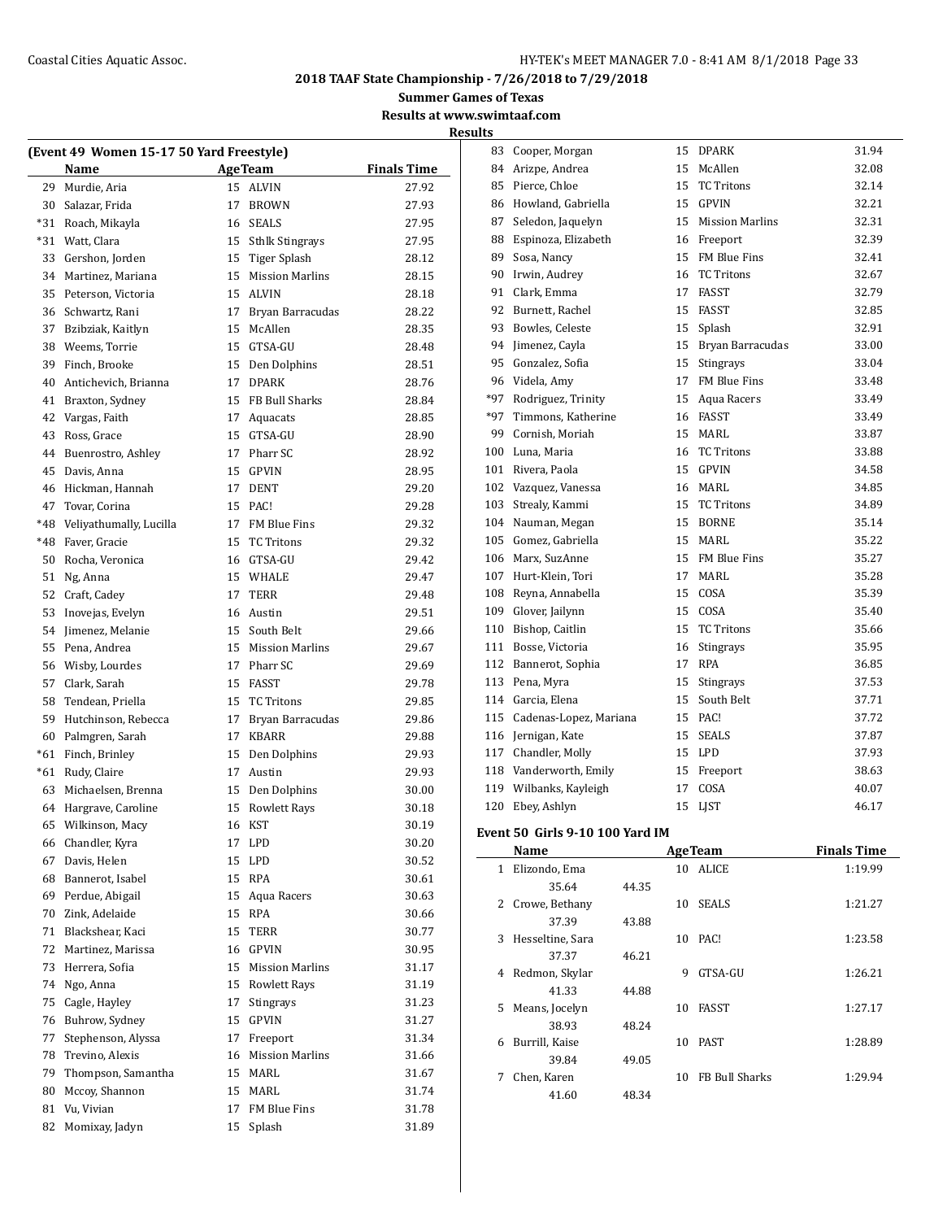## 2018 TAAF State Championship - 7/26/2018 to 7/29/2018

**Summer Games of Texas**

**Results at www.swimtaaf.com**

**Results**

### (Event 49 Women 15-17 50 Yard Freestyle)

| | Name | Age | Team | Finals Time |
|---|---|---|---|---|
| 29 | Murdie, Aria | 15 | ALVIN | 27.92 |
| 30 | Salazar, Frida | 17 | BROWN | 27.93 |
| *31 | Roach, Mikayla | 16 | SEALS | 27.95 |
| *31 | Watt, Clara | 15 | Sthlk Stingrays | 27.95 |
| 33 | Gershon, Jorden | 15 | Tiger Splash | 28.12 |
| 34 | Martinez, Mariana | 15 | Mission Marlins | 28.15 |
| 35 | Peterson, Victoria | 15 | ALVIN | 28.18 |
| 36 | Schwartz, Rani | 17 | Bryan Barracudas | 28.22 |
| 37 | Bzibziak, Kaitlyn | 15 | McAllen | 28.35 |
| 38 | Weems, Torrie | 15 | GTSA-GU | 28.48 |
| 39 | Finch, Brooke | 15 | Den Dolphins | 28.51 |
| 40 | Antichevich, Brianna | 17 | DPARK | 28.76 |
| 41 | Braxton, Sydney | 15 | FB Bull Sharks | 28.84 |
| 42 | Vargas, Faith | 17 | Aquacats | 28.85 |
| 43 | Ross, Grace | 15 | GTSA-GU | 28.90 |
| 44 | Buenrostro, Ashley | 17 | Pharr SC | 28.92 |
| 45 | Davis, Anna | 15 | GPVIN | 28.95 |
| 46 | Hickman, Hannah | 17 | DENT | 29.20 |
| 47 | Tovar, Corina | 15 | PAC! | 29.28 |
| *48 | Veliyathumally, Lucilla | 17 | FM Blue Fins | 29.32 |
| *48 | Faver, Gracie | 15 | TC Tritons | 29.32 |
| 50 | Rocha, Veronica | 16 | GTSA-GU | 29.42 |
| 51 | Ng, Anna | 15 | WHALE | 29.47 |
| 52 | Craft, Cadey | 17 | TERR | 29.48 |
| 53 | Inovejas, Evelyn | 16 | Austin | 29.51 |
| 54 | Jimenez, Melanie | 15 | South Belt | 29.66 |
| 55 | Pena, Andrea | 15 | Mission Marlins | 29.67 |
| 56 | Wisby, Lourdes | 17 | Pharr SC | 29.69 |
| 57 | Clark, Sarah | 15 | FASST | 29.78 |
| 58 | Tendean, Priella | 15 | TC Tritons | 29.85 |
| 59 | Hutchinson, Rebecca | 17 | Bryan Barracudas | 29.86 |
| 60 | Palmgren, Sarah | 17 | KBARR | 29.88 |
| *61 | Finch, Brinley | 15 | Den Dolphins | 29.93 |
| *61 | Rudy, Claire | 17 | Austin | 29.93 |
| 63 | Michaelsen, Brenna | 15 | Den Dolphins | 30.00 |
| 64 | Hargrave, Caroline | 15 | Rowlett Rays | 30.18 |
| 65 | Wilkinson, Macy | 16 | KST | 30.19 |
| 66 | Chandler, Kyra | 17 | LPD | 30.20 |
| 67 | Davis, Helen | 15 | LPD | 30.52 |
| 68 | Bannerot, Isabel | 15 | RPA | 30.61 |
| 69 | Perdue, Abigail | 15 | Aqua Racers | 30.63 |
| 70 | Zink, Adelaide | 15 | RPA | 30.66 |
| 71 | Blackshear, Kaci | 15 | TERR | 30.77 |
| 72 | Martinez, Marissa | 16 | GPVIN | 30.95 |
| 73 | Herrera, Sofia | 15 | Mission Marlins | 31.17 |
| 74 | Ngo, Anna | 15 | Rowlett Rays | 31.19 |
| 75 | Cagle, Hayley | 17 | Stingrays | 31.23 |
| 76 | Buhrow, Sydney | 15 | GPVIN | 31.27 |
| 77 | Stephenson, Alyssa | 17 | Freeport | 31.34 |
| 78 | Trevino, Alexis | 16 | Mission Marlins | 31.66 |
| 79 | Thompson, Samantha | 15 | MARL | 31.67 |
| 80 | Mccoy, Shannon | 15 | MARL | 31.74 |
| 81 | Vu, Vivian | 17 | FM Blue Fins | 31.78 |
| 82 | Momixay, Jadyn | 15 | Splash | 31.89 |
| 83 | Cooper, Morgan | 15 | DPARK | 31.94 |
| 84 | Arizpe, Andrea | 15 | McAllen | 32.08 |
| 85 | Pierce, Chloe | 15 | TC Tritons | 32.14 |
| 86 | Howland, Gabriella | 15 | GPVIN | 32.21 |
| 87 | Seledon, Jaquelyn | 15 | Mission Marlins | 32.31 |
| 88 | Espinoza, Elizabeth | 16 | Freeport | 32.39 |
| 89 | Sosa, Nancy | 15 | FM Blue Fins | 32.41 |
| 90 | Irwin, Audrey | 16 | TC Tritons | 32.67 |
| 91 | Clark, Emma | 17 | FASST | 32.79 |
| 92 | Burnett, Rachel | 15 | FASST | 32.85 |
| 93 | Bowles, Celeste | 15 | Splash | 32.91 |
| 94 | Jimenez, Cayla | 15 | Bryan Barracudas | 33.00 |
| 95 | Gonzalez, Sofia | 15 | Stingrays | 33.04 |
| 96 | Videla, Amy | 17 | FM Blue Fins | 33.48 |
| *97 | Rodriguez, Trinity | 15 | Aqua Racers | 33.49 |
| *97 | Timmons, Katherine | 16 | FASST | 33.49 |
| 99 | Cornish, Moriah | 15 | MARL | 33.87 |
| 100 | Luna, Maria | 16 | TC Tritons | 33.88 |
| 101 | Rivera, Paola | 15 | GPVIN | 34.58 |
| 102 | Vazquez, Vanessa | 16 | MARL | 34.85 |
| 103 | Strealy, Kammi | 15 | TC Tritons | 34.89 |
| 104 | Nauman, Megan | 15 | BORNE | 35.14 |
| 105 | Gomez, Gabriella | 15 | MARL | 35.22 |
| 106 | Marx, SuzAnne | 15 | FM Blue Fins | 35.27 |
| 107 | Hurt-Klein, Tori | 17 | MARL | 35.28 |
| 108 | Reyna, Annabella | 15 | COSA | 35.39 |
| 109 | Glover, Jailynn | 15 | COSA | 35.40 |
| 110 | Bishop, Caitlin | 15 | TC Tritons | 35.66 |
| 111 | Bosse, Victoria | 16 | Stingrays | 35.95 |
| 112 | Bannerot, Sophia | 17 | RPA | 36.85 |
| 113 | Pena, Myra | 15 | Stingrays | 37.53 |
| 114 | Garcia, Elena | 15 | South Belt | 37.71 |
| 115 | Cadenas-Lopez, Mariana | 15 | PAC! | 37.72 |
| 116 | Jernigan, Kate | 15 | SEALS | 37.87 |
| 117 | Chandler, Molly | 15 | LPD | 37.93 |
| 118 | Vanderworth, Emily | 15 | Freeport | 38.63 |
| 119 | Wilbanks, Kayleigh | 17 | COSA | 40.07 |
| 120 | Ebey, Ashlyn | 15 | LJST | 46.17 |

### Event 50 Girls 9-10 100 Yard IM

| | Name | Age | Team | Finals Time |
|---|---|---|---|---|
| 1 | Elizondo, Ema | 10 | ALICE | 1:19.99 |
| | 35.64 44.35 | | | |
| 2 | Crowe, Bethany | 10 | SEALS | 1:21.27 |
| | 37.39 43.88 | | | |
| 3 | Hesseltine, Sara | 10 | PAC! | 1:23.58 |
| | 37.37 46.21 | | | |
| 4 | Redmon, Skylar | 9 | GTSA-GU | 1:26.21 |
| | 41.33 44.88 | | | |
| 5 | Means, Jocelyn | 10 | FASST | 1:27.17 |
| | 38.93 48.24 | | | |
| 6 | Burrill, Kaise | 10 | PAST | 1:28.89 |
| | 39.84 49.05 | | | |
| 7 | Chen, Karen | 10 | FB Bull Sharks | 1:29.94 |
| | 41.60 48.34 | | | |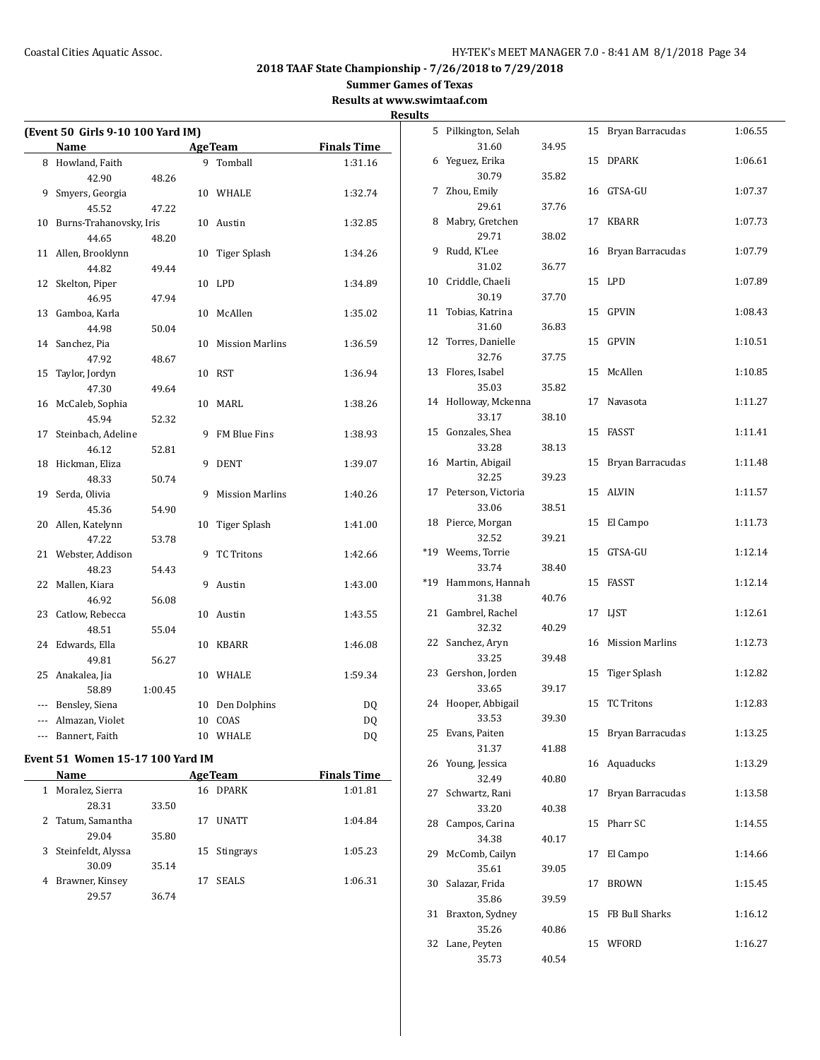## 2018 TAAF State Championship - 7/26/2018 to 7/29/2018

### Summer Games of Texas

### Results at www.swimtaaf.com

### Results

#### (Event 50 Girls 9-10 100 Yard IM)

| | Name | Age | Team | Finals Time |
|---|---|---|---|---|
| 8 | Howland, Faith | 9 | Tomball | 1:31.16 |
| | 42.90 48.26 | | | |
| 9 | Smyers, Georgia | 10 | WHALE | 1:32.74 |
| | 45.52 47.22 | | | |
| 10 | Burns-Trahanovsky, Iris | 10 | Austin | 1:32.85 |
| | 44.65 48.20 | | | |
| 11 | Allen, Brooklynn | 10 | Tiger Splash | 1:34.26 |
| | 44.82 49.44 | | | |
| 12 | Skelton, Piper | 10 | LPD | 1:34.89 |
| | 46.95 47.94 | | | |
| 13 | Gamboa, Karla | 10 | McAllen | 1:35.02 |
| | 44.98 50.04 | | | |
| 14 | Sanchez, Pia | 10 | Mission Marlins | 1:36.59 |
| | 47.92 48.67 | | | |
| 15 | Taylor, Jordyn | 10 | RST | 1:36.94 |
| | 47.30 49.64 | | | |
| 16 | McCaleb, Sophia | 10 | MARL | 1:38.26 |
| | 45.94 52.32 | | | |
| 17 | Steinbach, Adeline | 9 | FM Blue Fins | 1:38.93 |
| | 46.12 52.81 | | | |
| 18 | Hickman, Eliza | 9 | DENT | 1:39.07 |
| | 48.33 50.74 | | | |
| 19 | Serda, Olivia | 9 | Mission Marlins | 1:40.26 |
| | 45.36 54.90 | | | |
| 20 | Allen, Katelynn | 10 | Tiger Splash | 1:41.00 |
| | 47.22 53.78 | | | |
| 21 | Webster, Addison | 9 | TC Tritons | 1:42.66 |
| | 48.23 54.43 | | | |
| 22 | Mallen, Kiara | 9 | Austin | 1:43.00 |
| | 46.92 56.08 | | | |
| 23 | Catlow, Rebecca | 10 | Austin | 1:43.55 |
| | 48.51 55.04 | | | |
| 24 | Edwards, Ella | 10 | KBARR | 1:46.08 |
| | 49.81 56.27 | | | |
| 25 | Anakalea, Jia | 10 | WHALE | 1:59.34 |
| | 58.89 1:00.45 | | | |
| --- | Bensley, Siena | 10 | Den Dolphins | DQ |
| --- | Almazan, Violet | 10 | COAS | DQ |
| --- | Bannert, Faith | 10 | WHALE | DQ |

#### Event 51 Women 15-17 100 Yard IM

| | Name | Age | Team | Finals Time |
|---|---|---|---|---|
| 1 | Moralez, Sierra | 16 | DPARK | 1:01.81 |
| | 28.31 33.50 | | | |
| 2 | Tatum, Samantha | 17 | UNATT | 1:04.84 |
| | 29.04 35.80 | | | |
| 3 | Steinfeldt, Alyssa | 15 | Stingrays | 1:05.23 |
| | 30.09 35.14 | | | |
| 4 | Brawner, Kinsey | 17 | SEALS | 1:06.31 |
| | 29.57 36.74 | | | |
| 5 | Pilkington, Selah | 15 | Bryan Barracudas | 1:06.55 |
| | 31.60 34.95 | | | |
| 6 | Yeguez, Erika | 15 | DPARK | 1:06.61 |
| | 30.79 35.82 | | | |
| 7 | Zhou, Emily | 16 | GTSA-GU | 1:07.37 |
| | 29.61 37.76 | | | |
| 8 | Mabry, Gretchen | 17 | KBARR | 1:07.73 |
| | 29.71 38.02 | | | |
| 9 | Rudd, K'Lee | 16 | Bryan Barracudas | 1:07.79 |
| | 31.02 36.77 | | | |
| 10 | Criddle, Chaeli | 15 | LPD | 1:07.89 |
| | 30.19 37.70 | | | |
| 11 | Tobias, Katrina | 15 | GPVIN | 1:08.43 |
| | 31.60 36.83 | | | |
| 12 | Torres, Danielle | 15 | GPVIN | 1:10.51 |
| | 32.76 37.75 | | | |
| 13 | Flores, Isabel | 15 | McAllen | 1:10.85 |
| | 35.03 35.82 | | | |
| 14 | Holloway, Mckenna | 17 | Navasota | 1:11.27 |
| | 33.17 38.10 | | | |
| 15 | Gonzales, Shea | 15 | FASST | 1:11.41 |
| | 33.28 38.13 | | | |
| 16 | Martin, Abigail | 15 | Bryan Barracudas | 1:11.48 |
| | 32.25 39.23 | | | |
| 17 | Peterson, Victoria | 15 | ALVIN | 1:11.57 |
| | 33.06 38.51 | | | |
| 18 | Pierce, Morgan | 15 | El Campo | 1:11.73 |
| | 32.52 39.21 | | | |
| *19 | Weems, Torrie | 15 | GTSA-GU | 1:12.14 |
| | 33.74 38.40 | | | |
| *19 | Hammons, Hannah | 15 | FASST | 1:12.14 |
| | 31.38 40.76 | | | |
| 21 | Gambrel, Rachel | 17 | LJST | 1:12.61 |
| | 32.32 40.29 | | | |
| 22 | Sanchez, Aryn | 16 | Mission Marlins | 1:12.73 |
| | 33.25 39.48 | | | |
| 23 | Gershon, Jorden | 15 | Tiger Splash | 1:12.82 |
| | 33.65 39.17 | | | |
| 24 | Hooper, Abbigail | 15 | TC Tritons | 1:12.83 |
| | 33.53 39.30 | | | |
| 25 | Evans, Paiten | 15 | Bryan Barracudas | 1:13.25 |
| | 31.37 41.88 | | | |
| 26 | Young, Jessica | 16 | Aquaducks | 1:13.29 |
| | 32.49 40.80 | | | |
| 27 | Schwartz, Rani | 17 | Bryan Barracudas | 1:13.58 |
| | 33.20 40.38 | | | |
| 28 | Campos, Carina | 15 | Pharr SC | 1:14.55 |
| | 34.38 40.17 | | | |
| 29 | McComb, Cailyn | 17 | El Campo | 1:14.66 |
| | 35.61 39.05 | | | |
| 30 | Salazar, Frida | 17 | BROWN | 1:15.45 |
| | 35.86 39.59 | | | |
| 31 | Braxton, Sydney | 15 | FB Bull Sharks | 1:16.12 |
| | 35.26 40.86 | | | |
| 32 | Lane, Peyten | 15 | WFORD | 1:16.27 |
| | 35.73 40.54 | | | |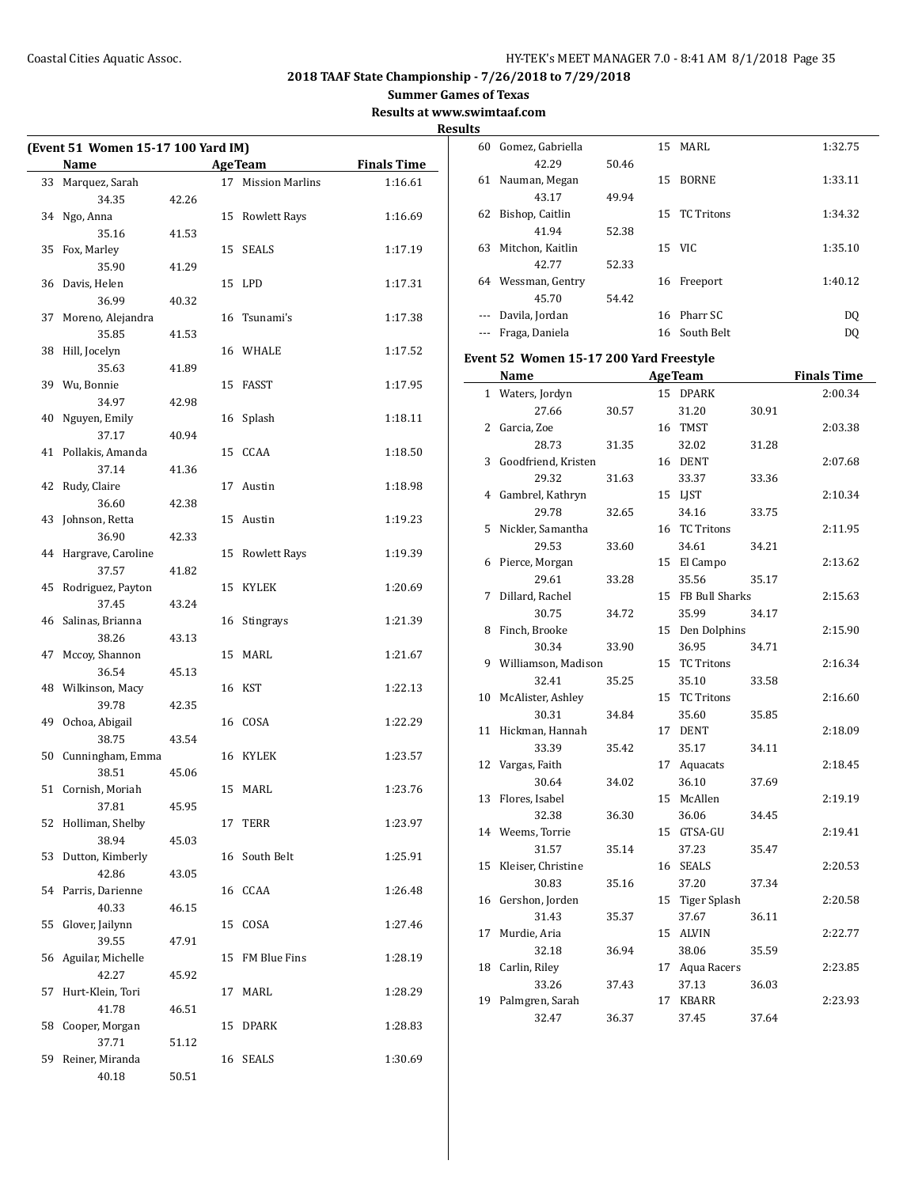## 2018 TAAF State Championship - 7/26/2018 to 7/29/2018

### Summer Games of Texas

### Results at www.swimtaaf.com

### Results

**(Event 51 Women 15-17 100 Yard IM)**

| | Name | Age | Team | Finals Time |
|---|---|---|---|---|
| 33 | Marquez, Sarah | 17 | Mission Marlins | 1:16.61 |
| | 34.35 42.26 | | | |
| 34 | Ngo, Anna | 15 | Rowlett Rays | 1:16.69 |
| | 35.16 41.53 | | | |
| 35 | Fox, Marley | 15 | SEALS | 1:17.19 |
| | 35.90 41.29 | | | |
| 36 | Davis, Helen | 15 | LPD | 1:17.31 |
| | 36.99 40.32 | | | |
| 37 | Moreno, Alejandra | 16 | Tsunami's | 1:17.38 |
| | 35.85 41.53 | | | |
| 38 | Hill, Jocelyn | 16 | WHALE | 1:17.52 |
| | 35.63 41.89 | | | |
| 39 | Wu, Bonnie | 15 | FASST | 1:17.95 |
| | 34.97 42.98 | | | |
| 40 | Nguyen, Emily | 16 | Splash | 1:18.11 |
| | 37.17 40.94 | | | |
| 41 | Pollakis, Amanda | 15 | CCAA | 1:18.50 |
| | 37.14 41.36 | | | |
| 42 | Rudy, Claire | 17 | Austin | 1:18.98 |
| | 36.60 42.38 | | | |
| 43 | Johnson, Retta | 15 | Austin | 1:19.23 |
| | 36.90 42.33 | | | |
| 44 | Hargrave, Caroline | 15 | Rowlett Rays | 1:19.39 |
| | 37.57 41.82 | | | |
| 45 | Rodriguez, Payton | 15 | KYLEK | 1:20.69 |
| | 37.45 43.24 | | | |
| 46 | Salinas, Brianna | 16 | Stingrays | 1:21.39 |
| | 38.26 43.13 | | | |
| 47 | Mccoy, Shannon | 15 | MARL | 1:21.67 |
| | 36.54 45.13 | | | |
| 48 | Wilkinson, Macy | 16 | KST | 1:22.13 |
| | 39.78 42.35 | | | |
| 49 | Ochoa, Abigail | 16 | COSA | 1:22.29 |
| | 38.75 43.54 | | | |
| 50 | Cunningham, Emma | 16 | KYLEK | 1:23.57 |
| | 38.51 45.06 | | | |
| 51 | Cornish, Moriah | 15 | MARL | 1:23.76 |
| | 37.81 45.95 | | | |
| 52 | Holliman, Shelby | 17 | TERR | 1:23.97 |
| | 38.94 45.03 | | | |
| 53 | Dutton, Kimberly | 16 | South Belt | 1:25.91 |
| | 42.86 43.05 | | | |
| 54 | Parris, Darienne | 16 | CCAA | 1:26.48 |
| | 40.33 46.15 | | | |
| 55 | Glover, Jailynn | 15 | COSA | 1:27.46 |
| | 39.55 47.91 | | | |
| 56 | Aguilar, Michelle | 15 | FM Blue Fins | 1:28.19 |
| | 42.27 45.92 | | | |
| 57 | Hurt-Klein, Tori | 17 | MARL | 1:28.29 |
| | 41.78 46.51 | | | |
| 58 | Cooper, Morgan | 15 | DPARK | 1:28.83 |
| | 37.71 51.12 | | | |
| 59 | Reiner, Miranda | 16 | SEALS | 1:30.69 |
| | 40.18 50.51 | | | |
| 60 | Gomez, Gabriella | 15 | MARL | 1:32.75 |
| | 42.29 50.46 | | | |
| 61 | Nauman, Megan | 15 | BORNE | 1:33.11 |
| | 43.17 49.94 | | | |
| 62 | Bishop, Caitlin | 15 | TC Tritons | 1:34.32 |
| | 41.94 52.38 | | | |
| 63 | Mitchon, Kaitlin | 15 | VIC | 1:35.10 |
| | 42.77 52.33 | | | |
| 64 | Wessman, Gentry | 16 | Freeport | 1:40.12 |
| | 45.70 54.42 | | | |
| --- | Davila, Jordan | 16 | Pharr SC | DQ |
| --- | Fraga, Daniela | 16 | South Belt | DQ |

**Event 52 Women 15-17 200 Yard Freestyle**

| | Name | Age | Team | Finals Time |
|---|---|---|---|---|
| 1 | Waters, Jordyn | 15 | DPARK | 2:00.34 |
| | 27.66 30.57 31.20 30.91 | | | |
| 2 | Garcia, Zoe | 16 | TMST | 2:03.38 |
| | 28.73 31.35 32.02 31.28 | | | |
| 3 | Goodfriend, Kristen | 16 | DENT | 2:07.68 |
| | 29.32 31.63 33.37 33.36 | | | |
| 4 | Gambrel, Kathryn | 15 | LJST | 2:10.34 |
| | 29.78 32.65 34.16 33.75 | | | |
| 5 | Nickler, Samantha | 16 | TC Tritons | 2:11.95 |
| | 29.53 33.60 34.61 34.21 | | | |
| 6 | Pierce, Morgan | 15 | El Campo | 2:13.62 |
| | 29.61 33.28 35.56 35.17 | | | |
| 7 | Dillard, Rachel | 15 | FB Bull Sharks | 2:15.63 |
| | 30.75 34.72 35.99 34.17 | | | |
| 8 | Finch, Brooke | 15 | Den Dolphins | 2:15.90 |
| | 30.34 33.90 36.95 34.71 | | | |
| 9 | Williamson, Madison | 15 | TC Tritons | 2:16.34 |
| | 32.41 35.25 35.10 33.58 | | | |
| 10 | McAlister, Ashley | 15 | TC Tritons | 2:16.60 |
| | 30.31 34.84 35.60 35.85 | | | |
| 11 | Hickman, Hannah | 17 | DENT | 2:18.09 |
| | 33.39 35.42 35.17 34.11 | | | |
| 12 | Vargas, Faith | 17 | Aquacats | 2:18.45 |
| | 30.64 34.02 36.10 37.69 | | | |
| 13 | Flores, Isabel | 15 | McAllen | 2:19.19 |
| | 32.38 36.30 36.06 34.45 | | | |
| 14 | Weems, Torrie | 15 | GTSA-GU | 2:19.41 |
| | 31.57 35.14 37.23 35.47 | | | |
| 15 | Kleiser, Christine | 16 | SEALS | 2:20.53 |
| | 30.83 35.16 37.20 37.34 | | | |
| 16 | Gershon, Jorden | 15 | Tiger Splash | 2:20.58 |
| | 31.43 35.37 37.67 36.11 | | | |
| 17 | Murdie, Aria | 15 | ALVIN | 2:22.77 |
| | 32.18 36.94 38.06 35.59 | | | |
| 18 | Carlin, Riley | 17 | Aqua Racers | 2:23.85 |
| | 33.26 37.43 37.13 36.03 | | | |
| 19 | Palmgren, Sarah | 17 | KBARR | 2:23.93 |
| | 32.47 36.37 37.45 37.64 | | | |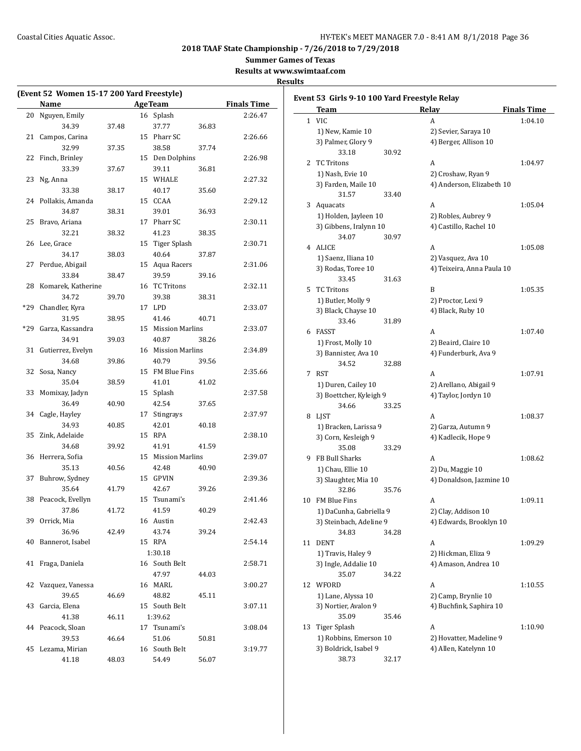**2018 TAAF State Championship - 7/26/2018 to 7/29/2018**

**Summer Games of Texas**

**Results at www.swimtaaf.com**

**Results**

### (Event 52 Women 15-17 200 Yard Freestyle)

| | Name | Age | Team | Finals Time |
|---|---|---|---|---|
| 20 | Nguyen, Emily | 16 | Splash | 2:26.47 |
| | 34.39 37.48 | | 37.77 36.83 | |
| 21 | Campos, Carina | 15 | Pharr SC | 2:26.66 |
| | 32.99 37.35 | | 38.58 37.74 | |
| 22 | Finch, Brinley | 15 | Den Dolphins | 2:26.98 |
| | 33.39 37.67 | | 39.11 36.81 | |
| 23 | Ng, Anna | 15 | WHALE | 2:27.32 |
| | 33.38 38.17 | | 40.17 35.60 | |
| 24 | Pollakis, Amanda | 15 | CCAA | 2:29.12 |
| | 34.87 38.31 | | 39.01 36.93 | |
| 25 | Bravo, Ariana | 17 | Pharr SC | 2:30.11 |
| | 32.21 38.32 | | 41.23 38.35 | |
| 26 | Lee, Grace | 15 | Tiger Splash | 2:30.71 |
| | 34.17 38.03 | | 40.64 37.87 | |
| 27 | Perdue, Abigail | 15 | Aqua Racers | 2:31.06 |
| | 33.84 38.47 | | 39.59 39.16 | |
| 28 | Komarek, Katherine | 16 | TC Tritons | 2:32.11 |
| | 34.72 39.70 | | 39.38 38.31 | |
| *29 | Chandler, Kyra | 17 | LPD | 2:33.07 |
| | 31.95 38.95 | | 41.46 40.71 | |
| *29 | Garza, Kassandra | 15 | Mission Marlins | 2:33.07 |
| | 34.91 39.03 | | 40.87 38.26 | |
| 31 | Gutierrez, Evelyn | 16 | Mission Marlins | 2:34.89 |
| | 34.68 39.86 | | 40.79 39.56 | |
| 32 | Sosa, Nancy | 15 | FM Blue Fins | 2:35.66 |
| | 35.04 38.59 | | 41.01 41.02 | |
| 33 | Momixay, Jadyn | 15 | Splash | 2:37.58 |
| | 36.49 40.90 | | 42.54 37.65 | |
| 34 | Cagle, Hayley | 17 | Stingrays | 2:37.97 |
| | 34.93 40.85 | | 42.01 40.18 | |
| 35 | Zink, Adelaide | 15 | RPA | 2:38.10 |
| | 34.68 39.92 | | 41.91 41.59 | |
| 36 | Herrera, Sofia | 15 | Mission Marlins | 2:39.07 |
| | 35.13 40.56 | | 42.48 40.90 | |
| 37 | Buhrow, Sydney | 15 | GPVIN | 2:39.36 |
| | 35.64 41.79 | | 42.67 39.26 | |
| 38 | Peacock, Evellyn | 15 | Tsunami's | 2:41.46 |
| | 37.86 41.72 | | 41.59 40.29 | |
| 39 | Orrick, Mia | 16 | Austin | 2:42.43 |
| | 36.96 42.49 | | 43.74 39.24 | |
| 40 | Bannerot, Isabel | 15 | RPA | 2:54.14 |
| | | | 1:30.18 | |
| 41 | Fraga, Daniela | 16 | South Belt | 2:58.71 |
| | | | 47.97 44.03 | |
| 42 | Vazquez, Vanessa | 16 | MARL | 3:00.27 |
| | 39.65 46.69 | | 48.82 45.11 | |
| 43 | Garcia, Elena | 15 | South Belt | 3:07.11 |
| | 41.38 46.11 | | 1:39.62 | |
| 44 | Peacock, Sloan | 17 | Tsunami's | 3:08.04 |
| | 39.53 46.64 | | 51.06 50.81 | |
| 45 | Lezama, Mirian | 16 | South Belt | 3:19.77 |
| | 41.18 48.03 | | 54.49 56.07 | |

### Event 53 Girls 9-10 100 Yard Freestyle Relay

| | Team | Relay | Finals Time |
|---|---|---|---|
| 1 | VIC | A | 1:04.10 |
| | 1) New, Kamie 10 | 2) Sevier, Saraya 10 | |
| | 3) Palmer, Glory 9 | 4) Berger, Allison 10 | |
| | 33.18 30.92 | | |
| 2 | TC Tritons | A | 1:04.97 |
| | 1) Nash, Evie 10 | 2) Croshaw, Ryan 9 | |
| | 3) Farden, Maile 10 | 4) Anderson, Elizabeth 10 | |
| | 31.57 33.40 | | |
| 3 | Aquacats | A | 1:05.04 |
| | 1) Holden, Jayleen 10 | 2) Robles, Aubrey 9 | |
| | 3) Gibbens, Iralynn 10 | 4) Castillo, Rachel 10 | |
| | 34.07 30.97 | | |
| 4 | ALICE | A | 1:05.08 |
| | 1) Saenz, Iliana 10 | 2) Vasquez, Ava 10 | |
| | 3) Rodas, Toree 10 | 4) Teixeira, Anna Paula 10 | |
| | 33.45 31.63 | | |
| 5 | TC Tritons | B | 1:05.35 |
| | 1) Butler, Molly 9 | 2) Proctor, Lexi 9 | |
| | 3) Black, Chayse 10 | 4) Black, Ruby 10 | |
| | 33.46 31.89 | | |
| 6 | FASST | A | 1:07.40 |
| | 1) Frost, Molly 10 | 2) Beaird, Claire 10 | |
| | 3) Bannister, Ava 10 | 4) Funderburk, Ava 9 | |
| | 34.52 32.88 | | |
| 7 | RST | A | 1:07.91 |
| | 1) Duren, Cailey 10 | 2) Arellano, Abigail 9 | |
| | 3) Boettcher, Kyleigh 9 | 4) Taylor, Jordyn 10 | |
| | 34.66 33.25 | | |
| 8 | LJST | A | 1:08.37 |
| | 1) Bracken, Larissa 9 | 2) Garza, Autumn 9 | |
| | 3) Corn, Kesleigh 9 | 4) Kadlecik, Hope 9 | |
| | 35.08 33.29 | | |
| 9 | FB Bull Sharks | A | 1:08.62 |
| | 1) Chau, Ellie 10 | 2) Du, Maggie 10 | |
| | 3) Slaughter, Mia 10 | 4) Donaldson, Jazmine 10 | |
| | 32.86 35.76 | | |
| 10 | FM Blue Fins | A | 1:09.11 |
| | 1) DaCunha, Gabriella 9 | 2) Clay, Addison 10 | |
| | 3) Steinbach, Adeline 9 | 4) Edwards, Brooklyn 10 | |
| | 34.83 34.28 | | |
| 11 | DENT | A | 1:09.29 |
| | 1) Travis, Haley 9 | 2) Hickman, Eliza 9 | |
| | 3) Ingle, Addalie 10 | 4) Amason, Andrea 10 | |
| | 35.07 34.22 | | |
| 12 | WFORD | A | 1:10.55 |
| | 1) Lane, Alyssa 10 | 2) Camp, Brynlie 10 | |
| | 3) Nortier, Avalon 9 | 4) Buchfink, Saphira 10 | |
| | 35.09 35.46 | | |
| 13 | Tiger Splash | A | 1:10.90 |
| | 1) Robbins, Emerson 10 | 2) Hovatter, Madeline 9 | |
| | 3) Boldrick, Isabel 9 | 4) Allen, Katelynn 10 | |
| | 38.73 32.17 | | |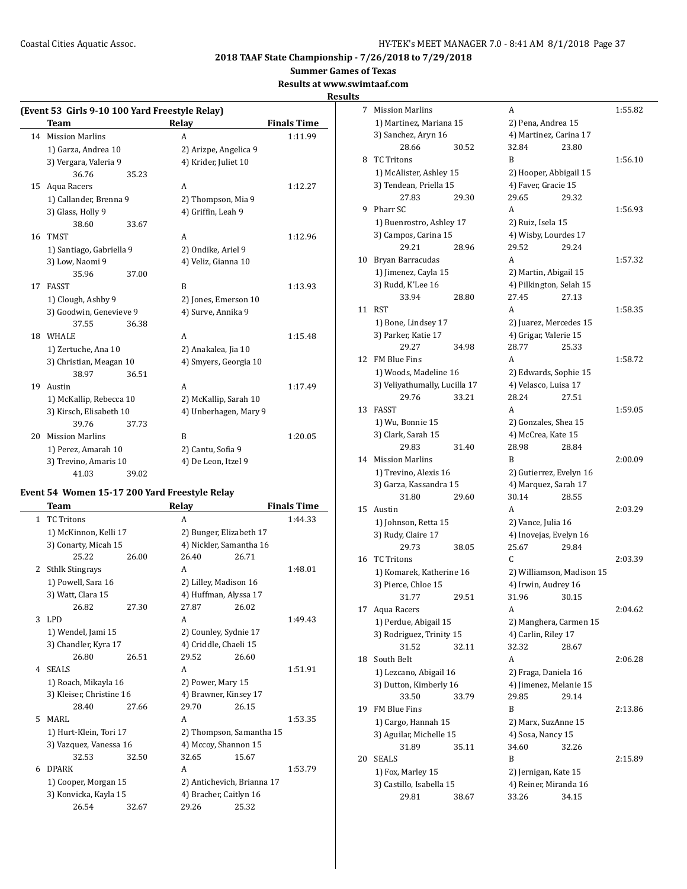**2018 TAAF State Championship - 7/26/2018 to 7/29/2018**

**Summer Games of Texas**

**Results at www.swimtaaf.com**

**Results**

### (Event 53 Girls 9-10 100 Yard Freestyle Relay)

| | Team | Relay | Finals Time |
|---|---|---|---|
| 14 | Mission Marlins | A | 1:11.99 |
| | 1) Garza, Andrea 10 | 2) Arizpe, Angelica 9 | |
| | 3) Vergara, Valeria 9 | 4) Krider, Juliet 10 | |
| | 36.76 35.23 | | |
| 15 | Aqua Racers | A | 1:12.27 |
| | 1) Callander, Brenna 9 | 2) Thompson, Mia 9 | |
| | 3) Glass, Holly 9 | 4) Griffin, Leah 9 | |
| | 38.60 33.67 | | |
| 16 | TMST | A | 1:12.96 |
| | 1) Santiago, Gabriella 9 | 2) Ondike, Ariel 9 | |
| | 3) Low, Naomi 9 | 4) Veliz, Gianna 10 | |
| | 35.96 37.00 | | |
| 17 | FASST | B | 1:13.93 |
| | 1) Clough, Ashby 9 | 2) Jones, Emerson 10 | |
| | 3) Goodwin, Genevieve 9 | 4) Surve, Annika 9 | |
| | 37.55 36.38 | | |
| 18 | WHALE | A | 1:15.48 |
| | 1) Zertuche, Ana 10 | 2) Anakalea, Jia 10 | |
| | 3) Christian, Meagan 10 | 4) Smyers, Georgia 10 | |
| | 38.97 36.51 | | |
| 19 | Austin | A | 1:17.49 |
| | 1) McKallip, Rebecca 10 | 2) McKallip, Sarah 10 | |
| | 3) Kirsch, Elisabeth 10 | 4) Unberhagen, Mary 9 | |
| | 39.76 37.73 | | |
| 20 | Mission Marlins | B | 1:20.05 |
| | 1) Perez, Amarah 10 | 2) Cantu, Sofia 9 | |
| | 3) Trevino, Amaris 10 | 4) De Leon, Itzel 9 | |
| | 41.03 39.02 | | |

### Event 54 Women 15-17 200 Yard Freestyle Relay

| | Team | Relay | Finals Time |
|---|---|---|---|
| 1 | TC Tritons | A | 1:44.33 |
| | 1) McKinnon, Kelli 17 | 2) Bunger, Elizabeth 17 | |
| | 3) Conarty, Micah 15 | 4) Nickler, Samantha 16 | |
| | 25.22 26.00 | 26.40 26.71 | |
| 2 | Sthlk Stingrays | A | 1:48.01 |
| | 1) Powell, Sara 16 | 2) Lilley, Madison 16 | |
| | 3) Watt, Clara 15 | 4) Huffman, Alyssa 17 | |
| | 26.82 27.30 | 27.87 26.02 | |
| 3 | LPD | A | 1:49.43 |
| | 1) Wendel, Jami 15 | 2) Counley, Sydnie 17 | |
| | 3) Chandler, Kyra 17 | 4) Criddle, Chaeli 15 | |
| | 26.80 26.51 | 29.52 26.60 | |
| 4 | SEALS | A | 1:51.91 |
| | 1) Roach, Mikayla 16 | 2) Power, Mary 15 | |
| | 3) Kleiser, Christine 16 | 4) Brawner, Kinsey 17 | |
| | 28.40 27.66 | 29.70 26.15 | |
| 5 | MARL | A | 1:53.35 |
| | 1) Hurt-Klein, Tori 17 | 2) Thompson, Samantha 15 | |
| | 3) Vazquez, Vanessa 16 | 4) Mccoy, Shannon 15 | |
| | 32.53 32.50 | 32.65 15.67 | |
| 6 | DPARK | A | 1:53.79 |
| | 1) Cooper, Morgan 15 | 2) Antichevich, Brianna 17 | |
| | 3) Konvicka, Kayla 15 | 4) Bracher, Caitlyn 16 | |
| | 26.54 32.67 | 29.26 25.32 | |
| 7 | Mission Marlins | A | 1:55.82 |
| | 1) Martinez, Mariana 15 | 2) Pena, Andrea 15 | |
| | 3) Sanchez, Aryn 16 | 4) Martinez, Carina 17 | |
| | 28.66 30.52 | 32.84 23.80 | |
| 8 | TC Tritons | B | 1:56.10 |
| | 1) McAlister, Ashley 15 | 2) Hooper, Abbigail 15 | |
| | 3) Tendean, Priella 15 | 4) Faver, Gracie 15 | |
| | 27.83 29.30 | 29.65 29.32 | |
| 9 | Pharr SC | A | 1:56.93 |
| | 1) Buenrostro, Ashley 17 | 2) Ruiz, Isela 15 | |
| | 3) Campos, Carina 15 | 4) Wisby, Lourdes 17 | |
| | 29.21 28.96 | 29.52 29.24 | |
| 10 | Bryan Barracudas | A | 1:57.32 |
| | 1) Jimenez, Cayla 15 | 2) Martin, Abigail 15 | |
| | 3) Rudd, K'Lee 16 | 4) Pilkington, Selah 15 | |
| | 33.94 28.80 | 27.45 27.13 | |
| 11 | RST | A | 1:58.35 |
| | 1) Bone, Lindsey 17 | 2) Juarez, Mercedes 15 | |
| | 3) Parker, Katie 17 | 4) Grigar, Valerie 15 | |
| | 29.27 34.98 | 28.77 25.33 | |
| 12 | FM Blue Fins | A | 1:58.72 |
| | 1) Woods, Madeline 16 | 2) Edwards, Sophie 15 | |
| | 3) Veliyathumally, Lucilla 17 | 4) Velasco, Luisa 17 | |
| | 29.76 33.21 | 28.24 27.51 | |
| 13 | FASST | A | 1:59.05 |
| | 1) Wu, Bonnie 15 | 2) Gonzales, Shea 15 | |
| | 3) Clark, Sarah 15 | 4) McCrea, Kate 15 | |
| | 29.83 31.40 | 28.98 28.84 | |
| 14 | Mission Marlins | B | 2:00.09 |
| | 1) Trevino, Alexis 16 | 2) Gutierrez, Evelyn 16 | |
| | 3) Garza, Kassandra 15 | 4) Marquez, Sarah 17 | |
| | 31.80 29.60 | 30.14 28.55 | |
| 15 | Austin | A | 2:03.29 |
| | 1) Johnson, Retta 15 | 2) Vance, Julia 16 | |
| | 3) Rudy, Claire 17 | 4) Inovejas, Evelyn 16 | |
| | 29.73 38.05 | 25.67 29.84 | |
| 16 | TC Tritons | C | 2:03.39 |
| | 1) Komarek, Katherine 16 | 2) Williamson, Madison 15 | |
| | 3) Pierce, Chloe 15 | 4) Irwin, Audrey 16 | |
| | 31.77 29.51 | 31.96 30.15 | |
| 17 | Aqua Racers | A | 2:04.62 |
| | 1) Perdue, Abigail 15 | 2) Manghera, Carmen 15 | |
| | 3) Rodriguez, Trinity 15 | 4) Carlin, Riley 17 | |
| | 31.52 32.11 | 32.32 28.67 | |
| 18 | South Belt | A | 2:06.28 |
| | 1) Lezcano, Abigail 16 | 2) Fraga, Daniela 16 | |
| | 3) Dutton, Kimberly 16 | 4) Jimenez, Melanie 15 | |
| | 33.50 33.79 | 29.85 29.14 | |
| 19 | FM Blue Fins | B | 2:13.86 |
| | 1) Cargo, Hannah 15 | 2) Marx, SuzAnne 15 | |
| | 3) Aguilar, Michelle 15 | 4) Sosa, Nancy 15 | |
| | 31.89 35.11 | 34.60 32.26 | |
| 20 | SEALS | B | 2:15.89 |
| | 1) Fox, Marley 15 | 2) Jernigan, Kate 15 | |
| | 3) Castillo, Isabella 15 | 4) Reiner, Miranda 16 | |
| | 29.81 38.67 | 33.26 34.15 | |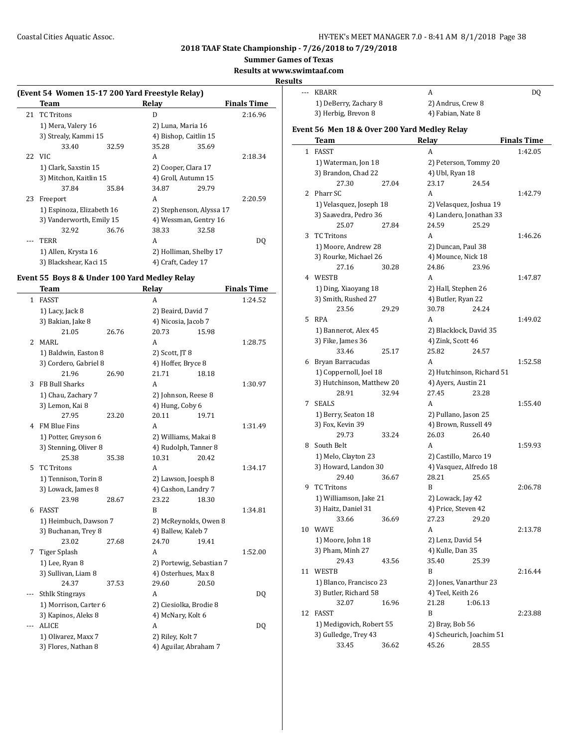**2018 TAAF State Championship - 7/26/2018 to 7/29/2018**

**Summer Games of Texas**

**Results at www.swimtaaf.com**

**Results**

### (Event 54 Women 15-17 200 Yard Freestyle Relay)

| | Team | Relay | Finals Time |
|---|---|---|---|
| 21 | TC Tritons | D | 2:16.96 |
| | 1) Mera, Valery 16 | 2) Luna, Maria 16 | |
| | 3) Strealy, Kammi 15 | 4) Bishop, Caitlin 15 | |
| | 33.40 32.59 | 35.28 35.69 | |
| 22 | VIC | A | 2:18.34 |
| | 1) Clark, Saxstin 15 | 2) Cooper, Clara 17 | |
| | 3) Mitchon, Kaitlin 15 | 4) Groll, Autumn 15 | |
| | 37.84 35.84 | 34.87 29.79 | |
| 23 | Freeport | A | 2:20.59 |
| | 1) Espinoza, Elizabeth 16 | 2) Stephenson, Alyssa 17 | |
| | 3) Vanderworth, Emily 15 | 4) Wessman, Gentry 16 | |
| | 32.92 36.76 | 38.33 32.58 | |
| --- | TERR | A | DQ |
| | 1) Allen, Krysta 16 | 2) Holliman, Shelby 17 | |
| | 3) Blackshear, Kaci 15 | 4) Craft, Cadey 17 | |

### Event 55 Boys 8 & Under 100 Yard Medley Relay

| | Team | Relay | Finals Time |
|---|---|---|---|
| 1 | FASST | A | 1:24.52 |
| | 1) Lacy, Jack 8 | 2) Beaird, David 7 | |
| | 3) Bakian, Jake 8 | 4) Nicosia, Jacob 7 | |
| | 21.05 26.76 | 20.73 15.98 | |
| 2 | MARL | A | 1:28.75 |
| | 1) Baldwin, Easton 8 | 2) Scott, JT 8 | |
| | 3) Cordero, Gabriel 8 | 4) Hoffer, Bryce 8 | |
| | 21.96 26.90 | 21.71 18.18 | |
| 3 | FB Bull Sharks | A | 1:30.97 |
| | 1) Chau, Zachary 7 | 2) Johnson, Reese 8 | |
| | 3) Lemon, Kai 8 | 4) Hung, Coby 6 | |
| | 27.95 23.20 | 20.11 19.71 | |
| 4 | FM Blue Fins | A | 1:31.49 |
| | 1) Potter, Greyson 6 | 2) Williams, Makai 8 | |
| | 3) Stenning, Oliver 8 | 4) Rudolph, Tanner 8 | |
| | 25.38 35.38 | 10.31 20.42 | |
| 5 | TC Tritons | A | 1:34.17 |
| | 1) Tennison, Torin 8 | 2) Lawson, Joesph 8 | |
| | 3) Lowack, James 8 | 4) Cashon, Landry 7 | |
| | 23.98 28.67 | 23.22 18.30 | |
| 6 | FASST | B | 1:34.81 |
| | 1) Heimbuch, Dawson 7 | 2) McReynolds, Owen 8 | |
| | 3) Buchanan, Trey 8 | 4) Ballew, Kaleb 7 | |
| | 23.02 27.68 | 24.70 19.41 | |
| 7 | Tiger Splash | A | 1:52.00 |
| | 1) Lee, Ryan 8 | 2) Portewig, Sebastian 7 | |
| | 3) Sullivan, Liam 8 | 4) Osterhues, Max 8 | |
| | 24.37 37.53 | 29.60 20.50 | |
| --- | Sthlk Stingrays | A | DQ |
| | 1) Morrison, Carter 6 | 2) Ciesiolka, Brodie 8 | |
| | 3) Kapinos, Aleks 8 | 4) McNary, Kolt 6 | |
| --- | ALICE | A | DQ |
| | 1) Olivarez, Maxx 7 | 2) Riley, Kolt 7 | |
| | 3) Flores, Nathan 8 | 4) Aguilar, Abraham 7 | |
| --- | KBARR | A | DQ |
| | 1) DeBerry, Zachary 8 | 2) Andrus, Crew 8 | |
| | 3) Herbig, Brevon 8 | 4) Fabian, Nate 8 | |

### Event 56 Men 18 & Over 200 Yard Medley Relay

| | Team | Relay | Finals Time |
|---|---|---|---|
| 1 | FASST | A | 1:42.05 |
| | 1) Waterman, Jon 18 | 2) Peterson, Tommy 20 | |
| | 3) Brandon, Chad 22 | 4) Ubl, Ryan 18 | |
| | 27.30 27.04 | 23.17 24.54 | |
| 2 | Pharr SC | A | 1:42.79 |
| | 1) Velasquez, Joseph 18 | 2) Velasquez, Joshua 19 | |
| | 3) Saavedra, Pedro 36 | 4) Landero, Jonathan 33 | |
| | 25.07 27.84 | 24.59 25.29 | |
| 3 | TC Tritons | A | 1:46.26 |
| | 1) Moore, Andrew 28 | 2) Duncan, Paul 38 | |
| | 3) Rourke, Michael 26 | 4) Mounce, Nick 18 | |
| | 27.16 30.28 | 24.86 23.96 | |
| 4 | WESTB | A | 1:47.87 |
| | 1) Ding, Xiaoyang 18 | 2) Hall, Stephen 26 | |
| | 3) Smith, Rushed 27 | 4) Butler, Ryan 22 | |
| | 23.56 29.29 | 30.78 24.24 | |
| 5 | RPA | A | 1:49.02 |
| | 1) Bannerot, Alex 45 | 2) Blacklock, David 35 | |
| | 3) Fike, James 36 | 4) Zink, Scott 46 | |
| | 33.46 25.17 | 25.82 24.57 | |
| 6 | Bryan Barracudas | A | 1:52.58 |
| | 1) Coppernoll, Joel 18 | 2) Hutchinson, Richard 51 | |
| | 3) Hutchinson, Matthew 20 | 4) Ayers, Austin 21 | |
| | 28.91 32.94 | 27.45 23.28 | |
| 7 | SEALS | A | 1:55.40 |
| | 1) Berry, Seaton 18 | 2) Pullano, Jason 25 | |
| | 3) Fox, Kevin 39 | 4) Brown, Russell 49 | |
| | 29.73 33.24 | 26.03 26.40 | |
| 8 | South Belt | A | 1:59.93 |
| | 1) Melo, Clayton 23 | 2) Castillo, Marco 19 | |
| | 3) Howard, Landon 30 | 4) Vasquez, Alfredo 18 | |
| | 29.40 36.67 | 28.21 25.65 | |
| 9 | TC Tritons | B | 2:06.78 |
| | 1) Williamson, Jake 21 | 2) Lowack, Jay 42 | |
| | 3) Haitz, Daniel 31 | 4) Price, Steven 42 | |
| | 33.66 36.69 | 27.23 29.20 | |
| 10 | WAVE | A | 2:13.78 |
| | 1) Moore, John 18 | 2) Lenz, David 54 | |
| | 3) Pham, Minh 27 | 4) Kulle, Dan 35 | |
| | 29.43 43.56 | 35.40 25.39 | |
| 11 | WESTB | B | 2:16.44 |
| | 1) Blanco, Francisco 23 | 2) Jones, Vanarthur 23 | |
| | 3) Butler, Richard 58 | 4) Teel, Keith 26 | |
| | 32.07 16.96 | 21.28 1:06.13 | |
| 12 | FASST | B | 2:23.88 |
| | 1) Medigovich, Robert 55 | 2) Bray, Bob 56 | |
| | 3) Gulledge, Trey 43 | 4) Scheurich, Joachim 51 | |
| | 33.45 36.62 | 45.26 28.55 | |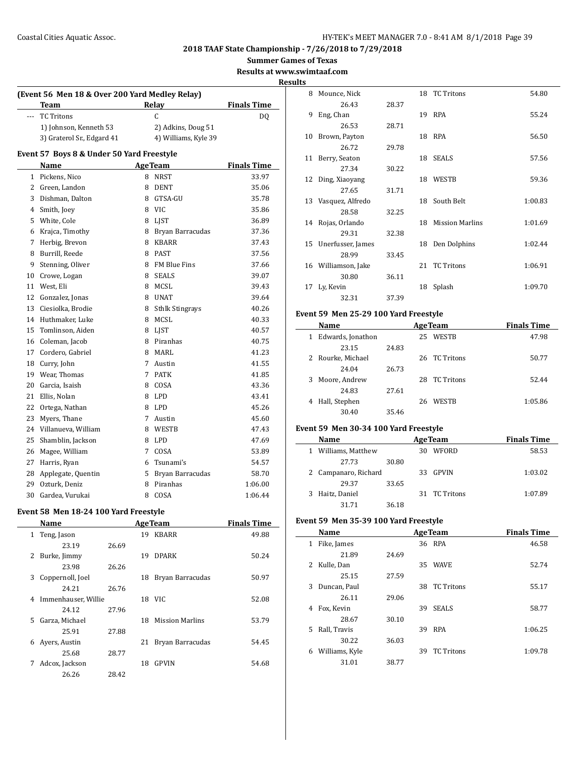# 2018 TAAF State Championship - 7/26/2018 to 7/29/2018

## Summer Games of Texas

## Results at www.swimtaaf.com

### Results

**(Event 56 Men 18 & Over 200 Yard Medley Relay)**

| | Team | Relay | Finals Time |
|---|---|---|---|
| --- | TC Tritons | C | DQ |
| | 1) Johnson, Kenneth 53 | 2) Adkins, Doug 51 | |
| | 3) Graterol Sr., Edgard 41 | 4) Williams, Kyle 39 | |

**Event 57 Boys 8 & Under 50 Yard Freestyle**

| | Name | Age | Team | Finals Time |
|---|---|---|---|---|
| 1 | Pickens, Nico | 8 | NRST | 33.97 |
| 2 | Green, Landon | 8 | DENT | 35.06 |
| 3 | Dishman, Dalton | 8 | GTSA-GU | 35.78 |
| 4 | Smith, Joey | 8 | VIC | 35.86 |
| 5 | White, Cole | 8 | LJST | 36.89 |
| 6 | Krajca, Timothy | 8 | Bryan Barracudas | 37.36 |
| 7 | Herbig, Brevon | 8 | KBARR | 37.43 |
| 8 | Burrill, Reede | 8 | PAST | 37.56 |
| 9 | Stenning, Oliver | 8 | FM Blue Fins | 37.66 |
| 10 | Crowe, Logan | 8 | SEALS | 39.07 |
| 11 | West, Eli | 8 | MCSL | 39.43 |
| 12 | Gonzalez, Jonas | 8 | UNAT | 39.64 |
| 13 | Ciesiolka, Brodie | 8 | Sthlk Stingrays | 40.26 |
| 14 | Huthmaker, Luke | 8 | MCSL | 40.33 |
| 15 | Tomlinson, Aiden | 8 | LJST | 40.57 |
| 16 | Coleman, Jacob | 8 | Piranhas | 40.75 |
| 17 | Cordero, Gabriel | 8 | MARL | 41.23 |
| 18 | Curry, John | 7 | Austin | 41.55 |
| 19 | Wear, Thomas | 7 | PATK | 41.85 |
| 20 | Garcia, Isaish | 8 | COSA | 43.36 |
| 21 | Ellis, Nolan | 8 | LPD | 43.41 |
| 22 | Ortega, Nathan | 8 | LPD | 45.26 |
| 23 | Myers, Thane | 7 | Austin | 45.60 |
| 24 | Villanueva, William | 8 | WESTB | 47.43 |
| 25 | Shamblin, Jackson | 8 | LPD | 47.69 |
| 26 | Magee, William | 7 | COSA | 53.89 |
| 27 | Harris, Ryan | 6 | Tsunami's | 54.57 |
| 28 | Applegate, Quentin | 5 | Bryan Barracudas | 58.70 |
| 29 | Ozturk, Deniz | 8 | Piranhas | 1:06.00 |
| 30 | Gardea, Vurukai | 8 | COSA | 1:06.44 |

**Event 58 Men 18-24 100 Yard Freestyle**

| | Name | | Age | Team | Finals Time |
|---|---|---|---|---|---|
| 1 | Teng, Jason | | 19 | KBARR | 49.88 |
| | 23.19 | 26.69 | | | |
| 2 | Burke, Jimmy | | 19 | DPARK | 50.24 |
| | 23.98 | 26.26 | | | |
| 3 | Coppernoll, Joel | | 18 | Bryan Barracudas | 50.97 |
| | 24.21 | 26.76 | | | |
| 4 | Immenhauser, Willie | | 18 | VIC | 52.08 |
| | 24.12 | 27.96 | | | |
| 5 | Garza, Michael | | 18 | Mission Marlins | 53.79 |
| | 25.91 | 27.88 | | | |
| 6 | Ayers, Austin | | 21 | Bryan Barracudas | 54.45 |
| | 25.68 | 28.77 | | | |
| 7 | Adcox, Jackson | | 18 | GPVIN | 54.68 |
| | 26.26 | 28.42 | | | |
| 8 | Mounce, Nick | | 18 | TC Tritons | 54.80 |
| | 26.43 | 28.37 | | | |
| 9 | Eng, Chan | | 19 | RPA | 55.24 |
| | 26.53 | 28.71 | | | |
| 10 | Brown, Payton | | 18 | RPA | 56.50 |
| | 26.72 | 29.78 | | | |
| 11 | Berry, Seaton | | 18 | SEALS | 57.56 |
| | 27.34 | 30.22 | | | |
| 12 | Ding, Xiaoyang | | 18 | WESTB | 59.36 |
| | 27.65 | 31.71 | | | |
| 13 | Vasquez, Alfredo | | 18 | South Belt | 1:00.83 |
| | 28.58 | 32.25 | | | |
| 14 | Rojas, Orlando | | 18 | Mission Marlins | 1:01.69 |
| | 29.31 | 32.38 | | | |
| 15 | Unerfusser, James | | 18 | Den Dolphins | 1:02.44 |
| | 28.99 | 33.45 | | | |
| 16 | Williamson, Jake | | 21 | TC Tritons | 1:06.91 |
| | 30.80 | 36.11 | | | |
| 17 | Ly, Kevin | | 18 | Splash | 1:09.70 |
| | 32.31 | 37.39 | | | |

**Event 59 Men 25-29 100 Yard Freestyle**

| | Name | | Age | Team | Finals Time |
|---|---|---|---|---|---|
| 1 | Edwards, Jonathon | | 25 | WESTB | 47.98 |
| | 23.15 | 24.83 | | | |
| 2 | Rourke, Michael | | 26 | TC Tritons | 50.77 |
| | 24.04 | 26.73 | | | |
| 3 | Moore, Andrew | | 28 | TC Tritons | 52.44 |
| | 24.83 | 27.61 | | | |
| 4 | Hall, Stephen | | 26 | WESTB | 1:05.86 |
| | 30.40 | 35.46 | | | |

**Event 59 Men 30-34 100 Yard Freestyle**

| | Name | | Age | Team | Finals Time |
|---|---|---|---|---|---|
| 1 | Williams, Matthew | | 30 | WFORD | 58.53 |
| | 27.73 | 30.80 | | | |
| 2 | Campanaro, Richard | | 33 | GPVIN | 1:03.02 |
| | 29.37 | 33.65 | | | |
| 3 | Haitz, Daniel | | 31 | TC Tritons | 1:07.89 |
| | 31.71 | 36.18 | | | |

**Event 59 Men 35-39 100 Yard Freestyle**

| | Name | | Age | Team | Finals Time |
|---|---|---|---|---|---|
| 1 | Fike, James | | 36 | RPA | 46.58 |
| | 21.89 | 24.69 | | | |
| 2 | Kulle, Dan | | 35 | WAVE | 52.74 |
| | 25.15 | 27.59 | | | |
| 3 | Duncan, Paul | | 38 | TC Tritons | 55.17 |
| | 26.11 | 29.06 | | | |
| 4 | Fox, Kevin | | 39 | SEALS | 58.77 |
| | 28.67 | 30.10 | | | |
| 5 | Rall, Travis | | 39 | RPA | 1:06.25 |
| | 30.22 | 36.03 | | | |
| 6 | Williams, Kyle | | 39 | TC Tritons | 1:09.78 |
| | 31.01 | 38.77 | | | |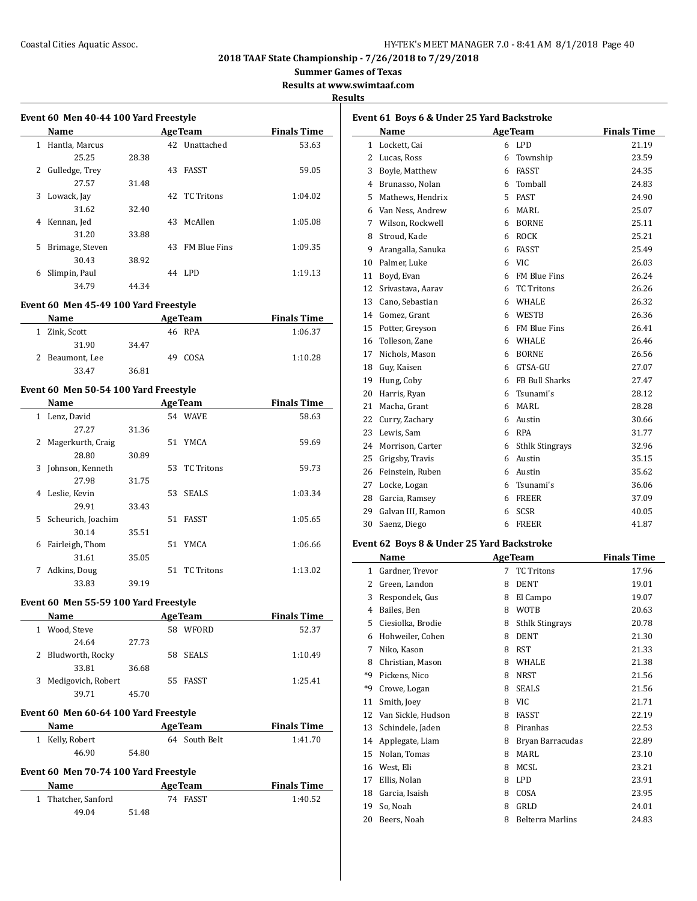# 2018 TAAF State Championship - 7/26/2018 to 7/29/2018

## Summer Games of Texas

### Results at www.swimtaaf.com

### Results

#### Event 60 Men 40-44 100 Yard Freestyle

| | Name | | Age | Team | Finals Time |
|---|---|---|---|---|---|
| 1 | Hantla, Marcus | | 42 | Unattached | 53.63 |
| | 25.25 | 28.38 | | | |
| 2 | Gulledge, Trey | | 43 | FASST | 59.05 |
| | 27.57 | 31.48 | | | |
| 3 | Lowack, Jay | | 42 | TC Tritons | 1:04.02 |
| | 31.62 | 32.40 | | | |
| 4 | Kennan, Jed | | 43 | McAllen | 1:05.08 |
| | 31.20 | 33.88 | | | |
| 5 | Brimage, Steven | | 43 | FM Blue Fins | 1:09.35 |
| | 30.43 | 38.92 | | | |
| 6 | Slimpin, Paul | | 44 | LPD | 1:19.13 |
| | 34.79 | 44.34 | | | |

#### Event 60 Men 45-49 100 Yard Freestyle

| | Name | | Age | Team | Finals Time |
|---|---|---|---|---|---|
| 1 | Zink, Scott | | 46 | RPA | 1:06.37 |
| | 31.90 | 34.47 | | | |
| 2 | Beaumont, Lee | | 49 | COSA | 1:10.28 |
| | 33.47 | 36.81 | | | |

#### Event 60 Men 50-54 100 Yard Freestyle

| | Name | | Age | Team | Finals Time |
|---|---|---|---|---|---|
| 1 | Lenz, David | | 54 | WAVE | 58.63 |
| | 27.27 | 31.36 | | | |
| 2 | Magerkurth, Craig | | 51 | YMCA | 59.69 |
| | 28.80 | 30.89 | | | |
| 3 | Johnson, Kenneth | | 53 | TC Tritons | 59.73 |
| | 27.98 | 31.75 | | | |
| 4 | Leslie, Kevin | | 53 | SEALS | 1:03.34 |
| | 29.91 | 33.43 | | | |
| 5 | Scheurich, Joachim | | 51 | FASST | 1:05.65 |
| | 30.14 | 35.51 | | | |
| 6 | Fairleigh, Thom | | 51 | YMCA | 1:06.66 |
| | 31.61 | 35.05 | | | |
| 7 | Adkins, Doug | | 51 | TC Tritons | 1:13.02 |
| | 33.83 | 39.19 | | | |

#### Event 60 Men 55-59 100 Yard Freestyle

| | Name | | Age | Team | Finals Time |
|---|---|---|---|---|---|
| 1 | Wood, Steve | | 58 | WFORD | 52.37 |
| | 24.64 | 27.73 | | | |
| 2 | Bludworth, Rocky | | 58 | SEALS | 1:10.49 |
| | 33.81 | 36.68 | | | |
| 3 | Medigovich, Robert | | 55 | FASST | 1:25.41 |
| | 39.71 | 45.70 | | | |

#### Event 60 Men 60-64 100 Yard Freestyle

| | Name | | Age | Team | Finals Time |
|---|---|---|---|---|---|
| 1 | Kelly, Robert | | 64 | South Belt | 1:41.70 |
| | 46.90 | 54.80 | | | |

#### Event 60 Men 70-74 100 Yard Freestyle

| | Name | | Age | Team | Finals Time |
|---|---|---|---|---|---|
| 1 | Thatcher, Sanford | | 74 | FASST | 1:40.52 |
| | 49.04 | 51.48 | | | |

#### Event 61 Boys 6 & Under 25 Yard Backstroke

| | Name | Age | Team | Finals Time |
|---|---|---|---|---|
| 1 | Lockett, Cai | 6 | LPD | 21.19 |
| 2 | Lucas, Ross | 6 | Township | 23.59 |
| 3 | Boyle, Matthew | 6 | FASST | 24.35 |
| 4 | Brunasso, Nolan | 6 | Tomball | 24.83 |
| 5 | Mathews, Hendrix | 5 | PAST | 24.90 |
| 6 | Van Ness, Andrew | 6 | MARL | 25.07 |
| 7 | Wilson, Rockwell | 6 | BORNE | 25.11 |
| 8 | Stroud, Kade | 6 | ROCK | 25.21 |
| 9 | Arangalla, Sanuka | 6 | FASST | 25.49 |
| 10 | Palmer, Luke | 6 | VIC | 26.03 |
| 11 | Boyd, Evan | 6 | FM Blue Fins | 26.24 |
| 12 | Srivastava, Aarav | 6 | TC Tritons | 26.26 |
| 13 | Cano, Sebastian | 6 | WHALE | 26.32 |
| 14 | Gomez, Grant | 6 | WESTB | 26.36 |
| 15 | Potter, Greyson | 6 | FM Blue Fins | 26.41 |
| 16 | Tolleson, Zane | 6 | WHALE | 26.46 |
| 17 | Nichols, Mason | 6 | BORNE | 26.56 |
| 18 | Guy, Kaisen | 6 | GTSA-GU | 27.07 |
| 19 | Hung, Coby | 6 | FB Bull Sharks | 27.47 |
| 20 | Harris, Ryan | 6 | Tsunami's | 28.12 |
| 21 | Macha, Grant | 6 | MARL | 28.28 |
| 22 | Curry, Zachary | 6 | Austin | 30.66 |
| 23 | Lewis, Sam | 6 | RPA | 31.77 |
| 24 | Morrison, Carter | 6 | Sthlk Stingrays | 32.96 |
| 25 | Grigsby, Travis | 6 | Austin | 35.15 |
| 26 | Feinstein, Ruben | 6 | Austin | 35.62 |
| 27 | Locke, Logan | 6 | Tsunami's | 36.06 |
| 28 | Garcia, Ramsey | 6 | FREER | 37.09 |
| 29 | Galvan III, Ramon | 6 | SCSR | 40.05 |
| 30 | Saenz, Diego | 6 | FREER | 41.87 |

#### Event 62 Boys 8 & Under 25 Yard Backstroke

| | Name | Age | Team | Finals Time |
|---|---|---|---|---|
| 1 | Gardner, Trevor | 7 | TC Tritons | 17.96 |
| 2 | Green, Landon | 8 | DENT | 19.01 |
| 3 | Respondek, Gus | 8 | El Campo | 19.07 |
| 4 | Bailes, Ben | 8 | WOTB | 20.63 |
| 5 | Ciesiolka, Brodie | 8 | Sthlk Stingrays | 20.78 |
| 6 | Hohweiler, Cohen | 8 | DENT | 21.30 |
| 7 | Niko, Kason | 8 | RST | 21.33 |
| 8 | Christian, Mason | 8 | WHALE | 21.38 |
| *9 | Pickens, Nico | 8 | NRST | 21.56 |
| *9 | Crowe, Logan | 8 | SEALS | 21.56 |
| 11 | Smith, Joey | 8 | VIC | 21.71 |
| 12 | Van Sickle, Hudson | 8 | FASST | 22.19 |
| 13 | Schindele, Jaden | 8 | Piranhas | 22.53 |
| 14 | Applegate, Liam | 8 | Bryan Barracudas | 22.89 |
| 15 | Nolan, Tomas | 8 | MARL | 23.10 |
| 16 | West, Eli | 8 | MCSL | 23.21 |
| 17 | Ellis, Nolan | 8 | LPD | 23.91 |
| 18 | Garcia, Isaish | 8 | COSA | 23.95 |
| 19 | So, Noah | 8 | GRLD | 24.01 |
| 20 | Beers, Noah | 8 | Belterra Marlins | 24.83 |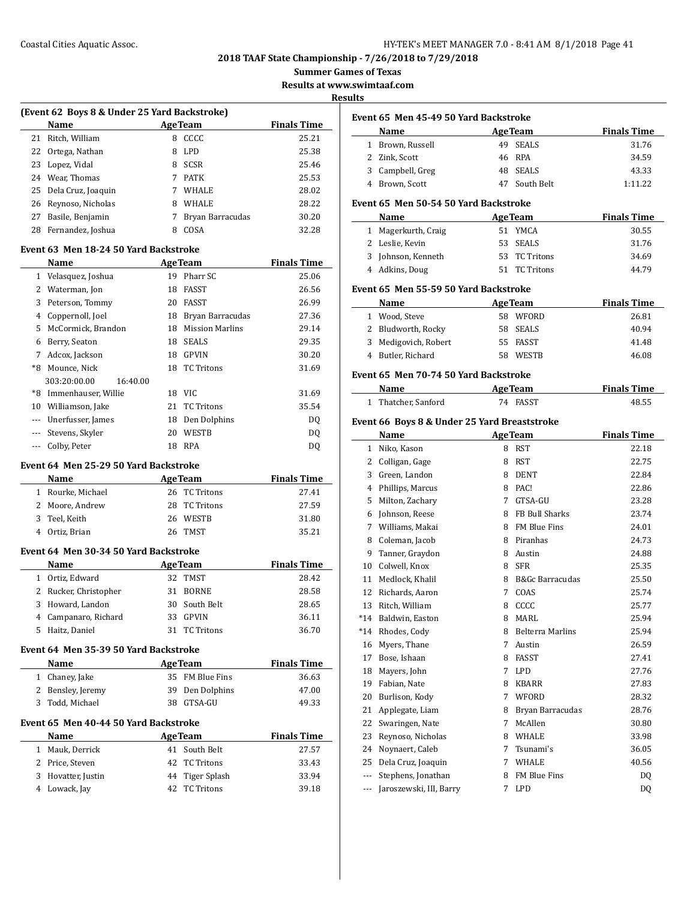**2018 TAAF State Championship - 7/26/2018 to 7/29/2018**

**Summer Games of Texas**

**Results at www.swimtaaf.com**

**Results**

### (Event 62 Boys 8 & Under 25 Yard Backstroke)

| | Name | Age | Team | Finals Time |
|---|---|---|---|---|
| 21 | Ritch, William | 8 | CCCC | 25.21 |
| 22 | Ortega, Nathan | 8 | LPD | 25.38 |
| 23 | Lopez, Vidal | 8 | SCSR | 25.46 |
| 24 | Wear, Thomas | 7 | PATK | 25.53 |
| 25 | Dela Cruz, Joaquin | 7 | WHALE | 28.02 |
| 26 | Reynoso, Nicholas | 8 | WHALE | 28.22 |
| 27 | Basile, Benjamin | 7 | Bryan Barracudas | 30.20 |
| 28 | Fernandez, Joshua | 8 | COSA | 32.28 |

### Event 63 Men 18-24 50 Yard Backstroke

| | Name | Age | Team | Finals Time |
|---|---|---|---|---|
| 1 | Velasquez, Joshua | 19 | Pharr SC | 25.06 |
| 2 | Waterman, Jon | 18 | FASST | 26.56 |
| 3 | Peterson, Tommy | 20 | FASST | 26.99 |
| 4 | Coppernoll, Joel | 18 | Bryan Barracudas | 27.36 |
| 5 | McCormick, Brandon | 18 | Mission Marlins | 29.14 |
| 6 | Berry, Seaton | 18 | SEALS | 29.35 |
| 7 | Adcox, Jackson | 18 | GPVIN | 30.20 |
| *8 | Mounce, Nick | 18 | TC Tritons | 31.69 |
| | 303:20:00.00 16:40.00 | | | |
| *8 | Immenhauser, Willie | 18 | VIC | 31.69 |
| 10 | Williamson, Jake | 21 | TC Tritons | 35.54 |
| --- | Unerfusser, James | 18 | Den Dolphins | DQ |
| --- | Stevens, Skyler | 20 | WESTB | DQ |
| --- | Colby, Peter | 18 | RPA | DQ |

### Event 64 Men 25-29 50 Yard Backstroke

| | Name | Age | Team | Finals Time |
|---|---|---|---|---|
| 1 | Rourke, Michael | 26 | TC Tritons | 27.41 |
| 2 | Moore, Andrew | 28 | TC Tritons | 27.59 |
| 3 | Teel, Keith | 26 | WESTB | 31.80 |
| 4 | Ortiz, Brian | 26 | TMST | 35.21 |

### Event 64 Men 30-34 50 Yard Backstroke

| | Name | Age | Team | Finals Time |
|---|---|---|---|---|
| 1 | Ortiz, Edward | 32 | TMST | 28.42 |
| 2 | Rucker, Christopher | 31 | BORNE | 28.58 |
| 3 | Howard, Landon | 30 | South Belt | 28.65 |
| 4 | Campanaro, Richard | 33 | GPVIN | 36.11 |
| 5 | Haitz, Daniel | 31 | TC Tritons | 36.70 |

### Event 64 Men 35-39 50 Yard Backstroke

| | Name | Age | Team | Finals Time |
|---|---|---|---|---|
| 1 | Chaney, Jake | 35 | FM Blue Fins | 36.63 |
| 2 | Bensley, Jeremy | 39 | Den Dolphins | 47.00 |
| 3 | Todd, Michael | 38 | GTSA-GU | 49.33 |

### Event 65 Men 40-44 50 Yard Backstroke

| | Name | Age | Team | Finals Time |
|---|---|---|---|---|
| 1 | Mauk, Derrick | 41 | South Belt | 27.57 |
| 2 | Price, Steven | 42 | TC Tritons | 33.43 |
| 3 | Hovatter, Justin | 44 | Tiger Splash | 33.94 |
| 4 | Lowack, Jay | 42 | TC Tritons | 39.18 |

### Event 65 Men 45-49 50 Yard Backstroke

| | Name | Age | Team | Finals Time |
|---|---|---|---|---|
| 1 | Brown, Russell | 49 | SEALS | 31.76 |
| 2 | Zink, Scott | 46 | RPA | 34.59 |
| 3 | Campbell, Greg | 48 | SEALS | 43.33 |
| 4 | Brown, Scott | 47 | South Belt | 1:11.22 |

### Event 65 Men 50-54 50 Yard Backstroke

| | Name | Age | Team | Finals Time |
|---|---|---|---|---|
| 1 | Magerkurth, Craig | 51 | YMCA | 30.55 |
| 2 | Leslie, Kevin | 53 | SEALS | 31.76 |
| 3 | Johnson, Kenneth | 53 | TC Tritons | 34.69 |
| 4 | Adkins, Doug | 51 | TC Tritons | 44.79 |

### Event 65 Men 55-59 50 Yard Backstroke

| | Name | Age | Team | Finals Time |
|---|---|---|---|---|
| 1 | Wood, Steve | 58 | WFORD | 26.81 |
| 2 | Bludworth, Rocky | 58 | SEALS | 40.94 |
| 3 | Medigovich, Robert | 55 | FASST | 41.48 |
| 4 | Butler, Richard | 58 | WESTB | 46.08 |

### Event 65 Men 70-74 50 Yard Backstroke

| | Name | Age | Team | Finals Time |
|---|---|---|---|---|
| 1 | Thatcher, Sanford | 74 | FASST | 48.55 |

### Event 66 Boys 8 & Under 25 Yard Breaststroke

| | Name | Age | Team | Finals Time |
|---|---|---|---|---|
| 1 | Niko, Kason | 8 | RST | 22.18 |
| 2 | Colligan, Gage | 8 | RST | 22.75 |
| 3 | Green, Landon | 8 | DENT | 22.84 |
| 4 | Phillips, Marcus | 8 | PAC! | 22.86 |
| 5 | Milton, Zachary | 7 | GTSA-GU | 23.28 |
| 6 | Johnson, Reese | 8 | FB Bull Sharks | 23.74 |
| 7 | Williams, Makai | 8 | FM Blue Fins | 24.01 |
| 8 | Coleman, Jacob | 8 | Piranhas | 24.73 |
| 9 | Tanner, Graydon | 8 | Austin | 24.88 |
| 10 | Colwell, Knox | 8 | SFR | 25.35 |
| 11 | Medlock, Khalil | 8 | B&Gc Barracudas | 25.50 |
| 12 | Richards, Aaron | 7 | COAS | 25.74 |
| 13 | Ritch, William | 8 | CCCC | 25.77 |
| *14 | Baldwin, Easton | 8 | MARL | 25.94 |
| *14 | Rhodes, Cody | 8 | Belterra Marlins | 25.94 |
| 16 | Myers, Thane | 7 | Austin | 26.59 |
| 17 | Bose, Ishaan | 8 | FASST | 27.41 |
| 18 | Mayers, John | 7 | LPD | 27.76 |
| 19 | Fabian, Nate | 8 | KBARR | 27.83 |
| 20 | Burlison, Kody | 7 | WFORD | 28.32 |
| 21 | Applegate, Liam | 8 | Bryan Barracudas | 28.76 |
| 22 | Swaringen, Nate | 7 | McAllen | 30.80 |
| 23 | Reynoso, Nicholas | 8 | WHALE | 33.98 |
| 24 | Noynaert, Caleb | 7 | Tsunami's | 36.05 |
| 25 | Dela Cruz, Joaquin | 7 | WHALE | 40.56 |
| --- | Stephens, Jonathan | 8 | FM Blue Fins | DQ |
| --- | Jaroszewski, III, Barry | 7 | LPD | DQ |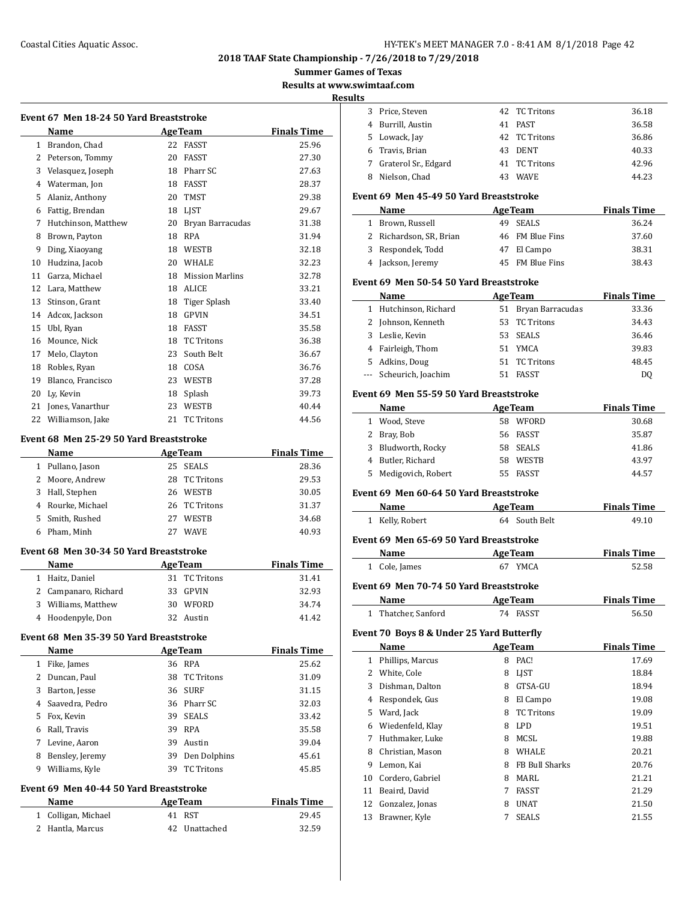**2018 TAAF State Championship - 7/26/2018 to 7/29/2018**

**Summer Games of Texas**

**Results at www.swimtaaf.com**

**Results**

### Event 67 Men 18-24 50 Yard Breaststroke

| | Name | Age | Team | Finals Time |
|---|---|---|---|---|
| 1 | Brandon, Chad | 22 | FASST | 25.96 |
| 2 | Peterson, Tommy | 20 | FASST | 27.30 |
| 3 | Velasquez, Joseph | 18 | Pharr SC | 27.63 |
| 4 | Waterman, Jon | 18 | FASST | 28.37 |
| 5 | Alaniz, Anthony | 20 | TMST | 29.38 |
| 6 | Fattig, Brendan | 18 | LJST | 29.67 |
| 7 | Hutchinson, Matthew | 20 | Bryan Barracudas | 31.38 |
| 8 | Brown, Payton | 18 | RPA | 31.94 |
| 9 | Ding, Xiaoyang | 18 | WESTB | 32.18 |
| 10 | Hudzina, Jacob | 20 | WHALE | 32.23 |
| 11 | Garza, Michael | 18 | Mission Marlins | 32.78 |
| 12 | Lara, Matthew | 18 | ALICE | 33.21 |
| 13 | Stinson, Grant | 18 | Tiger Splash | 33.40 |
| 14 | Adcox, Jackson | 18 | GPVIN | 34.51 |
| 15 | Ubl, Ryan | 18 | FASST | 35.58 |
| 16 | Mounce, Nick | 18 | TC Tritons | 36.38 |
| 17 | Melo, Clayton | 23 | South Belt | 36.67 |
| 18 | Robles, Ryan | 18 | COSA | 36.76 |
| 19 | Blanco, Francisco | 23 | WESTB | 37.28 |
| 20 | Ly, Kevin | 18 | Splash | 39.73 |
| 21 | Jones, Vanarthur | 23 | WESTB | 40.44 |
| 22 | Williamson, Jake | 21 | TC Tritons | 44.56 |

### Event 68 Men 25-29 50 Yard Breaststroke

| | Name | Age | Team | Finals Time |
|---|---|---|---|---|
| 1 | Pullano, Jason | 25 | SEALS | 28.36 |
| 2 | Moore, Andrew | 28 | TC Tritons | 29.53 |
| 3 | Hall, Stephen | 26 | WESTB | 30.05 |
| 4 | Rourke, Michael | 26 | TC Tritons | 31.37 |
| 5 | Smith, Rushed | 27 | WESTB | 34.68 |
| 6 | Pham, Minh | 27 | WAVE | 40.93 |

### Event 68 Men 30-34 50 Yard Breaststroke

| | Name | Age | Team | Finals Time |
|---|---|---|---|---|
| 1 | Haitz, Daniel | 31 | TC Tritons | 31.41 |
| 2 | Campanaro, Richard | 33 | GPVIN | 32.93 |
| 3 | Williams, Matthew | 30 | WFORD | 34.74 |
| 4 | Hoodenpyle, Don | 32 | Austin | 41.42 |

### Event 68 Men 35-39 50 Yard Breaststroke

| | Name | Age | Team | Finals Time |
|---|---|---|---|---|
| 1 | Fike, James | 36 | RPA | 25.62 |
| 2 | Duncan, Paul | 38 | TC Tritons | 31.09 |
| 3 | Barton, Jesse | 36 | SURF | 31.15 |
| 4 | Saavedra, Pedro | 36 | Pharr SC | 32.03 |
| 5 | Fox, Kevin | 39 | SEALS | 33.42 |
| 6 | Rall, Travis | 39 | RPA | 35.58 |
| 7 | Levine, Aaron | 39 | Austin | 39.04 |
| 8 | Bensley, Jeremy | 39 | Den Dolphins | 45.61 |
| 9 | Williams, Kyle | 39 | TC Tritons | 45.85 |

### Event 69 Men 40-44 50 Yard Breaststroke

| | Name | Age | Team | Finals Time |
|---|---|---|---|---|
| 1 | Colligan, Michael | 41 | RST | 29.45 |
| 2 | Hantla, Marcus | 42 | Unattached | 32.59 |
| 3 | Price, Steven | 42 | TC Tritons | 36.18 |
| 4 | Burrill, Austin | 41 | PAST | 36.58 |
| 5 | Lowack, Jay | 42 | TC Tritons | 36.86 |
| 6 | Travis, Brian | 43 | DENT | 40.33 |
| 7 | Graterol Sr., Edgard | 41 | TC Tritons | 42.96 |
| 8 | Nielson, Chad | 43 | WAVE | 44.23 |

### Event 69 Men 45-49 50 Yard Breaststroke

| | Name | Age | Team | Finals Time |
|---|---|---|---|---|
| 1 | Brown, Russell | 49 | SEALS | 36.24 |
| 2 | Richardson, SR, Brian | 46 | FM Blue Fins | 37.60 |
| 3 | Respondek, Todd | 47 | El Campo | 38.31 |
| 4 | Jackson, Jeremy | 45 | FM Blue Fins | 38.43 |

### Event 69 Men 50-54 50 Yard Breaststroke

| | Name | Age | Team | Finals Time |
|---|---|---|---|---|
| 1 | Hutchinson, Richard | 51 | Bryan Barracudas | 33.36 |
| 2 | Johnson, Kenneth | 53 | TC Tritons | 34.43 |
| 3 | Leslie, Kevin | 53 | SEALS | 36.46 |
| 4 | Fairleigh, Thom | 51 | YMCA | 39.83 |
| 5 | Adkins, Doug | 51 | TC Tritons | 48.45 |
| --- | Scheurich, Joachim | 51 | FASST | DQ |

### Event 69 Men 55-59 50 Yard Breaststroke

| | Name | Age | Team | Finals Time |
|---|---|---|---|---|
| 1 | Wood, Steve | 58 | WFORD | 30.68 |
| 2 | Bray, Bob | 56 | FASST | 35.87 |
| 3 | Bludworth, Rocky | 58 | SEALS | 41.86 |
| 4 | Butler, Richard | 58 | WESTB | 43.97 |
| 5 | Medigovich, Robert | 55 | FASST | 44.57 |

### Event 69 Men 60-64 50 Yard Breaststroke

| | Name | Age | Team | Finals Time |
|---|---|---|---|---|
| 1 | Kelly, Robert | 64 | South Belt | 49.10 |

### Event 69 Men 65-69 50 Yard Breaststroke

| | Name | Age | Team | Finals Time |
|---|---|---|---|---|
| 1 | Cole, James | 67 | YMCA | 52.58 |

### Event 69 Men 70-74 50 Yard Breaststroke

| | Name | Age | Team | Finals Time |
|---|---|---|---|---|
| 1 | Thatcher, Sanford | 74 | FASST | 56.50 |

### Event 70 Boys 8 & Under 25 Yard Butterfly

| | Name | Age | Team | Finals Time |
|---|---|---|---|---|
| 1 | Phillips, Marcus | 8 | PAC! | 17.69 |
| 2 | White, Cole | 8 | LJST | 18.84 |
| 3 | Dishman, Dalton | 8 | GTSA-GU | 18.94 |
| 4 | Respondek, Gus | 8 | El Campo | 19.08 |
| 5 | Ward, Jack | 8 | TC Tritons | 19.09 |
| 6 | Wiedenfeld, Klay | 8 | LPD | 19.51 |
| 7 | Huthmaker, Luke | 8 | MCSL | 19.88 |
| 8 | Christian, Mason | 8 | WHALE | 20.21 |
| 9 | Lemon, Kai | 8 | FB Bull Sharks | 20.76 |
| 10 | Cordero, Gabriel | 8 | MARL | 21.21 |
| 11 | Beaird, David | 7 | FASST | 21.29 |
| 12 | Gonzalez, Jonas | 8 | UNAT | 21.50 |
| 13 | Brawner, Kyle | 7 | SEALS | 21.55 |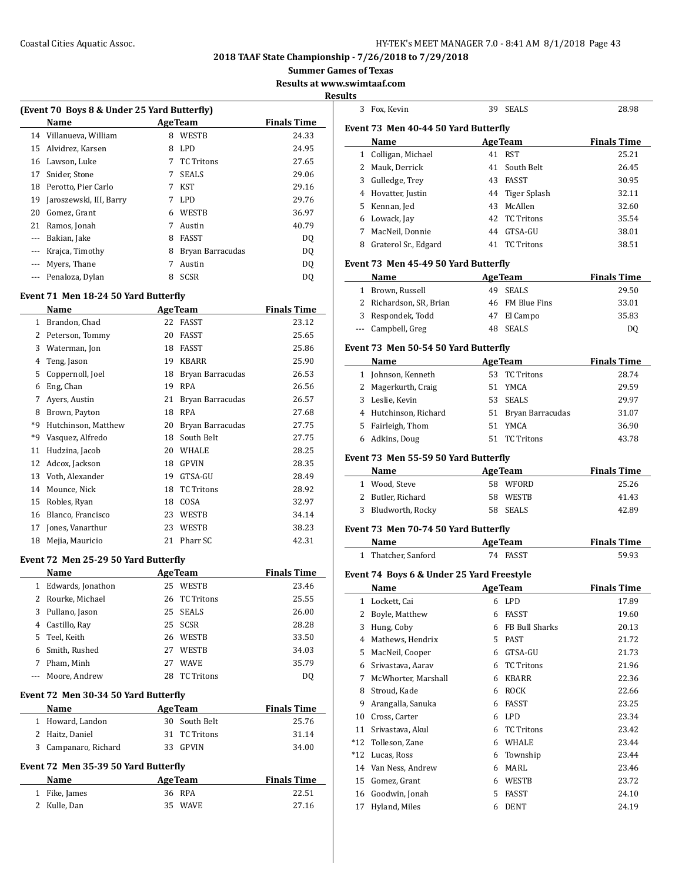# 2018 TAAF State Championship - 7/26/2018 to 7/29/2018

**Summer Games of Texas**

**Results at www.swimtaaf.com**

**Results**

### (Event 70 Boys 8 & Under 25 Yard Butterfly)

| | Name | Age | Team | Finals Time |
|---|---|---|---|---|
| 14 | Villanueva, William | 8 | WESTB | 24.33 |
| 15 | Alvidrez, Karsen | 8 | LPD | 24.95 |
| 16 | Lawson, Luke | 7 | TC Tritons | 27.65 |
| 17 | Snider, Stone | 7 | SEALS | 29.06 |
| 18 | Perotto, Pier Carlo | 7 | KST | 29.16 |
| 19 | Jaroszewski, III, Barry | 7 | LPD | 29.76 |
| 20 | Gomez, Grant | 6 | WESTB | 36.97 |
| 21 | Ramos, Jonah | 7 | Austin | 40.79 |
| --- | Bakian, Jake | 8 | FASST | DQ |
| --- | Krajca, Timothy | 8 | Bryan Barracudas | DQ |
| --- | Myers, Thane | 7 | Austin | DQ |
| --- | Penaloza, Dylan | 8 | SCSR | DQ |

### Event 71 Men 18-24 50 Yard Butterfly

| | Name | Age | Team | Finals Time |
|---|---|---|---|---|
| 1 | Brandon, Chad | 22 | FASST | 23.12 |
| 2 | Peterson, Tommy | 20 | FASST | 25.65 |
| 3 | Waterman, Jon | 18 | FASST | 25.86 |
| 4 | Teng, Jason | 19 | KBARR | 25.90 |
| 5 | Coppernoll, Joel | 18 | Bryan Barracudas | 26.53 |
| 6 | Eng, Chan | 19 | RPA | 26.56 |
| 7 | Ayers, Austin | 21 | Bryan Barracudas | 26.57 |
| 8 | Brown, Payton | 18 | RPA | 27.68 |
| *9 | Hutchinson, Matthew | 20 | Bryan Barracudas | 27.75 |
| *9 | Vasquez, Alfredo | 18 | South Belt | 27.75 |
| 11 | Hudzina, Jacob | 20 | WHALE | 28.25 |
| 12 | Adcox, Jackson | 18 | GPVIN | 28.35 |
| 13 | Voth, Alexander | 19 | GTSA-GU | 28.49 |
| 14 | Mounce, Nick | 18 | TC Tritons | 28.92 |
| 15 | Robles, Ryan | 18 | COSA | 32.97 |
| 16 | Blanco, Francisco | 23 | WESTB | 34.14 |
| 17 | Jones, Vanarthur | 23 | WESTB | 38.23 |
| 18 | Mejia, Mauricio | 21 | Pharr SC | 42.31 |

### Event 72 Men 25-29 50 Yard Butterfly

| | Name | Age | Team | Finals Time |
|---|---|---|---|---|
| 1 | Edwards, Jonathon | 25 | WESTB | 23.46 |
| 2 | Rourke, Michael | 26 | TC Tritons | 25.55 |
| 3 | Pullano, Jason | 25 | SEALS | 26.00 |
| 4 | Castillo, Ray | 25 | SCSR | 28.28 |
| 5 | Teel, Keith | 26 | WESTB | 33.50 |
| 6 | Smith, Rushed | 27 | WESTB | 34.03 |
| 7 | Pham, Minh | 27 | WAVE | 35.79 |
| --- | Moore, Andrew | 28 | TC Tritons | DQ |

### Event 72 Men 30-34 50 Yard Butterfly

| | Name | Age | Team | Finals Time |
|---|---|---|---|---|
| 1 | Howard, Landon | 30 | South Belt | 25.76 |
| 2 | Haitz, Daniel | 31 | TC Tritons | 31.14 |
| 3 | Campanaro, Richard | 33 | GPVIN | 34.00 |

### Event 72 Men 35-39 50 Yard Butterfly

| | Name | Age | Team | Finals Time |
|---|---|---|---|---|
| 1 | Fike, James | 36 | RPA | 22.51 |
| 2 | Kulle, Dan | 35 | WAVE | 27.16 |
| 3 | Fox, Kevin | 39 | SEALS | 28.98 |

### Event 73 Men 40-44 50 Yard Butterfly

| | Name | Age | Team | Finals Time |
|---|---|---|---|---|
| 1 | Colligan, Michael | 41 | RST | 25.21 |
| 2 | Mauk, Derrick | 41 | South Belt | 26.45 |
| 3 | Gulledge, Trey | 43 | FASST | 30.95 |
| 4 | Hovatter, Justin | 44 | Tiger Splash | 32.11 |
| 5 | Kennan, Jed | 43 | McAllen | 32.60 |
| 6 | Lowack, Jay | 42 | TC Tritons | 35.54 |
| 7 | MacNeil, Donnie | 44 | GTSA-GU | 38.01 |
| 8 | Graterol Sr., Edgard | 41 | TC Tritons | 38.51 |

### Event 73 Men 45-49 50 Yard Butterfly

| | Name | Age | Team | Finals Time |
|---|---|---|---|---|
| 1 | Brown, Russell | 49 | SEALS | 29.50 |
| 2 | Richardson, SR, Brian | 46 | FM Blue Fins | 33.01 |
| 3 | Respondek, Todd | 47 | El Campo | 35.83 |
| --- | Campbell, Greg | 48 | SEALS | DQ |

### Event 73 Men 50-54 50 Yard Butterfly

| | Name | Age | Team | Finals Time |
|---|---|---|---|---|
| 1 | Johnson, Kenneth | 53 | TC Tritons | 28.74 |
| 2 | Magerkurth, Craig | 51 | YMCA | 29.59 |
| 3 | Leslie, Kevin | 53 | SEALS | 29.97 |
| 4 | Hutchinson, Richard | 51 | Bryan Barracudas | 31.07 |
| 5 | Fairleigh, Thom | 51 | YMCA | 36.90 |
| 6 | Adkins, Doug | 51 | TC Tritons | 43.78 |

### Event 73 Men 55-59 50 Yard Butterfly

| | Name | Age | Team | Finals Time |
|---|---|---|---|---|
| 1 | Wood, Steve | 58 | WFORD | 25.26 |
| 2 | Butler, Richard | 58 | WESTB | 41.43 |
| 3 | Bludworth, Rocky | 58 | SEALS | 42.89 |

### Event 73 Men 70-74 50 Yard Butterfly

| | Name | Age | Team | Finals Time |
|---|---|---|---|---|
| 1 | Thatcher, Sanford | 74 | FASST | 59.93 |

### Event 74 Boys 6 & Under 25 Yard Freestyle

| | Name | Age | Team | Finals Time |
|---|---|---|---|---|
| 1 | Lockett, Cai | 6 | LPD | 17.89 |
| 2 | Boyle, Matthew | 6 | FASST | 19.60 |
| 3 | Hung, Coby | 6 | FB Bull Sharks | 20.13 |
| 4 | Mathews, Hendrix | 5 | PAST | 21.72 |
| 5 | MacNeil, Cooper | 6 | GTSA-GU | 21.73 |
| 6 | Srivastava, Aarav | 6 | TC Tritons | 21.96 |
| 7 | McWhorter, Marshall | 6 | KBARR | 22.36 |
| 8 | Stroud, Kade | 6 | ROCK | 22.66 |
| 9 | Arangalla, Sanuka | 6 | FASST | 23.25 |
| 10 | Cross, Carter | 6 | LPD | 23.34 |
| 11 | Srivastava, Akul | 6 | TC Tritons | 23.42 |
| *12 | Tolleson, Zane | 6 | WHALE | 23.44 |
| *12 | Lucas, Ross | 6 | Township | 23.44 |
| 14 | Van Ness, Andrew | 6 | MARL | 23.46 |
| 15 | Gomez, Grant | 6 | WESTB | 23.72 |
| 16 | Goodwin, Jonah | 5 | FASST | 24.10 |
| 17 | Hyland, Miles | 6 | DENT | 24.19 |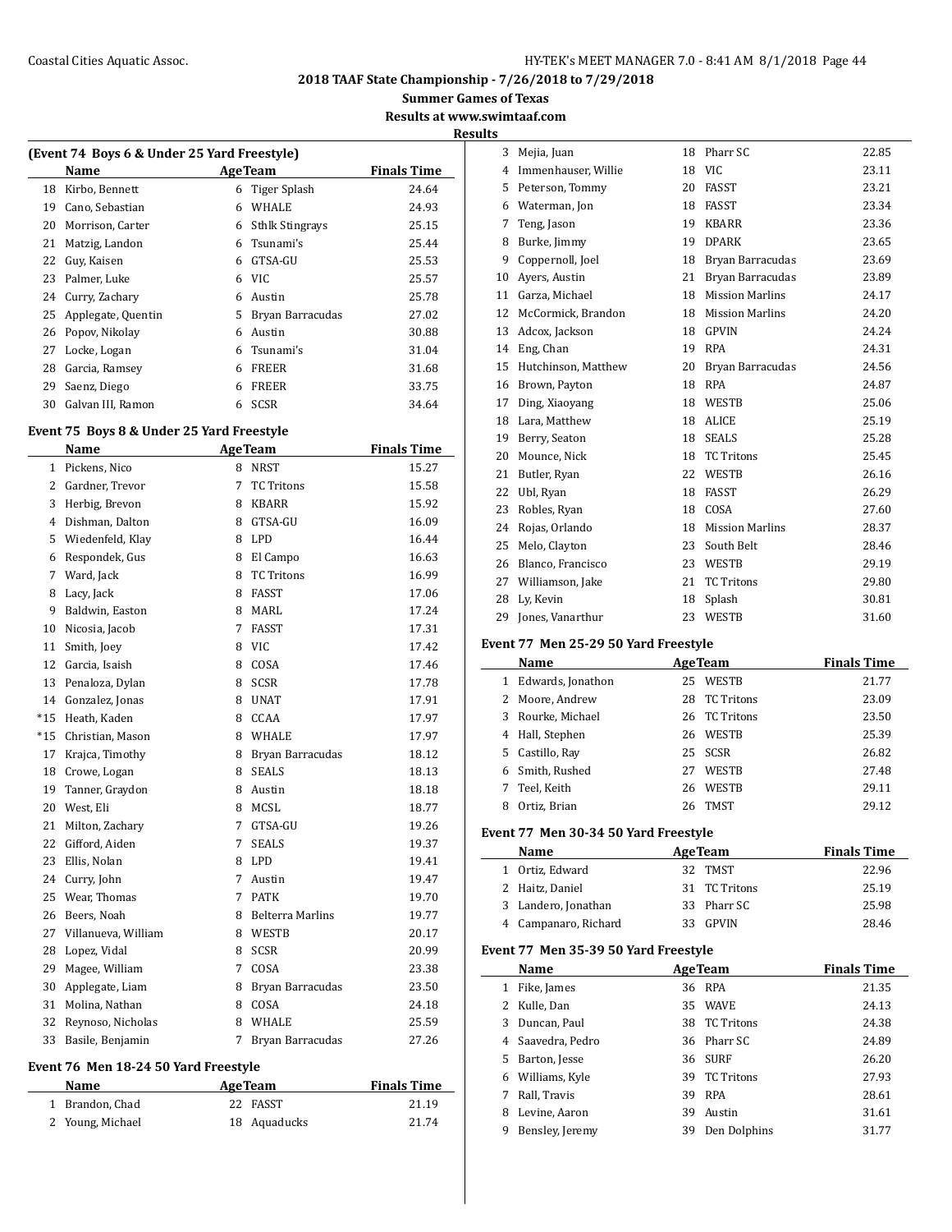# 2018 TAAF State Championship - 7/26/2018 to 7/29/2018

## Summer Games of Texas

### Results at www.swimtaaf.com

### Results

#### (Event 74 Boys 6 & Under 25 Yard Freestyle)

| | Name | Age | Team | Finals Time |
|---|---|---|---|---|
| 18 | Kirbo, Bennett | 6 | Tiger Splash | 24.64 |
| 19 | Cano, Sebastian | 6 | WHALE | 24.93 |
| 20 | Morrison, Carter | 6 | Sthlk Stingrays | 25.15 |
| 21 | Matzig, Landon | 6 | Tsunami's | 25.44 |
| 22 | Guy, Kaisen | 6 | GTSA-GU | 25.53 |
| 23 | Palmer, Luke | 6 | VIC | 25.57 |
| 24 | Curry, Zachary | 6 | Austin | 25.78 |
| 25 | Applegate, Quentin | 5 | Bryan Barracudas | 27.02 |
| 26 | Popov, Nikolay | 6 | Austin | 30.88 |
| 27 | Locke, Logan | 6 | Tsunami's | 31.04 |
| 28 | Garcia, Ramsey | 6 | FREER | 31.68 |
| 29 | Saenz, Diego | 6 | FREER | 33.75 |
| 30 | Galvan III, Ramon | 6 | SCSR | 34.64 |

#### Event 75 Boys 8 & Under 25 Yard Freestyle

| | Name | Age | Team | Finals Time |
|---|---|---|---|---|
| 1 | Pickens, Nico | 8 | NRST | 15.27 |
| 2 | Gardner, Trevor | 7 | TC Tritons | 15.58 |
| 3 | Herbig, Brevon | 8 | KBARR | 15.92 |
| 4 | Dishman, Dalton | 8 | GTSA-GU | 16.09 |
| 5 | Wiedenfeld, Klay | 8 | LPD | 16.44 |
| 6 | Respondek, Gus | 8 | El Campo | 16.63 |
| 7 | Ward, Jack | 8 | TC Tritons | 16.99 |
| 8 | Lacy, Jack | 8 | FASST | 17.06 |
| 9 | Baldwin, Easton | 8 | MARL | 17.24 |
| 10 | Nicosia, Jacob | 7 | FASST | 17.31 |
| 11 | Smith, Joey | 8 | VIC | 17.42 |
| 12 | Garcia, Isaish | 8 | COSA | 17.46 |
| 13 | Penaloza, Dylan | 8 | SCSR | 17.78 |
| 14 | Gonzalez, Jonas | 8 | UNAT | 17.91 |
| *15 | Heath, Kaden | 8 | CCAA | 17.97 |
| *15 | Christian, Mason | 8 | WHALE | 17.97 |
| 17 | Krajca, Timothy | 8 | Bryan Barracudas | 18.12 |
| 18 | Crowe, Logan | 8 | SEALS | 18.13 |
| 19 | Tanner, Graydon | 8 | Austin | 18.18 |
| 20 | West, Eli | 8 | MCSL | 18.77 |
| 21 | Milton, Zachary | 7 | GTSA-GU | 19.26 |
| 22 | Gifford, Aiden | 7 | SEALS | 19.37 |
| 23 | Ellis, Nolan | 8 | LPD | 19.41 |
| 24 | Curry, John | 7 | Austin | 19.47 |
| 25 | Wear, Thomas | 7 | PATK | 19.70 |
| 26 | Beers, Noah | 8 | Belterra Marlins | 19.77 |
| 27 | Villanueva, William | 8 | WESTB | 20.17 |
| 28 | Lopez, Vidal | 8 | SCSR | 20.99 |
| 29 | Magee, William | 7 | COSA | 23.38 |
| 30 | Applegate, Liam | 8 | Bryan Barracudas | 23.50 |
| 31 | Molina, Nathan | 8 | COSA | 24.18 |
| 32 | Reynoso, Nicholas | 8 | WHALE | 25.59 |
| 33 | Basile, Benjamin | 7 | Bryan Barracudas | 27.26 |

#### Event 76 Men 18-24 50 Yard Freestyle

| | Name | Age | Team | Finals Time |
|---|---|---|---|---|
| 1 | Brandon, Chad | 22 | FASST | 21.19 |
| 2 | Young, Michael | 18 | Aquaducks | 21.74 |
| 3 | Mejia, Juan | 18 | Pharr SC | 22.85 |
| 4 | Immenhauser, Willie | 18 | VIC | 23.11 |
| 5 | Peterson, Tommy | 20 | FASST | 23.21 |
| 6 | Waterman, Jon | 18 | FASST | 23.34 |
| 7 | Teng, Jason | 19 | KBARR | 23.36 |
| 8 | Burke, Jimmy | 19 | DPARK | 23.65 |
| 9 | Coppernoll, Joel | 18 | Bryan Barracudas | 23.69 |
| 10 | Ayers, Austin | 21 | Bryan Barracudas | 23.89 |
| 11 | Garza, Michael | 18 | Mission Marlins | 24.17 |
| 12 | McCormick, Brandon | 18 | Mission Marlins | 24.20 |
| 13 | Adcox, Jackson | 18 | GPVIN | 24.24 |
| 14 | Eng, Chan | 19 | RPA | 24.31 |
| 15 | Hutchinson, Matthew | 20 | Bryan Barracudas | 24.56 |
| 16 | Brown, Payton | 18 | RPA | 24.87 |
| 17 | Ding, Xiaoyang | 18 | WESTB | 25.06 |
| 18 | Lara, Matthew | 18 | ALICE | 25.19 |
| 19 | Berry, Seaton | 18 | SEALS | 25.28 |
| 20 | Mounce, Nick | 18 | TC Tritons | 25.45 |
| 21 | Butler, Ryan | 22 | WESTB | 26.16 |
| 22 | Ubl, Ryan | 18 | FASST | 26.29 |
| 23 | Robles, Ryan | 18 | COSA | 27.60 |
| 24 | Rojas, Orlando | 18 | Mission Marlins | 28.37 |
| 25 | Melo, Clayton | 23 | South Belt | 28.46 |
| 26 | Blanco, Francisco | 23 | WESTB | 29.19 |
| 27 | Williamson, Jake | 21 | TC Tritons | 29.80 |
| 28 | Ly, Kevin | 18 | Splash | 30.81 |
| 29 | Jones, Vanarthur | 23 | WESTB | 31.60 |

#### Event 77 Men 25-29 50 Yard Freestyle

| | Name | Age | Team | Finals Time |
|---|---|---|---|---|
| 1 | Edwards, Jonathon | 25 | WESTB | 21.77 |
| 2 | Moore, Andrew | 28 | TC Tritons | 23.09 |
| 3 | Rourke, Michael | 26 | TC Tritons | 23.50 |
| 4 | Hall, Stephen | 26 | WESTB | 25.39 |
| 5 | Castillo, Ray | 25 | SCSR | 26.82 |
| 6 | Smith, Rushed | 27 | WESTB | 27.48 |
| 7 | Teel, Keith | 26 | WESTB | 29.11 |
| 8 | Ortiz, Brian | 26 | TMST | 29.12 |

#### Event 77 Men 30-34 50 Yard Freestyle

| | Name | Age | Team | Finals Time |
|---|---|---|---|---|
| 1 | Ortiz, Edward | 32 | TMST | 22.96 |
| 2 | Haitz, Daniel | 31 | TC Tritons | 25.19 |
| 3 | Landero, Jonathan | 33 | Pharr SC | 25.98 |
| 4 | Campanaro, Richard | 33 | GPVIN | 28.46 |

#### Event 77 Men 35-39 50 Yard Freestyle

| | Name | Age | Team | Finals Time |
|---|---|---|---|---|
| 1 | Fike, James | 36 | RPA | 21.35 |
| 2 | Kulle, Dan | 35 | WAVE | 24.13 |
| 3 | Duncan, Paul | 38 | TC Tritons | 24.38 |
| 4 | Saavedra, Pedro | 36 | Pharr SC | 24.89 |
| 5 | Barton, Jesse | 36 | SURF | 26.20 |
| 6 | Williams, Kyle | 39 | TC Tritons | 27.93 |
| 7 | Rall, Travis | 39 | RPA | 28.61 |
| 8 | Levine, Aaron | 39 | Austin | 31.61 |
| 9 | Bensley, Jeremy | 39 | Den Dolphins | 31.77 |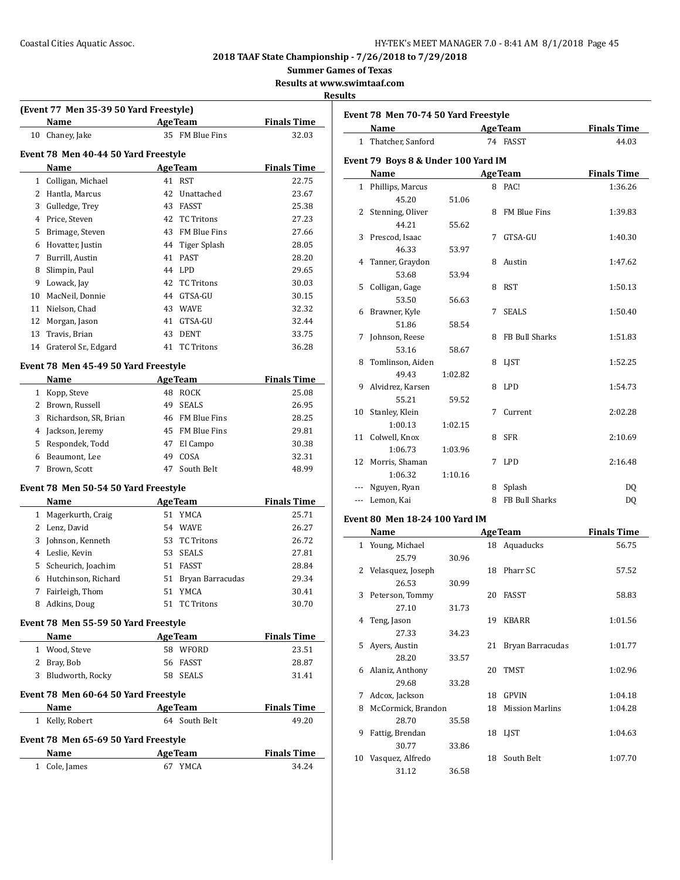# 2018 TAAF State Championship - 7/26/2018 to 7/29/2018

**Summer Games of Texas**

**Results at www.swimtaaf.com**

**Results**

### (Event 77 Men 35-39 50 Yard Freestyle)

| | Name | Age | Team | Finals Time |
|---|---|---|---|---|
| 10 | Chaney, Jake | 35 | FM Blue Fins | 32.03 |

### Event 78 Men 40-44 50 Yard Freestyle

| | Name | Age | Team | Finals Time |
|---|---|---|---|---|
| 1 | Colligan, Michael | 41 | RST | 22.75 |
| 2 | Hantla, Marcus | 42 | Unattached | 23.67 |
| 3 | Gulledge, Trey | 43 | FASST | 25.38 |
| 4 | Price, Steven | 42 | TC Tritons | 27.23 |
| 5 | Brimage, Steven | 43 | FM Blue Fins | 27.66 |
| 6 | Hovatter, Justin | 44 | Tiger Splash | 28.05 |
| 7 | Burrill, Austin | 41 | PAST | 28.20 |
| 8 | Slimpin, Paul | 44 | LPD | 29.65 |
| 9 | Lowack, Jay | 42 | TC Tritons | 30.03 |
| 10 | MacNeil, Donnie | 44 | GTSA-GU | 30.15 |
| 11 | Nielson, Chad | 43 | WAVE | 32.32 |
| 12 | Morgan, Jason | 41 | GTSA-GU | 32.44 |
| 13 | Travis, Brian | 43 | DENT | 33.75 |
| 14 | Graterol Sr., Edgard | 41 | TC Tritons | 36.28 |

### Event 78 Men 45-49 50 Yard Freestyle

| | Name | Age | Team | Finals Time |
|---|---|---|---|---|
| 1 | Kopp, Steve | 48 | ROCK | 25.08 |
| 2 | Brown, Russell | 49 | SEALS | 26.95 |
| 3 | Richardson, SR, Brian | 46 | FM Blue Fins | 28.25 |
| 4 | Jackson, Jeremy | 45 | FM Blue Fins | 29.81 |
| 5 | Respondek, Todd | 47 | El Campo | 30.38 |
| 6 | Beaumont, Lee | 49 | COSA | 32.31 |
| 7 | Brown, Scott | 47 | South Belt | 48.99 |

### Event 78 Men 50-54 50 Yard Freestyle

| | Name | Age | Team | Finals Time |
|---|---|---|---|---|
| 1 | Magerkurth, Craig | 51 | YMCA | 25.71 |
| 2 | Lenz, David | 54 | WAVE | 26.27 |
| 3 | Johnson, Kenneth | 53 | TC Tritons | 26.72 |
| 4 | Leslie, Kevin | 53 | SEALS | 27.81 |
| 5 | Scheurich, Joachim | 51 | FASST | 28.84 |
| 6 | Hutchinson, Richard | 51 | Bryan Barracudas | 29.34 |
| 7 | Fairleigh, Thom | 51 | YMCA | 30.41 |
| 8 | Adkins, Doug | 51 | TC Tritons | 30.70 |

### Event 78 Men 55-59 50 Yard Freestyle

| | Name | Age | Team | Finals Time |
|---|---|---|---|---|
| 1 | Wood, Steve | 58 | WFORD | 23.51 |
| 2 | Bray, Bob | 56 | FASST | 28.87 |
| 3 | Bludworth, Rocky | 58 | SEALS | 31.41 |

### Event 78 Men 60-64 50 Yard Freestyle

| | Name | Age | Team | Finals Time |
|---|---|---|---|---|
| 1 | Kelly, Robert | 64 | South Belt | 49.20 |

### Event 78 Men 65-69 50 Yard Freestyle

| | Name | Age | Team | Finals Time |
|---|---|---|---|---|
| 1 | Cole, James | 67 | YMCA | 34.24 |

### Event 78 Men 70-74 50 Yard Freestyle

| | Name | Age | Team | Finals Time |
|---|---|---|---|---|
| 1 | Thatcher, Sanford | 74 | FASST | 44.03 |

### Event 79 Boys 8 & Under 100 Yard IM

| | Name | Age | Team | Finals Time |
|---|---|---|---|---|
| 1 | Phillips, Marcus | 8 | PAC! | 1:36.26 |
| | 45.20 51.06 | | | |
| 2 | Stenning, Oliver | 8 | FM Blue Fins | 1:39.83 |
| | 44.21 55.62 | | | |
| 3 | Prescod, Isaac | 7 | GTSA-GU | 1:40.30 |
| | 46.33 53.97 | | | |
| 4 | Tanner, Graydon | 8 | Austin | 1:47.62 |
| | 53.68 53.94 | | | |
| 5 | Colligan, Gage | 8 | RST | 1:50.13 |
| | 53.50 56.63 | | | |
| 6 | Brawner, Kyle | 7 | SEALS | 1:50.40 |
| | 51.86 58.54 | | | |
| 7 | Johnson, Reese | 8 | FB Bull Sharks | 1:51.83 |
| | 53.16 58.67 | | | |
| 8 | Tomlinson, Aiden | 8 | LJST | 1:52.25 |
| | 49.43 1:02.82 | | | |
| 9 | Alvidrez, Karsen | 8 | LPD | 1:54.73 |
| | 55.21 59.52 | | | |
| 10 | Stanley, Klein | 7 | Current | 2:02.28 |
| | 1:00.13 1:02.15 | | | |
| 11 | Colwell, Knox | 8 | SFR | 2:10.69 |
| | 1:06.73 1:03.96 | | | |
| 12 | Morris, Shaman | 7 | LPD | 2:16.48 |
| | 1:06.32 1:10.16 | | | |
| --- | Nguyen, Ryan | 8 | Splash | DQ |
| --- | Lemon, Kai | 8 | FB Bull Sharks | DQ |

### Event 80 Men 18-24 100 Yard IM

| | Name | Age | Team | Finals Time |
|---|---|---|---|---|
| 1 | Young, Michael | 18 | Aquaducks | 56.75 |
| | 25.79 30.96 | | | |
| 2 | Velasquez, Joseph | 18 | Pharr SC | 57.52 |
| | 26.53 30.99 | | | |
| 3 | Peterson, Tommy | 20 | FASST | 58.83 |
| | 27.10 31.73 | | | |
| 4 | Teng, Jason | 19 | KBARR | 1:01.56 |
| | 27.33 34.23 | | | |
| 5 | Ayers, Austin | 21 | Bryan Barracudas | 1:01.77 |
| | 28.20 33.57 | | | |
| 6 | Alaniz, Anthony | 20 | TMST | 1:02.96 |
| | 29.68 33.28 | | | |
| 7 | Adcox, Jackson | 18 | GPVIN | 1:04.18 |
| 8 | McCormick, Brandon | 18 | Mission Marlins | 1:04.28 |
| | 28.70 35.58 | | | |
| 9 | Fattig, Brendan | 18 | LJST | 1:04.63 |
| | 30.77 33.86 | | | |
| 10 | Vasquez, Alfredo | 18 | South Belt | 1:07.70 |
| | 31.12 36.58 | | | |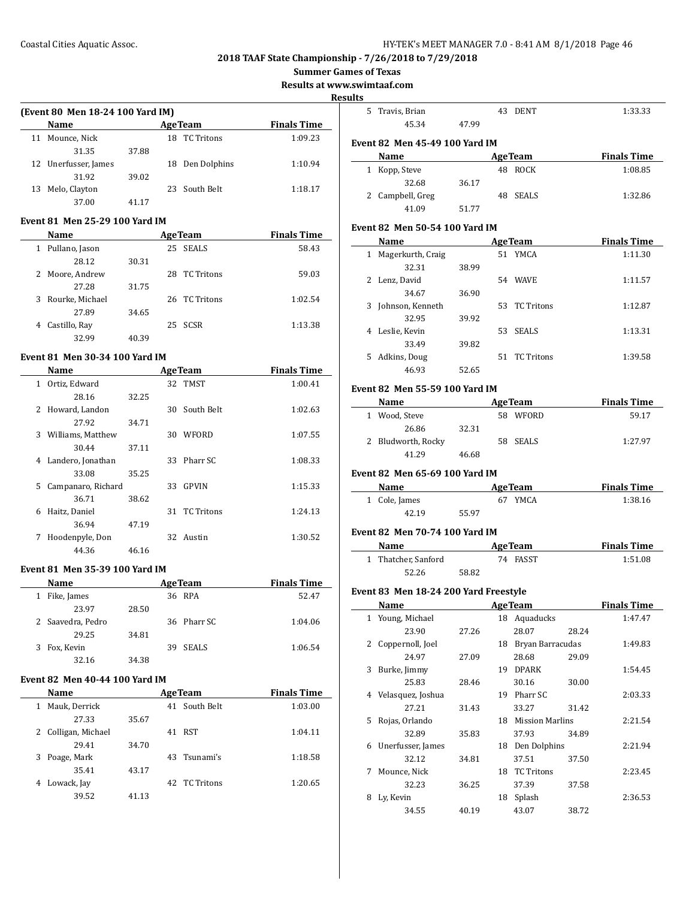## 2018 TAAF State Championship - 7/26/2018 to 7/29/2018

**Summer Games of Texas**

**Results at www.swimtaaf.com**

**Results**

### (Event 80 Men 18-24 100 Yard IM)

| | Name | Age | Team | Finals Time |
|---|---|---|---|---|
| 11 | Mounce, Nick | 18 | TC Tritons | 1:09.23 |
| | 31.35 37.88 | | | |
| 12 | Unerfusser, James | 18 | Den Dolphins | 1:10.94 |
| | 31.92 39.02 | | | |
| 13 | Melo, Clayton | 23 | South Belt | 1:18.17 |
| | 37.00 41.17 | | | |

### Event 81 Men 25-29 100 Yard IM

| | Name | Age | Team | Finals Time |
|---|---|---|---|---|
| 1 | Pullano, Jason | 25 | SEALS | 58.43 |
| | 28.12 30.31 | | | |
| 2 | Moore, Andrew | 28 | TC Tritons | 59.03 |
| | 27.28 31.75 | | | |
| 3 | Rourke, Michael | 26 | TC Tritons | 1:02.54 |
| | 27.89 34.65 | | | |
| 4 | Castillo, Ray | 25 | SCSR | 1:13.38 |
| | 32.99 40.39 | | | |

### Event 81 Men 30-34 100 Yard IM

| | Name | Age | Team | Finals Time |
|---|---|---|---|---|
| 1 | Ortiz, Edward | 32 | TMST | 1:00.41 |
| | 28.16 32.25 | | | |
| 2 | Howard, Landon | 30 | South Belt | 1:02.63 |
| | 27.92 34.71 | | | |
| 3 | Williams, Matthew | 30 | WFORD | 1:07.55 |
| | 30.44 37.11 | | | |
| 4 | Landero, Jonathan | 33 | Pharr SC | 1:08.33 |
| | 33.08 35.25 | | | |
| 5 | Campanaro, Richard | 33 | GPVIN | 1:15.33 |
| | 36.71 38.62 | | | |
| 6 | Haitz, Daniel | 31 | TC Tritons | 1:24.13 |
| | 36.94 47.19 | | | |
| 7 | Hoodenpyle, Don | 32 | Austin | 1:30.52 |
| | 44.36 46.16 | | | |

### Event 81 Men 35-39 100 Yard IM

| | Name | Age | Team | Finals Time |
|---|---|---|---|---|
| 1 | Fike, James | 36 | RPA | 52.47 |
| | 23.97 28.50 | | | |
| 2 | Saavedra, Pedro | 36 | Pharr SC | 1:04.06 |
| | 29.25 34.81 | | | |
| 3 | Fox, Kevin | 39 | SEALS | 1:06.54 |
| | 32.16 34.38 | | | |

### Event 82 Men 40-44 100 Yard IM

| | Name | Age | Team | Finals Time |
|---|---|---|---|---|
| 1 | Mauk, Derrick | 41 | South Belt | 1:03.00 |
| | 27.33 35.67 | | | |
| 2 | Colligan, Michael | 41 | RST | 1:04.11 |
| | 29.41 34.70 | | | |
| 3 | Poage, Mark | 43 | Tsunami's | 1:18.58 |
| | 35.41 43.17 | | | |
| 4 | Lowack, Jay | 42 | TC Tritons | 1:20.65 |
| | 39.52 41.13 | | | |
| 5 | Travis, Brian | 43 | DENT | 1:33.33 |
| | 45.34 47.99 | | | |

### Event 82 Men 45-49 100 Yard IM

| | Name | Age | Team | Finals Time |
|---|---|---|---|---|
| 1 | Kopp, Steve | 48 | ROCK | 1:08.85 |
| | 32.68 36.17 | | | |
| 2 | Campbell, Greg | 48 | SEALS | 1:32.86 |
| | 41.09 51.77 | | | |

### Event 82 Men 50-54 100 Yard IM

| | Name | Age | Team | Finals Time |
|---|---|---|---|---|
| 1 | Magerkurth, Craig | 51 | YMCA | 1:11.30 |
| | 32.31 38.99 | | | |
| 2 | Lenz, David | 54 | WAVE | 1:11.57 |
| | 34.67 36.90 | | | |
| 3 | Johnson, Kenneth | 53 | TC Tritons | 1:12.87 |
| | 32.95 39.92 | | | |
| 4 | Leslie, Kevin | 53 | SEALS | 1:13.31 |
| | 33.49 39.82 | | | |
| 5 | Adkins, Doug | 51 | TC Tritons | 1:39.58 |
| | 46.93 52.65 | | | |

### Event 82 Men 55-59 100 Yard IM

| | Name | Age | Team | Finals Time |
|---|---|---|---|---|
| 1 | Wood, Steve | 58 | WFORD | 59.17 |
| | 26.86 32.31 | | | |
| 2 | Bludworth, Rocky | 58 | SEALS | 1:27.97 |
| | 41.29 46.68 | | | |

### Event 82 Men 65-69 100 Yard IM

| | Name | Age | Team | Finals Time |
|---|---|---|---|---|
| 1 | Cole, James | 67 | YMCA | 1:38.16 |
| | 42.19 55.97 | | | |

### Event 82 Men 70-74 100 Yard IM

| | Name | Age | Team | Finals Time |
|---|---|---|---|---|
| 1 | Thatcher, Sanford | 74 | FASST | 1:51.08 |
| | 52.26 58.82 | | | |

### Event 83 Men 18-24 200 Yard Freestyle

| | Name | Age | Team | Finals Time |
|---|---|---|---|---|
| 1 | Young, Michael | 18 | Aquaducks | 1:47.47 |
| | 23.90 27.26 28.07 28.24 | | | |
| 2 | Coppernoll, Joel | 18 | Bryan Barracudas | 1:49.83 |
| | 24.97 27.09 28.68 29.09 | | | |
| 3 | Burke, Jimmy | 19 | DPARK | 1:54.45 |
| | 25.83 28.46 30.16 30.00 | | | |
| 4 | Velasquez, Joshua | 19 | Pharr SC | 2:03.33 |
| | 27.21 31.43 33.27 31.42 | | | |
| 5 | Rojas, Orlando | 18 | Mission Marlins | 2:21.54 |
| | 32.89 35.83 37.93 34.89 | | | |
| 6 | Unerfusser, James | 18 | Den Dolphins | 2:21.94 |
| | 32.12 34.81 37.51 37.50 | | | |
| 7 | Mounce, Nick | 18 | TC Tritons | 2:23.45 |
| | 32.23 36.25 37.39 37.58 | | | |
| 8 | Ly, Kevin | 18 | Splash | 2:36.53 |
| | 34.55 40.19 43.07 38.72 | | | |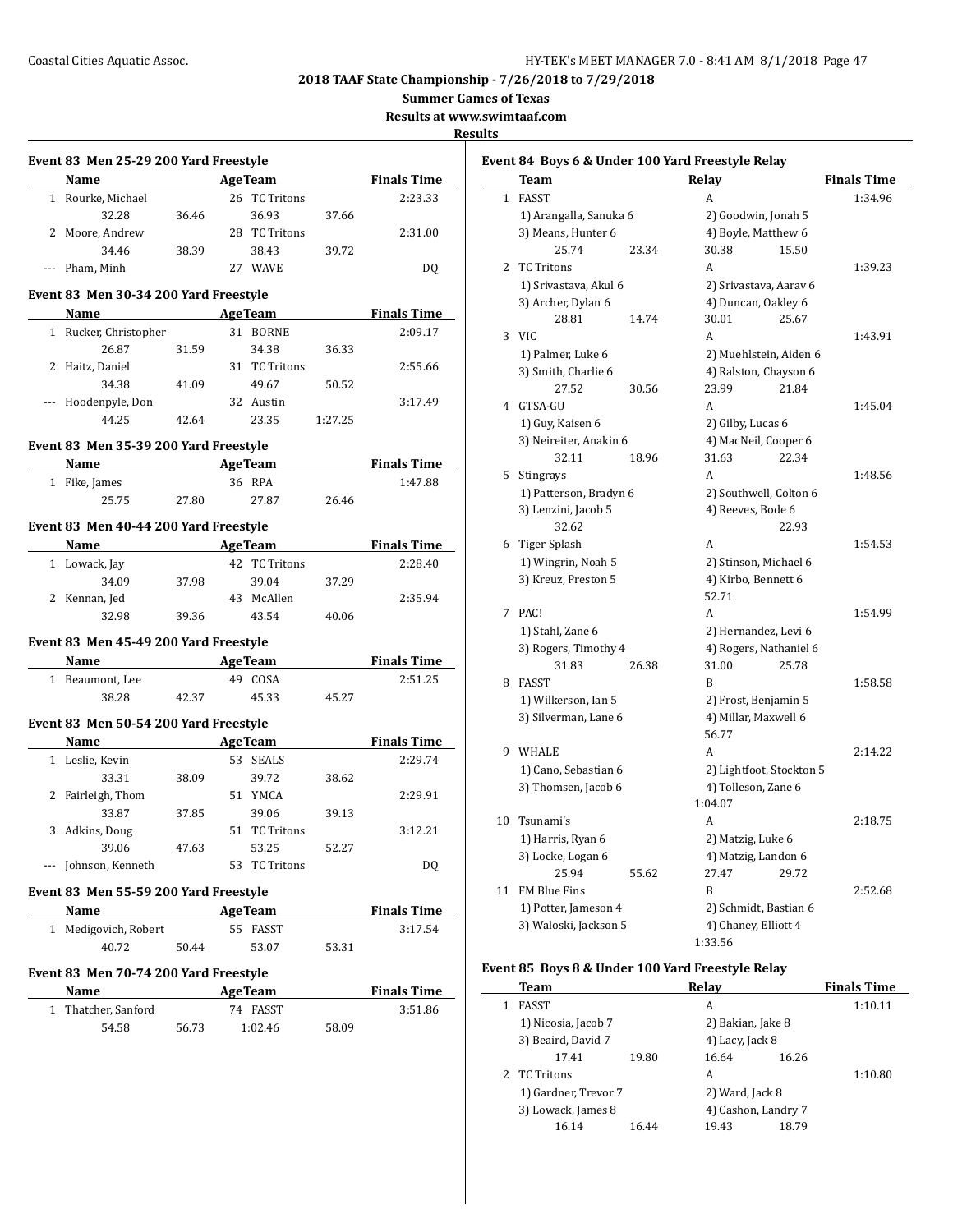# 2018 TAAF State Championship - 7/26/2018 to 7/29/2018

## Summer Games of Texas

### Results at www.swimtaaf.com

### Results

#### Event 83 Men 25-29 200 Yard Freestyle

| | Name | Age | Team | Finals Time |
|---|---|---|---|---|
| 1 | Rourke, Michael | 26 | TC Tritons | 2:23.33 |
| | 32.28 36.46 36.93 37.66 | | | |
| 2 | Moore, Andrew | 28 | TC Tritons | 2:31.00 |
| | 34.46 38.39 38.43 39.72 | | | |
| --- | Pham, Minh | 27 | WAVE | DQ |

#### Event 83 Men 30-34 200 Yard Freestyle

| | Name | Age | Team | Finals Time |
|---|---|---|---|---|
| 1 | Rucker, Christopher | 31 | BORNE | 2:09.17 |
| | 26.87 31.59 34.38 36.33 | | | |
| 2 | Haitz, Daniel | 31 | TC Tritons | 2:55.66 |
| | 34.38 41.09 49.67 50.52 | | | |
| --- | Hoodenpyle, Don | 32 | Austin | 3:17.49 |
| | 44.25 42.64 23.35 1:27.25 | | | |

#### Event 83 Men 35-39 200 Yard Freestyle

| | Name | Age | Team | Finals Time |
|---|---|---|---|---|
| 1 | Fike, James | 36 | RPA | 1:47.88 |
| | 25.75 27.80 27.87 26.46 | | | |

#### Event 83 Men 40-44 200 Yard Freestyle

| | Name | Age | Team | Finals Time |
|---|---|---|---|---|
| 1 | Lowack, Jay | 42 | TC Tritons | 2:28.40 |
| | 34.09 37.98 39.04 37.29 | | | |
| 2 | Kennan, Jed | 43 | McAllen | 2:35.94 |
| | 32.98 39.36 43.54 40.06 | | | |

#### Event 83 Men 45-49 200 Yard Freestyle

| | Name | Age | Team | Finals Time |
|---|---|---|---|---|
| 1 | Beaumont, Lee | 49 | COSA | 2:51.25 |
| | 38.28 42.37 45.33 45.27 | | | |

#### Event 83 Men 50-54 200 Yard Freestyle

| | Name | Age | Team | Finals Time |
|---|---|---|---|---|
| 1 | Leslie, Kevin | 53 | SEALS | 2:29.74 |
| | 33.31 38.09 39.72 38.62 | | | |
| 2 | Fairleigh, Thom | 51 | YMCA | 2:29.91 |
| | 33.87 37.85 39.06 39.13 | | | |
| 3 | Adkins, Doug | 51 | TC Tritons | 3:12.21 |
| | 39.06 47.63 53.25 52.27 | | | |
| --- | Johnson, Kenneth | 53 | TC Tritons | DQ |

#### Event 83 Men 55-59 200 Yard Freestyle

| | Name | Age | Team | Finals Time |
|---|---|---|---|---|
| 1 | Medigovich, Robert | 55 | FASST | 3:17.54 |
| | 40.72 50.44 53.07 53.31 | | | |

#### Event 83 Men 70-74 200 Yard Freestyle

| | Name | Age | Team | Finals Time |
|---|---|---|---|---|
| 1 | Thatcher, Sanford | 74 | FASST | 3:51.86 |
| | 54.58 56.73 1:02.46 58.09 | | | |

#### Event 84 Boys 6 & Under 100 Yard Freestyle Relay

| | Team | Relay | Finals Time |
|---|---|---|---|
| 1 | FASST | A | 1:34.96 |
| | 1) Arangalla, Sanuka 6; 2) Goodwin, Jonah 5; 3) Means, Hunter 6; 4) Boyle, Matthew 6 | | |
| | 25.74 23.34 30.38 15.50 | | |
| 2 | TC Tritons | A | 1:39.23 |
| | 1) Srivastava, Akul 6; 2) Srivastava, Aarav 6; 3) Archer, Dylan 6; 4) Duncan, Oakley 6 | | |
| | 28.81 14.74 30.01 25.67 | | |
| 3 | VIC | A | 1:43.91 |
| | 1) Palmer, Luke 6; 2) Muehlstein, Aiden 6; 3) Smith, Charlie 6; 4) Ralston, Chayson 6 | | |
| | 27.52 30.56 23.99 21.84 | | |
| 4 | GTSA-GU | A | 1:45.04 |
| | 1) Guy, Kaisen 6; 2) Gilby, Lucas 6; 3) Neireiter, Anakin 6; 4) MacNeil, Cooper 6 | | |
| | 32.11 18.96 31.63 22.34 | | |
| 5 | Stingrays | A | 1:48.56 |
| | 1) Patterson, Bradyn 6; 2) Southwell, Colton 6; 3) Lenzini, Jacob 5; 4) Reeves, Bode 6 | | |
| | 32.62 22.93 | | |
| 6 | Tiger Splash | A | 1:54.53 |
| | 1) Wingrin, Noah 5; 2) Stinson, Michael 6; 3) Kreuz, Preston 5; 4) Kirbo, Bennett 6 | | |
| | 52.71 | | |
| 7 | PAC! | A | 1:54.99 |
| | 1) Stahl, Zane 6; 2) Hernandez, Levi 6; 3) Rogers, Timothy 4; 4) Rogers, Nathaniel 6 | | |
| | 31.83 26.38 31.00 25.78 | | |
| 8 | FASST | B | 1:58.58 |
| | 1) Wilkerson, Ian 5; 2) Frost, Benjamin 5; 3) Silverman, Lane 6; 4) Millar, Maxwell 6 | | |
| | 56.77 | | |
| 9 | WHALE | A | 2:14.22 |
| | 1) Cano, Sebastian 6; 2) Lightfoot, Stockton 5; 3) Thomsen, Jacob 6; 4) Tolleson, Zane 6 | | |
| | 1:04.07 | | |
| 10 | Tsunami's | A | 2:18.75 |
| | 1) Harris, Ryan 6; 2) Matzig, Luke 6; 3) Locke, Logan 6; 4) Matzig, Landon 6 | | |
| | 25.94 55.62 27.47 29.72 | | |
| 11 | FM Blue Fins | B | 2:52.68 |
| | 1) Potter, Jameson 4; 2) Schmidt, Bastian 6; 3) Waloski, Jackson 5; 4) Chaney, Elliott 4 | | |
| | 1:33.56 | | |

#### Event 85 Boys 8 & Under 100 Yard Freestyle Relay

| | Team | Relay | Finals Time |
|---|---|---|---|
| 1 | FASST | A | 1:10.11 |
| | 1) Nicosia, Jacob 7; 2) Bakian, Jake 8; 3) Beaird, David 7; 4) Lacy, Jack 8 | | |
| | 17.41 19.80 16.64 16.26 | | |
| 2 | TC Tritons | A | 1:10.80 |
| | 1) Gardner, Trevor 7; 2) Ward, Jack 8; 3) Lowack, James 8; 4) Cashon, Landry 7 | | |
| | 16.14 16.44 19.43 18.79 | | |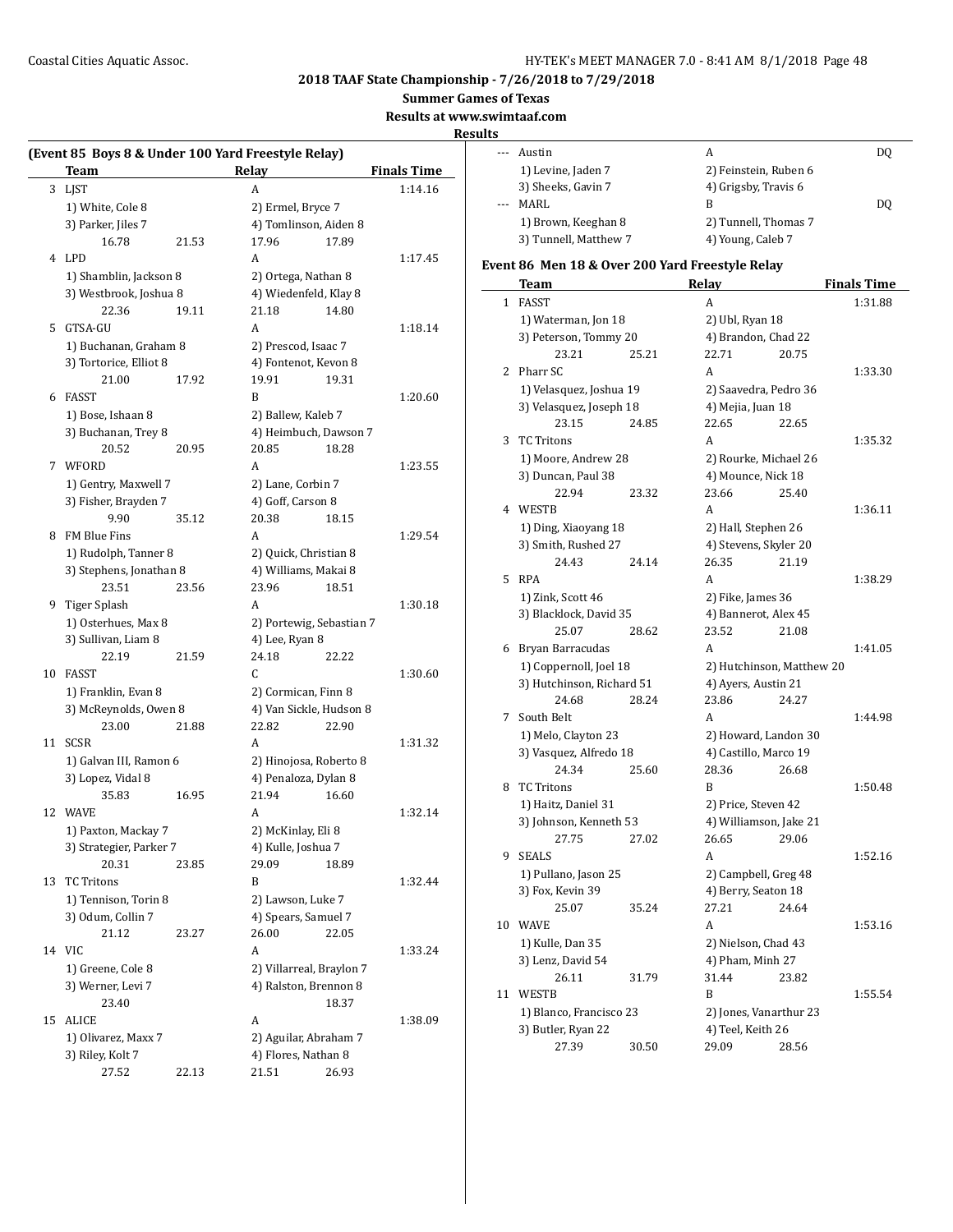# 2018 TAAF State Championship - 7/26/2018 to 7/29/2018

## Summer Games of Texas

**Results at www.swimtaaf.com**

**Results**

### (Event 85 Boys 8 & Under 100 Yard Freestyle Relay)

| | Team | Relay | Finals Time |
|---|---|---|---|
| 3 | LJST | A | 1:14.16 |
| | 1) White, Cole 8 | 2) Ermel, Bryce 7 | |
| | 3) Parker, Jiles 7 | 4) Tomlinson, Aiden 8 | |
| | 16.78 21.53 | 17.96 17.89 | |
| 4 | LPD | A | 1:17.45 |
| | 1) Shamblin, Jackson 8 | 2) Ortega, Nathan 8 | |
| | 3) Westbrook, Joshua 8 | 4) Wiedenfeld, Klay 8 | |
| | 22.36 19.11 | 21.18 14.80 | |
| 5 | GTSA-GU | A | 1:18.14 |
| | 1) Buchanan, Graham 8 | 2) Prescod, Isaac 7 | |
| | 3) Tortorice, Elliot 8 | 4) Fontenot, Kevon 8 | |
| | 21.00 17.92 | 19.91 19.31 | |
| 6 | FASST | B | 1:20.60 |
| | 1) Bose, Ishaan 8 | 2) Ballew, Kaleb 7 | |
| | 3) Buchanan, Trey 8 | 4) Heimbuch, Dawson 7 | |
| | 20.52 20.95 | 20.85 18.28 | |
| 7 | WFORD | A | 1:23.55 |
| | 1) Gentry, Maxwell 7 | 2) Lane, Corbin 7 | |
| | 3) Fisher, Brayden 7 | 4) Goff, Carson 8 | |
| | 9.90 35.12 | 20.38 18.15 | |
| 8 | FM Blue Fins | A | 1:29.54 |
| | 1) Rudolph, Tanner 8 | 2) Quick, Christian 8 | |
| | 3) Stephens, Jonathan 8 | 4) Williams, Makai 8 | |
| | 23.51 23.56 | 23.96 18.51 | |
| 9 | Tiger Splash | A | 1:30.18 |
| | 1) Osterhues, Max 8 | 2) Portewig, Sebastian 7 | |
| | 3) Sullivan, Liam 8 | 4) Lee, Ryan 8 | |
| | 22.19 21.59 | 24.18 22.22 | |
| 10 | FASST | C | 1:30.60 |
| | 1) Franklin, Evan 8 | 2) Cormican, Finn 8 | |
| | 3) McReynolds, Owen 8 | 4) Van Sickle, Hudson 8 | |
| | 23.00 21.88 | 22.82 22.90 | |
| 11 | SCSR | A | 1:31.32 |
| | 1) Galvan III, Ramon 6 | 2) Hinojosa, Roberto 8 | |
| | 3) Lopez, Vidal 8 | 4) Penaloza, Dylan 8 | |
| | 35.83 16.95 | 21.94 16.60 | |
| 12 | WAVE | A | 1:32.14 |
| | 1) Paxton, Mackay 7 | 2) McKinlay, Eli 8 | |
| | 3) Strategier, Parker 7 | 4) Kulle, Joshua 7 | |
| | 20.31 23.85 | 29.09 18.89 | |
| 13 | TC Tritons | B | 1:32.44 |
| | 1) Tennison, Torin 8 | 2) Lawson, Luke 7 | |
| | 3) Odum, Collin 7 | 4) Spears, Samuel 7 | |
| | 21.12 23.27 | 26.00 22.05 | |
| 14 | VIC | A | 1:33.24 |
| | 1) Greene, Cole 8 | 2) Villarreal, Braylon 7 | |
| | 3) Werner, Levi 7 | 4) Ralston, Brennon 8 | |
| | 23.40 | 18.37 | |
| 15 | ALICE | A | 1:38.09 |
| | 1) Olivarez, Maxx 7 | 2) Aguilar, Abraham 7 | |
| | 3) Riley, Kolt 7 | 4) Flores, Nathan 8 | |
| | 27.52 22.13 | 21.51 26.93 | |
| --- | Austin | A | DQ |
| | 1) Levine, Jaden 7 | 2) Feinstein, Ruben 6 | |
| | 3) Sheeks, Gavin 7 | 4) Grigsby, Travis 6 | |
| --- | MARL | B | DQ |
| | 1) Brown, Keeghan 8 | 2) Tunnell, Thomas 7 | |
| | 3) Tunnell, Matthew 7 | 4) Young, Caleb 7 | |

### Event 86 Men 18 & Over 200 Yard Freestyle Relay

| | Team | Relay | Finals Time |
|---|---|---|---|
| 1 | FASST | A | 1:31.88 |
| | 1) Waterman, Jon 18 | 2) Ubl, Ryan 18 | |
| | 3) Peterson, Tommy 20 | 4) Brandon, Chad 22 | |
| | 23.21 25.21 | 22.71 20.75 | |
| 2 | Pharr SC | A | 1:33.30 |
| | 1) Velasquez, Joshua 19 | 2) Saavedra, Pedro 36 | |
| | 3) Velasquez, Joseph 18 | 4) Mejia, Juan 18 | |
| | 23.15 24.85 | 22.65 22.65 | |
| 3 | TC Tritons | A | 1:35.32 |
| | 1) Moore, Andrew 28 | 2) Rourke, Michael 26 | |
| | 3) Duncan, Paul 38 | 4) Mounce, Nick 18 | |
| | 22.94 23.32 | 23.66 25.40 | |
| 4 | WESTB | A | 1:36.11 |
| | 1) Ding, Xiaoyang 18 | 2) Hall, Stephen 26 | |
| | 3) Smith, Rushed 27 | 4) Stevens, Skyler 20 | |
| | 24.43 24.14 | 26.35 21.19 | |
| 5 | RPA | A | 1:38.29 |
| | 1) Zink, Scott 46 | 2) Fike, James 36 | |
| | 3) Blacklock, David 35 | 4) Bannerot, Alex 45 | |
| | 25.07 28.62 | 23.52 21.08 | |
| 6 | Bryan Barracudas | A | 1:41.05 |
| | 1) Coppernoll, Joel 18 | 2) Hutchinson, Matthew 20 | |
| | 3) Hutchinson, Richard 51 | 4) Ayers, Austin 21 | |
| | 24.68 28.24 | 23.86 24.27 | |
| 7 | South Belt | A | 1:44.98 |
| | 1) Melo, Clayton 23 | 2) Howard, Landon 30 | |
| | 3) Vasquez, Alfredo 18 | 4) Castillo, Marco 19 | |
| | 24.34 25.60 | 28.36 26.68 | |
| 8 | TC Tritons | B | 1:50.48 |
| | 1) Haitz, Daniel 31 | 2) Price, Steven 42 | |
| | 3) Johnson, Kenneth 53 | 4) Williamson, Jake 21 | |
| | 27.75 27.02 | 26.65 29.06 | |
| 9 | SEALS | A | 1:52.16 |
| | 1) Pullano, Jason 25 | 2) Campbell, Greg 48 | |
| | 3) Fox, Kevin 39 | 4) Berry, Seaton 18 | |
| | 25.07 35.24 | 27.21 24.64 | |
| 10 | WAVE | A | 1:53.16 |
| | 1) Kulle, Dan 35 | 2) Nielson, Chad 43 | |
| | 3) Lenz, David 54 | 4) Pham, Minh 27 | |
| | 26.11 31.79 | 31.44 23.82 | |
| 11 | WESTB | B | 1:55.54 |
| | 1) Blanco, Francisco 23 | 2) Jones, Vanarthur 23 | |
| | 3) Butler, Ryan 22 | 4) Teel, Keith 26 | |
| | 27.39 30.50 | 29.09 28.56 | |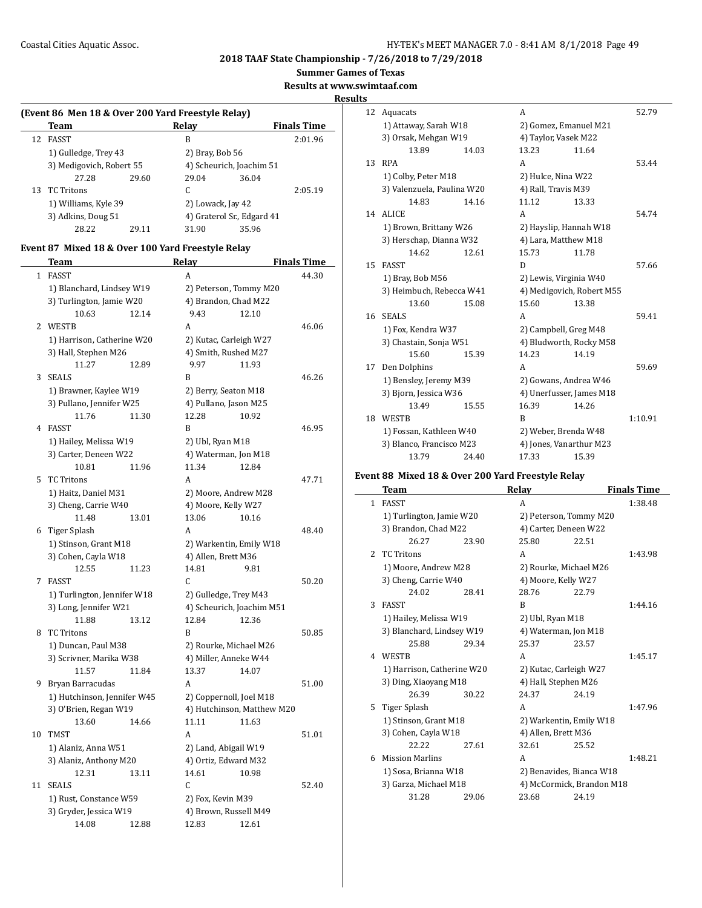**2018 TAAF State Championship - 7/26/2018 to 7/29/2018**

**Summer Games of Texas**

**Results at www.swimtaaf.com**

**Results**

### (Event 86 Men 18 & Over 200 Yard Freestyle Relay)

| | Team | Relay | Finals Time |
|---|---|---|---|
| 12 | FASST | B | 2:01.96 |
| | 1) Gulledge, Trey 43 | 2) Bray, Bob 56 | |
| | 3) Medigovich, Robert 55 | 4) Scheurich, Joachim 51 | |
| | 27.28 29.60 | 29.04 36.04 | |
| 13 | TC Tritons | C | 2:05.19 |
| | 1) Williams, Kyle 39 | 2) Lowack, Jay 42 | |
| | 3) Adkins, Doug 51 | 4) Graterol Sr., Edgard 41 | |
| | 28.22 29.11 | 31.90 35.96 | |

### Event 87 Mixed 18 & Over 100 Yard Freestyle Relay

| | Team | Relay | Finals Time |
|---|---|---|---|
| 1 | FASST | A | 44.30 |
| | 1) Blanchard, Lindsey W19 | 2) Peterson, Tommy M20 | |
| | 3) Turlington, Jamie W20 | 4) Brandon, Chad M22 | |
| | 10.63 12.14 | 9.43 12.10 | |
| 2 | WESTB | A | 46.06 |
| | 1) Harrison, Catherine W20 | 2) Kutac, Carleigh W27 | |
| | 3) Hall, Stephen M26 | 4) Smith, Rushed M27 | |
| | 11.27 12.89 | 9.97 11.93 | |
| 3 | SEALS | B | 46.26 |
| | 1) Brawner, Kaylee W19 | 2) Berry, Seaton M18 | |
| | 3) Pullano, Jennifer W25 | 4) Pullano, Jason M25 | |
| | 11.76 11.30 | 12.28 10.92 | |
| 4 | FASST | B | 46.95 |
| | 1) Hailey, Melissa W19 | 2) Ubl, Ryan M18 | |
| | 3) Carter, Deneen W22 | 4) Waterman, Jon M18 | |
| | 10.81 11.96 | 11.34 12.84 | |
| 5 | TC Tritons | A | 47.71 |
| | 1) Haitz, Daniel M31 | 2) Moore, Andrew M28 | |
| | 3) Cheng, Carrie W40 | 4) Moore, Kelly W27 | |
| | 11.48 13.01 | 13.06 10.16 | |
| 6 | Tiger Splash | A | 48.40 |
| | 1) Stinson, Grant M18 | 2) Warkentin, Emily W18 | |
| | 3) Cohen, Cayla W18 | 4) Allen, Brett M36 | |
| | 12.55 11.23 | 14.81 9.81 | |
| 7 | FASST | C | 50.20 |
| | 1) Turlington, Jennifer W18 | 2) Gulledge, Trey M43 | |
| | 3) Long, Jennifer W21 | 4) Scheurich, Joachim M51 | |
| | 11.88 13.12 | 12.84 12.36 | |
| 8 | TC Tritons | B | 50.85 |
| | 1) Duncan, Paul M38 | 2) Rourke, Michael M26 | |
| | 3) Scrivner, Marika W38 | 4) Miller, Anneke W44 | |
| | 11.57 11.84 | 13.37 14.07 | |
| 9 | Bryan Barracudas | A | 51.00 |
| | 1) Hutchinson, Jennifer W45 | 2) Coppernoll, Joel M18 | |
| | 3) O'Brien, Regan W19 | 4) Hutchinson, Matthew M20 | |
| | 13.60 14.66 | 11.11 11.63 | |
| 10 | TMST | A | 51.01 |
| | 1) Alaniz, Anna W51 | 2) Land, Abigail W19 | |
| | 3) Alaniz, Anthony M20 | 4) Ortiz, Edward M32 | |
| | 12.31 13.11 | 14.61 10.98 | |
| 11 | SEALS | C | 52.40 |
| | 1) Rust, Constance W59 | 2) Fox, Kevin M39 | |
| | 3) Gryder, Jessica W19 | 4) Brown, Russell M49 | |
| | 14.08 12.88 | 12.83 12.61 | |
| 12 | Aquacats | A | 52.79 |
| | 1) Attaway, Sarah W18 | 2) Gomez, Emanuel M21 | |
| | 3) Orsak, Mehgan W19 | 4) Taylor, Vasek M22 | |
| | 13.89 14.03 | 13.23 11.64 | |
| 13 | RPA | A | 53.44 |
| | 1) Colby, Peter M18 | 2) Hulce, Nina W22 | |
| | 3) Valenzuela, Paulina W20 | 4) Rall, Travis M39 | |
| | 14.83 14.16 | 11.12 13.33 | |
| 14 | ALICE | A | 54.74 |
| | 1) Brown, Brittany W26 | 2) Hayslip, Hannah W18 | |
| | 3) Herschap, Dianna W32 | 4) Lara, Matthew M18 | |
| | 14.62 12.61 | 15.73 11.78 | |
| 15 | FASST | D | 57.66 |
| | 1) Bray, Bob M56 | 2) Lewis, Virginia W40 | |
| | 3) Heimbuch, Rebecca W41 | 4) Medigovich, Robert M55 | |
| | 13.60 15.08 | 15.60 13.38 | |
| 16 | SEALS | A | 59.41 |
| | 1) Fox, Kendra W37 | 2) Campbell, Greg M48 | |
| | 3) Chastain, Sonja W51 | 4) Bludworth, Rocky M58 | |
| | 15.60 15.39 | 14.23 14.19 | |
| 17 | Den Dolphins | A | 59.69 |
| | 1) Bensley, Jeremy M39 | 2) Gowans, Andrea W46 | |
| | 3) Bjorn, Jessica W36 | 4) Unerfusser, James M18 | |
| | 13.49 15.55 | 16.39 14.26 | |
| 18 | WESTB | B | 1:10.91 |
| | 1) Fossan, Kathleen W40 | 2) Weber, Brenda W48 | |
| | 3) Blanco, Francisco M23 | 4) Jones, Vanarthur M23 | |
| | 13.79 24.40 | 17.33 15.39 | |

### Event 88 Mixed 18 & Over 200 Yard Freestyle Relay

| | Team | Relay | Finals Time |
|---|---|---|---|
| 1 | FASST | A | 1:38.48 |
| | 1) Turlington, Jamie W20 | 2) Peterson, Tommy M20 | |
| | 3) Brandon, Chad M22 | 4) Carter, Deneen W22 | |
| | 26.27 23.90 | 25.80 22.51 | |
| 2 | TC Tritons | A | 1:43.98 |
| | 1) Moore, Andrew M28 | 2) Rourke, Michael M26 | |
| | 3) Cheng, Carrie W40 | 4) Moore, Kelly W27 | |
| | 24.02 28.41 | 28.76 22.79 | |
| 3 | FASST | B | 1:44.16 |
| | 1) Hailey, Melissa W19 | 2) Ubl, Ryan M18 | |
| | 3) Blanchard, Lindsey W19 | 4) Waterman, Jon M18 | |
| | 25.88 29.34 | 25.37 23.57 | |
| 4 | WESTB | A | 1:45.17 |
| | 1) Harrison, Catherine W20 | 2) Kutac, Carleigh W27 | |
| | 3) Ding, Xiaoyang M18 | 4) Hall, Stephen M26 | |
| | 26.39 30.22 | 24.37 24.19 | |
| 5 | Tiger Splash | A | 1:47.96 |
| | 1) Stinson, Grant M18 | 2) Warkentin, Emily W18 | |
| | 3) Cohen, Cayla W18 | 4) Allen, Brett M36 | |
| | 22.22 27.61 | 32.61 25.52 | |
| 6 | Mission Marlins | A | 1:48.21 |
| | 1) Sosa, Brianna W18 | 2) Benavides, Bianca W18 | |
| | 3) Garza, Michael M18 | 4) McCormick, Brandon M18 | |
| | 31.28 29.06 | 23.68 24.19 | |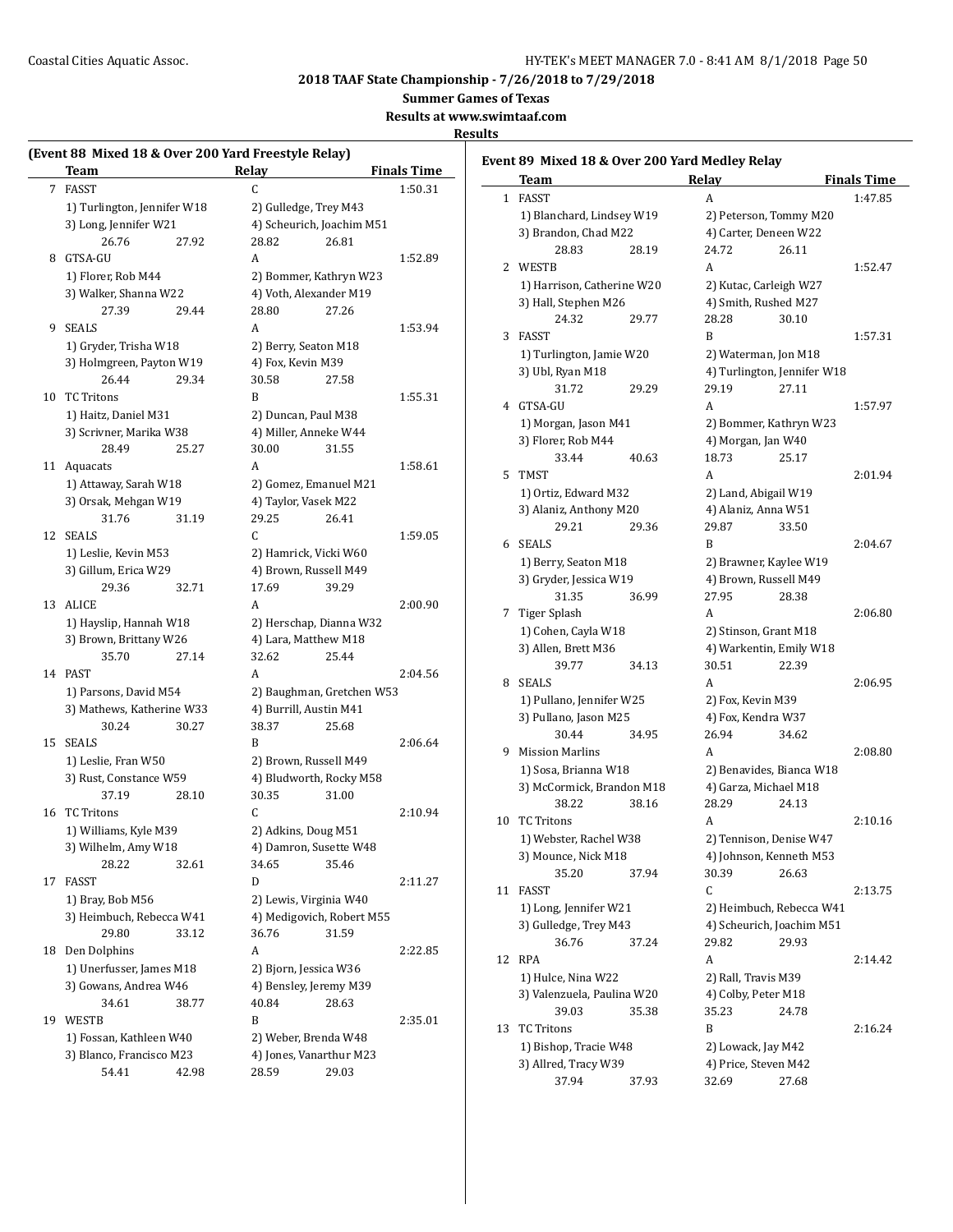**2018 TAAF State Championship - 7/26/2018 to 7/29/2018**

**Summer Games of Texas**

**Results at www.swimtaaf.com**

**Results**

### (Event 88 Mixed 18 & Over 200 Yard Freestyle Relay)

| | Team | Relay | Finals Time |
|---|---|---|---|
| 7 | FASST | C | 1:50.31 |
| | 1) Turlington, Jennifer W18; 2) Gulledge, Trey M43; 3) Long, Jennifer W21; 4) Scheurich, Joachim M51 | | |
| | 26.76 27.92 28.82 26.81 | | |
| 8 | GTSA-GU | A | 1:52.89 |
| | 1) Florer, Rob M44; 2) Bommer, Kathryn W23; 3) Walker, Shanna W22; 4) Voth, Alexander M19 | | |
| | 27.39 29.44 28.80 27.26 | | |
| 9 | SEALS | A | 1:53.94 |
| | 1) Gryder, Trisha W18; 2) Berry, Seaton M18; 3) Holmgreen, Payton W19; 4) Fox, Kevin M39 | | |
| | 26.44 29.34 30.58 27.58 | | |
| 10 | TC Tritons | B | 1:55.31 |
| | 1) Haitz, Daniel M31; 2) Duncan, Paul M38; 3) Scrivner, Marika W38; 4) Miller, Anneke W44 | | |
| | 28.49 25.27 30.00 31.55 | | |
| 11 | Aquacats | A | 1:58.61 |
| | 1) Attaway, Sarah W18; 2) Gomez, Emanuel M21; 3) Orsak, Mehgan W19; 4) Taylor, Vasek M22 | | |
| | 31.76 31.19 29.25 26.41 | | |
| 12 | SEALS | C | 1:59.05 |
| | 1) Leslie, Kevin M53; 2) Hamrick, Vicki W60; 3) Gillum, Erica W29; 4) Brown, Russell M49 | | |
| | 29.36 32.71 17.69 39.29 | | |
| 13 | ALICE | A | 2:00.90 |
| | 1) Hayslip, Hannah W18; 2) Herschap, Dianna W32; 3) Brown, Brittany W26; 4) Lara, Matthew M18 | | |
| | 35.70 27.14 32.62 25.44 | | |
| 14 | PAST | A | 2:04.56 |
| | 1) Parsons, David M54; 2) Baughman, Gretchen W53; 3) Mathews, Katherine W33; 4) Burrill, Austin M41 | | |
| | 30.24 30.27 38.37 25.68 | | |
| 15 | SEALS | B | 2:06.64 |
| | 1) Leslie, Fran W50; 2) Brown, Russell M49; 3) Rust, Constance W59; 4) Bludworth, Rocky M58 | | |
| | 37.19 28.10 30.35 31.00 | | |
| 16 | TC Tritons | C | 2:10.94 |
| | 1) Williams, Kyle M39; 2) Adkins, Doug M51; 3) Wilhelm, Amy W18; 4) Damron, Susette W48 | | |
| | 28.22 32.61 34.65 35.46 | | |
| 17 | FASST | D | 2:11.27 |
| | 1) Bray, Bob M56; 2) Lewis, Virginia W40; 3) Heimbuch, Rebecca W41; 4) Medigovich, Robert M55 | | |
| | 29.80 33.12 36.76 31.59 | | |
| 18 | Den Dolphins | A | 2:22.85 |
| | 1) Unerfusser, James M18; 2) Bjorn, Jessica W36; 3) Gowans, Andrea W46; 4) Bensley, Jeremy M39 | | |
| | 34.61 38.77 40.84 28.63 | | |
| 19 | WESTB | B | 2:35.01 |
| | 1) Fossan, Kathleen W40; 2) Weber, Brenda W48; 3) Blanco, Francisco M23; 4) Jones, Vanarthur M23 | | |
| | 54.41 42.98 28.59 29.03 | | |

### Event 89 Mixed 18 & Over 200 Yard Medley Relay

| | Team | Relay | Finals Time |
|---|---|---|---|
| 1 | FASST | A | 1:47.85 |
| | 1) Blanchard, Lindsey W19; 2) Peterson, Tommy M20; 3) Brandon, Chad M22; 4) Carter, Deneen W22 | | |
| | 28.83 28.19 24.72 26.11 | | |
| 2 | WESTB | A | 1:52.47 |
| | 1) Harrison, Catherine W20; 2) Kutac, Carleigh W27; 3) Hall, Stephen M26; 4) Smith, Rushed M27 | | |
| | 24.32 29.77 28.28 30.10 | | |
| 3 | FASST | B | 1:57.31 |
| | 1) Turlington, Jamie W20; 2) Waterman, Jon M18; 3) Ubl, Ryan M18; 4) Turlington, Jennifer W18 | | |
| | 31.72 29.29 29.19 27.11 | | |
| 4 | GTSA-GU | A | 1:57.97 |
| | 1) Morgan, Jason M41; 2) Bommer, Kathryn W23; 3) Florer, Rob M44; 4) Morgan, Jan W40 | | |
| | 33.44 40.63 18.73 25.17 | | |
| 5 | TMST | A | 2:01.94 |
| | 1) Ortiz, Edward M32; 2) Land, Abigail W19; 3) Alaniz, Anthony M20; 4) Alaniz, Anna W51 | | |
| | 29.21 29.36 29.87 33.50 | | |
| 6 | SEALS | B | 2:04.67 |
| | 1) Berry, Seaton M18; 2) Brawner, Kaylee W19; 3) Gryder, Jessica W19; 4) Brown, Russell M49 | | |
| | 31.35 36.99 27.95 28.38 | | |
| 7 | Tiger Splash | A | 2:06.80 |
| | 1) Cohen, Cayla W18; 2) Stinson, Grant M18; 3) Allen, Brett M36; 4) Warkentin, Emily W18 | | |
| | 39.77 34.13 30.51 22.39 | | |
| 8 | SEALS | A | 2:06.95 |
| | 1) Pullano, Jennifer W25; 2) Fox, Kevin M39; 3) Pullano, Jason M25; 4) Fox, Kendra W37 | | |
| | 30.44 34.95 26.94 34.62 | | |
| 9 | Mission Marlins | A | 2:08.80 |
| | 1) Sosa, Brianna W18; 2) Benavides, Bianca W18; 3) McCormick, Brandon M18; 4) Garza, Michael M18 | | |
| | 38.22 38.16 28.29 24.13 | | |
| 10 | TC Tritons | A | 2:10.16 |
| | 1) Webster, Rachel W38; 2) Tennison, Denise W47; 3) Mounce, Nick M18; 4) Johnson, Kenneth M53 | | |
| | 35.20 37.94 30.39 26.63 | | |
| 11 | FASST | C | 2:13.75 |
| | 1) Long, Jennifer W21; 2) Heimbuch, Rebecca W41; 3) Gulledge, Trey M43; 4) Scheurich, Joachim M51 | | |
| | 36.76 37.24 29.82 29.93 | | |
| 12 | RPA | A | 2:14.42 |
| | 1) Hulce, Nina W22; 2) Rall, Travis M39; 3) Valenzuela, Paulina W20; 4) Colby, Peter M18 | | |
| | 39.03 35.38 35.23 24.78 | | |
| 13 | TC Tritons | B | 2:16.24 |
| | 1) Bishop, Tracie W48; 2) Lowack, Jay M42; 3) Allred, Tracy W39; 4) Price, Steven M42 | | |
| | 37.94 37.93 32.69 27.68 | | |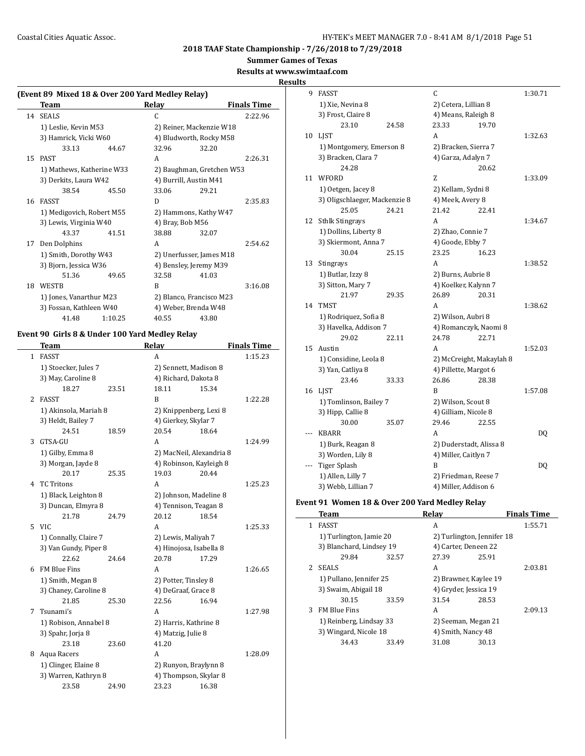## 2018 TAAF State Championship - 7/26/2018 to 7/29/2018

**Summer Games of Texas**

**Results at www.swimtaaf.com**

**Results**

### (Event 89 Mixed 18 & Over 200 Yard Medley Relay)

| | Team | Relay | Finals Time |
|---|---|---|---|
| 14 | SEALS | C | 2:22.96 |
| | 1) Leslie, Kevin M53 | 2) Reiner, Mackenzie W18 | |
| | 3) Hamrick, Vicki W60 | 4) Bludworth, Rocky M58 | |
| | 33.13 44.67 | 32.96 32.20 | |
| 15 | PAST | A | 2:26.31 |
| | 1) Mathews, Katherine W33 | 2) Baughman, Gretchen W53 | |
| | 3) Derkits, Laura W42 | 4) Burrill, Austin M41 | |
| | 38.54 45.50 | 33.06 29.21 | |
| 16 | FASST | D | 2:35.83 |
| | 1) Medigovich, Robert M55 | 2) Hammons, Kathy W47 | |
| | 3) Lewis, Virginia W40 | 4) Bray, Bob M56 | |
| | 43.37 41.51 | 38.88 32.07 | |
| 17 | Den Dolphins | A | 2:54.62 |
| | 1) Smith, Dorothy W43 | 2) Unerfusser, James M18 | |
| | 3) Bjorn, Jessica W36 | 4) Bensley, Jeremy M39 | |
| | 51.36 49.65 | 32.58 41.03 | |
| 18 | WESTB | B | 3:16.08 |
| | 1) Jones, Vanarthur M23 | 2) Blanco, Francisco M23 | |
| | 3) Fossan, Kathleen W40 | 4) Weber, Brenda W48 | |
| | 41.48 1:10.25 | 40.55 43.80 | |

### Event 90 Girls 8 & Under 100 Yard Medley Relay

| | Team | Relay | Finals Time |
|---|---|---|---|
| 1 | FASST | A | 1:15.23 |
| | 1) Stoecker, Jules 7 | 2) Sennett, Madison 8 | |
| | 3) May, Caroline 8 | 4) Richard, Dakota 8 | |
| | 18.27 23.51 | 18.11 15.34 | |
| 2 | FASST | B | 1:22.28 |
| | 1) Akinsola, Mariah 8 | 2) Knippenberg, Lexi 8 | |
| | 3) Heldt, Bailey 7 | 4) Gierkey, Skylar 7 | |
| | 24.51 18.59 | 20.54 18.64 | |
| 3 | GTSA-GU | A | 1:24.99 |
| | 1) Gilby, Emma 8 | 2) MacNeil, Alexandria 8 | |
| | 3) Morgan, Jayde 8 | 4) Robinson, Kayleigh 8 | |
| | 20.17 25.35 | 19.03 20.44 | |
| 4 | TC Tritons | A | 1:25.23 |
| | 1) Black, Leighton 8 | 2) Johnson, Madeline 8 | |
| | 3) Duncan, Elmyra 8 | 4) Tennison, Teagan 8 | |
| | 21.78 24.79 | 20.12 18.54 | |
| 5 | VIC | A | 1:25.33 |
| | 1) Connally, Claire 7 | 2) Lewis, Maliyah 7 | |
| | 3) Van Gundy, Piper 8 | 4) Hinojosa, Isabella 8 | |
| | 22.62 24.64 | 20.78 17.29 | |
| 6 | FM Blue Fins | A | 1:26.65 |
| | 1) Smith, Megan 8 | 2) Potter, Tinsley 8 | |
| | 3) Chaney, Caroline 8 | 4) DeGraaf, Grace 8 | |
| | 21.85 25.30 | 22.56 16.94 | |
| 7 | Tsunami's | A | 1:27.98 |
| | 1) Robison, Annabel 8 | 2) Harris, Kathrine 8 | |
| | 3) Spahr, Jorja 8 | 4) Matzig, Julie 8 | |
| | 23.18 23.60 | 41.20 | |
| 8 | Aqua Racers | A | 1:28.09 |
| | 1) Clinger, Elaine 8 | 2) Runyon, Braylynn 8 | |
| | 3) Warren, Kathryn 8 | 4) Thompson, Skylar 8 | |
| | 23.58 24.90 | 23.23 16.38 | |
| 9 | FASST | C | 1:30.71 |
| | 1) Xie, Nevina 8 | 2) Cetera, Lillian 8 | |
| | 3) Frost, Claire 8 | 4) Means, Raleigh 8 | |
| | 23.10 24.58 | 23.33 19.70 | |
| 10 | LJST | A | 1:32.63 |
| | 1) Montgomery, Emerson 8 | 2) Bracken, Sierra 7 | |
| | 3) Bracken, Clara 7 | 4) Garza, Adalyn 7 | |
| | 24.28 | 20.62 | |
| 11 | WFORD | Z | 1:33.09 |
| | 1) Oetgen, Jacey 8 | 2) Kellam, Sydni 8 | |
| | 3) Oligschlaeger, Mackenzie 8 | 4) Meek, Avery 8 | |
| | 25.05 24.21 | 21.42 22.41 | |
| 12 | Sthlk Stingrays | A | 1:34.67 |
| | 1) Dollins, Liberty 8 | 2) Zhao, Connie 7 | |
| | 3) Skiermont, Anna 7 | 4) Goode, Ebby 7 | |
| | 30.04 25.15 | 23.25 16.23 | |
| 13 | Stingrays | A | 1:38.52 |
| | 1) Butlar, Izzy 8 | 2) Burns, Aubrie 8 | |
| | 3) Sitton, Mary 7 | 4) Koelker, Kalynn 7 | |
| | 21.97 29.35 | 26.89 20.31 | |
| 14 | TMST | A | 1:38.62 |
| | 1) Rodriquez, Sofia 8 | 2) Wilson, Aubri 8 | |
| | 3) Havelka, Addison 7 | 4) Romanczyk, Naomi 8 | |
| | 29.02 22.11 | 24.78 22.71 | |
| 15 | Austin | A | 1:52.03 |
| | 1) Considine, Leola 8 | 2) McCreight, Makaylah 8 | |
| | 3) Yan, Catliya 8 | 4) Pillette, Margot 6 | |
| | 23.46 33.33 | 26.86 28.38 | |
| 16 | LJST | B | 1:57.08 |
| | 1) Tomlinson, Bailey 7 | 2) Wilson, Scout 8 | |
| | 3) Hipp, Callie 8 | 4) Gilliam, Nicole 8 | |
| | 30.00 35.07 | 29.46 22.55 | |
| --- | KBARR | A | DQ |
| | 1) Burk, Reagan 8 | 2) Duderstadt, Alissa 8 | |
| | 3) Worden, Lily 8 | 4) Miller, Caitlyn 7 | |
| --- | Tiger Splash | B | DQ |
| | 1) Allen, Lilly 7 | 2) Friedman, Reese 7 | |
| | 3) Webb, Lillian 7 | 4) Miller, Addison 6 | |

### Event 91 Women 18 & Over 200 Yard Medley Relay

| | Team | Relay | Finals Time |
|---|---|---|---|
| 1 | FASST | A | 1:55.71 |
| | 1) Turlington, Jamie 20 | 2) Turlington, Jennifer 18 | |
| | 3) Blanchard, Lindsey 19 | 4) Carter, Deneen 22 | |
| | 29.84 32.57 | 27.39 25.91 | |
| 2 | SEALS | A | 2:03.81 |
| | 1) Pullano, Jennifer 25 | 2) Brawner, Kaylee 19 | |
| | 3) Swaim, Abigail 18 | 4) Gryder, Jessica 19 | |
| | 30.15 33.59 | 31.54 28.53 | |
| 3 | FM Blue Fins | A | 2:09.13 |
| | 1) Reinberg, Lindsay 33 | 2) Seeman, Megan 21 | |
| | 3) Wingard, Nicole 18 | 4) Smith, Nancy 48 | |
| | 34.43 33.49 | 31.08 30.13 | |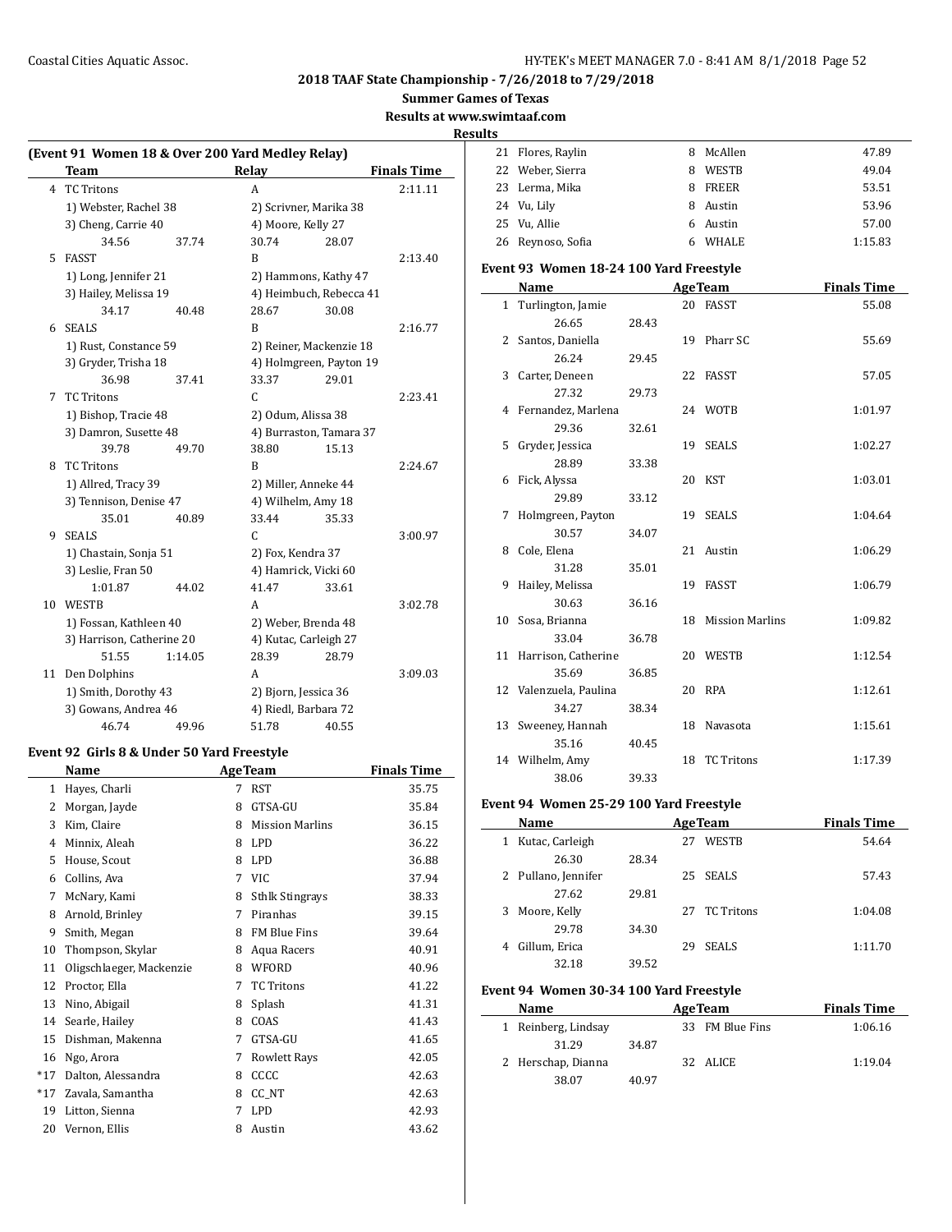**2018 TAAF State Championship - 7/26/2018 to 7/29/2018**

**Summer Games of Texas**

**Results at www.swimtaaf.com**

**Results**

### (Event 91 Women 18 & Over 200 Yard Medley Relay)

| | Team | Relay | Finals Time |
|---|---|---|---|
| 4 | TC Tritons | A | 2:11.11 |
| | 1) Webster, Rachel 38 | 2) Scrivner, Marika 38 | |
| | 3) Cheng, Carrie 40 | 4) Moore, Kelly 27 | |
| | 34.56 37.74 | 30.74 28.07 | |
| 5 | FASST | B | 2:13.40 |
| | 1) Long, Jennifer 21 | 2) Hammons, Kathy 47 | |
| | 3) Hailey, Melissa 19 | 4) Heimbuch, Rebecca 41 | |
| | 34.17 40.48 | 28.67 30.08 | |
| 6 | SEALS | B | 2:16.77 |
| | 1) Rust, Constance 59 | 2) Reiner, Mackenzie 18 | |
| | 3) Gryder, Trisha 18 | 4) Holmgreen, Payton 19 | |
| | 36.98 37.41 | 33.37 29.01 | |
| 7 | TC Tritons | C | 2:23.41 |
| | 1) Bishop, Tracie 48 | 2) Odum, Alissa 38 | |
| | 3) Damron, Susette 48 | 4) Burraston, Tamara 37 | |
| | 39.78 49.70 | 38.80 15.13 | |
| 8 | TC Tritons | B | 2:24.67 |
| | 1) Allred, Tracy 39 | 2) Miller, Anneke 44 | |
| | 3) Tennison, Denise 47 | 4) Wilhelm, Amy 18 | |
| | 35.01 40.89 | 33.44 35.33 | |
| 9 | SEALS | C | 3:00.97 |
| | 1) Chastain, Sonja 51 | 2) Fox, Kendra 37 | |
| | 3) Leslie, Fran 50 | 4) Hamrick, Vicki 60 | |
| | 1:01.87 44.02 | 41.47 33.61 | |
| 10 | WESTB | A | 3:02.78 |
| | 1) Fossan, Kathleen 40 | 2) Weber, Brenda 48 | |
| | 3) Harrison, Catherine 20 | 4) Kutac, Carleigh 27 | |
| | 51.55 1:14.05 | 28.39 28.79 | |
| 11 | Den Dolphins | A | 3:09.03 |
| | 1) Smith, Dorothy 43 | 2) Bjorn, Jessica 36 | |
| | 3) Gowans, Andrea 46 | 4) Riedl, Barbara 72 | |
| | 46.74 49.96 | 51.78 40.55 | |

### Event 92 Girls 8 & Under 50 Yard Freestyle

| | Name | Age | Team | Finals Time |
|---|---|---|---|---|
| 1 | Hayes, Charli | 7 | RST | 35.75 |
| 2 | Morgan, Jayde | 8 | GTSA-GU | 35.84 |
| 3 | Kim, Claire | 8 | Mission Marlins | 36.15 |
| 4 | Minnix, Aleah | 8 | LPD | 36.22 |
| 5 | House, Scout | 8 | LPD | 36.88 |
| 6 | Collins, Ava | 7 | VIC | 37.94 |
| 7 | McNary, Kami | 8 | Sthlk Stingrays | 38.33 |
| 8 | Arnold, Brinley | 7 | Piranhas | 39.15 |
| 9 | Smith, Megan | 8 | FM Blue Fins | 39.64 |
| 10 | Thompson, Skylar | 8 | Aqua Racers | 40.91 |
| 11 | Oligschlaeger, Mackenzie | 8 | WFORD | 40.96 |
| 12 | Proctor, Ella | 7 | TC Tritons | 41.22 |
| 13 | Nino, Abigail | 8 | Splash | 41.31 |
| 14 | Searle, Hailey | 8 | COAS | 41.43 |
| 15 | Dishman, Makenna | 7 | GTSA-GU | 41.65 |
| 16 | Ngo, Arora | 7 | Rowlett Rays | 42.05 |
| *17 | Dalton, Alessandra | 8 | CCCC | 42.63 |
| *17 | Zavala, Samantha | 8 | CC_NT | 42.63 |
| 19 | Litton, Sienna | 7 | LPD | 42.93 |
| 20 | Vernon, Ellis | 8 | Austin | 43.62 |
| 21 | Flores, Raylin | 8 | McAllen | 47.89 |
| 22 | Weber, Sierra | 8 | WESTB | 49.04 |
| 23 | Lerma, Mika | 8 | FREER | 53.51 |
| 24 | Vu, Lily | 8 | Austin | 53.96 |
| 25 | Vu, Allie | 6 | Austin | 57.00 |
| 26 | Reynoso, Sofia | 6 | WHALE | 1:15.83 |

### Event 93 Women 18-24 100 Yard Freestyle

| | Name | Age | Team | Finals Time |
|---|---|---|---|---|
| 1 | Turlington, Jamie | 20 | FASST | 55.08 |
| | 26.65 28.43 | | | |
| 2 | Santos, Daniella | 19 | Pharr SC | 55.69 |
| | 26.24 29.45 | | | |
| 3 | Carter, Deneen | 22 | FASST | 57.05 |
| | 27.32 29.73 | | | |
| 4 | Fernandez, Marlena | 24 | WOTB | 1:01.97 |
| | 29.36 32.61 | | | |
| 5 | Gryder, Jessica | 19 | SEALS | 1:02.27 |
| | 28.89 33.38 | | | |
| 6 | Fick, Alyssa | 20 | KST | 1:03.01 |
| | 29.89 33.12 | | | |
| 7 | Holmgreen, Payton | 19 | SEALS | 1:04.64 |
| | 30.57 34.07 | | | |
| 8 | Cole, Elena | 21 | Austin | 1:06.29 |
| | 31.28 35.01 | | | |
| 9 | Hailey, Melissa | 19 | FASST | 1:06.79 |
| | 30.63 36.16 | | | |
| 10 | Sosa, Brianna | 18 | Mission Marlins | 1:09.82 |
| | 33.04 36.78 | | | |
| 11 | Harrison, Catherine | 20 | WESTB | 1:12.54 |
| | 35.69 36.85 | | | |
| 12 | Valenzuela, Paulina | 20 | RPA | 1:12.61 |
| | 34.27 38.34 | | | |
| 13 | Sweeney, Hannah | 18 | Navasota | 1:15.61 |
| | 35.16 40.45 | | | |
| 14 | Wilhelm, Amy | 18 | TC Tritons | 1:17.39 |
| | 38.06 39.33 | | | |

### Event 94 Women 25-29 100 Yard Freestyle

| | Name | Age | Team | Finals Time |
|---|---|---|---|---|
| 1 | Kutac, Carleigh | 27 | WESTB | 54.64 |
| | 26.30 28.34 | | | |
| 2 | Pullano, Jennifer | 25 | SEALS | 57.43 |
| | 27.62 29.81 | | | |
| 3 | Moore, Kelly | 27 | TC Tritons | 1:04.08 |
| | 29.78 34.30 | | | |
| 4 | Gillum, Erica | 29 | SEALS | 1:11.70 |
| | 32.18 39.52 | | | |

### Event 94 Women 30-34 100 Yard Freestyle

| | Name | Age | Team | Finals Time |
|---|---|---|---|---|
| 1 | Reinberg, Lindsay | 33 | FM Blue Fins | 1:06.16 |
| | 31.29 34.87 | | | |
| 2 | Herschap, Dianna | 32 | ALICE | 1:19.04 |
| | 38.07 40.97 | | | |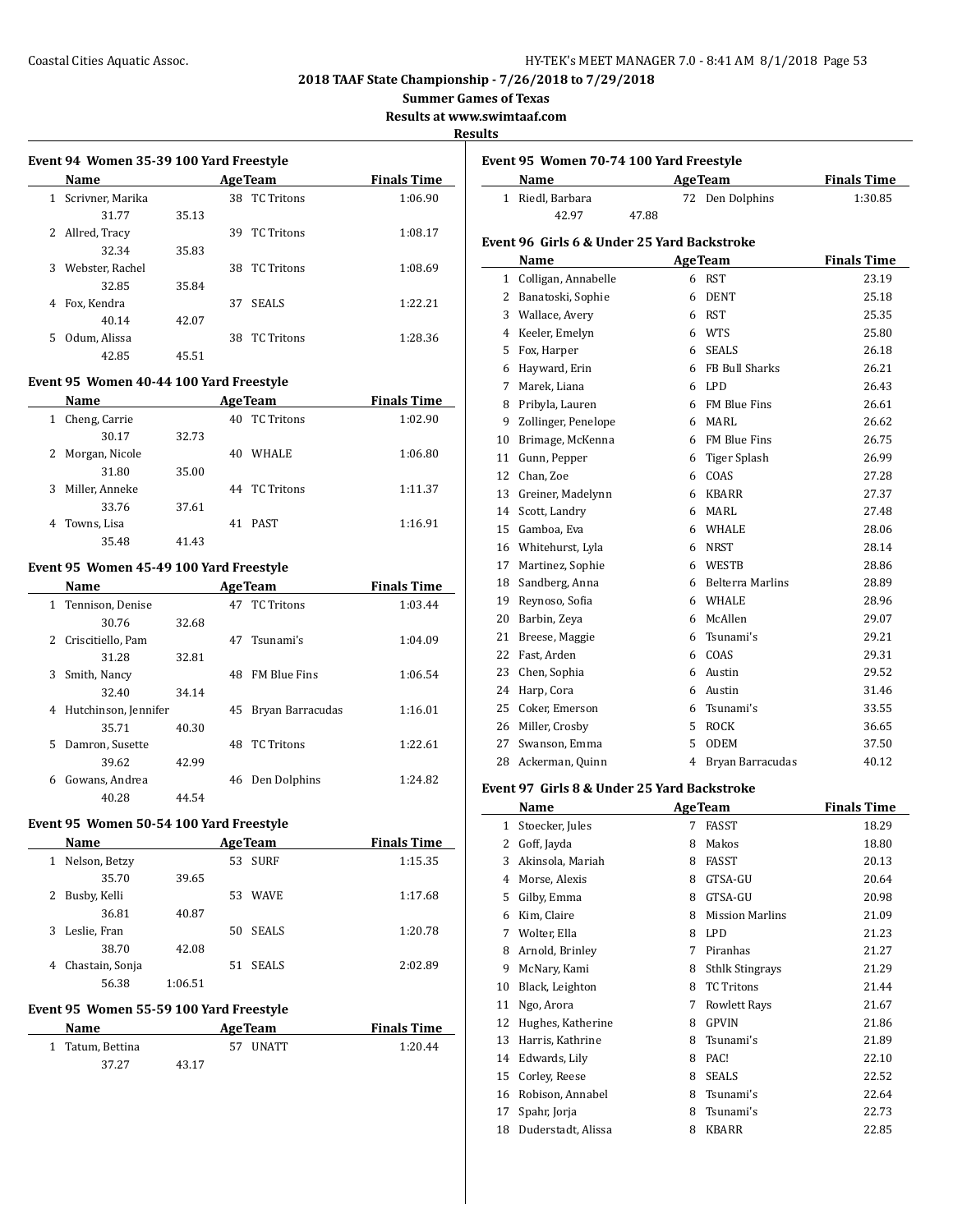**2018 TAAF State Championship - 7/26/2018 to 7/29/2018**

**Summer Games of Texas**

**Results at www.swimtaaf.com**

**Results**

### Event 94 Women 35-39 100 Yard Freestyle

| | Name | | Age | Team | Finals Time |
|---|---|---|---|---|---|
| 1 | Scrivner, Marika | | 38 | TC Tritons | 1:06.90 |
| | 31.77 | 35.13 | | | |
| 2 | Allred, Tracy | | 39 | TC Tritons | 1:08.17 |
| | 32.34 | 35.83 | | | |
| 3 | Webster, Rachel | | 38 | TC Tritons | 1:08.69 |
| | 32.85 | 35.84 | | | |
| 4 | Fox, Kendra | | 37 | SEALS | 1:22.21 |
| | 40.14 | 42.07 | | | |
| 5 | Odum, Alissa | | 38 | TC Tritons | 1:28.36 |
| | 42.85 | 45.51 | | | |

### Event 95 Women 40-44 100 Yard Freestyle

| | Name | | Age | Team | Finals Time |
|---|---|---|---|---|---|
| 1 | Cheng, Carrie | | 40 | TC Tritons | 1:02.90 |
| | 30.17 | 32.73 | | | |
| 2 | Morgan, Nicole | | 40 | WHALE | 1:06.80 |
| | 31.80 | 35.00 | | | |
| 3 | Miller, Anneke | | 44 | TC Tritons | 1:11.37 |
| | 33.76 | 37.61 | | | |
| 4 | Towns, Lisa | | 41 | PAST | 1:16.91 |
| | 35.48 | 41.43 | | | |

### Event 95 Women 45-49 100 Yard Freestyle

| | Name | | Age | Team | Finals Time |
|---|---|---|---|---|---|
| 1 | Tennison, Denise | | 47 | TC Tritons | 1:03.44 |
| | 30.76 | 32.68 | | | |
| 2 | Criscitiello, Pam | | 47 | Tsunami's | 1:04.09 |
| | 31.28 | 32.81 | | | |
| 3 | Smith, Nancy | | 48 | FM Blue Fins | 1:06.54 |
| | 32.40 | 34.14 | | | |
| 4 | Hutchinson, Jennifer | | 45 | Bryan Barracudas | 1:16.01 |
| | 35.71 | 40.30 | | | |
| 5 | Damron, Susette | | 48 | TC Tritons | 1:22.61 |
| | 39.62 | 42.99 | | | |
| 6 | Gowans, Andrea | | 46 | Den Dolphins | 1:24.82 |
| | 40.28 | 44.54 | | | |

### Event 95 Women 50-54 100 Yard Freestyle

| | Name | | Age | Team | Finals Time |
|---|---|---|---|---|---|
| 1 | Nelson, Betzy | | 53 | SURF | 1:15.35 |
| | 35.70 | 39.65 | | | |
| 2 | Busby, Kelli | | 53 | WAVE | 1:17.68 |
| | 36.81 | 40.87 | | | |
| 3 | Leslie, Fran | | 50 | SEALS | 1:20.78 |
| | 38.70 | 42.08 | | | |
| 4 | Chastain, Sonja | | 51 | SEALS | 2:02.89 |
| | 56.38 | 1:06.51 | | | |

### Event 95 Women 55-59 100 Yard Freestyle

| | Name | | Age | Team | Finals Time |
|---|---|---|---|---|---|
| 1 | Tatum, Bettina | | 57 | UNATT | 1:20.44 |
| | 37.27 | 43.17 | | | |

### Event 95 Women 70-74 100 Yard Freestyle

| | Name | | Age | Team | Finals Time |
|---|---|---|---|---|---|
| 1 | Riedl, Barbara | | 72 | Den Dolphins | 1:30.85 |
| | 42.97 | 47.88 | | | |

### Event 96 Girls 6 & Under 25 Yard Backstroke

| | Name | Age | Team | Finals Time |
|---|---|---|---|---|
| 1 | Colligan, Annabelle | 6 | RST | 23.19 |
| 2 | Banatoski, Sophie | 6 | DENT | 25.18 |
| 3 | Wallace, Avery | 6 | RST | 25.35 |
| 4 | Keeler, Emelyn | 6 | WTS | 25.80 |
| 5 | Fox, Harper | 6 | SEALS | 26.18 |
| 6 | Hayward, Erin | 6 | FB Bull Sharks | 26.21 |
| 7 | Marek, Liana | 6 | LPD | 26.43 |
| 8 | Pribyla, Lauren | 6 | FM Blue Fins | 26.61 |
| 9 | Zollinger, Penelope | 6 | MARL | 26.62 |
| 10 | Brimage, McKenna | 6 | FM Blue Fins | 26.75 |
| 11 | Gunn, Pepper | 6 | Tiger Splash | 26.99 |
| 12 | Chan, Zoe | 6 | COAS | 27.28 |
| 13 | Greiner, Madelynn | 6 | KBARR | 27.37 |
| 14 | Scott, Landry | 6 | MARL | 27.48 |
| 15 | Gamboa, Eva | 6 | WHALE | 28.06 |
| 16 | Whitehurst, Lyla | 6 | NRST | 28.14 |
| 17 | Martinez, Sophie | 6 | WESTB | 28.86 |
| 18 | Sandberg, Anna | 6 | Belterra Marlins | 28.89 |
| 19 | Reynoso, Sofia | 6 | WHALE | 28.96 |
| 20 | Barbin, Zeya | 6 | McAllen | 29.07 |
| 21 | Breese, Maggie | 6 | Tsunami's | 29.21 |
| 22 | Fast, Arden | 6 | COAS | 29.31 |
| 23 | Chen, Sophia | 6 | Austin | 29.52 |
| 24 | Harp, Cora | 6 | Austin | 31.46 |
| 25 | Coker, Emerson | 6 | Tsunami's | 33.55 |
| 26 | Miller, Crosby | 5 | ROCK | 36.65 |
| 27 | Swanson, Emma | 5 | ODEM | 37.50 |
| 28 | Ackerman, Quinn | 4 | Bryan Barracudas | 40.12 |

### Event 97 Girls 8 & Under 25 Yard Backstroke

| | Name | Age | Team | Finals Time |
|---|---|---|---|---|
| 1 | Stoecker, Jules | 7 | FASST | 18.29 |
| 2 | Goff, Jayda | 8 | Makos | 18.80 |
| 3 | Akinsola, Mariah | 8 | FASST | 20.13 |
| 4 | Morse, Alexis | 8 | GTSA-GU | 20.64 |
| 5 | Gilby, Emma | 8 | GTSA-GU | 20.98 |
| 6 | Kim, Claire | 8 | Mission Marlins | 21.09 |
| 7 | Wolter, Ella | 8 | LPD | 21.23 |
| 8 | Arnold, Brinley | 7 | Piranhas | 21.27 |
| 9 | McNary, Kami | 8 | Sthlk Stingrays | 21.29 |
| 10 | Black, Leighton | 8 | TC Tritons | 21.44 |
| 11 | Ngo, Arora | 7 | Rowlett Rays | 21.67 |
| 12 | Hughes, Katherine | 8 | GPVIN | 21.86 |
| 13 | Harris, Kathrine | 8 | Tsunami's | 21.89 |
| 14 | Edwards, Lily | 8 | PAC! | 22.10 |
| 15 | Corley, Reese | 8 | SEALS | 22.52 |
| 16 | Robison, Annabel | 8 | Tsunami's | 22.64 |
| 17 | Spahr, Jorja | 8 | Tsunami's | 22.73 |
| 18 | Duderstadt, Alissa | 8 | KBARR | 22.85 |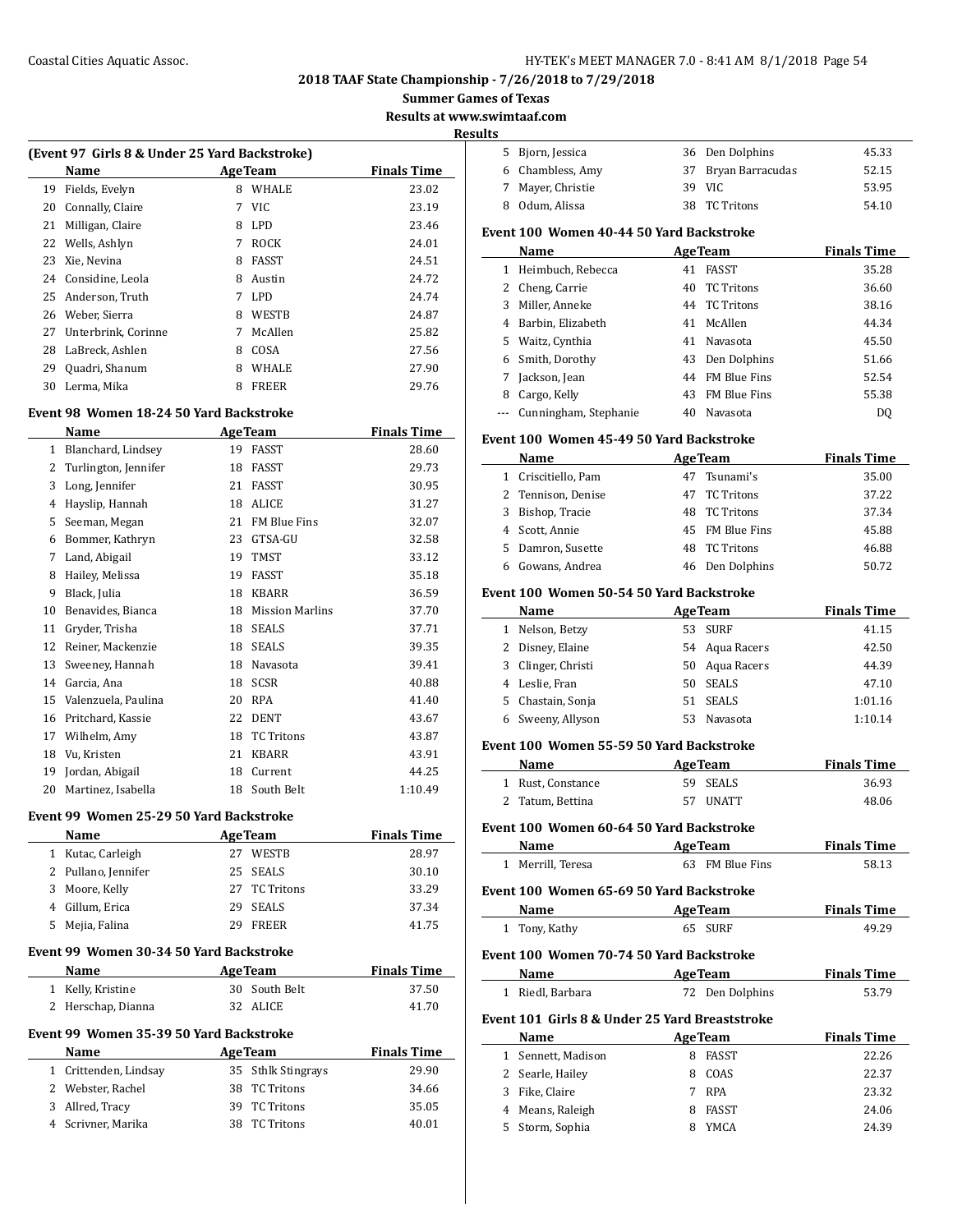**2018 TAAF State Championship - 7/26/2018 to 7/29/2018**

**Summer Games of Texas**

**Results at www.swimtaaf.com**

**Results**

### (Event 97 Girls 8 & Under 25 Yard Backstroke)

| | Name | Age | Team | Finals Time |
|---|---|---|---|---|
| 19 | Fields, Evelyn | 8 | WHALE | 23.02 |
| 20 | Connally, Claire | 7 | VIC | 23.19 |
| 21 | Milligan, Claire | 8 | LPD | 23.46 |
| 22 | Wells, Ashlyn | 7 | ROCK | 24.01 |
| 23 | Xie, Nevina | 8 | FASST | 24.51 |
| 24 | Considine, Leola | 8 | Austin | 24.72 |
| 25 | Anderson, Truth | 7 | LPD | 24.74 |
| 26 | Weber, Sierra | 8 | WESTB | 24.87 |
| 27 | Unterbrink, Corinne | 7 | McAllen | 25.82 |
| 28 | LaBreck, Ashlen | 8 | COSA | 27.56 |
| 29 | Quadri, Shanum | 8 | WHALE | 27.90 |
| 30 | Lerma, Mika | 8 | FREER | 29.76 |

### Event 98 Women 18-24 50 Yard Backstroke

| | Name | Age | Team | Finals Time |
|---|---|---|---|---|
| 1 | Blanchard, Lindsey | 19 | FASST | 28.60 |
| 2 | Turlington, Jennifer | 18 | FASST | 29.73 |
| 3 | Long, Jennifer | 21 | FASST | 30.95 |
| 4 | Hayslip, Hannah | 18 | ALICE | 31.27 |
| 5 | Seeman, Megan | 21 | FM Blue Fins | 32.07 |
| 6 | Bommer, Kathryn | 23 | GTSA-GU | 32.58 |
| 7 | Land, Abigail | 19 | TMST | 33.12 |
| 8 | Hailey, Melissa | 19 | FASST | 35.18 |
| 9 | Black, Julia | 18 | KBARR | 36.59 |
| 10 | Benavides, Bianca | 18 | Mission Marlins | 37.70 |
| 11 | Gryder, Trisha | 18 | SEALS | 37.71 |
| 12 | Reiner, Mackenzie | 18 | SEALS | 39.35 |
| 13 | Sweeney, Hannah | 18 | Navasota | 39.41 |
| 14 | Garcia, Ana | 18 | SCSR | 40.88 |
| 15 | Valenzuela, Paulina | 20 | RPA | 41.40 |
| 16 | Pritchard, Kassie | 22 | DENT | 43.67 |
| 17 | Wilhelm, Amy | 18 | TC Tritons | 43.87 |
| 18 | Vu, Kristen | 21 | KBARR | 43.91 |
| 19 | Jordan, Abigail | 18 | Current | 44.25 |
| 20 | Martinez, Isabella | 18 | South Belt | 1:10.49 |

### Event 99 Women 25-29 50 Yard Backstroke

| | Name | Age | Team | Finals Time |
|---|---|---|---|---|
| 1 | Kutac, Carleigh | 27 | WESTB | 28.97 |
| 2 | Pullano, Jennifer | 25 | SEALS | 30.10 |
| 3 | Moore, Kelly | 27 | TC Tritons | 33.29 |
| 4 | Gillum, Erica | 29 | SEALS | 37.34 |
| 5 | Mejia, Falina | 29 | FREER | 41.75 |

### Event 99 Women 30-34 50 Yard Backstroke

| | Name | Age | Team | Finals Time |
|---|---|---|---|---|
| 1 | Kelly, Kristine | 30 | South Belt | 37.50 |
| 2 | Herschap, Dianna | 32 | ALICE | 41.70 |

### Event 99 Women 35-39 50 Yard Backstroke

| | Name | Age | Team | Finals Time |
|---|---|---|---|---|
| 1 | Crittenden, Lindsay | 35 | Sthlk Stingrays | 29.90 |
| 2 | Webster, Rachel | 38 | TC Tritons | 34.66 |
| 3 | Allred, Tracy | 39 | TC Tritons | 35.05 |
| 4 | Scrivner, Marika | 38 | TC Tritons | 40.01 |
| 5 | Bjorn, Jessica | 36 | Den Dolphins | 45.33 |
| 6 | Chambless, Amy | 37 | Bryan Barracudas | 52.15 |
| 7 | Mayer, Christie | 39 | VIC | 53.95 |
| 8 | Odum, Alissa | 38 | TC Tritons | 54.10 |

### Event 100 Women 40-44 50 Yard Backstroke

| | Name | Age | Team | Finals Time |
|---|---|---|---|---|
| 1 | Heimbuch, Rebecca | 41 | FASST | 35.28 |
| 2 | Cheng, Carrie | 40 | TC Tritons | 36.60 |
| 3 | Miller, Anneke | 44 | TC Tritons | 38.16 |
| 4 | Barbin, Elizabeth | 41 | McAllen | 44.34 |
| 5 | Waitz, Cynthia | 41 | Navasota | 45.50 |
| 6 | Smith, Dorothy | 43 | Den Dolphins | 51.66 |
| 7 | Jackson, Jean | 44 | FM Blue Fins | 52.54 |
| 8 | Cargo, Kelly | 43 | FM Blue Fins | 55.38 |
| --- | Cunningham, Stephanie | 40 | Navasota | DQ |

### Event 100 Women 45-49 50 Yard Backstroke

| | Name | Age | Team | Finals Time |
|---|---|---|---|---|
| 1 | Criscitiello, Pam | 47 | Tsunami's | 35.00 |
| 2 | Tennison, Denise | 47 | TC Tritons | 37.22 |
| 3 | Bishop, Tracie | 48 | TC Tritons | 37.34 |
| 4 | Scott, Annie | 45 | FM Blue Fins | 45.88 |
| 5 | Damron, Susette | 48 | TC Tritons | 46.88 |
| 6 | Gowans, Andrea | 46 | Den Dolphins | 50.72 |

### Event 100 Women 50-54 50 Yard Backstroke

| | Name | Age | Team | Finals Time |
|---|---|---|---|---|
| 1 | Nelson, Betzy | 53 | SURF | 41.15 |
| 2 | Disney, Elaine | 54 | Aqua Racers | 42.50 |
| 3 | Clinger, Christi | 50 | Aqua Racers | 44.39 |
| 4 | Leslie, Fran | 50 | SEALS | 47.10 |
| 5 | Chastain, Sonja | 51 | SEALS | 1:01.16 |
| 6 | Sweeny, Allyson | 53 | Navasota | 1:10.14 |

### Event 100 Women 55-59 50 Yard Backstroke

| | Name | Age | Team | Finals Time |
|---|---|---|---|---|
| 1 | Rust, Constance | 59 | SEALS | 36.93 |
| 2 | Tatum, Bettina | 57 | UNATT | 48.06 |

### Event 100 Women 60-64 50 Yard Backstroke

| | Name | Age | Team | Finals Time |
|---|---|---|---|---|
| 1 | Merrill, Teresa | 63 | FM Blue Fins | 58.13 |

### Event 100 Women 65-69 50 Yard Backstroke

| | Name | Age | Team | Finals Time |
|---|---|---|---|---|
| 1 | Tony, Kathy | 65 | SURF | 49.29 |

### Event 100 Women 70-74 50 Yard Backstroke

| | Name | Age | Team | Finals Time |
|---|---|---|---|---|
| 1 | Riedl, Barbara | 72 | Den Dolphins | 53.79 |

### Event 101 Girls 8 & Under 25 Yard Breaststroke

| | Name | Age | Team | Finals Time |
|---|---|---|---|---|
| 1 | Sennett, Madison | 8 | FASST | 22.26 |
| 2 | Searle, Hailey | 8 | COAS | 22.37 |
| 3 | Fike, Claire | 7 | RPA | 23.32 |
| 4 | Means, Raleigh | 8 | FASST | 24.06 |
| 5 | Storm, Sophia | 8 | YMCA | 24.39 |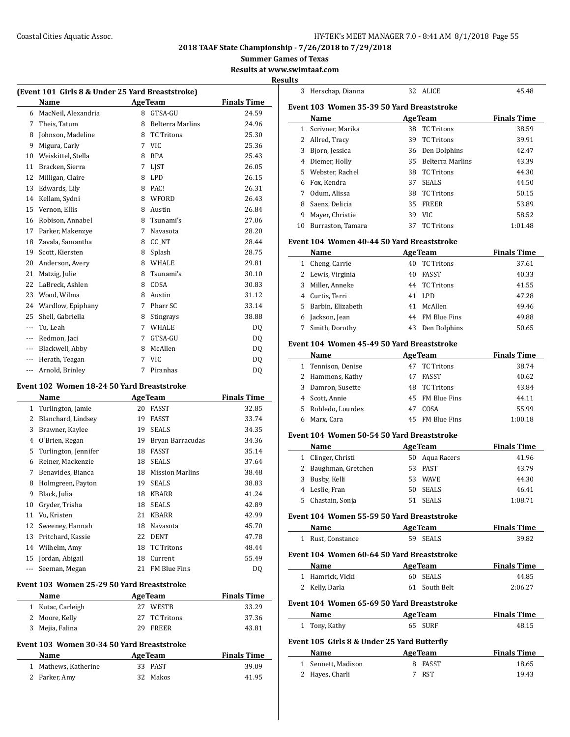# 2018 TAAF State Championship - 7/26/2018 to 7/29/2018

## Summer Games of Texas

### Results at www.swimtaaf.com

#### Results

**(Event 101 Girls 8 & Under 25 Yard Breaststroke)**

| | Name | Age | Team | Finals Time |
|---|---|---|---|---|
| 6 | MacNeil, Alexandria | 8 | GTSA-GU | 24.59 |
| 7 | Theis, Tatum | 8 | Belterra Marlins | 24.96 |
| 8 | Johnson, Madeline | 8 | TC Tritons | 25.30 |
| 9 | Migura, Carly | 7 | VIC | 25.36 |
| 10 | Weiskittel, Stella | 8 | RPA | 25.43 |
| 11 | Bracken, Sierra | 7 | LJST | 26.05 |
| 12 | Milligan, Claire | 8 | LPD | 26.15 |
| 13 | Edwards, Lily | 8 | PAC! | 26.31 |
| 14 | Kellam, Sydni | 8 | WFORD | 26.43 |
| 15 | Vernon, Ellis | 8 | Austin | 26.84 |
| 16 | Robison, Annabel | 8 | Tsunami's | 27.06 |
| 17 | Parker, Makenzye | 7 | Navasota | 28.20 |
| 18 | Zavala, Samantha | 8 | CC_NT | 28.44 |
| 19 | Scott, Kiersten | 8 | Splash | 28.75 |
| 20 | Anderson, Avery | 8 | WHALE | 29.81 |
| 21 | Matzig, Julie | 8 | Tsunami's | 30.10 |
| 22 | LaBreck, Ashlen | 8 | COSA | 30.83 |
| 23 | Wood, Wilma | 8 | Austin | 31.12 |
| 24 | Wardlow, Epiphany | 7 | Pharr SC | 33.14 |
| 25 | Shell, Gabriella | 8 | Stingrays | 38.88 |
| --- | Tu, Leah | 7 | WHALE | DQ |
| --- | Redmon, Jaci | 7 | GTSA-GU | DQ |
| --- | Blackwell, Abby | 8 | McAllen | DQ |
| --- | Herath, Teagan | 7 | VIC | DQ |
| --- | Arnold, Brinley | 7 | Piranhas | DQ |

**Event 102 Women 18-24 50 Yard Breaststroke**

| | Name | Age | Team | Finals Time |
|---|---|---|---|---|
| 1 | Turlington, Jamie | 20 | FASST | 32.85 |
| 2 | Blanchard, Lindsey | 19 | FASST | 33.74 |
| 3 | Brawner, Kaylee | 19 | SEALS | 34.35 |
| 4 | O'Brien, Regan | 19 | Bryan Barracudas | 34.36 |
| 5 | Turlington, Jennifer | 18 | FASST | 35.14 |
| 6 | Reiner, Mackenzie | 18 | SEALS | 37.64 |
| 7 | Benavides, Bianca | 18 | Mission Marlins | 38.48 |
| 8 | Holmgreen, Payton | 19 | SEALS | 38.83 |
| 9 | Black, Julia | 18 | KBARR | 41.24 |
| 10 | Gryder, Trisha | 18 | SEALS | 42.89 |
| 11 | Vu, Kristen | 21 | KBARR | 42.99 |
| 12 | Sweeney, Hannah | 18 | Navasota | 45.70 |
| 13 | Pritchard, Kassie | 22 | DENT | 47.78 |
| 14 | Wilhelm, Amy | 18 | TC Tritons | 48.44 |
| 15 | Jordan, Abigail | 18 | Current | 55.49 |
| --- | Seeman, Megan | 21 | FM Blue Fins | DQ |

**Event 103 Women 25-29 50 Yard Breaststroke**

| | Name | Age | Team | Finals Time |
|---|---|---|---|---|
| 1 | Kutac, Carleigh | 27 | WESTB | 33.29 |
| 2 | Moore, Kelly | 27 | TC Tritons | 37.36 |
| 3 | Mejia, Falina | 29 | FREER | 43.81 |

**Event 103 Women 30-34 50 Yard Breaststroke**

| | Name | Age | Team | Finals Time |
|---|---|---|---|---|
| 1 | Mathews, Katherine | 33 | PAST | 39.09 |
| 2 | Parker, Amy | 32 | Makos | 41.95 |
| 3 | Herschap, Dianna | 32 | ALICE | 45.48 |

**Event 103 Women 35-39 50 Yard Breaststroke**

| | Name | Age | Team | Finals Time |
|---|---|---|---|---|
| 1 | Scrivner, Marika | 38 | TC Tritons | 38.59 |
| 2 | Allred, Tracy | 39 | TC Tritons | 39.91 |
| 3 | Bjorn, Jessica | 36 | Den Dolphins | 42.47 |
| 4 | Diemer, Holly | 35 | Belterra Marlins | 43.39 |
| 5 | Webster, Rachel | 38 | TC Tritons | 44.30 |
| 6 | Fox, Kendra | 37 | SEALS | 44.50 |
| 7 | Odum, Alissa | 38 | TC Tritons | 50.15 |
| 8 | Saenz, Delicia | 35 | FREER | 53.89 |
| 9 | Mayer, Christie | 39 | VIC | 58.52 |
| 10 | Burraston, Tamara | 37 | TC Tritons | 1:01.48 |

**Event 104 Women 40-44 50 Yard Breaststroke**

| | Name | Age | Team | Finals Time |
|---|---|---|---|---|
| 1 | Cheng, Carrie | 40 | TC Tritons | 37.61 |
| 2 | Lewis, Virginia | 40 | FASST | 40.33 |
| 3 | Miller, Anneke | 44 | TC Tritons | 41.55 |
| 4 | Curtis, Terri | 41 | LPD | 47.28 |
| 5 | Barbin, Elizabeth | 41 | McAllen | 49.46 |
| 6 | Jackson, Jean | 44 | FM Blue Fins | 49.88 |
| 7 | Smith, Dorothy | 43 | Den Dolphins | 50.65 |

**Event 104 Women 45-49 50 Yard Breaststroke**

| | Name | Age | Team | Finals Time |
|---|---|---|---|---|
| 1 | Tennison, Denise | 47 | TC Tritons | 38.74 |
| 2 | Hammons, Kathy | 47 | FASST | 40.62 |
| 3 | Damron, Susette | 48 | TC Tritons | 43.84 |
| 4 | Scott, Annie | 45 | FM Blue Fins | 44.11 |
| 5 | Robledo, Lourdes | 47 | COSA | 55.99 |
| 6 | Marx, Cara | 45 | FM Blue Fins | 1:00.18 |

**Event 104 Women 50-54 50 Yard Breaststroke**

| | Name | Age | Team | Finals Time |
|---|---|---|---|---|
| 1 | Clinger, Christi | 50 | Aqua Racers | 41.96 |
| 2 | Baughman, Gretchen | 53 | PAST | 43.79 |
| 3 | Busby, Kelli | 53 | WAVE | 44.30 |
| 4 | Leslie, Fran | 50 | SEALS | 46.41 |
| 5 | Chastain, Sonja | 51 | SEALS | 1:08.71 |

**Event 104 Women 55-59 50 Yard Breaststroke**

| | Name | Age | Team | Finals Time |
|---|---|---|---|---|
| 1 | Rust, Constance | 59 | SEALS | 39.82 |

**Event 104 Women 60-64 50 Yard Breaststroke**

| | Name | Age | Team | Finals Time |
|---|---|---|---|---|
| 1 | Hamrick, Vicki | 60 | SEALS | 44.85 |
| 2 | Kelly, Darla | 61 | South Belt | 2:06.27 |

**Event 104 Women 65-69 50 Yard Breaststroke**

| | Name | Age | Team | Finals Time |
|---|---|---|---|---|
| 1 | Tony, Kathy | 65 | SURF | 48.15 |

**Event 105 Girls 8 & Under 25 Yard Butterfly**

| | Name | Age | Team | Finals Time |
|---|---|---|---|---|
| 1 | Sennett, Madison | 8 | FASST | 18.65 |
| 2 | Hayes, Charli | 7 | RST | 19.43 |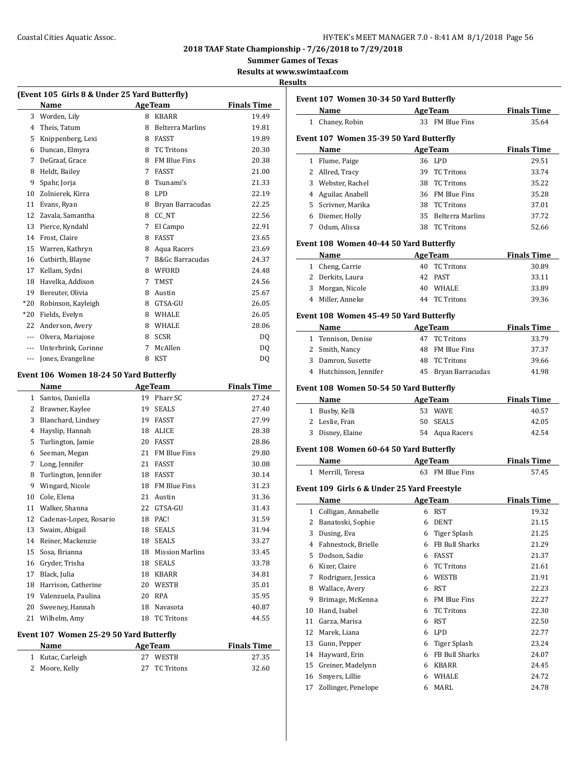**2018 TAAF State Championship - 7/26/2018 to 7/29/2018**

**Summer Games of Texas**

**Results at www.swimtaaf.com**

**Results**

### (Event 105 Girls 8 & Under 25 Yard Butterfly)

| | Name | Age | Team | Finals Time |
|---|---|---|---|---|
| 3 | Worden, Lily | 8 | KBARR | 19.49 |
| 4 | Theis, Tatum | 8 | Belterra Marlins | 19.81 |
| 5 | Knippenberg, Lexi | 8 | FASST | 19.89 |
| 6 | Duncan, Elmyra | 8 | TC Tritons | 20.30 |
| 7 | DeGraaf, Grace | 8 | FM Blue Fins | 20.38 |
| 8 | Heldt, Bailey | 7 | FASST | 21.00 |
| 9 | Spahr, Jorja | 8 | Tsunami's | 21.33 |
| 10 | Zolnierek, Kirra | 8 | LPD | 22.19 |
| 11 | Evans, Ryan | 8 | Bryan Barracudas | 22.25 |
| 12 | Zavala, Samantha | 8 | CC_NT | 22.56 |
| 13 | Pierce, Kyndahl | 7 | El Campo | 22.91 |
| 14 | Frost, Claire | 8 | FASST | 23.65 |
| 15 | Warren, Kathryn | 8 | Aqua Racers | 23.69 |
| 16 | Cutbirth, Blayne | 7 | B&Gc Barracudas | 24.37 |
| 17 | Kellam, Sydni | 8 | WFORD | 24.48 |
| 18 | Havelka, Addison | 7 | TMST | 24.56 |
| 19 | Bereuter, Olivia | 8 | Austin | 25.67 |
| *20 | Robinson, Kayleigh | 8 | GTSA-GU | 26.05 |
| *20 | Fields, Evelyn | 8 | WHALE | 26.05 |
| 22 | Anderson, Avery | 8 | WHALE | 28.06 |
| --- | Olvera, Mariajose | 8 | SCSR | DQ |
| --- | Unterbrink, Corinne | 7 | McAllen | DQ |
| --- | Jones, Evangeline | 8 | KST | DQ |

### Event 106 Women 18-24 50 Yard Butterfly

| | Name | Age | Team | Finals Time |
|---|---|---|---|---|
| 1 | Santos, Daniella | 19 | Pharr SC | 27.24 |
| 2 | Brawner, Kaylee | 19 | SEALS | 27.40 |
| 3 | Blanchard, Lindsey | 19 | FASST | 27.99 |
| 4 | Hayslip, Hannah | 18 | ALICE | 28.38 |
| 5 | Turlington, Jamie | 20 | FASST | 28.86 |
| 6 | Seeman, Megan | 21 | FM Blue Fins | 29.80 |
| 7 | Long, Jennifer | 21 | FASST | 30.08 |
| 8 | Turlington, Jennifer | 18 | FASST | 30.14 |
| 9 | Wingard, Nicole | 18 | FM Blue Fins | 31.23 |
| 10 | Cole, Elena | 21 | Austin | 31.36 |
| 11 | Walker, Shanna | 22 | GTSA-GU | 31.43 |
| 12 | Cadenas-Lopez, Rosario | 18 | PAC! | 31.59 |
| 13 | Swaim, Abigail | 18 | SEALS | 31.94 |
| 14 | Reiner, Mackenzie | 18 | SEALS | 33.27 |
| 15 | Sosa, Brianna | 18 | Mission Marlins | 33.45 |
| 16 | Gryder, Trisha | 18 | SEALS | 33.78 |
| 17 | Black, Julia | 18 | KBARR | 34.81 |
| 18 | Harrison, Catherine | 20 | WESTB | 35.01 |
| 19 | Valenzuela, Paulina | 20 | RPA | 35.95 |
| 20 | Sweeney, Hannah | 18 | Navasota | 40.87 |
| 21 | Wilhelm, Amy | 18 | TC Tritons | 44.55 |

### Event 107 Women 25-29 50 Yard Butterfly

| | Name | Age | Team | Finals Time |
|---|---|---|---|---|
| 1 | Kutac, Carleigh | 27 | WESTB | 27.35 |
| 2 | Moore, Kelly | 27 | TC Tritons | 32.60 |

### Event 107 Women 30-34 50 Yard Butterfly

| | Name | Age | Team | Finals Time |
|---|---|---|---|---|
| 1 | Chaney, Robin | 33 | FM Blue Fins | 35.64 |

### Event 107 Women 35-39 50 Yard Butterfly

| | Name | Age | Team | Finals Time |
|---|---|---|---|---|
| 1 | Flume, Paige | 36 | LPD | 29.51 |
| 2 | Allred, Tracy | 39 | TC Tritons | 33.74 |
| 3 | Webster, Rachel | 38 | TC Tritons | 35.22 |
| 4 | Aguilar, Anabell | 36 | FM Blue Fins | 35.28 |
| 5 | Scrivner, Marika | 38 | TC Tritons | 37.01 |
| 6 | Diemer, Holly | 35 | Belterra Marlins | 37.72 |
| 7 | Odum, Alissa | 38 | TC Tritons | 52.66 |

### Event 108 Women 40-44 50 Yard Butterfly

| | Name | Age | Team | Finals Time |
|---|---|---|---|---|
| 1 | Cheng, Carrie | 40 | TC Tritons | 30.89 |
| 2 | Derkits, Laura | 42 | PAST | 33.11 |
| 3 | Morgan, Nicole | 40 | WHALE | 33.89 |
| 4 | Miller, Anneke | 44 | TC Tritons | 39.36 |

### Event 108 Women 45-49 50 Yard Butterfly

| | Name | Age | Team | Finals Time |
|---|---|---|---|---|
| 1 | Tennison, Denise | 47 | TC Tritons | 33.79 |
| 2 | Smith, Nancy | 48 | FM Blue Fins | 37.37 |
| 3 | Damron, Susette | 48 | TC Tritons | 39.66 |
| 4 | Hutchinson, Jennifer | 45 | Bryan Barracudas | 41.98 |

### Event 108 Women 50-54 50 Yard Butterfly

| | Name | Age | Team | Finals Time |
|---|---|---|---|---|
| 1 | Busby, Kelli | 53 | WAVE | 40.57 |
| 2 | Leslie, Fran | 50 | SEALS | 42.05 |
| 3 | Disney, Elaine | 54 | Aqua Racers | 42.54 |

### Event 108 Women 60-64 50 Yard Butterfly

| | Name | Age | Team | Finals Time |
|---|---|---|---|---|
| 1 | Merrill, Teresa | 63 | FM Blue Fins | 57.45 |

### Event 109 Girls 6 & Under 25 Yard Freestyle

| | Name | Age | Team | Finals Time |
|---|---|---|---|---|
| 1 | Colligan, Annabelle | 6 | RST | 19.32 |
| 2 | Banatoski, Sophie | 6 | DENT | 21.15 |
| 3 | Dusing, Eva | 6 | Tiger Splash | 21.25 |
| 4 | Fahnestock, Brielle | 6 | FB Bull Sharks | 21.29 |
| 5 | Dodson, Sadie | 6 | FASST | 21.37 |
| 6 | Kizer, Claire | 6 | TC Tritons | 21.61 |
| 7 | Rodriguez, Jessica | 6 | WESTB | 21.91 |
| 8 | Wallace, Avery | 6 | RST | 22.23 |
| 9 | Brimage, McKenna | 6 | FM Blue Fins | 22.27 |
| 10 | Hand, Isabel | 6 | TC Tritons | 22.30 |
| 11 | Garza, Marisa | 6 | RST | 22.50 |
| 12 | Marek, Liana | 6 | LPD | 22.77 |
| 13 | Gunn, Pepper | 6 | Tiger Splash | 23.24 |
| 14 | Hayward, Erin | 6 | FB Bull Sharks | 24.07 |
| 15 | Greiner, Madelynn | 6 | KBARR | 24.45 |
| 16 | Smyers, Lillie | 6 | WHALE | 24.72 |
| 17 | Zollinger, Penelope | 6 | MARL | 24.78 |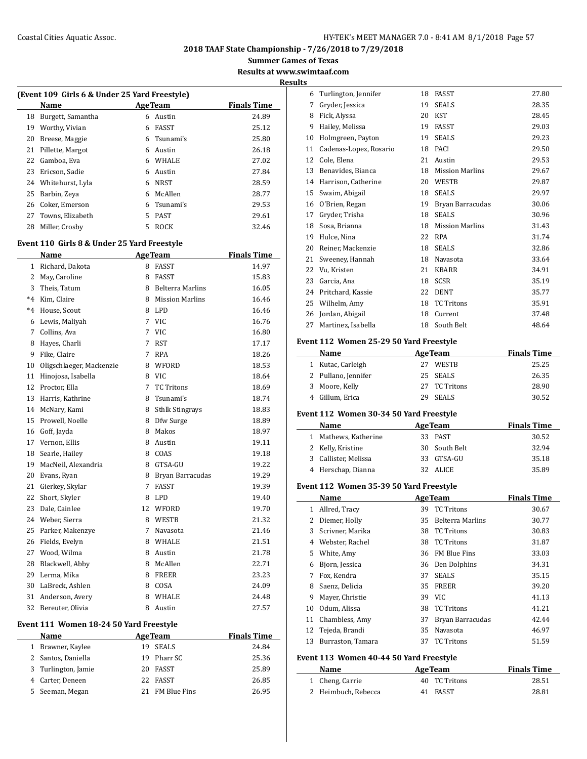# 2018 TAAF State Championship - 7/26/2018 to 7/29/2018

**Summer Games of Texas**

**Results at www.swimtaaf.com**

**Results**

### (Event 109 Girls 6 & Under 25 Yard Freestyle)

| | Name | Age | Team | Finals Time |
|---|---|---|---|---|
| 18 | Burgett, Samantha | 6 | Austin | 24.89 |
| 19 | Worthy, Vivian | 6 | FASST | 25.12 |
| 20 | Breese, Maggie | 6 | Tsunami's | 25.80 |
| 21 | Pillette, Margot | 6 | Austin | 26.18 |
| 22 | Gamboa, Eva | 6 | WHALE | 27.02 |
| 23 | Ericson, Sadie | 6 | Austin | 27.84 |
| 24 | Whitehurst, Lyla | 6 | NRST | 28.59 |
| 25 | Barbin, Zeya | 6 | McAllen | 28.77 |
| 26 | Coker, Emerson | 6 | Tsunami's | 29.53 |
| 27 | Towns, Elizabeth | 5 | PAST | 29.61 |
| 28 | Miller, Crosby | 5 | ROCK | 32.46 |

### Event 110 Girls 8 & Under 25 Yard Freestyle

| | Name | Age | Team | Finals Time |
|---|---|---|---|---|
| 1 | Richard, Dakota | 8 | FASST | 14.97 |
| 2 | May, Caroline | 8 | FASST | 15.83 |
| 3 | Theis, Tatum | 8 | Belterra Marlins | 16.05 |
| *4 | Kim, Claire | 8 | Mission Marlins | 16.46 |
| *4 | House, Scout | 8 | LPD | 16.46 |
| 6 | Lewis, Maliyah | 7 | VIC | 16.76 |
| 7 | Collins, Ava | 7 | VIC | 16.80 |
| 8 | Hayes, Charli | 7 | RST | 17.17 |
| 9 | Fike, Claire | 7 | RPA | 18.26 |
| 10 | Oligschlaeger, Mackenzie | 8 | WFORD | 18.53 |
| 11 | Hinojosa, Isabella | 8 | VIC | 18.64 |
| 12 | Proctor, Ella | 7 | TC Tritons | 18.69 |
| 13 | Harris, Kathrine | 8 | Tsunami's | 18.74 |
| 14 | McNary, Kami | 8 | Sthlk Stingrays | 18.83 |
| 15 | Prowell, Noelle | 8 | Dfw Surge | 18.89 |
| 16 | Goff, Jayda | 8 | Makos | 18.97 |
| 17 | Vernon, Ellis | 8 | Austin | 19.11 |
| 18 | Searle, Hailey | 8 | COAS | 19.18 |
| 19 | MacNeil, Alexandria | 8 | GTSA-GU | 19.22 |
| 20 | Evans, Ryan | 8 | Bryan Barracudas | 19.29 |
| 21 | Gierkey, Skylar | 7 | FASST | 19.39 |
| 22 | Short, Skyler | 8 | LPD | 19.40 |
| 23 | Dale, Cainlee | 12 | WFORD | 19.70 |
| 24 | Weber, Sierra | 8 | WESTB | 21.32 |
| 25 | Parker, Makenzye | 7 | Navasota | 21.46 |
| 26 | Fields, Evelyn | 8 | WHALE | 21.51 |
| 27 | Wood, Wilma | 8 | Austin | 21.78 |
| 28 | Blackwell, Abby | 8 | McAllen | 22.71 |
| 29 | Lerma, Mika | 8 | FREER | 23.23 |
| 30 | LaBreck, Ashlen | 8 | COSA | 24.09 |
| 31 | Anderson, Avery | 8 | WHALE | 24.48 |
| 32 | Bereuter, Olivia | 8 | Austin | 27.57 |

### Event 111 Women 18-24 50 Yard Freestyle

| | Name | Age | Team | Finals Time |
|---|---|---|---|---|
| 1 | Brawner, Kaylee | 19 | SEALS | 24.84 |
| 2 | Santos, Daniella | 19 | Pharr SC | 25.36 |
| 3 | Turlington, Jamie | 20 | FASST | 25.89 |
| 4 | Carter, Deneen | 22 | FASST | 26.85 |
| 5 | Seeman, Megan | 21 | FM Blue Fins | 26.95 |
| 6 | Turlington, Jennifer | 18 | FASST | 27.80 |
| 7 | Gryder, Jessica | 19 | SEALS | 28.35 |
| 8 | Fick, Alyssa | 20 | KST | 28.45 |
| 9 | Hailey, Melissa | 19 | FASST | 29.03 |
| 10 | Holmgreen, Payton | 19 | SEALS | 29.23 |
| 11 | Cadenas-Lopez, Rosario | 18 | PAC! | 29.50 |
| 12 | Cole, Elena | 21 | Austin | 29.53 |
| 13 | Benavides, Bianca | 18 | Mission Marlins | 29.67 |
| 14 | Harrison, Catherine | 20 | WESTB | 29.87 |
| 15 | Swaim, Abigail | 18 | SEALS | 29.97 |
| 16 | O'Brien, Regan | 19 | Bryan Barracudas | 30.06 |
| 17 | Gryder, Trisha | 18 | SEALS | 30.96 |
| 18 | Sosa, Brianna | 18 | Mission Marlins | 31.43 |
| 19 | Hulce, Nina | 22 | RPA | 31.74 |
| 20 | Reiner, Mackenzie | 18 | SEALS | 32.86 |
| 21 | Sweeney, Hannah | 18 | Navasota | 33.64 |
| 22 | Vu, Kristen | 21 | KBARR | 34.91 |
| 23 | Garcia, Ana | 18 | SCSR | 35.19 |
| 24 | Pritchard, Kassie | 22 | DENT | 35.77 |
| 25 | Wilhelm, Amy | 18 | TC Tritons | 35.91 |
| 26 | Jordan, Abigail | 18 | Current | 37.48 |
| 27 | Martinez, Isabella | 18 | South Belt | 48.64 |

### Event 112 Women 25-29 50 Yard Freestyle

| | Name | Age | Team | Finals Time |
|---|---|---|---|---|
| 1 | Kutac, Carleigh | 27 | WESTB | 25.25 |
| 2 | Pullano, Jennifer | 25 | SEALS | 26.35 |
| 3 | Moore, Kelly | 27 | TC Tritons | 28.90 |
| 4 | Gillum, Erica | 29 | SEALS | 30.52 |

### Event 112 Women 30-34 50 Yard Freestyle

| | Name | Age | Team | Finals Time |
|---|---|---|---|---|
| 1 | Mathews, Katherine | 33 | PAST | 30.52 |
| 2 | Kelly, Kristine | 30 | South Belt | 32.94 |
| 3 | Callister, Melissa | 33 | GTSA-GU | 35.18 |
| 4 | Herschap, Dianna | 32 | ALICE | 35.89 |

### Event 112 Women 35-39 50 Yard Freestyle

| | Name | Age | Team | Finals Time |
|---|---|---|---|---|
| 1 | Allred, Tracy | 39 | TC Tritons | 30.67 |
| 2 | Diemer, Holly | 35 | Belterra Marlins | 30.77 |
| 3 | Scrivner, Marika | 38 | TC Tritons | 30.83 |
| 4 | Webster, Rachel | 38 | TC Tritons | 31.87 |
| 5 | White, Amy | 36 | FM Blue Fins | 33.03 |
| 6 | Bjorn, Jessica | 36 | Den Dolphins | 34.31 |
| 7 | Fox, Kendra | 37 | SEALS | 35.15 |
| 8 | Saenz, Delicia | 35 | FREER | 39.20 |
| 9 | Mayer, Christie | 39 | VIC | 41.13 |
| 10 | Odum, Alissa | 38 | TC Tritons | 41.21 |
| 11 | Chambless, Amy | 37 | Bryan Barracudas | 42.44 |
| 12 | Tejeda, Brandi | 35 | Navasota | 46.97 |
| 13 | Burraston, Tamara | 37 | TC Tritons | 51.59 |

### Event 113 Women 40-44 50 Yard Freestyle

| | Name | Age | Team | Finals Time |
|---|---|---|---|---|
| 1 | Cheng, Carrie | 40 | TC Tritons | 28.51 |
| 2 | Heimbuch, Rebecca | 41 | FASST | 28.81 |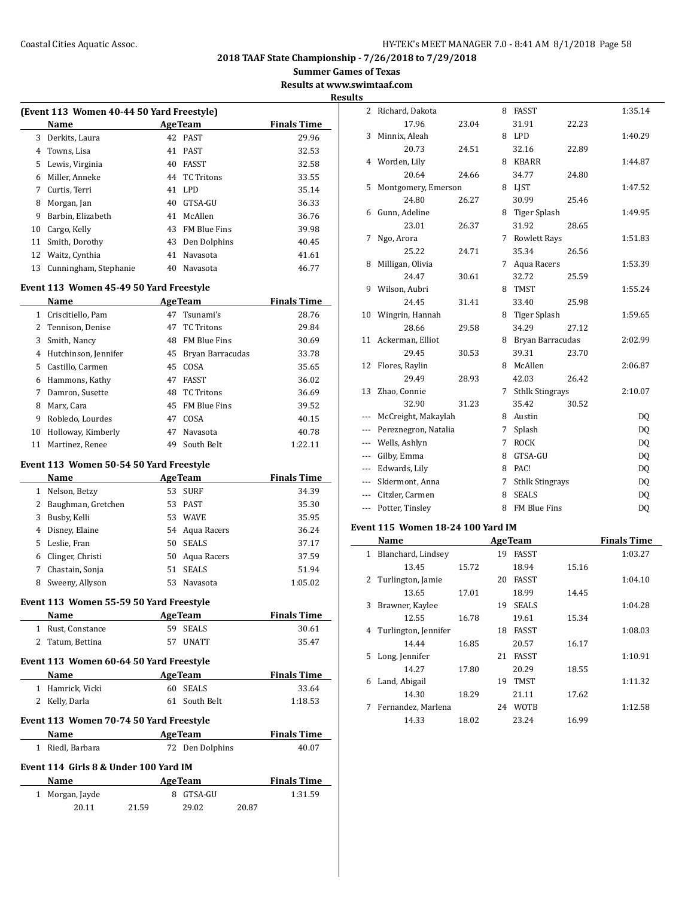**2018 TAAF State Championship - 7/26/2018 to 7/29/2018**

**Summer Games of Texas**

**Results at www.swimtaaf.com**

**Results**

### (Event 113 Women 40-44 50 Yard Freestyle)

| | Name | Age | Team | Finals Time |
|---|---|---|---|---|
| 3 | Derkits, Laura | 42 | PAST | 29.96 |
| 4 | Towns, Lisa | 41 | PAST | 32.53 |
| 5 | Lewis, Virginia | 40 | FASST | 32.58 |
| 6 | Miller, Anneke | 44 | TC Tritons | 33.55 |
| 7 | Curtis, Terri | 41 | LPD | 35.14 |
| 8 | Morgan, Jan | 40 | GTSA-GU | 36.33 |
| 9 | Barbin, Elizabeth | 41 | McAllen | 36.76 |
| 10 | Cargo, Kelly | 43 | FM Blue Fins | 39.98 |
| 11 | Smith, Dorothy | 43 | Den Dolphins | 40.45 |
| 12 | Waitz, Cynthia | 41 | Navasota | 41.61 |
| 13 | Cunningham, Stephanie | 40 | Navasota | 46.77 |

### Event 113 Women 45-49 50 Yard Freestyle

| | Name | Age | Team | Finals Time |
|---|---|---|---|---|
| 1 | Criscitiello, Pam | 47 | Tsunami's | 28.76 |
| 2 | Tennison, Denise | 47 | TC Tritons | 29.84 |
| 3 | Smith, Nancy | 48 | FM Blue Fins | 30.69 |
| 4 | Hutchinson, Jennifer | 45 | Bryan Barracudas | 33.78 |
| 5 | Castillo, Carmen | 45 | COSA | 35.65 |
| 6 | Hammons, Kathy | 47 | FASST | 36.02 |
| 7 | Damron, Susette | 48 | TC Tritons | 36.69 |
| 8 | Marx, Cara | 45 | FM Blue Fins | 39.52 |
| 9 | Robledo, Lourdes | 47 | COSA | 40.15 |
| 10 | Holloway, Kimberly | 47 | Navasota | 40.78 |
| 11 | Martinez, Renee | 49 | South Belt | 1:22.11 |

### Event 113 Women 50-54 50 Yard Freestyle

| | Name | Age | Team | Finals Time |
|---|---|---|---|---|
| 1 | Nelson, Betzy | 53 | SURF | 34.39 |
| 2 | Baughman, Gretchen | 53 | PAST | 35.30 |
| 3 | Busby, Kelli | 53 | WAVE | 35.95 |
| 4 | Disney, Elaine | 54 | Aqua Racers | 36.24 |
| 5 | Leslie, Fran | 50 | SEALS | 37.17 |
| 6 | Clinger, Christi | 50 | Aqua Racers | 37.59 |
| 7 | Chastain, Sonja | 51 | SEALS | 51.94 |
| 8 | Sweeny, Allyson | 53 | Navasota | 1:05.02 |

### Event 113 Women 55-59 50 Yard Freestyle

| | Name | Age | Team | Finals Time |
|---|---|---|---|---|
| 1 | Rust, Constance | 59 | SEALS | 30.61 |
| 2 | Tatum, Bettina | 57 | UNATT | 35.47 |

### Event 113 Women 60-64 50 Yard Freestyle

| | Name | Age | Team | Finals Time |
|---|---|---|---|---|
| 1 | Hamrick, Vicki | 60 | SEALS | 33.64 |
| 2 | Kelly, Darla | 61 | South Belt | 1:18.53 |

### Event 113 Women 70-74 50 Yard Freestyle

| | Name | Age | Team | Finals Time |
|---|---|---|---|---|
| 1 | Riedl, Barbara | 72 | Den Dolphins | 40.07 |

### Event 114 Girls 8 & Under 100 Yard IM

| | Name | Age | Team | Finals Time |
|---|---|---|---|---|
| 1 | Morgan, Jayde | 8 | GTSA-GU | 1:31.59 |
| | 20.11 21.59 | | 29.02 20.87 | |
| 2 | Richard, Dakota | 8 | FASST | 1:35.14 |
| | 17.96 23.04 | | 31.91 22.23 | |
| 3 | Minnix, Aleah | 8 | LPD | 1:40.29 |
| | 20.73 24.51 | | 32.16 22.89 | |
| 4 | Worden, Lily | 8 | KBARR | 1:44.87 |
| | 20.64 24.66 | | 34.77 24.80 | |
| 5 | Montgomery, Emerson | 8 | LJST | 1:47.52 |
| | 24.80 26.27 | | 30.99 25.46 | |
| 6 | Gunn, Adeline | 8 | Tiger Splash | 1:49.95 |
| | 23.01 26.37 | | 31.92 28.65 | |
| 7 | Ngo, Arora | 7 | Rowlett Rays | 1:51.83 |
| | 25.22 24.71 | | 35.34 26.56 | |
| 8 | Milligan, Olivia | 7 | Aqua Racers | 1:53.39 |
| | 24.47 30.61 | | 32.72 25.59 | |
| 9 | Wilson, Aubri | 8 | TMST | 1:55.24 |
| | 24.45 31.41 | | 33.40 25.98 | |
| 10 | Wingrin, Hannah | 8 | Tiger Splash | 1:59.65 |
| | 28.66 29.58 | | 34.29 27.12 | |
| 11 | Ackerman, Elliot | 8 | Bryan Barracudas | 2:02.99 |
| | 29.45 30.53 | | 39.31 23.70 | |
| 12 | Flores, Raylin | 8 | McAllen | 2:06.87 |
| | 29.49 28.93 | | 42.03 26.42 | |
| 13 | Zhao, Connie | 7 | Sthlk Stingrays | 2:10.07 |
| | 32.90 31.23 | | 35.42 30.52 | |
| --- | McCreight, Makaylah | 8 | Austin | DQ |
| --- | Pereznegron, Natalia | 7 | Splash | DQ |
| --- | Wells, Ashlyn | 7 | ROCK | DQ |
| --- | Gilby, Emma | 8 | GTSA-GU | DQ |
| --- | Edwards, Lily | 8 | PAC! | DQ |
| --- | Skiermont, Anna | 7 | Sthlk Stingrays | DQ |
| --- | Citzler, Carmen | 8 | SEALS | DQ |
| --- | Potter, Tinsley | 8 | FM Blue Fins | DQ |

### Event 115 Women 18-24 100 Yard IM

| | Name | Age | Team | Finals Time |
|---|---|---|---|---|
| 1 | Blanchard, Lindsey | 19 | FASST | 1:03.27 |
| | 13.45 15.72 | | 18.94 15.16 | |
| 2 | Turlington, Jamie | 20 | FASST | 1:04.10 |
| | 13.65 17.01 | | 18.99 14.45 | |
| 3 | Brawner, Kaylee | 19 | SEALS | 1:04.28 |
| | 12.55 16.78 | | 19.61 15.34 | |
| 4 | Turlington, Jennifer | 18 | FASST | 1:08.03 |
| | 14.44 16.85 | | 20.57 16.17 | |
| 5 | Long, Jennifer | 21 | FASST | 1:10.91 |
| | 14.27 17.80 | | 20.29 18.55 | |
| 6 | Land, Abigail | 19 | TMST | 1:11.32 |
| | 14.30 18.29 | | 21.11 17.62 | |
| 7 | Fernandez, Marlena | 24 | WOTB | 1:12.58 |
| | 14.33 18.02 | | 23.24 16.99 | |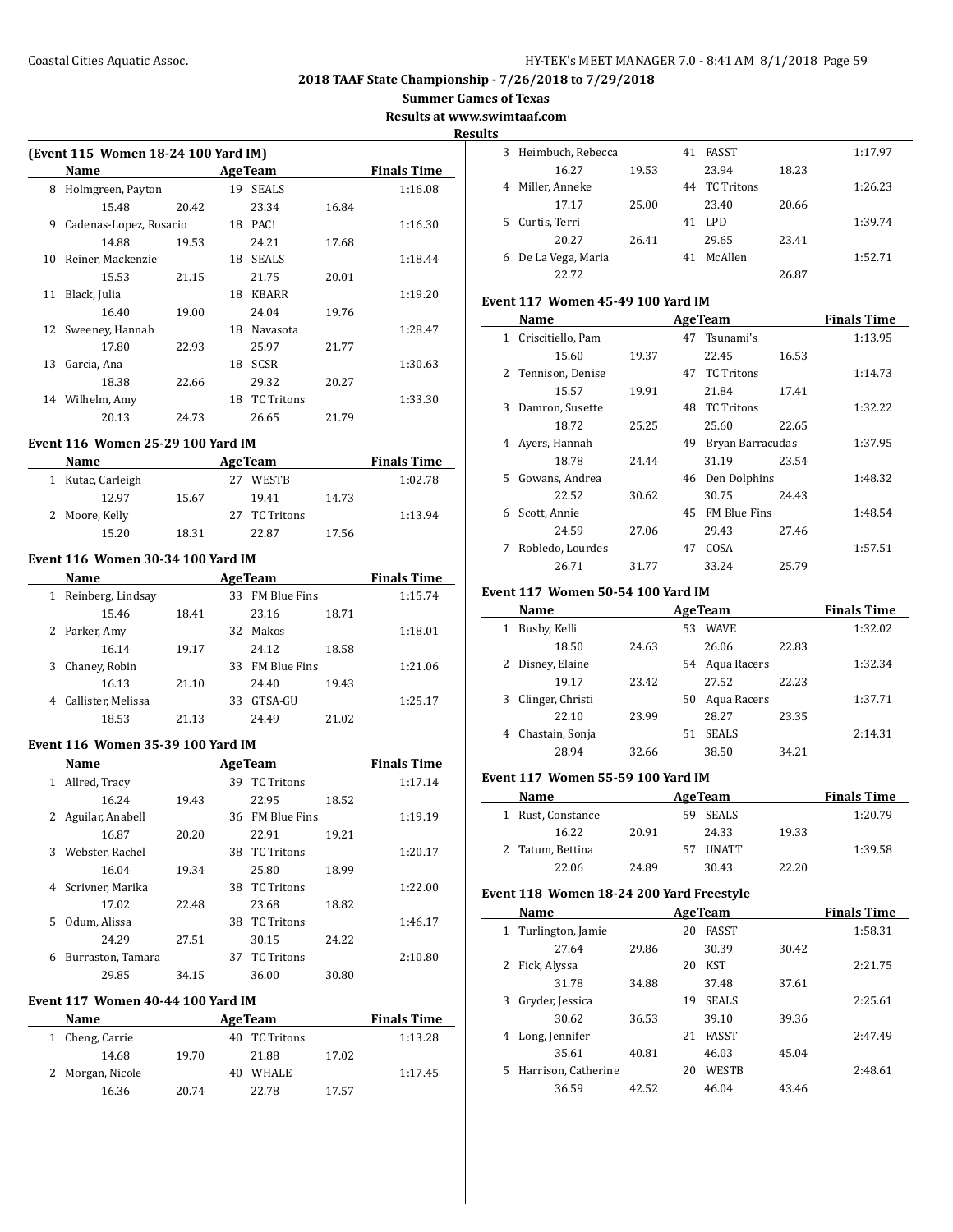## 2018 TAAF State Championship - 7/26/2018 to 7/29/2018

### Summer Games of Texas

### Results at www.swimtaaf.com

### Results

**(Event 115 Women 18-24 100 Yard IM)**

| | Name | Age | Team | Finals Time |
|---|---|---|---|---|
| 8 | Holmgreen, Payton | 19 | SEALS | 1:16.08 |
| | 15.48 20.42 23.34 16.84 | | | |
| 9 | Cadenas-Lopez, Rosario | 18 | PAC! | 1:16.30 |
| | 14.88 19.53 24.21 17.68 | | | |
| 10 | Reiner, Mackenzie | 18 | SEALS | 1:18.44 |
| | 15.53 21.15 21.75 20.01 | | | |
| 11 | Black, Julia | 18 | KBARR | 1:19.20 |
| | 16.40 19.00 24.04 19.76 | | | |
| 12 | Sweeney, Hannah | 18 | Navasota | 1:28.47 |
| | 17.80 22.93 25.97 21.77 | | | |
| 13 | Garcia, Ana | 18 | SCSR | 1:30.63 |
| | 18.38 22.66 29.32 20.27 | | | |
| 14 | Wilhelm, Amy | 18 | TC Tritons | 1:33.30 |
| | 20.13 24.73 26.65 21.79 | | | |

**Event 116 Women 25-29 100 Yard IM**

| | Name | Age | Team | Finals Time |
|---|---|---|---|---|
| 1 | Kutac, Carleigh | 27 | WESTB | 1:02.78 |
| | 12.97 15.67 19.41 14.73 | | | |
| 2 | Moore, Kelly | 27 | TC Tritons | 1:13.94 |
| | 15.20 18.31 22.87 17.56 | | | |

**Event 116 Women 30-34 100 Yard IM**

| | Name | Age | Team | Finals Time |
|---|---|---|---|---|
| 1 | Reinberg, Lindsay | 33 | FM Blue Fins | 1:15.74 |
| | 15.46 18.41 23.16 18.71 | | | |
| 2 | Parker, Amy | 32 | Makos | 1:18.01 |
| | 16.14 19.17 24.12 18.58 | | | |
| 3 | Chaney, Robin | 33 | FM Blue Fins | 1:21.06 |
| | 16.13 21.10 24.40 19.43 | | | |
| 4 | Callister, Melissa | 33 | GTSA-GU | 1:25.17 |
| | 18.53 21.13 24.49 21.02 | | | |

**Event 116 Women 35-39 100 Yard IM**

| | Name | Age | Team | Finals Time |
|---|---|---|---|---|
| 1 | Allred, Tracy | 39 | TC Tritons | 1:17.14 |
| | 16.24 19.43 22.95 18.52 | | | |
| 2 | Aguilar, Anabell | 36 | FM Blue Fins | 1:19.19 |
| | 16.87 20.20 22.91 19.21 | | | |
| 3 | Webster, Rachel | 38 | TC Tritons | 1:20.17 |
| | 16.04 19.34 25.80 18.99 | | | |
| 4 | Scrivner, Marika | 38 | TC Tritons | 1:22.00 |
| | 17.02 22.48 23.68 18.82 | | | |
| 5 | Odum, Alissa | 38 | TC Tritons | 1:46.17 |
| | 24.29 27.51 30.15 24.22 | | | |
| 6 | Burraston, Tamara | 37 | TC Tritons | 2:10.80 |
| | 29.85 34.15 36.00 30.80 | | | |

**Event 117 Women 40-44 100 Yard IM**

| | Name | Age | Team | Finals Time |
|---|---|---|---|---|
| 1 | Cheng, Carrie | 40 | TC Tritons | 1:13.28 |
| | 14.68 19.70 21.88 17.02 | | | |
| 2 | Morgan, Nicole | 40 | WHALE | 1:17.45 |
| | 16.36 20.74 22.78 17.57 | | | |
| 3 | Heimbuch, Rebecca | 41 | FASST | 1:17.97 |
| | 16.27 19.53 23.94 18.23 | | | |
| 4 | Miller, Anneke | 44 | TC Tritons | 1:26.23 |
| | 17.17 25.00 23.40 20.66 | | | |
| 5 | Curtis, Terri | 41 | LPD | 1:39.74 |
| | 20.27 26.41 29.65 23.41 | | | |
| 6 | De La Vega, Maria | 41 | McAllen | 1:52.71 |
| | 22.72 26.87 | | | |

**Event 117 Women 45-49 100 Yard IM**

| | Name | Age | Team | Finals Time |
|---|---|---|---|---|
| 1 | Criscitiello, Pam | 47 | Tsunami's | 1:13.95 |
| | 15.60 19.37 22.45 16.53 | | | |
| 2 | Tennison, Denise | 47 | TC Tritons | 1:14.73 |
| | 15.57 19.91 21.84 17.41 | | | |
| 3 | Damron, Susette | 48 | TC Tritons | 1:32.22 |
| | 18.72 25.25 25.60 22.65 | | | |
| 4 | Ayers, Hannah | 49 | Bryan Barracudas | 1:37.95 |
| | 18.78 24.44 31.19 23.54 | | | |
| 5 | Gowans, Andrea | 46 | Den Dolphins | 1:48.32 |
| | 22.52 30.62 30.75 24.43 | | | |
| 6 | Scott, Annie | 45 | FM Blue Fins | 1:48.54 |
| | 24.59 27.06 29.43 27.46 | | | |
| 7 | Robledo, Lourdes | 47 | COSA | 1:57.51 |
| | 26.71 31.77 33.24 25.79 | | | |

**Event 117 Women 50-54 100 Yard IM**

| | Name | Age | Team | Finals Time |
|---|---|---|---|---|
| 1 | Busby, Kelli | 53 | WAVE | 1:32.02 |
| | 18.50 24.63 26.06 22.83 | | | |
| 2 | Disney, Elaine | 54 | Aqua Racers | 1:32.34 |
| | 19.17 23.42 27.52 22.23 | | | |
| 3 | Clinger, Christi | 50 | Aqua Racers | 1:37.71 |
| | 22.10 23.99 28.27 23.35 | | | |
| 4 | Chastain, Sonja | 51 | SEALS | 2:14.31 |
| | 28.94 32.66 38.50 34.21 | | | |

**Event 117 Women 55-59 100 Yard IM**

| | Name | Age | Team | Finals Time |
|---|---|---|---|---|
| 1 | Rust, Constance | 59 | SEALS | 1:20.79 |
| | 16.22 20.91 24.33 19.33 | | | |
| 2 | Tatum, Bettina | 57 | UNATT | 1:39.58 |
| | 22.06 24.89 30.43 22.20 | | | |

**Event 118 Women 18-24 200 Yard Freestyle**

| | Name | Age | Team | Finals Time |
|---|---|---|---|---|
| 1 | Turlington, Jamie | 20 | FASST | 1:58.31 |
| | 27.64 29.86 30.39 30.42 | | | |
| 2 | Fick, Alyssa | 20 | KST | 2:21.75 |
| | 31.78 34.88 37.48 37.61 | | | |
| 3 | Gryder, Jessica | 19 | SEALS | 2:25.61 |
| | 30.62 36.53 39.10 39.36 | | | |
| 4 | Long, Jennifer | 21 | FASST | 2:47.49 |
| | 35.61 40.81 46.03 45.04 | | | |
| 5 | Harrison, Catherine | 20 | WESTB | 2:48.61 |
| | 36.59 42.52 46.04 43.46 | | | |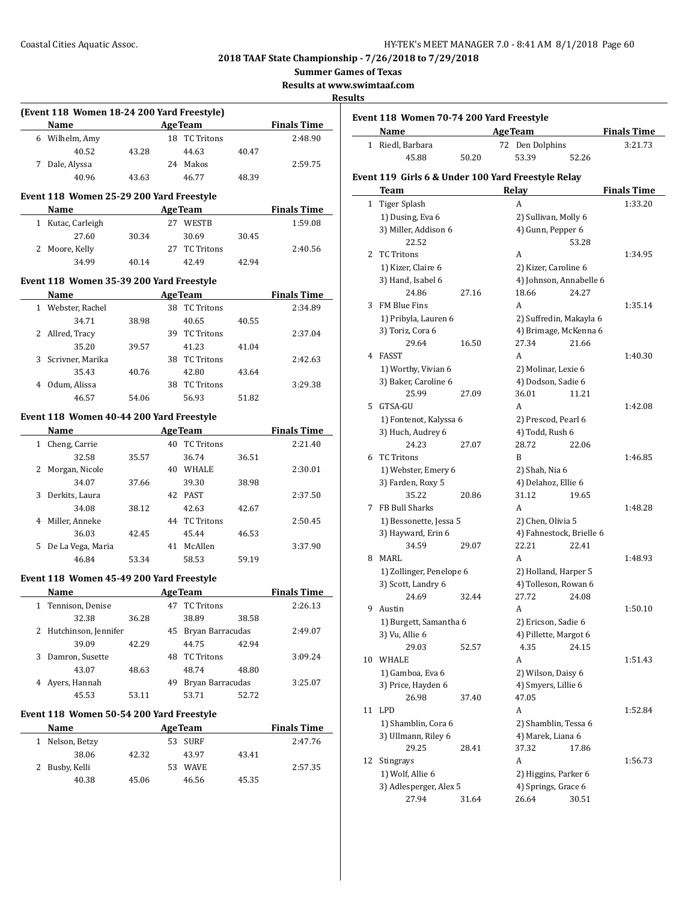## 2018 TAAF State Championship - 7/26/2018 to 7/29/2018

**Summer Games of Texas**

**Results at www.swimtaaf.com**

**Results**

### (Event 118 Women 18-24 200 Yard Freestyle)

| | Name | Age | Team | Finals Time |
|---|---|---|---|---|
| 6 | Wilhelm, Amy | 18 | TC Tritons | 2:48.90 |
| | 40.52 43.28 44.63 40.47 | | | |
| 7 | Dale, Alyssa | 24 | Makos | 2:59.75 |
| | 40.96 43.63 46.77 48.39 | | | |

### Event 118 Women 25-29 200 Yard Freestyle

| | Name | Age | Team | Finals Time |
|---|---|---|---|---|
| 1 | Kutac, Carleigh | 27 | WESTB | 1:59.08 |
| | 27.60 30.34 30.69 30.45 | | | |
| 2 | Moore, Kelly | 27 | TC Tritons | 2:40.56 |
| | 34.99 40.14 42.49 42.94 | | | |

### Event 118 Women 35-39 200 Yard Freestyle

| | Name | Age | Team | Finals Time |
|---|---|---|---|---|
| 1 | Webster, Rachel | 38 | TC Tritons | 2:34.89 |
| | 34.71 38.98 40.65 40.55 | | | |
| 2 | Allred, Tracy | 39 | TC Tritons | 2:37.04 |
| | 35.20 39.57 41.23 41.04 | | | |
| 3 | Scrivner, Marika | 38 | TC Tritons | 2:42.63 |
| | 35.43 40.76 42.80 43.64 | | | |
| 4 | Odum, Alissa | 38 | TC Tritons | 3:29.38 |
| | 46.57 54.06 56.93 51.82 | | | |

### Event 118 Women 40-44 200 Yard Freestyle

| | Name | Age | Team | Finals Time |
|---|---|---|---|---|
| 1 | Cheng, Carrie | 40 | TC Tritons | 2:21.40 |
| | 32.58 35.57 36.74 36.51 | | | |
| 2 | Morgan, Nicole | 40 | WHALE | 2:30.01 |
| | 34.07 37.66 39.30 38.98 | | | |
| 3 | Derkits, Laura | 42 | PAST | 2:37.50 |
| | 34.08 38.12 42.63 42.67 | | | |
| 4 | Miller, Anneke | 44 | TC Tritons | 2:50.45 |
| | 36.03 42.45 45.44 46.53 | | | |
| 5 | De La Vega, Maria | 41 | McAllen | 3:37.90 |
| | 46.84 53.34 58.53 59.19 | | | |

### Event 118 Women 45-49 200 Yard Freestyle

| | Name | Age | Team | Finals Time |
|---|---|---|---|---|
| 1 | Tennison, Denise | 47 | TC Tritons | 2:26.13 |
| | 32.38 36.28 38.89 38.58 | | | |
| 2 | Hutchinson, Jennifer | 45 | Bryan Barracudas | 2:49.07 |
| | 39.09 42.29 44.75 42.94 | | | |
| 3 | Damron, Susette | 48 | TC Tritons | 3:09.24 |
| | 43.07 48.63 48.74 48.80 | | | |
| 4 | Ayers, Hannah | 49 | Bryan Barracudas | 3:25.07 |
| | 45.53 53.11 53.71 52.72 | | | |

### Event 118 Women 50-54 200 Yard Freestyle

| | Name | Age | Team | Finals Time |
|---|---|---|---|---|
| 1 | Nelson, Betzy | 53 | SURF | 2:47.76 |
| | 38.06 42.32 43.97 43.41 | | | |
| 2 | Busby, Kelli | 53 | WAVE | 2:57.35 |
| | 40.38 45.06 46.56 45.35 | | | |

### Event 118 Women 70-74 200 Yard Freestyle

| | Name | Age | Team | Finals Time |
|---|---|---|---|---|
| 1 | Riedl, Barbara | 72 | Den Dolphins | 3:21.73 |
| | 45.88 50.20 53.39 52.26 | | | |

### Event 119 Girls 6 & Under 100 Yard Freestyle Relay

| | Team | Relay | Finals Time |
|---|---|---|---|
| 1 | Tiger Splash | A | 1:33.20 |
| | 1) Dusing, Eva 6; 2) Sullivan, Molly 6; 3) Miller, Addison 6; 4) Gunn, Pepper 6 | | |
| | 22.52 53.28 | | |
| 2 | TC Tritons | A | 1:34.95 |
| | 1) Kizer, Claire 6; 2) Kizer, Caroline 6; 3) Hand, Isabel 6; 4) Johnson, Annabelle 6 | | |
| | 24.86 27.16 18.66 24.27 | | |
| 3 | FM Blue Fins | A | 1:35.14 |
| | 1) Pribyla, Lauren 6; 2) Suffredin, Makayla 6; 3) Toriz, Cora 6; 4) Brimage, McKenna 6 | | |
| | 29.64 16.50 27.34 21.66 | | |
| 4 | FASST | A | 1:40.30 |
| | 1) Worthy, Vivian 6; 2) Molinar, Lexie 6; 3) Baker, Caroline 6; 4) Dodson, Sadie 6 | | |
| | 25.99 27.09 36.01 11.21 | | |
| 5 | GTSA-GU | A | 1:42.08 |
| | 1) Fontenot, Kalyssa 6; 2) Prescod, Pearl 6; 3) Huch, Audrey 6; 4) Todd, Rush 6 | | |
| | 24.23 27.07 28.72 22.06 | | |
| 6 | TC Tritons | B | 1:46.85 |
| | 1) Webster, Emery 6; 2) Shah, Nia 6; 3) Farden, Roxy 5; 4) Delahoz, Ellie 6 | | |
| | 35.22 20.86 31.12 19.65 | | |
| 7 | FB Bull Sharks | A | 1:48.28 |
| | 1) Bessonette, Jessa 5; 2) Chen, Olivia 5; 3) Hayward, Erin 6; 4) Fahnestock, Brielle 6 | | |
| | 34.59 29.07 22.21 22.41 | | |
| 8 | MARL | A | 1:48.93 |
| | 1) Zollinger, Penelope 6; 2) Holland, Harper 5; 3) Scott, Landry 6; 4) Tolleson, Rowan 6 | | |
| | 24.69 32.44 27.72 24.08 | | |
| 9 | Austin | A | 1:50.10 |
| | 1) Burgett, Samantha 6; 2) Ericson, Sadie 6; 3) Vu, Allie 6; 4) Pillette, Margot 6 | | |
| | 29.03 52.57 4.35 24.15 | | |
| 10 | WHALE | A | 1:51.43 |
| | 1) Gamboa, Eva 6; 2) Wilson, Daisy 6; 3) Price, Hayden 6; 4) Smyers, Lillie 6 | | |
| | 26.98 37.40 47.05 | | |
| 11 | LPD | A | 1:52.84 |
| | 1) Shamblin, Cora 6; 2) Shamblin, Tessa 6; 3) Ullmann, Riley 6; 4) Marek, Liana 6 | | |
| | 29.25 28.41 37.32 17.86 | | |
| 12 | Stingrays | A | 1:56.73 |
| | 1) Wolf, Allie 6; 2) Higgins, Parker 6; 3) Adlesperger, Alex 5; 4) Springs, Grace 6 | | |
| | 27.94 31.64 26.64 30.51 | | |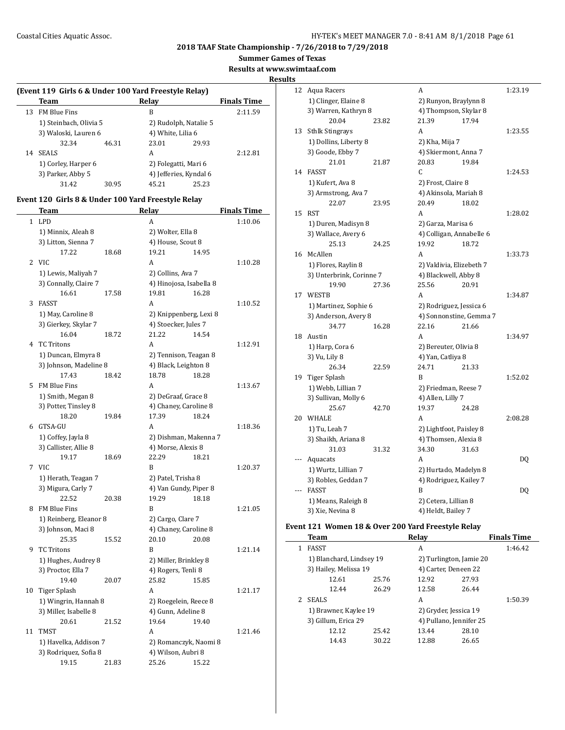## 2018 TAAF State Championship - 7/26/2018 to 7/29/2018

**Summer Games of Texas**

**Results at www.swimtaaf.com**

**Results**

### (Event 119 Girls 6 & Under 100 Yard Freestyle Relay)

| | Team | Relay | Finals Time |
|---|---|---|---|
| 13 | FM Blue Fins | B | 2:11.59 |
| | 1) Steinbach, Olivia 5 | 2) Rudolph, Natalie 5 | |
| | 3) Waloski, Lauren 6 | 4) White, Lilia 6 | |
| | 32.34 46.31 | 23.01 29.93 | |
| 14 | SEALS | A | 2:12.81 |
| | 1) Corley, Harper 6 | 2) Folegatti, Mari 6 | |
| | 3) Parker, Abby 5 | 4) Jefferies, Kyndal 6 | |
| | 31.42 30.95 | 45.21 25.23 | |

### Event 120 Girls 8 & Under 100 Yard Freestyle Relay

| | Team | Relay | Finals Time |
|---|---|---|---|
| 1 | LPD | A | 1:10.06 |
| | 1) Minnix, Aleah 8 | 2) Wolter, Ella 8 | |
| | 3) Litton, Sienna 7 | 4) House, Scout 8 | |
| | 17.22 18.68 | 19.21 14.95 | |
| 2 | VIC | A | 1:10.28 |
| | 1) Lewis, Maliyah 7 | 2) Collins, Ava 7 | |
| | 3) Connally, Claire 7 | 4) Hinojosa, Isabella 8 | |
| | 16.61 17.58 | 19.81 16.28 | |
| 3 | FASST | A | 1:10.52 |
| | 1) May, Caroline 8 | 2) Knippenberg, Lexi 8 | |
| | 3) Gierkey, Skylar 7 | 4) Stoecker, Jules 7 | |
| | 16.04 18.72 | 21.22 14.54 | |
| 4 | TC Tritons | A | 1:12.91 |
| | 1) Duncan, Elmyra 8 | 2) Tennison, Teagan 8 | |
| | 3) Johnson, Madeline 8 | 4) Black, Leighton 8 | |
| | 17.43 18.42 | 18.78 18.28 | |
| 5 | FM Blue Fins | A | 1:13.67 |
| | 1) Smith, Megan 8 | 2) DeGraaf, Grace 8 | |
| | 3) Potter, Tinsley 8 | 4) Chaney, Caroline 8 | |
| | 18.20 19.84 | 17.39 18.24 | |
| 6 | GTSA-GU | A | 1:18.36 |
| | 1) Coffey, Jayla 8 | 2) Dishman, Makenna 7 | |
| | 3) Callister, Allie 8 | 4) Morse, Alexis 8 | |
| | 19.17 18.69 | 22.29 18.21 | |
| 7 | VIC | B | 1:20.37 |
| | 1) Herath, Teagan 7 | 2) Patel, Trisha 8 | |
| | 3) Migura, Carly 7 | 4) Van Gundy, Piper 8 | |
| | 22.52 20.38 | 19.29 18.18 | |
| 8 | FM Blue Fins | B | 1:21.05 |
| | 1) Reinberg, Eleanor 8 | 2) Cargo, Clare 7 | |
| | 3) Johnson, Maci 8 | 4) Chaney, Caroline 8 | |
| | 25.35 15.52 | 20.10 20.08 | |
| 9 | TC Tritons | B | 1:21.14 |
| | 1) Hughes, Audrey 8 | 2) Miller, Brinkley 8 | |
| | 3) Proctor, Ella 7 | 4) Rogers, Tenli 8 | |
| | 19.40 20.07 | 25.82 15.85 | |
| 10 | Tiger Splash | A | 1:21.17 |
| | 1) Wingrin, Hannah 8 | 2) Roegelein, Reece 8 | |
| | 3) Miller, Isabelle 8 | 4) Gunn, Adeline 8 | |
| | 20.61 21.52 | 19.64 19.40 | |
| 11 | TMST | A | 1:21.46 |
| | 1) Havelka, Addison 7 | 2) Romanczyk, Naomi 8 | |
| | 3) Rodriquez, Sofia 8 | 4) Wilson, Aubri 8 | |
| | 19.15 21.83 | 25.26 15.22 | |
| 12 | Aqua Racers | A | 1:23.19 |
| | 1) Clinger, Elaine 8 | 2) Runyon, Braylynn 8 | |
| | 3) Warren, Kathryn 8 | 4) Thompson, Skylar 8 | |
| | 20.04 23.82 | 21.39 17.94 | |
| 13 | Sthlk Stingrays | A | 1:23.55 |
| | 1) Dollins, Liberty 8 | 2) Kha, Mija 7 | |
| | 3) Goode, Ebby 7 | 4) Skiermont, Anna 7 | |
| | 21.01 21.87 | 20.83 19.84 | |
| 14 | FASST | C | 1:24.53 |
| | 1) Kufert, Ava 8 | 2) Frost, Claire 8 | |
| | 3) Armstrong, Ava 7 | 4) Akinsola, Mariah 8 | |
| | 22.07 23.95 | 20.49 18.02 | |
| 15 | RST | A | 1:28.02 |
| | 1) Duren, Madisyn 8 | 2) Garza, Marisa 6 | |
| | 3) Wallace, Avery 6 | 4) Colligan, Annabelle 6 | |
| | 25.13 24.25 | 19.92 18.72 | |
| 16 | McAllen | A | 1:33.73 |
| | 1) Flores, Raylin 8 | 2) Valdivia, Elizebeth 7 | |
| | 3) Unterbrink, Corinne 7 | 4) Blackwell, Abby 8 | |
| | 19.90 27.36 | 25.56 20.91 | |
| 17 | WESTB | A | 1:34.87 |
| | 1) Martinez, Sophie 6 | 2) Rodriguez, Jessica 6 | |
| | 3) Anderson, Avery 8 | 4) Sonnonstine, Gemma 7 | |
| | 34.77 16.28 | 22.16 21.66 | |
| 18 | Austin | A | 1:34.97 |
| | 1) Harp, Cora 6 | 2) Bereuter, Olivia 8 | |
| | 3) Vu, Lily 8 | 4) Yan, Catliya 8 | |
| | 26.34 22.59 | 24.71 21.33 | |
| 19 | Tiger Splash | B | 1:52.02 |
| | 1) Webb, Lillian 7 | 2) Friedman, Reese 7 | |
| | 3) Sullivan, Molly 6 | 4) Allen, Lilly 7 | |
| | 25.67 42.70 | 19.37 24.28 | |
| 20 | WHALE | A | 2:08.28 |
| | 1) Tu, Leah 7 | 2) Lightfoot, Paisley 8 | |
| | 3) Shaikh, Ariana 8 | 4) Thomsen, Alexia 8 | |
| | 31.03 31.32 | 34.30 31.63 | |
| --- | Aquacats | A | DQ |
| | 1) Wurtz, Lillian 7 | 2) Hurtado, Madelyn 8 | |
| | 3) Robles, Geddan 7 | 4) Rodriguez, Kailey 7 | |
| --- | FASST | B | DQ |
| | 1) Means, Raleigh 8 | 2) Cetera, Lillian 8 | |
| | 3) Xie, Nevina 8 | 4) Heldt, Bailey 7 | |

### Event 121 Women 18 & Over 200 Yard Freestyle Relay

| | Team | Relay | Finals Time |
|---|---|---|---|
| 1 | FASST | A | 1:46.42 |
| | 1) Blanchard, Lindsey 19 | 2) Turlington, Jamie 20 | |
| | 3) Hailey, Melissa 19 | 4) Carter, Deneen 22 | |
| | 12.61 25.76 | 12.92 27.93 | |
| | 12.44 26.29 | 12.58 26.44 | |
| 2 | SEALS | A | 1:50.39 |
| | 1) Brawner, Kaylee 19 | 2) Gryder, Jessica 19 | |
| | 3) Gillum, Erica 29 | 4) Pullano, Jennifer 25 | |
| | 12.12 25.42 | 13.44 28.10 | |
| | 14.43 30.22 | 12.88 26.65 | |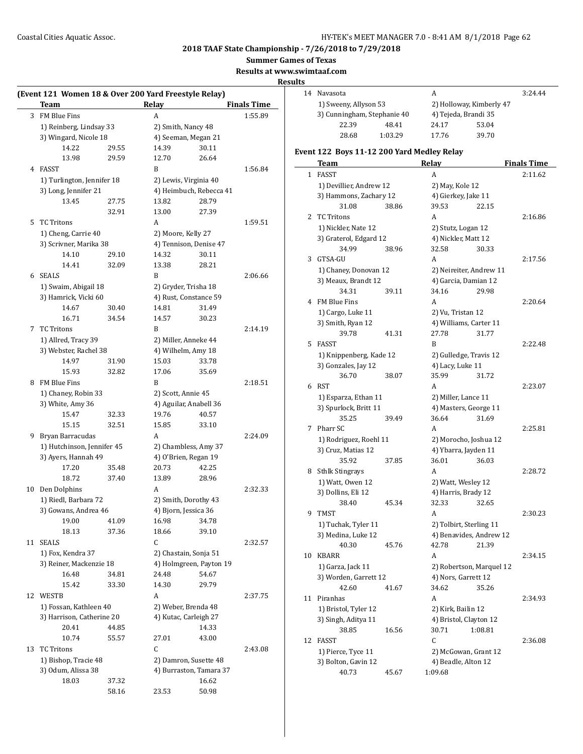## 2018 TAAF State Championship - 7/26/2018 to 7/29/2018

**Summer Games of Texas**

**Results at www.swimtaaf.com**

**Results**

### (Event 121 Women 18 & Over 200 Yard Freestyle Relay)

| | Team | Relay | Finals Time |
|---|---|---|---|
| 3 | FM Blue Fins | A | 1:55.89 |
| | 1) Reinberg, Lindsay 33 | 2) Smith, Nancy 48 | |
| | 3) Wingard, Nicole 18 | 4) Seeman, Megan 21 | |
| | 14.22 29.55 | 14.39 30.11 | |
| | 13.98 29.59 | 12.70 26.64 | |
| 4 | FASST | B | 1:56.84 |
| | 1) Turlington, Jennifer 18 | 2) Lewis, Virginia 40 | |
| | 3) Long, Jennifer 21 | 4) Heimbuch, Rebecca 41 | |
| | 13.45 27.75 | 13.82 28.79 | |
| | 32.91 | 13.00 27.39 | |
| 5 | TC Tritons | A | 1:59.51 |
| | 1) Cheng, Carrie 40 | 2) Moore, Kelly 27 | |
| | 3) Scrivner, Marika 38 | 4) Tennison, Denise 47 | |
| | 14.10 29.10 | 14.32 30.11 | |
| | 14.41 32.09 | 13.38 28.21 | |
| 6 | SEALS | B | 2:06.66 |
| | 1) Swaim, Abigail 18 | 2) Gryder, Trisha 18 | |
| | 3) Hamrick, Vicki 60 | 4) Rust, Constance 59 | |
| | 14.67 30.40 | 14.81 31.49 | |
| | 16.71 34.54 | 14.57 30.23 | |
| 7 | TC Tritons | B | 2:14.19 |
| | 1) Allred, Tracy 39 | 2) Miller, Anneke 44 | |
| | 3) Webster, Rachel 38 | 4) Wilhelm, Amy 18 | |
| | 14.97 31.90 | 15.03 33.78 | |
| | 15.93 32.82 | 17.06 35.69 | |
| 8 | FM Blue Fins | B | 2:18.51 |
| | 1) Chaney, Robin 33 | 2) Scott, Annie 45 | |
| | 3) White, Amy 36 | 4) Aguilar, Anabell 36 | |
| | 15.47 32.33 | 19.76 40.57 | |
| | 15.15 32.51 | 15.85 33.10 | |
| 9 | Bryan Barracudas | A | 2:24.09 |
| | 1) Hutchinson, Jennifer 45 | 2) Chambless, Amy 37 | |
| | 3) Ayers, Hannah 49 | 4) O'Brien, Regan 19 | |
| | 17.20 35.48 | 20.73 42.25 | |
| | 18.72 37.40 | 13.89 28.96 | |
| 10 | Den Dolphins | A | 2:32.33 |
| | 1) Riedl, Barbara 72 | 2) Smith, Dorothy 43 | |
| | 3) Gowans, Andrea 46 | 4) Bjorn, Jessica 36 | |
| | 19.00 41.09 | 16.98 34.78 | |
| | 18.13 37.36 | 18.66 39.10 | |
| 11 | SEALS | C | 2:32.57 |
| | 1) Fox, Kendra 37 | 2) Chastain, Sonja 51 | |
| | 3) Reiner, Mackenzie 18 | 4) Holmgreen, Payton 19 | |
| | 16.48 34.81 | 24.48 54.67 | |
| | 15.42 33.30 | 14.30 29.79 | |
| 12 | WESTB | A | 2:37.75 |
| | 1) Fossan, Kathleen 40 | 2) Weber, Brenda 48 | |
| | 3) Harrison, Catherine 20 | 4) Kutac, Carleigh 27 | |
| | 20.41 44.85 | 14.33 | |
| | 10.74 55.57 | 27.01 43.00 | |
| 13 | TC Tritons | C | 2:43.08 |
| | 1) Bishop, Tracie 48 | 2) Damron, Susette 48 | |
| | 3) Odum, Alissa 38 | 4) Burraston, Tamara 37 | |
| | 18.03 37.32 | 16.62 | |
| | 58.16 | 23.53 50.98 | |
| 14 | Navasota | A | 3:24.44 |
| | 1) Sweeny, Allyson 53 | 2) Holloway, Kimberly 47 | |
| | 3) Cunningham, Stephanie 40 | 4) Tejeda, Brandi 35 | |
| | 22.39 48.41 | 24.17 53.04 | |
| | 28.68 1:03.29 | 17.76 39.70 | |

### Event 122 Boys 11-12 200 Yard Medley Relay

| | Team | Relay | Finals Time |
|---|---|---|---|
| 1 | FASST | A | 2:11.62 |
| | 1) Devillier, Andrew 12 | 2) May, Kole 12 | |
| | 3) Hammons, Zachary 12 | 4) Gierkey, Jake 11 | |
| | 31.08 38.86 | 39.53 22.15 | |
| 2 | TC Tritons | A | 2:16.86 |
| | 1) Nickler, Nate 12 | 2) Stutz, Logan 12 | |
| | 3) Graterol, Edgard 12 | 4) Nickler, Matt 12 | |
| | 34.99 38.96 | 32.58 30.33 | |
| 3 | GTSA-GU | A | 2:17.56 |
| | 1) Chaney, Donovan 12 | 2) Neireiter, Andrew 11 | |
| | 3) Meaux, Brandt 12 | 4) Garcia, Damian 12 | |
| | 34.31 39.11 | 34.16 29.98 | |
| 4 | FM Blue Fins | A | 2:20.64 |
| | 1) Cargo, Luke 11 | 2) Vu, Tristan 12 | |
| | 3) Smith, Ryan 12 | 4) Williams, Carter 11 | |
| | 39.78 41.31 | 27.78 31.77 | |
| 5 | FASST | B | 2:22.48 |
| | 1) Knippenberg, Kade 12 | 2) Gulledge, Travis 12 | |
| | 3) Gonzales, Jay 12 | 4) Lacy, Luke 11 | |
| | 36.70 38.07 | 35.99 31.72 | |
| 6 | RST | A | 2:23.07 |
| | 1) Esparza, Ethan 11 | 2) Miller, Lance 11 | |
| | 3) Spurlock, Britt 11 | 4) Masters, George 11 | |
| | 35.25 39.49 | 36.64 31.69 | |
| 7 | Pharr SC | A | 2:25.81 |
| | 1) Rodriguez, Roehl 11 | 2) Morocho, Joshua 12 | |
| | 3) Cruz, Matias 12 | 4) Ybarra, Jayden 11 | |
| | 35.92 37.85 | 36.01 36.03 | |
| 8 | Sthlk Stingrays | A | 2:28.72 |
| | 1) Watt, Owen 12 | 2) Watt, Wesley 12 | |
| | 3) Dollins, Eli 12 | 4) Harris, Brady 12 | |
| | 38.40 45.34 | 32.33 32.65 | |
| 9 | TMST | A | 2:30.23 |
| | 1) Tuchak, Tyler 11 | 2) Tolbirt, Sterling 11 | |
| | 3) Medina, Luke 12 | 4) Benavides, Andrew 12 | |
| | 40.30 45.76 | 42.78 21.39 | |
| 10 | KBARR | A | 2:34.15 |
| | 1) Garza, Jack 11 | 2) Robertson, Marquel 12 | |
| | 3) Worden, Garrett 12 | 4) Nors, Garrett 12 | |
| | 42.60 41.67 | 34.62 35.26 | |
| 11 | Piranhas | A | 2:34.93 |
| | 1) Bristol, Tyler 12 | 2) Kirk, Bailin 12 | |
| | 3) Singh, Aditya 11 | 4) Bristol, Clayton 12 | |
| | 38.85 16.56 | 30.71 1:08.81 | |
| 12 | FASST | C | 2:36.08 |
| | 1) Pierce, Tyce 11 | 2) McGowan, Grant 12 | |
| | 3) Bolton, Gavin 12 | 4) Beadle, Alton 12 | |
| | 40.73 45.67 | 1:09.68 | |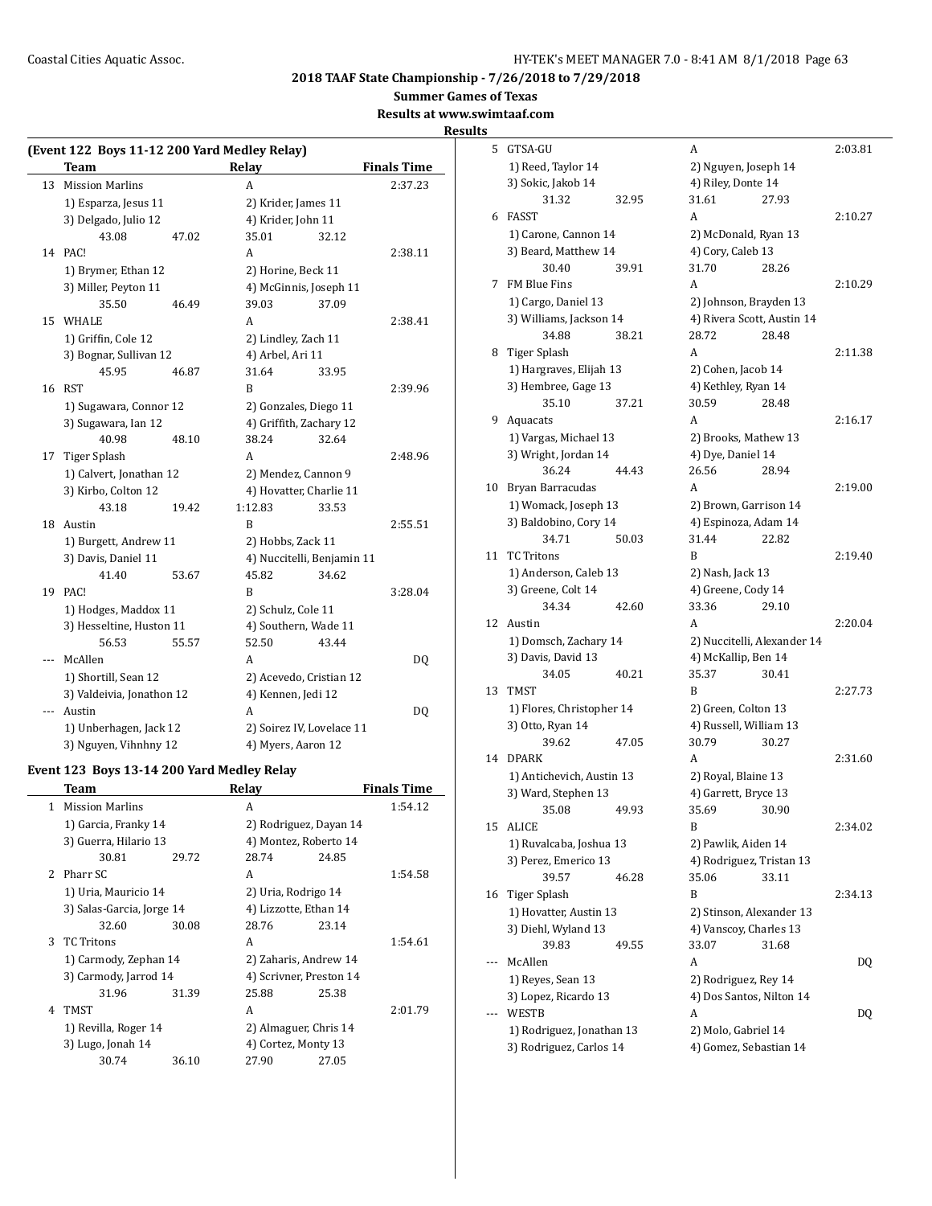# 2018 TAAF State Championship - 7/26/2018 to 7/29/2018

## Summer Games of Texas

## Results at www.swimtaaf.com

## Results

### (Event 122 Boys 11-12 200 Yard Medley Relay)

| | Team | Relay | Finals Time |
|---|---|---|---|
| 13 | Mission Marlins | A | 2:37.23 |
| | 1) Esparza, Jesus 11 | 2) Krider, James 11 | |
| | 3) Delgado, Julio 12 | 4) Krider, John 11 | |
| | 43.08 47.02 | 35.01 32.12 | |
| 14 | PAC! | A | 2:38.11 |
| | 1) Brymer, Ethan 12 | 2) Horine, Beck 11 | |
| | 3) Miller, Peyton 11 | 4) McGinnis, Joseph 11 | |
| | 35.50 46.49 | 39.03 37.09 | |
| 15 | WHALE | A | 2:38.41 |
| | 1) Griffin, Cole 12 | 2) Lindley, Zach 11 | |
| | 3) Bognar, Sullivan 12 | 4) Arbel, Ari 11 | |
| | 45.95 46.87 | 31.64 33.95 | |
| 16 | RST | B | 2:39.96 |
| | 1) Sugawara, Connor 12 | 2) Gonzales, Diego 11 | |
| | 3) Sugawara, Ian 12 | 4) Griffith, Zachary 12 | |
| | 40.98 48.10 | 38.24 32.64 | |
| 17 | Tiger Splash | A | 2:48.96 |
| | 1) Calvert, Jonathan 12 | 2) Mendez, Cannon 9 | |
| | 3) Kirbo, Colton 12 | 4) Hovatter, Charlie 11 | |
| | 43.18 19.42 | 1:12.83 33.53 | |
| 18 | Austin | B | 2:55.51 |
| | 1) Burgett, Andrew 11 | 2) Hobbs, Zack 11 | |
| | 3) Davis, Daniel 11 | 4) Nuccitelli, Benjamin 11 | |
| | 41.40 53.67 | 45.82 34.62 | |
| 19 | PAC! | B | 3:28.04 |
| | 1) Hodges, Maddox 11 | 2) Schulz, Cole 11 | |
| | 3) Hesseltine, Huston 11 | 4) Southern, Wade 11 | |
| | 56.53 55.57 | 52.50 43.44 | |
| --- | McAllen | A | DQ |
| | 1) Shortill, Sean 12 | 2) Acevedo, Cristian 12 | |
| | 3) Valdeivia, Jonathon 12 | 4) Kennen, Jedi 12 | |
| --- | Austin | A | DQ |
| | 1) Unberhagen, Jack 12 | 2) Soirez IV, Lovelace 11 | |
| | 3) Nguyen, Vihnhny 12 | 4) Myers, Aaron 12 | |

### Event 123 Boys 13-14 200 Yard Medley Relay

| | Team | Relay | Finals Time |
|---|---|---|---|
| 1 | Mission Marlins | A | 1:54.12 |
| | 1) Garcia, Franky 14 | 2) Rodriguez, Dayan 14 | |
| | 3) Guerra, Hilario 13 | 4) Montez, Roberto 14 | |
| | 30.81 29.72 | 28.74 24.85 | |
| 2 | Pharr SC | A | 1:54.58 |
| | 1) Uria, Mauricio 14 | 2) Uria, Rodrigo 14 | |
| | 3) Salas-Garcia, Jorge 14 | 4) Lizzotte, Ethan 14 | |
| | 32.60 30.08 | 28.76 23.14 | |
| 3 | TC Tritons | A | 1:54.61 |
| | 1) Carmody, Zephan 14 | 2) Zaharis, Andrew 14 | |
| | 3) Carmody, Jarrod 14 | 4) Scrivner, Preston 14 | |
| | 31.96 31.39 | 25.88 25.38 | |
| 4 | TMST | A | 2:01.79 |
| | 1) Revilla, Roger 14 | 2) Almaguer, Chris 14 | |
| | 3) Lugo, Jonah 14 | 4) Cortez, Monty 13 | |
| | 30.74 36.10 | 27.90 27.05 | |
| 5 | GTSA-GU | A | 2:03.81 |
| | 1) Reed, Taylor 14 | 2) Nguyen, Joseph 14 | |
| | 3) Sokic, Jakob 14 | 4) Riley, Donte 14 | |
| | 31.32 32.95 | 31.61 27.93 | |
| 6 | FASST | A | 2:10.27 |
| | 1) Carone, Cannon 14 | 2) McDonald, Ryan 13 | |
| | 3) Beard, Matthew 14 | 4) Cory, Caleb 13 | |
| | 30.40 39.91 | 31.70 28.26 | |
| 7 | FM Blue Fins | A | 2:10.29 |
| | 1) Cargo, Daniel 13 | 2) Johnson, Brayden 13 | |
| | 3) Williams, Jackson 14 | 4) Rivera Scott, Austin 14 | |
| | 34.88 38.21 | 28.72 28.48 | |
| 8 | Tiger Splash | A | 2:11.38 |
| | 1) Hargraves, Elijah 13 | 2) Cohen, Jacob 14 | |
| | 3) Hembree, Gage 13 | 4) Kethley, Ryan 14 | |
| | 35.10 37.21 | 30.59 28.48 | |
| 9 | Aquacats | A | 2:16.17 |
| | 1) Vargas, Michael 13 | 2) Brooks, Mathew 13 | |
| | 3) Wright, Jordan 14 | 4) Dye, Daniel 14 | |
| | 36.24 44.43 | 26.56 28.94 | |
| 10 | Bryan Barracudas | A | 2:19.00 |
| | 1) Womack, Joseph 13 | 2) Brown, Garrison 14 | |
| | 3) Baldobino, Cory 14 | 4) Espinoza, Adam 14 | |
| | 34.71 50.03 | 31.44 22.82 | |
| 11 | TC Tritons | B | 2:19.40 |
| | 1) Anderson, Caleb 13 | 2) Nash, Jack 13 | |
| | 3) Greene, Colt 14 | 4) Greene, Cody 14 | |
| | 34.34 42.60 | 33.36 29.10 | |
| 12 | Austin | A | 2:20.04 |
| | 1) Domsch, Zachary 14 | 2) Nuccitelli, Alexander 14 | |
| | 3) Davis, David 13 | 4) McKallip, Ben 14 | |
| | 34.05 40.21 | 35.37 30.41 | |
| 13 | TMST | B | 2:27.73 |
| | 1) Flores, Christopher 14 | 2) Green, Colton 13 | |
| | 3) Otto, Ryan 14 | 4) Russell, William 13 | |
| | 39.62 47.05 | 30.79 30.27 | |
| 14 | DPARK | A | 2:31.60 |
| | 1) Antichevich, Austin 13 | 2) Royal, Blaine 13 | |
| | 3) Ward, Stephen 13 | 4) Garrett, Bryce 13 | |
| | 35.08 49.93 | 35.69 30.90 | |
| 15 | ALICE | B | 2:34.02 |
| | 1) Ruvalcaba, Joshua 13 | 2) Pawlik, Aiden 14 | |
| | 3) Perez, Emerico 13 | 4) Rodriguez, Tristan 13 | |
| | 39.57 46.28 | 35.06 33.11 | |
| 16 | Tiger Splash | B | 2:34.13 |
| | 1) Hovatter, Austin 13 | 2) Stinson, Alexander 13 | |
| | 3) Diehl, Wyland 13 | 4) Vanscoy, Charles 13 | |
| | 39.83 49.55 | 33.07 31.68 | |
| --- | McAllen | A | DQ |
| | 1) Reyes, Sean 13 | 2) Rodriguez, Rey 14 | |
| | 3) Lopez, Ricardo 13 | 4) Dos Santos, Nilton 14 | |
| --- | WESTB | A | DQ |
| | 1) Rodriguez, Jonathan 13 | 2) Molo, Gabriel 14 | |
| | 3) Rodriguez, Carlos 14 | 4) Gomez, Sebastian 14 | |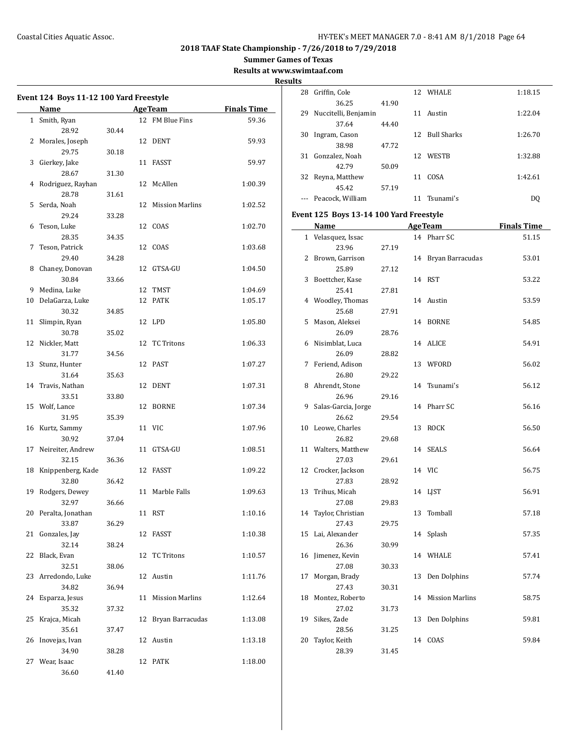**2018 TAAF State Championship - 7/26/2018 to 7/29/2018**

**Summer Games of Texas**

**Results at www.swimtaaf.com**

**Results**

### Event 124 Boys 11-12 100 Yard Freestyle

| | Name | Age | Team | Finals Time |
|---|---|---|---|---|
| 1 | Smith, Ryan | 12 | FM Blue Fins | 59.36 |
| | 28.92 30.44 | | | |
| 2 | Morales, Joseph | 12 | DENT | 59.93 |
| | 29.75 30.18 | | | |
| 3 | Gierkey, Jake | 11 | FASST | 59.97 |
| | 28.67 31.30 | | | |
| 4 | Rodriguez, Rayhan | 12 | McAllen | 1:00.39 |
| | 28.78 31.61 | | | |
| 5 | Serda, Noah | 12 | Mission Marlins | 1:02.52 |
| | 29.24 33.28 | | | |
| 6 | Teson, Luke | 12 | COAS | 1:02.70 |
| | 28.35 34.35 | | | |
| 7 | Teson, Patrick | 12 | COAS | 1:03.68 |
| | 29.40 34.28 | | | |
| 8 | Chaney, Donovan | 12 | GTSA-GU | 1:04.50 |
| | 30.84 33.66 | | | |
| 9 | Medina, Luke | 12 | TMST | 1:04.69 |
| 10 | DelaGarza, Luke | 12 | PATK | 1:05.17 |
| | 30.32 34.85 | | | |
| 11 | Slimpin, Ryan | 12 | LPD | 1:05.80 |
| | 30.78 35.02 | | | |
| 12 | Nickler, Matt | 12 | TC Tritons | 1:06.33 |
| | 31.77 34.56 | | | |
| 13 | Stunz, Hunter | 12 | PAST | 1:07.27 |
| | 31.64 35.63 | | | |
| 14 | Travis, Nathan | 12 | DENT | 1:07.31 |
| | 33.51 33.80 | | | |
| 15 | Wolf, Lance | 12 | BORNE | 1:07.34 |
| | 31.95 35.39 | | | |
| 16 | Kurtz, Sammy | 11 | VIC | 1:07.96 |
| | 30.92 37.04 | | | |
| 17 | Neireiter, Andrew | 11 | GTSA-GU | 1:08.51 |
| | 32.15 36.36 | | | |
| 18 | Knippenberg, Kade | 12 | FASST | 1:09.22 |
| | 32.80 36.42 | | | |
| 19 | Rodgers, Dewey | 11 | Marble Falls | 1:09.63 |
| | 32.97 36.66 | | | |
| 20 | Peralta, Jonathan | 11 | RST | 1:10.16 |
| | 33.87 36.29 | | | |
| 21 | Gonzales, Jay | 12 | FASST | 1:10.38 |
| | 32.14 38.24 | | | |
| 22 | Black, Evan | 12 | TC Tritons | 1:10.57 |
| | 32.51 38.06 | | | |
| 23 | Arredondo, Luke | 12 | Austin | 1:11.76 |
| | 34.82 36.94 | | | |
| 24 | Esparza, Jesus | 11 | Mission Marlins | 1:12.64 |
| | 35.32 37.32 | | | |
| 25 | Krajca, Micah | 12 | Bryan Barracudas | 1:13.08 |
| | 35.61 37.47 | | | |
| 26 | Inovejas, Ivan | 12 | Austin | 1:13.18 |
| | 34.90 38.28 | | | |
| 27 | Wear, Isaac | 12 | PATK | 1:18.00 |
| | 36.60 41.40 | | | |
| 28 | Griffin, Cole | 12 | WHALE | 1:18.15 |
| | 36.25 41.90 | | | |
| 29 | Nuccitelli, Benjamin | 11 | Austin | 1:22.04 |
| | 37.64 44.40 | | | |
| 30 | Ingram, Cason | 12 | Bull Sharks | 1:26.70 |
| | 38.98 47.72 | | | |
| 31 | Gonzalez, Noah | 12 | WESTB | 1:32.88 |
| | 42.79 50.09 | | | |
| 32 | Reyna, Matthew | 11 | COSA | 1:42.61 |
| | 45.42 57.19 | | | |
| --- | Peacock, William | 11 | Tsunami's | DQ |

### Event 125 Boys 13-14 100 Yard Freestyle

| | Name | Age | Team | Finals Time |
|---|---|---|---|---|
| 1 | Velasquez, Issac | 14 | Pharr SC | 51.15 |
| | 23.96 27.19 | | | |
| 2 | Brown, Garrison | 14 | Bryan Barracudas | 53.01 |
| | 25.89 27.12 | | | |
| 3 | Boettcher, Kase | 14 | RST | 53.22 |
| | 25.41 27.81 | | | |
| 4 | Woodley, Thomas | 14 | Austin | 53.59 |
| | 25.68 27.91 | | | |
| 5 | Mason, Aleksei | 14 | BORNE | 54.85 |
| | 26.09 28.76 | | | |
| 6 | Nisimblat, Luca | 14 | ALICE | 54.91 |
| | 26.09 28.82 | | | |
| 7 | Feriend, Adison | 13 | WFORD | 56.02 |
| | 26.80 29.22 | | | |
| 8 | Ahrendt, Stone | 14 | Tsunami's | 56.12 |
| | 26.96 29.16 | | | |
| 9 | Salas-Garcia, Jorge | 14 | Pharr SC | 56.16 |
| | 26.62 29.54 | | | |
| 10 | Leowe, Charles | 13 | ROCK | 56.50 |
| | 26.82 29.68 | | | |
| 11 | Walters, Matthew | 14 | SEALS | 56.64 |
| | 27.03 29.61 | | | |
| 12 | Crocker, Jackson | 14 | VIC | 56.75 |
| | 27.83 28.92 | | | |
| 13 | Trihus, Micah | 14 | LJST | 56.91 |
| | 27.08 29.83 | | | |
| 14 | Taylor, Christian | 13 | Tomball | 57.18 |
| | 27.43 29.75 | | | |
| 15 | Lai, Alexander | 14 | Splash | 57.35 |
| | 26.36 30.99 | | | |
| 16 | Jimenez, Kevin | 14 | WHALE | 57.41 |
| | 27.08 30.33 | | | |
| 17 | Morgan, Brady | 13 | Den Dolphins | 57.74 |
| | 27.43 30.31 | | | |
| 18 | Montez, Roberto | 14 | Mission Marlins | 58.75 |
| | 27.02 31.73 | | | |
| 19 | Sikes, Zade | 13 | Den Dolphins | 59.81 |
| | 28.56 31.25 | | | |
| 20 | Taylor, Keith | 14 | COAS | 59.84 |
| | 28.39 31.45 | | | |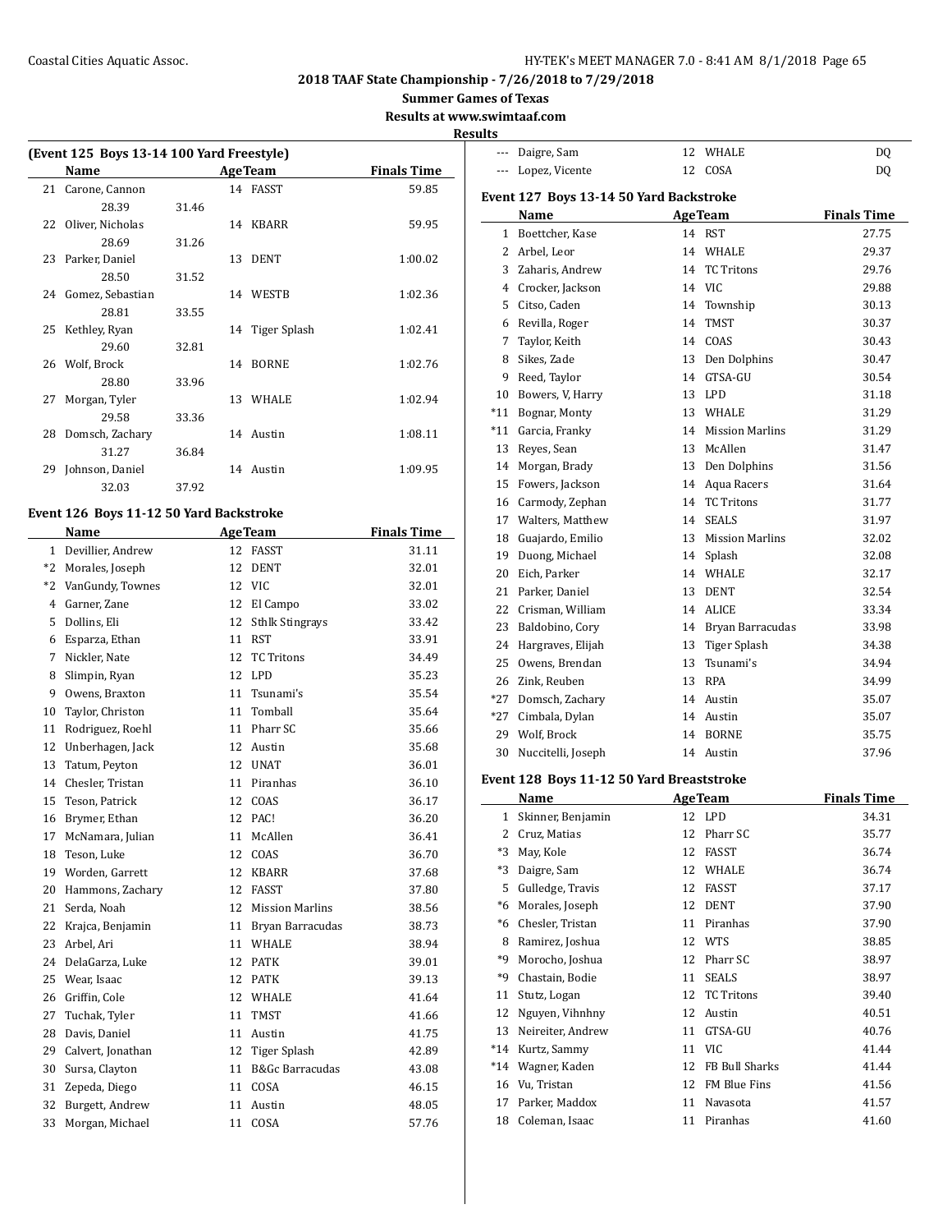**2018 TAAF State Championship - 7/26/2018 to 7/29/2018**

**Summer Games of Texas**

**Results at www.swimtaaf.com**

**Results**

### (Event 125 Boys 13-14 100 Yard Freestyle)

| | Name | Age | Team | Finals Time |
|---|---|---|---|---|
| 21 | Carone, Cannon | 14 | FASST | 59.85 |
| | 28.39 | 31.46 | | |
| 22 | Oliver, Nicholas | 14 | KBARR | 59.95 |
| | 28.69 | 31.26 | | |
| 23 | Parker, Daniel | 13 | DENT | 1:00.02 |
| | 28.50 | 31.52 | | |
| 24 | Gomez, Sebastian | 14 | WESTB | 1:02.36 |
| | 28.81 | 33.55 | | |
| 25 | Kethley, Ryan | 14 | Tiger Splash | 1:02.41 |
| | 29.60 | 32.81 | | |
| 26 | Wolf, Brock | 14 | BORNE | 1:02.76 |
| | 28.80 | 33.96 | | |
| 27 | Morgan, Tyler | 13 | WHALE | 1:02.94 |
| | 29.58 | 33.36 | | |
| 28 | Domsch, Zachary | 14 | Austin | 1:08.11 |
| | 31.27 | 36.84 | | |
| 29 | Johnson, Daniel | 14 | Austin | 1:09.95 |
| | 32.03 | 37.92 | | |

### Event 126 Boys 11-12 50 Yard Backstroke

| | Name | Age | Team | Finals Time |
|---|---|---|---|---|
| 1 | Devillier, Andrew | 12 | FASST | 31.11 |
| *2 | Morales, Joseph | 12 | DENT | 32.01 |
| *2 | VanGundy, Townes | 12 | VIC | 32.01 |
| 4 | Garner, Zane | 12 | El Campo | 33.02 |
| 5 | Dollins, Eli | 12 | Sthlk Stingrays | 33.42 |
| 6 | Esparza, Ethan | 11 | RST | 33.91 |
| 7 | Nickler, Nate | 12 | TC Tritons | 34.49 |
| 8 | Slimpin, Ryan | 12 | LPD | 35.23 |
| 9 | Owens, Braxton | 11 | Tsunami's | 35.54 |
| 10 | Taylor, Christon | 11 | Tomball | 35.64 |
| 11 | Rodriguez, Roehl | 11 | Pharr SC | 35.66 |
| 12 | Unberhagen, Jack | 12 | Austin | 35.68 |
| 13 | Tatum, Peyton | 12 | UNAT | 36.01 |
| 14 | Chesler, Tristan | 11 | Piranhas | 36.10 |
| 15 | Teson, Patrick | 12 | COAS | 36.17 |
| 16 | Brymer, Ethan | 12 | PAC! | 36.20 |
| 17 | McNamara, Julian | 11 | McAllen | 36.41 |
| 18 | Teson, Luke | 12 | COAS | 36.70 |
| 19 | Worden, Garrett | 12 | KBARR | 37.68 |
| 20 | Hammons, Zachary | 12 | FASST | 37.80 |
| 21 | Serda, Noah | 12 | Mission Marlins | 38.56 |
| 22 | Krajca, Benjamin | 11 | Bryan Barracudas | 38.73 |
| 23 | Arbel, Ari | 11 | WHALE | 38.94 |
| 24 | DelaGarza, Luke | 12 | PATK | 39.01 |
| 25 | Wear, Isaac | 12 | PATK | 39.13 |
| 26 | Griffin, Cole | 12 | WHALE | 41.64 |
| 27 | Tuchak, Tyler | 11 | TMST | 41.66 |
| 28 | Davis, Daniel | 11 | Austin | 41.75 |
| 29 | Calvert, Jonathan | 12 | Tiger Splash | 42.89 |
| 30 | Sursa, Clayton | 11 | B&Gc Barracudas | 43.08 |
| 31 | Zepeda, Diego | 11 | COSA | 46.15 |
| 32 | Burgett, Andrew | 11 | Austin | 48.05 |
| 33 | Morgan, Michael | 11 | COSA | 57.76 |
| --- | Daigre, Sam | 12 | WHALE | DQ |
| --- | Lopez, Vicente | 12 | COSA | DQ |

### Event 127 Boys 13-14 50 Yard Backstroke

| | Name | Age | Team | Finals Time |
|---|---|---|---|---|
| 1 | Boettcher, Kase | 14 | RST | 27.75 |
| 2 | Arbel, Leor | 14 | WHALE | 29.37 |
| 3 | Zaharis, Andrew | 14 | TC Tritons | 29.76 |
| 4 | Crocker, Jackson | 14 | VIC | 29.88 |
| 5 | Citso, Caden | 14 | Township | 30.13 |
| 6 | Revilla, Roger | 14 | TMST | 30.37 |
| 7 | Taylor, Keith | 14 | COAS | 30.43 |
| 8 | Sikes, Zade | 13 | Den Dolphins | 30.47 |
| 9 | Reed, Taylor | 14 | GTSA-GU | 30.54 |
| 10 | Bowers, V, Harry | 13 | LPD | 31.18 |
| *11 | Bognar, Monty | 13 | WHALE | 31.29 |
| *11 | Garcia, Franky | 14 | Mission Marlins | 31.29 |
| 13 | Reyes, Sean | 13 | McAllen | 31.47 |
| 14 | Morgan, Brady | 13 | Den Dolphins | 31.56 |
| 15 | Fowers, Jackson | 14 | Aqua Racers | 31.64 |
| 16 | Carmody, Zephan | 14 | TC Tritons | 31.77 |
| 17 | Walters, Matthew | 14 | SEALS | 31.97 |
| 18 | Guajardo, Emilio | 13 | Mission Marlins | 32.02 |
| 19 | Duong, Michael | 14 | Splash | 32.08 |
| 20 | Eich, Parker | 14 | WHALE | 32.17 |
| 21 | Parker, Daniel | 13 | DENT | 32.54 |
| 22 | Crisman, William | 14 | ALICE | 33.34 |
| 23 | Baldobino, Cory | 14 | Bryan Barracudas | 33.98 |
| 24 | Hargraves, Elijah | 13 | Tiger Splash | 34.38 |
| 25 | Owens, Brendan | 13 | Tsunami's | 34.94 |
| 26 | Zink, Reuben | 13 | RPA | 34.99 |
| *27 | Domsch, Zachary | 14 | Austin | 35.07 |
| *27 | Cimbala, Dylan | 14 | Austin | 35.07 |
| 29 | Wolf, Brock | 14 | BORNE | 35.75 |
| 30 | Nuccitelli, Joseph | 14 | Austin | 37.96 |

### Event 128 Boys 11-12 50 Yard Breaststroke

| | Name | Age | Team | Finals Time |
|---|---|---|---|---|
| 1 | Skinner, Benjamin | 12 | LPD | 34.31 |
| 2 | Cruz, Matias | 12 | Pharr SC | 35.77 |
| *3 | May, Kole | 12 | FASST | 36.74 |
| *3 | Daigre, Sam | 12 | WHALE | 36.74 |
| 5 | Gulledge, Travis | 12 | FASST | 37.17 |
| *6 | Morales, Joseph | 12 | DENT | 37.90 |
| *6 | Chesler, Tristan | 11 | Piranhas | 37.90 |
| 8 | Ramirez, Joshua | 12 | WTS | 38.85 |
| *9 | Morocho, Joshua | 12 | Pharr SC | 38.97 |
| *9 | Chastain, Bodie | 11 | SEALS | 38.97 |
| 11 | Stutz, Logan | 12 | TC Tritons | 39.40 |
| 12 | Nguyen, Vihnhny | 12 | Austin | 40.51 |
| 13 | Neireiter, Andrew | 11 | GTSA-GU | 40.76 |
| *14 | Kurtz, Sammy | 11 | VIC | 41.44 |
| *14 | Wagner, Kaden | 12 | FB Bull Sharks | 41.44 |
| 16 | Vu, Tristan | 12 | FM Blue Fins | 41.56 |
| 17 | Parker, Maddox | 11 | Navasota | 41.57 |
| 18 | Coleman, Isaac | 11 | Piranhas | 41.60 |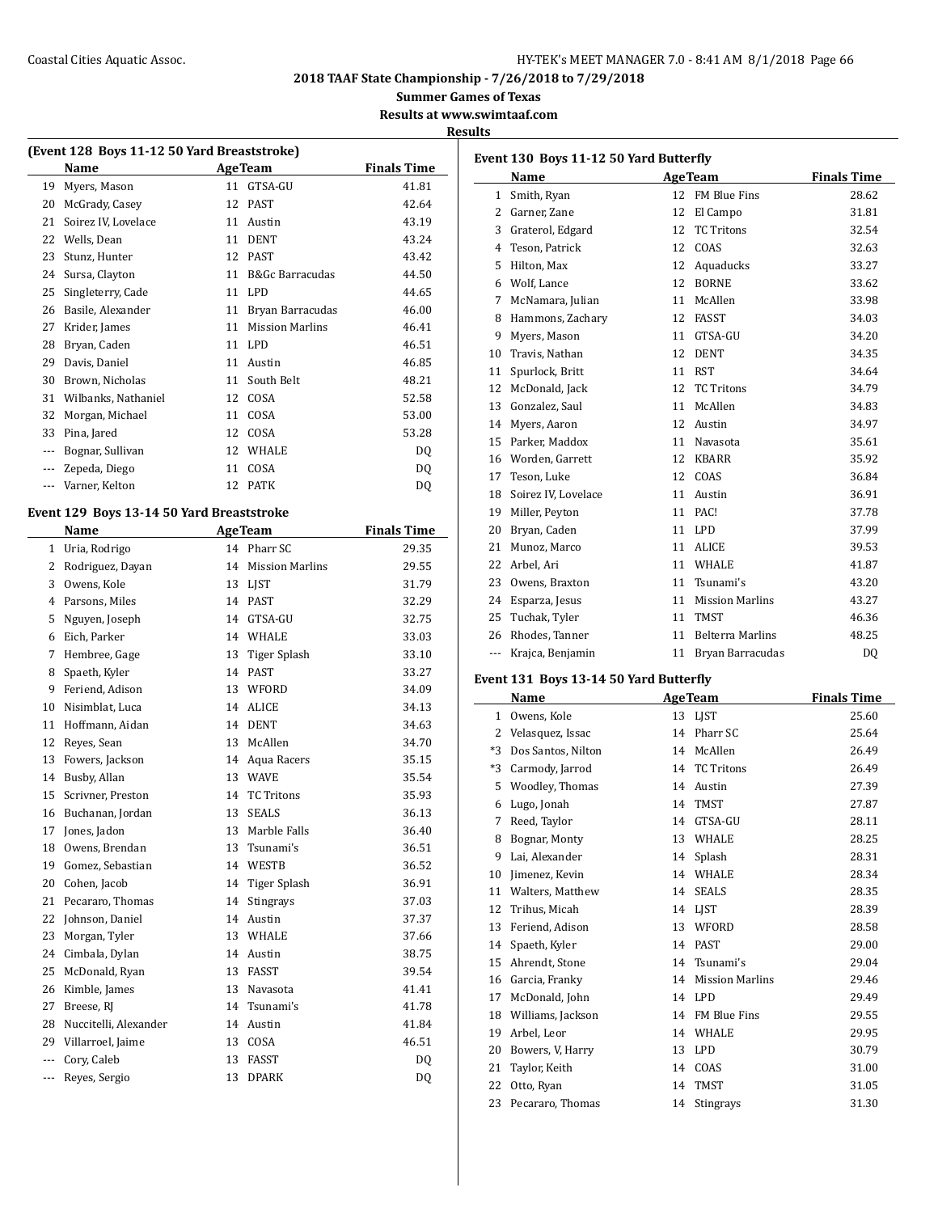## 2018 TAAF State Championship - 7/26/2018 to 7/29/2018

**Summer Games of Texas**

**Results at www.swimtaaf.com**

**Results**

### (Event 128 Boys 11-12 50 Yard Breaststroke)

| | Name | Age | Team | Finals Time |
|---|---|---|---|---|
| 19 | Myers, Mason | 11 | GTSA-GU | 41.81 |
| 20 | McGrady, Casey | 12 | PAST | 42.64 |
| 21 | Soirez IV, Lovelace | 11 | Austin | 43.19 |
| 22 | Wells, Dean | 11 | DENT | 43.24 |
| 23 | Stunz, Hunter | 12 | PAST | 43.42 |
| 24 | Sursa, Clayton | 11 | B&Gc Barracudas | 44.50 |
| 25 | Singleterry, Cade | 11 | LPD | 44.65 |
| 26 | Basile, Alexander | 11 | Bryan Barracudas | 46.00 |
| 27 | Krider, James | 11 | Mission Marlins | 46.41 |
| 28 | Bryan, Caden | 11 | LPD | 46.51 |
| 29 | Davis, Daniel | 11 | Austin | 46.85 |
| 30 | Brown, Nicholas | 11 | South Belt | 48.21 |
| 31 | Wilbanks, Nathaniel | 12 | COSA | 52.58 |
| 32 | Morgan, Michael | 11 | COSA | 53.00 |
| 33 | Pina, Jared | 12 | COSA | 53.28 |
| --- | Bognar, Sullivan | 12 | WHALE | DQ |
| --- | Zepeda, Diego | 11 | COSA | DQ |
| --- | Varner, Kelton | 12 | PATK | DQ |

### Event 129 Boys 13-14 50 Yard Breaststroke

| | Name | Age | Team | Finals Time |
|---|---|---|---|---|
| 1 | Uria, Rodrigo | 14 | Pharr SC | 29.35 |
| 2 | Rodriguez, Dayan | 14 | Mission Marlins | 29.55 |
| 3 | Owens, Kole | 13 | LJST | 31.79 |
| 4 | Parsons, Miles | 14 | PAST | 32.29 |
| 5 | Nguyen, Joseph | 14 | GTSA-GU | 32.75 |
| 6 | Eich, Parker | 14 | WHALE | 33.03 |
| 7 | Hembree, Gage | 13 | Tiger Splash | 33.10 |
| 8 | Spaeth, Kyler | 14 | PAST | 33.27 |
| 9 | Feriend, Adison | 13 | WFORD | 34.09 |
| 10 | Nisimblat, Luca | 14 | ALICE | 34.13 |
| 11 | Hoffmann, Aidan | 14 | DENT | 34.63 |
| 12 | Reyes, Sean | 13 | McAllen | 34.70 |
| 13 | Fowers, Jackson | 14 | Aqua Racers | 35.15 |
| 14 | Busby, Allan | 13 | WAVE | 35.54 |
| 15 | Scrivner, Preston | 14 | TC Tritons | 35.93 |
| 16 | Buchanan, Jordan | 13 | SEALS | 36.13 |
| 17 | Jones, Jadon | 13 | Marble Falls | 36.40 |
| 18 | Owens, Brendan | 13 | Tsunami's | 36.51 |
| 19 | Gomez, Sebastian | 14 | WESTB | 36.52 |
| 20 | Cohen, Jacob | 14 | Tiger Splash | 36.91 |
| 21 | Pecararo, Thomas | 14 | Stingrays | 37.03 |
| 22 | Johnson, Daniel | 14 | Austin | 37.37 |
| 23 | Morgan, Tyler | 13 | WHALE | 37.66 |
| 24 | Cimbala, Dylan | 14 | Austin | 38.75 |
| 25 | McDonald, Ryan | 13 | FASST | 39.54 |
| 26 | Kimble, James | 13 | Navasota | 41.41 |
| 27 | Breese, RJ | 14 | Tsunami's | 41.78 |
| 28 | Nuccitelli, Alexander | 14 | Austin | 41.84 |
| 29 | Villarroel, Jaime | 13 | COSA | 46.51 |
| --- | Cory, Caleb | 13 | FASST | DQ |
| --- | Reyes, Sergio | 13 | DPARK | DQ |

### Event 130 Boys 11-12 50 Yard Butterfly

| | Name | Age | Team | Finals Time |
|---|---|---|---|---|
| 1 | Smith, Ryan | 12 | FM Blue Fins | 28.62 |
| 2 | Garner, Zane | 12 | El Campo | 31.81 |
| 3 | Graterol, Edgard | 12 | TC Tritons | 32.54 |
| 4 | Teson, Patrick | 12 | COAS | 32.63 |
| 5 | Hilton, Max | 12 | Aquaducks | 33.27 |
| 6 | Wolf, Lance | 12 | BORNE | 33.62 |
| 7 | McNamara, Julian | 11 | McAllen | 33.98 |
| 8 | Hammons, Zachary | 12 | FASST | 34.03 |
| 9 | Myers, Mason | 11 | GTSA-GU | 34.20 |
| 10 | Travis, Nathan | 12 | DENT | 34.35 |
| 11 | Spurlock, Britt | 11 | RST | 34.64 |
| 12 | McDonald, Jack | 12 | TC Tritons | 34.79 |
| 13 | Gonzalez, Saul | 11 | McAllen | 34.83 |
| 14 | Myers, Aaron | 12 | Austin | 34.97 |
| 15 | Parker, Maddox | 11 | Navasota | 35.61 |
| 16 | Worden, Garrett | 12 | KBARR | 35.92 |
| 17 | Teson, Luke | 12 | COAS | 36.84 |
| 18 | Soirez IV, Lovelace | 11 | Austin | 36.91 |
| 19 | Miller, Peyton | 11 | PAC! | 37.78 |
| 20 | Bryan, Caden | 11 | LPD | 37.99 |
| 21 | Munoz, Marco | 11 | ALICE | 39.53 |
| 22 | Arbel, Ari | 11 | WHALE | 41.87 |
| 23 | Owens, Braxton | 11 | Tsunami's | 43.20 |
| 24 | Esparza, Jesus | 11 | Mission Marlins | 43.27 |
| 25 | Tuchak, Tyler | 11 | TMST | 46.36 |
| 26 | Rhodes, Tanner | 11 | Belterra Marlins | 48.25 |
| --- | Krajca, Benjamin | 11 | Bryan Barracudas | DQ |

### Event 131 Boys 13-14 50 Yard Butterfly

| | Name | Age | Team | Finals Time |
|---|---|---|---|---|
| 1 | Owens, Kole | 13 | LJST | 25.60 |
| 2 | Velasquez, Issac | 14 | Pharr SC | 25.64 |
| *3 | Dos Santos, Nilton | 14 | McAllen | 26.49 |
| *3 | Carmody, Jarrod | 14 | TC Tritons | 26.49 |
| 5 | Woodley, Thomas | 14 | Austin | 27.39 |
| 6 | Lugo, Jonah | 14 | TMST | 27.87 |
| 7 | Reed, Taylor | 14 | GTSA-GU | 28.11 |
| 8 | Bognar, Monty | 13 | WHALE | 28.25 |
| 9 | Lai, Alexander | 14 | Splash | 28.31 |
| 10 | Jimenez, Kevin | 14 | WHALE | 28.34 |
| 11 | Walters, Matthew | 14 | SEALS | 28.35 |
| 12 | Trihus, Micah | 14 | LJST | 28.39 |
| 13 | Feriend, Adison | 13 | WFORD | 28.58 |
| 14 | Spaeth, Kyler | 14 | PAST | 29.00 |
| 15 | Ahrendt, Stone | 14 | Tsunami's | 29.04 |
| 16 | Garcia, Franky | 14 | Mission Marlins | 29.46 |
| 17 | McDonald, John | 14 | LPD | 29.49 |
| 18 | Williams, Jackson | 14 | FM Blue Fins | 29.55 |
| 19 | Arbel, Leor | 14 | WHALE | 29.95 |
| 20 | Bowers, V, Harry | 13 | LPD | 30.79 |
| 21 | Taylor, Keith | 14 | COAS | 31.00 |
| 22 | Otto, Ryan | 14 | TMST | 31.05 |
| 23 | Pecararo, Thomas | 14 | Stingrays | 31.30 |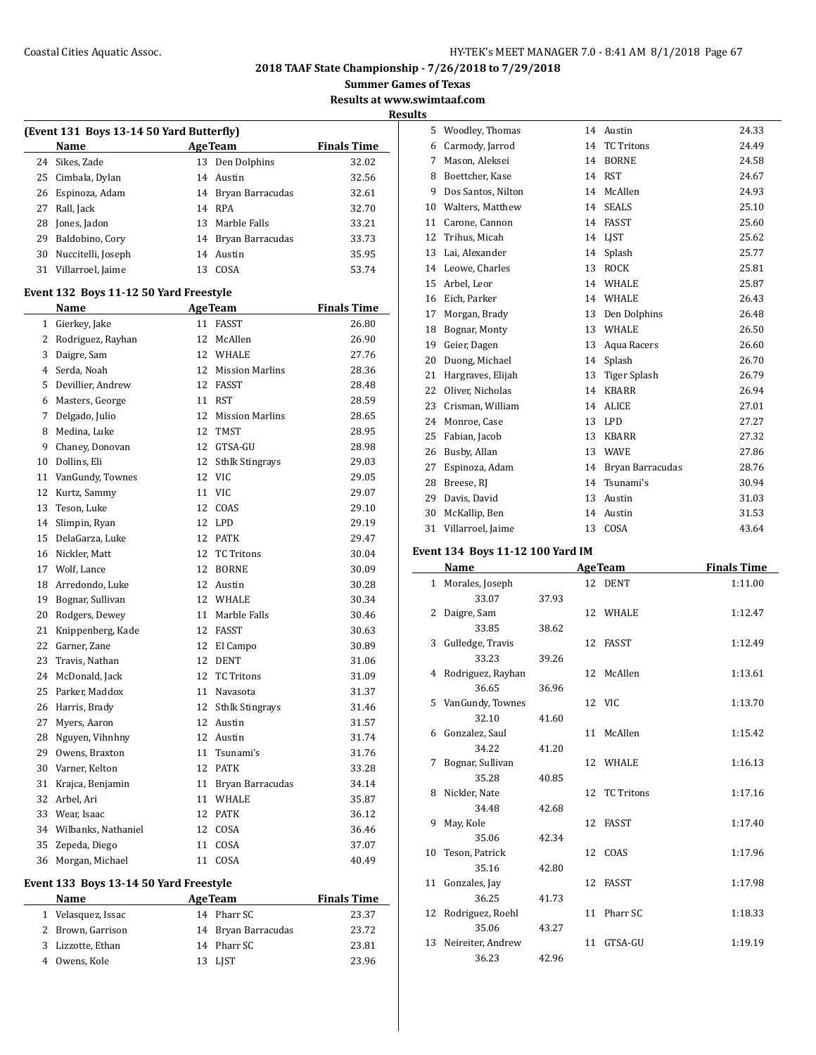## 2018 TAAF State Championship - 7/26/2018 to 7/29/2018

### Summer Games of Texas

### Results at www.swimtaaf.com

### Results

#### (Event 131 Boys 13-14 50 Yard Butterfly)

| | Name | Age | Team | Finals Time |
|---|---|---|---|---|
| 24 | Sikes, Zade | 13 | Den Dolphins | 32.02 |
| 25 | Cimbala, Dylan | 14 | Austin | 32.56 |
| 26 | Espinoza, Adam | 14 | Bryan Barracudas | 32.61 |
| 27 | Rall, Jack | 14 | RPA | 32.70 |
| 28 | Jones, Jadon | 13 | Marble Falls | 33.21 |
| 29 | Baldobino, Cory | 14 | Bryan Barracudas | 33.73 |
| 30 | Nuccitelli, Joseph | 14 | Austin | 35.95 |
| 31 | Villarroel, Jaime | 13 | COSA | 53.74 |

#### Event 132 Boys 11-12 50 Yard Freestyle

| | Name | Age | Team | Finals Time |
|---|---|---|---|---|
| 1 | Gierkey, Jake | 11 | FASST | 26.80 |
| 2 | Rodriguez, Rayhan | 12 | McAllen | 26.90 |
| 3 | Daigre, Sam | 12 | WHALE | 27.76 |
| 4 | Serda, Noah | 12 | Mission Marlins | 28.36 |
| 5 | Devillier, Andrew | 12 | FASST | 28.48 |
| 6 | Masters, George | 11 | RST | 28.59 |
| 7 | Delgado, Julio | 12 | Mission Marlins | 28.65 |
| 8 | Medina, Luke | 12 | TMST | 28.95 |
| 9 | Chaney, Donovan | 12 | GTSA-GU | 28.98 |
| 10 | Dollins, Eli | 12 | Sthlk Stingrays | 29.03 |
| 11 | VanGundy, Townes | 12 | VIC | 29.05 |
| 12 | Kurtz, Sammy | 11 | VIC | 29.07 |
| 13 | Teson, Luke | 12 | COAS | 29.10 |
| 14 | Slimpin, Ryan | 12 | LPD | 29.19 |
| 15 | DelaGarza, Luke | 12 | PATK | 29.47 |
| 16 | Nickler, Matt | 12 | TC Tritons | 30.04 |
| 17 | Wolf, Lance | 12 | BORNE | 30.09 |
| 18 | Arredondo, Luke | 12 | Austin | 30.28 |
| 19 | Bognar, Sullivan | 12 | WHALE | 30.34 |
| 20 | Rodgers, Dewey | 11 | Marble Falls | 30.46 |
| 21 | Knippenberg, Kade | 12 | FASST | 30.63 |
| 22 | Garner, Zane | 12 | El Campo | 30.89 |
| 23 | Travis, Nathan | 12 | DENT | 31.06 |
| 24 | McDonald, Jack | 12 | TC Tritons | 31.09 |
| 25 | Parker, Maddox | 11 | Navasota | 31.37 |
| 26 | Harris, Brady | 12 | Sthlk Stingrays | 31.46 |
| 27 | Myers, Aaron | 12 | Austin | 31.57 |
| 28 | Nguyen, Vihnhny | 12 | Austin | 31.74 |
| 29 | Owens, Braxton | 11 | Tsunami's | 31.76 |
| 30 | Varner, Kelton | 12 | PATK | 33.28 |
| 31 | Krajca, Benjamin | 11 | Bryan Barracudas | 34.14 |
| 32 | Arbel, Ari | 11 | WHALE | 35.87 |
| 33 | Wear, Isaac | 12 | PATK | 36.12 |
| 34 | Wilbanks, Nathaniel | 12 | COSA | 36.46 |
| 35 | Zepeda, Diego | 11 | COSA | 37.07 |
| 36 | Morgan, Michael | 11 | COSA | 40.49 |

#### Event 133 Boys 13-14 50 Yard Freestyle

| | Name | Age | Team | Finals Time |
|---|---|---|---|---|
| 1 | Velasquez, Issac | 14 | Pharr SC | 23.37 |
| 2 | Brown, Garrison | 14 | Bryan Barracudas | 23.72 |
| 3 | Lizzotte, Ethan | 14 | Pharr SC | 23.81 |
| 4 | Owens, Kole | 13 | LJST | 23.96 |
| 5 | Woodley, Thomas | 14 | Austin | 24.33 |
| 6 | Carmody, Jarrod | 14 | TC Tritons | 24.49 |
| 7 | Mason, Aleksei | 14 | BORNE | 24.58 |
| 8 | Boettcher, Kase | 14 | RST | 24.67 |
| 9 | Dos Santos, Nilton | 14 | McAllen | 24.93 |
| 10 | Walters, Matthew | 14 | SEALS | 25.10 |
| 11 | Carone, Cannon | 14 | FASST | 25.60 |
| 12 | Trihus, Micah | 14 | LJST | 25.62 |
| 13 | Lai, Alexander | 14 | Splash | 25.77 |
| 14 | Leowe, Charles | 13 | ROCK | 25.81 |
| 15 | Arbel, Leor | 14 | WHALE | 25.87 |
| 16 | Eich, Parker | 14 | WHALE | 26.43 |
| 17 | Morgan, Brady | 13 | Den Dolphins | 26.48 |
| 18 | Bognar, Monty | 13 | WHALE | 26.50 |
| 19 | Geier, Dagen | 13 | Aqua Racers | 26.60 |
| 20 | Duong, Michael | 14 | Splash | 26.70 |
| 21 | Hargraves, Elijah | 13 | Tiger Splash | 26.79 |
| 22 | Oliver, Nicholas | 14 | KBARR | 26.94 |
| 23 | Crisman, William | 14 | ALICE | 27.01 |
| 24 | Monroe, Case | 13 | LPD | 27.27 |
| 25 | Fabian, Jacob | 13 | KBARR | 27.32 |
| 26 | Busby, Allan | 13 | WAVE | 27.86 |
| 27 | Espinoza, Adam | 14 | Bryan Barracudas | 28.76 |
| 28 | Breese, RJ | 14 | Tsunami's | 30.94 |
| 29 | Davis, David | 13 | Austin | 31.03 |
| 30 | McKallip, Ben | 14 | Austin | 31.53 |
| 31 | Villarroel, Jaime | 13 | COSA | 43.64 |

#### Event 134 Boys 11-12 100 Yard IM

| | Name | Age | Team | Finals Time |
|---|---|---|---|---|
| 1 | Morales, Joseph | 12 | DENT | 1:11.00 |
| | 33.07 37.93 | | | |
| 2 | Daigre, Sam | 12 | WHALE | 1:12.47 |
| | 33.85 38.62 | | | |
| 3 | Gulledge, Travis | 12 | FASST | 1:12.49 |
| | 33.23 39.26 | | | |
| 4 | Rodriguez, Rayhan | 12 | McAllen | 1:13.61 |
| | 36.65 36.96 | | | |
| 5 | VanGundy, Townes | 12 | VIC | 1:13.70 |
| | 32.10 41.60 | | | |
| 6 | Gonzalez, Saul | 11 | McAllen | 1:15.42 |
| | 34.22 41.20 | | | |
| 7 | Bognar, Sullivan | 12 | WHALE | 1:16.13 |
| | 35.28 40.85 | | | |
| 8 | Nickler, Nate | 12 | TC Tritons | 1:17.16 |
| | 34.48 42.68 | | | |
| 9 | May, Kole | 12 | FASST | 1:17.40 |
| | 35.06 42.34 | | | |
| 10 | Teson, Patrick | 12 | COAS | 1:17.96 |
| | 35.16 42.80 | | | |
| 11 | Gonzales, Jay | 12 | FASST | 1:17.98 |
| | 36.25 41.73 | | | |
| 12 | Rodriguez, Roehl | 11 | Pharr SC | 1:18.33 |
| | 35.06 43.27 | | | |
| 13 | Neireiter, Andrew | 11 | GTSA-GU | 1:19.19 |
| | 36.23 42.96 | | | |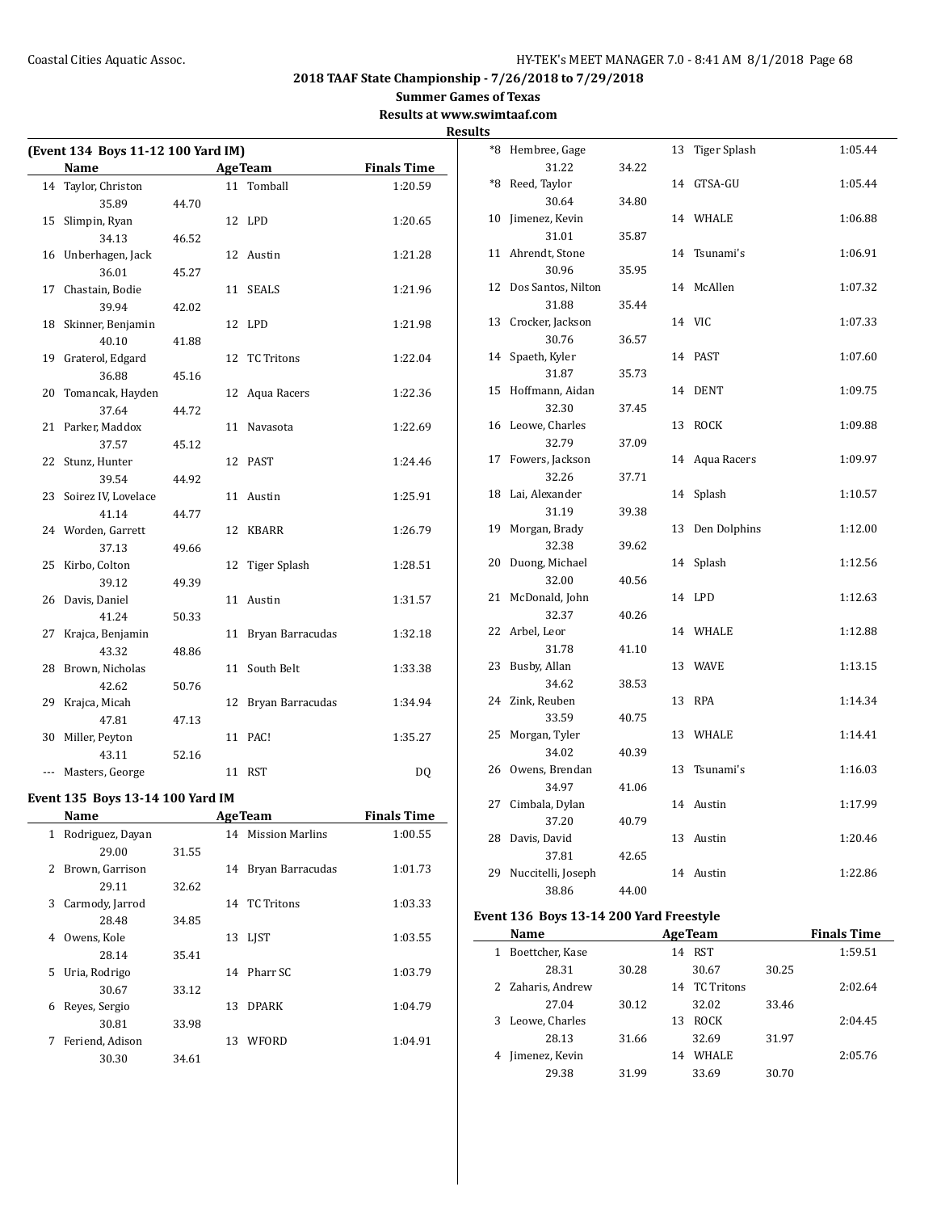## 2018 TAAF State Championship - 7/26/2018 to 7/29/2018

**Summer Games of Texas**

**Results at www.swimtaaf.com**

**Results**

### (Event 134 Boys 11-12 100 Yard IM)

| | Name | Age | Team | Finals Time |
|---|---|---|---|---|
| 14 | Taylor, Christon | 11 | Tomball | 1:20.59 |
| | 35.89 44.70 | | | |
| 15 | Slimpin, Ryan | 12 | LPD | 1:20.65 |
| | 34.13 46.52 | | | |
| 16 | Unberhagen, Jack | 12 | Austin | 1:21.28 |
| | 36.01 45.27 | | | |
| 17 | Chastain, Bodie | 11 | SEALS | 1:21.96 |
| | 39.94 42.02 | | | |
| 18 | Skinner, Benjamin | 12 | LPD | 1:21.98 |
| | 40.10 41.88 | | | |
| 19 | Graterol, Edgard | 12 | TC Tritons | 1:22.04 |
| | 36.88 45.16 | | | |
| 20 | Tomancak, Hayden | 12 | Aqua Racers | 1:22.36 |
| | 37.64 44.72 | | | |
| 21 | Parker, Maddox | 11 | Navasota | 1:22.69 |
| | 37.57 45.12 | | | |
| 22 | Stunz, Hunter | 12 | PAST | 1:24.46 |
| | 39.54 44.92 | | | |
| 23 | Soirez IV, Lovelace | 11 | Austin | 1:25.91 |
| | 41.14 44.77 | | | |
| 24 | Worden, Garrett | 12 | KBARR | 1:26.79 |
| | 37.13 49.66 | | | |
| 25 | Kirbo, Colton | 12 | Tiger Splash | 1:28.51 |
| | 39.12 49.39 | | | |
| 26 | Davis, Daniel | 11 | Austin | 1:31.57 |
| | 41.24 50.33 | | | |
| 27 | Krajca, Benjamin | 11 | Bryan Barracudas | 1:32.18 |
| | 43.32 48.86 | | | |
| 28 | Brown, Nicholas | 11 | South Belt | 1:33.38 |
| | 42.62 50.76 | | | |
| 29 | Krajca, Micah | 12 | Bryan Barracudas | 1:34.94 |
| | 47.81 47.13 | | | |
| 30 | Miller, Peyton | 11 | PAC! | 1:35.27 |
| | 43.11 52.16 | | | |
| --- | Masters, George | 11 | RST | DQ |

### Event 135 Boys 13-14 100 Yard IM

| | Name | Age | Team | Finals Time |
|---|---|---|---|---|
| 1 | Rodriguez, Dayan | 14 | Mission Marlins | 1:00.55 |
| | 29.00 31.55 | | | |
| 2 | Brown, Garrison | 14 | Bryan Barracudas | 1:01.73 |
| | 29.11 32.62 | | | |
| 3 | Carmody, Jarrod | 14 | TC Tritons | 1:03.33 |
| | 28.48 34.85 | | | |
| 4 | Owens, Kole | 13 | LJST | 1:03.55 |
| | 28.14 35.41 | | | |
| 5 | Uria, Rodrigo | 14 | Pharr SC | 1:03.79 |
| | 30.67 33.12 | | | |
| 6 | Reyes, Sergio | 13 | DPARK | 1:04.79 |
| | 30.81 33.98 | | | |
| 7 | Feriend, Adison | 13 | WFORD | 1:04.91 |
| | 30.30 34.61 | | | |
| *8 | Hembree, Gage | 13 | Tiger Splash | 1:05.44 |
| | 31.22 34.22 | | | |
| *8 | Reed, Taylor | 14 | GTSA-GU | 1:05.44 |
| | 30.64 34.80 | | | |
| 10 | Jimenez, Kevin | 14 | WHALE | 1:06.88 |
| | 31.01 35.87 | | | |
| 11 | Ahrendt, Stone | 14 | Tsunami's | 1:06.91 |
| | 30.96 35.95 | | | |
| 12 | Dos Santos, Nilton | 14 | McAllen | 1:07.32 |
| | 31.88 35.44 | | | |
| 13 | Crocker, Jackson | 14 | VIC | 1:07.33 |
| | 30.76 36.57 | | | |
| 14 | Spaeth, Kyler | 14 | PAST | 1:07.60 |
| | 31.87 35.73 | | | |
| 15 | Hoffmann, Aidan | 14 | DENT | 1:09.75 |
| | 32.30 37.45 | | | |
| 16 | Leowe, Charles | 13 | ROCK | 1:09.88 |
| | 32.79 37.09 | | | |
| 17 | Fowers, Jackson | 14 | Aqua Racers | 1:09.97 |
| | 32.26 37.71 | | | |
| 18 | Lai, Alexander | 14 | Splash | 1:10.57 |
| | 31.19 39.38 | | | |
| 19 | Morgan, Brady | 13 | Den Dolphins | 1:12.00 |
| | 32.38 39.62 | | | |
| 20 | Duong, Michael | 14 | Splash | 1:12.56 |
| | 32.00 40.56 | | | |
| 21 | McDonald, John | 14 | LPD | 1:12.63 |
| | 32.37 40.26 | | | |
| 22 | Arbel, Leor | 14 | WHALE | 1:12.88 |
| | 31.78 41.10 | | | |
| 23 | Busby, Allan | 13 | WAVE | 1:13.15 |
| | 34.62 38.53 | | | |
| 24 | Zink, Reuben | 13 | RPA | 1:14.34 |
| | 33.59 40.75 | | | |
| 25 | Morgan, Tyler | 13 | WHALE | 1:14.41 |
| | 34.02 40.39 | | | |
| 26 | Owens, Brendan | 13 | Tsunami's | 1:16.03 |
| | 34.97 41.06 | | | |
| 27 | Cimbala, Dylan | 14 | Austin | 1:17.99 |
| | 37.20 40.79 | | | |
| 28 | Davis, David | 13 | Austin | 1:20.46 |
| | 37.81 42.65 | | | |
| 29 | Nuccitelli, Joseph | 14 | Austin | 1:22.86 |
| | 38.86 44.00 | | | |

### Event 136 Boys 13-14 200 Yard Freestyle

| | Name | Age | Team | Finals Time |
|---|---|---|---|---|
| 1 | Boettcher, Kase | 14 | RST | 1:59.51 |
| | 28.31 30.28 30.67 30.25 | | | |
| 2 | Zaharis, Andrew | 14 | TC Tritons | 2:02.64 |
| | 27.04 30.12 32.02 33.46 | | | |
| 3 | Leowe, Charles | 13 | ROCK | 2:04.45 |
| | 28.13 31.66 32.69 31.97 | | | |
| 4 | Jimenez, Kevin | 14 | WHALE | 2:05.76 |
| | 29.38 31.99 33.69 30.70 | | | |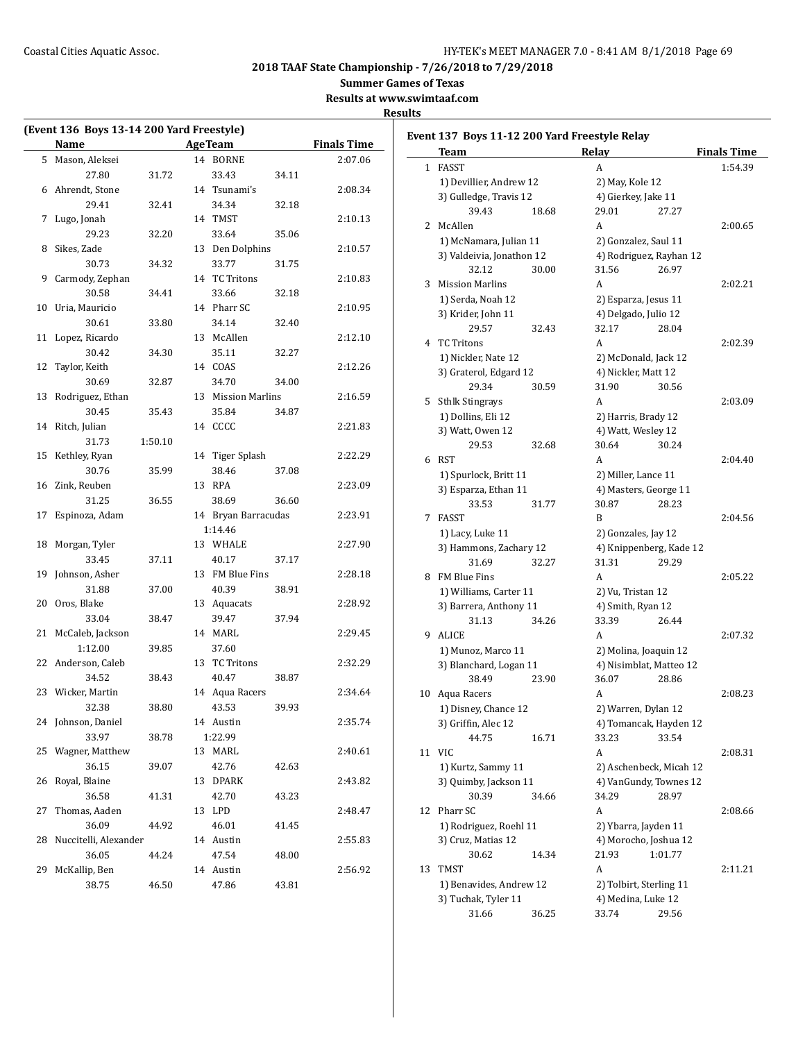**2018 TAAF State Championship - 7/26/2018 to 7/29/2018**

**Summer Games of Texas**

**Results at www.swimtaaf.com**

**Results**

### (Event 136 Boys 13-14 200 Yard Freestyle)

| | Name | Age | Team | Finals Time |
|---|---|---|---|---|
| 5 | Mason, Aleksei | 14 | BORNE | 2:07.06 |
| | 27.80 31.72 33.43 34.11 | | | |
| 6 | Ahrendt, Stone | 14 | Tsunami's | 2:08.34 |
| | 29.41 32.41 34.34 32.18 | | | |
| 7 | Lugo, Jonah | 14 | TMST | 2:10.13 |
| | 29.23 32.20 33.64 35.06 | | | |
| 8 | Sikes, Zade | 13 | Den Dolphins | 2:10.57 |
| | 30.73 34.32 33.77 31.75 | | | |
| 9 | Carmody, Zephan | 14 | TC Tritons | 2:10.83 |
| | 30.58 34.41 33.66 32.18 | | | |
| 10 | Uria, Mauricio | 14 | Pharr SC | 2:10.95 |
| | 30.61 33.80 34.14 32.40 | | | |
| 11 | Lopez, Ricardo | 13 | McAllen | 2:12.10 |
| | 30.42 34.30 35.11 32.27 | | | |
| 12 | Taylor, Keith | 14 | COAS | 2:12.26 |
| | 30.69 32.87 34.70 34.00 | | | |
| 13 | Rodriguez, Ethan | 13 | Mission Marlins | 2:16.59 |
| | 30.45 35.43 35.84 34.87 | | | |
| 14 | Ritch, Julian | 14 | CCCC | 2:21.83 |
| | 31.73 1:50.10 | | | |
| 15 | Kethley, Ryan | 14 | Tiger Splash | 2:22.29 |
| | 30.76 35.99 38.46 37.08 | | | |
| 16 | Zink, Reuben | 13 | RPA | 2:23.09 |
| | 31.25 36.55 38.69 36.60 | | | |
| 17 | Espinoza, Adam | 14 | Bryan Barracudas | 2:23.91 |
| | 1:14.46 | | | |
| 18 | Morgan, Tyler | 13 | WHALE | 2:27.90 |
| | 33.45 37.11 40.17 37.17 | | | |
| 19 | Johnson, Asher | 13 | FM Blue Fins | 2:28.18 |
| | 31.88 37.00 40.39 38.91 | | | |
| 20 | Oros, Blake | 13 | Aquacats | 2:28.92 |
| | 33.04 38.47 39.47 37.94 | | | |
| 21 | McCaleb, Jackson | 14 | MARL | 2:29.45 |
| | 1:12.00 39.85 37.60 | | | |
| 22 | Anderson, Caleb | 13 | TC Tritons | 2:32.29 |
| | 34.52 38.43 40.47 38.87 | | | |
| 23 | Wicker, Martin | 14 | Aqua Racers | 2:34.64 |
| | 32.38 38.80 43.53 39.93 | | | |
| 24 | Johnson, Daniel | 14 | Austin | 2:35.74 |
| | 33.97 38.78 1:22.99 | | | |
| 25 | Wagner, Matthew | 13 | MARL | 2:40.61 |
| | 36.15 39.07 42.76 42.63 | | | |
| 26 | Royal, Blaine | 13 | DPARK | 2:43.82 |
| | 36.58 41.31 42.70 43.23 | | | |
| 27 | Thomas, Aaden | 13 | LPD | 2:48.47 |
| | 36.09 44.92 46.01 41.45 | | | |
| 28 | Nuccitelli, Alexander | 14 | Austin | 2:55.83 |
| | 36.05 44.24 47.54 48.00 | | | |
| 29 | McKallip, Ben | 14 | Austin | 2:56.92 |
| | 38.75 46.50 47.86 43.81 | | | |

### Event 137 Boys 11-12 200 Yard Freestyle Relay

| | Team | Relay | Finals Time |
|---|---|---|---|
| 1 | FASST | A | 1:54.39 |
| | 1) Devillier, Andrew 12; 2) May, Kole 12; 3) Gulledge, Travis 12; 4) Gierkey, Jake 11 | | |
| | 39.43 18.68 29.01 27.27 | | |
| 2 | McAllen | A | 2:00.65 |
| | 1) McNamara, Julian 11; 2) Gonzalez, Saul 11; 3) Valdeivia, Jonathon 12; 4) Rodriguez, Rayhan 12 | | |
| | 32.12 30.00 31.56 26.97 | | |
| 3 | Mission Marlins | A | 2:02.21 |
| | 1) Serda, Noah 12; 2) Esparza, Jesus 11; 3) Krider, John 11; 4) Delgado, Julio 12 | | |
| | 29.57 32.43 32.17 28.04 | | |
| 4 | TC Tritons | A | 2:02.39 |
| | 1) Nickler, Nate 12; 2) McDonald, Jack 12; 3) Graterol, Edgard 12; 4) Nickler, Matt 12 | | |
| | 29.34 30.59 31.90 30.56 | | |
| 5 | Sthlk Stingrays | A | 2:03.09 |
| | 1) Dollins, Eli 12; 2) Harris, Brady 12; 3) Watt, Owen 12; 4) Watt, Wesley 12 | | |
| | 29.53 32.68 30.64 30.24 | | |
| 6 | RST | A | 2:04.40 |
| | 1) Spurlock, Britt 11; 2) Miller, Lance 11; 3) Esparza, Ethan 11; 4) Masters, George 11 | | |
| | 33.53 31.77 30.87 28.23 | | |
| 7 | FASST | B | 2:04.56 |
| | 1) Lacy, Luke 11; 2) Gonzales, Jay 12; 3) Hammons, Zachary 12; 4) Knippenberg, Kade 12 | | |
| | 31.69 32.27 31.31 29.29 | | |
| 8 | FM Blue Fins | A | 2:05.22 |
| | 1) Williams, Carter 11; 2) Vu, Tristan 12; 3) Barrera, Anthony 11; 4) Smith, Ryan 12 | | |
| | 31.13 34.26 33.39 26.44 | | |
| 9 | ALICE | A | 2:07.32 |
| | 1) Munoz, Marco 11; 2) Molina, Joaquin 12; 3) Blanchard, Logan 11; 4) Nisimblat, Matteo 12 | | |
| | 38.49 23.90 36.07 28.86 | | |
| 10 | Aqua Racers | A | 2:08.23 |
| | 1) Disney, Chance 12; 2) Warren, Dylan 12; 3) Griffin, Alec 12; 4) Tomancak, Hayden 12 | | |
| | 44.75 16.71 33.23 33.54 | | |
| 11 | VIC | A | 2:08.31 |
| | 1) Kurtz, Sammy 11; 2) Aschenbeck, Micah 12; 3) Quimby, Jackson 11; 4) VanGundy, Townes 12 | | |
| | 30.39 34.66 34.29 28.97 | | |
| 12 | Pharr SC | A | 2:08.66 |
| | 1) Rodriguez, Roehl 11; 2) Ybarra, Jayden 11; 3) Cruz, Matias 12; 4) Morocho, Joshua 12 | | |
| | 30.62 14.34 21.93 1:01.77 | | |
| 13 | TMST | A | 2:11.21 |
| | 1) Benavides, Andrew 12; 2) Tolbirt, Sterling 11; 3) Tuchak, Tyler 11; 4) Medina, Luke 12 | | |
| | 31.66 36.25 33.74 29.56 | | |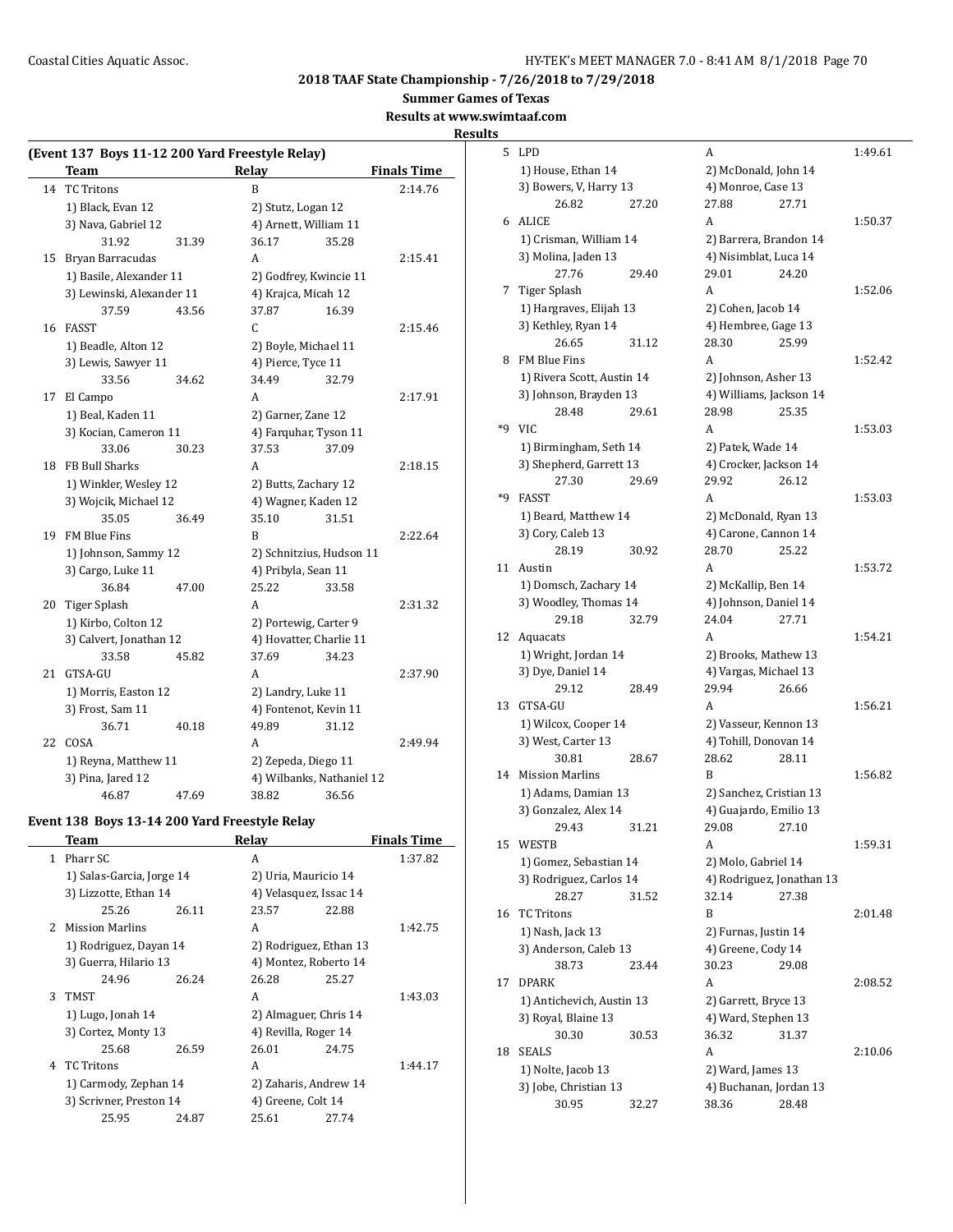## 2018 TAAF State Championship - 7/26/2018 to 7/29/2018

### Summer Games of Texas

### Results at www.swimtaaf.com

### Results

**(Event 137 Boys 11-12 200 Yard Freestyle Relay)**

| | Team | Relay | Finals Time |
|---|---|---|---|
| 14 | TC Tritons | B | 2:14.76 |
| | 1) Black, Evan 12 | 2) Stutz, Logan 12 | |
| | 3) Nava, Gabriel 12 | 4) Arnett, William 11 | |
| | 31.92 31.39 | 36.17 35.28 | |
| 15 | Bryan Barracudas | A | 2:15.41 |
| | 1) Basile, Alexander 11 | 2) Godfrey, Kwincie 11 | |
| | 3) Lewinski, Alexander 11 | 4) Krajca, Micah 12 | |
| | 37.59 43.56 | 37.87 16.39 | |
| 16 | FASST | C | 2:15.46 |
| | 1) Beadle, Alton 12 | 2) Boyle, Michael 11 | |
| | 3) Lewis, Sawyer 11 | 4) Pierce, Tyce 11 | |
| | 33.56 34.62 | 34.49 32.79 | |
| 17 | El Campo | A | 2:17.91 |
| | 1) Beal, Kaden 11 | 2) Garner, Zane 12 | |
| | 3) Kocian, Cameron 11 | 4) Farquhar, Tyson 11 | |
| | 33.06 30.23 | 37.53 37.09 | |
| 18 | FB Bull Sharks | A | 2:18.15 |
| | 1) Winkler, Wesley 12 | 2) Butts, Zachary 12 | |
| | 3) Wojcik, Michael 12 | 4) Wagner, Kaden 12 | |
| | 35.05 36.49 | 35.10 31.51 | |
| 19 | FM Blue Fins | B | 2:22.64 |
| | 1) Johnson, Sammy 12 | 2) Schnitzius, Hudson 11 | |
| | 3) Cargo, Luke 11 | 4) Pribyla, Sean 11 | |
| | 36.84 47.00 | 25.22 33.58 | |
| 20 | Tiger Splash | A | 2:31.32 |
| | 1) Kirbo, Colton 12 | 2) Portewig, Carter 9 | |
| | 3) Calvert, Jonathan 12 | 4) Hovatter, Charlie 11 | |
| | 33.58 45.82 | 37.69 34.23 | |
| 21 | GTSA-GU | A | 2:37.90 |
| | 1) Morris, Easton 12 | 2) Landry, Luke 11 | |
| | 3) Frost, Sam 11 | 4) Fontenot, Kevin 11 | |
| | 36.71 40.18 | 49.89 31.12 | |
| 22 | COSA | A | 2:49.94 |
| | 1) Reyna, Matthew 11 | 2) Zepeda, Diego 11 | |
| | 3) Pina, Jared 12 | 4) Wilbanks, Nathaniel 12 | |
| | 46.87 47.69 | 38.82 36.56 | |

**Event 138 Boys 13-14 200 Yard Freestyle Relay**

| | Team | Relay | Finals Time |
|---|---|---|---|
| 1 | Pharr SC | A | 1:37.82 |
| | 1) Salas-Garcia, Jorge 14 | 2) Uria, Mauricio 14 | |
| | 3) Lizzotte, Ethan 14 | 4) Velasquez, Issac 14 | |
| | 25.26 26.11 | 23.57 22.88 | |
| 2 | Mission Marlins | A | 1:42.75 |
| | 1) Rodriguez, Dayan 14 | 2) Rodriguez, Ethan 13 | |
| | 3) Guerra, Hilario 13 | 4) Montez, Roberto 14 | |
| | 24.96 26.24 | 26.28 25.27 | |
| 3 | TMST | A | 1:43.03 |
| | 1) Lugo, Jonah 14 | 2) Almaguer, Chris 14 | |
| | 3) Cortez, Monty 13 | 4) Revilla, Roger 14 | |
| | 25.68 26.59 | 26.01 24.75 | |
| 4 | TC Tritons | A | 1:44.17 |
| | 1) Carmody, Zephan 14 | 2) Zaharis, Andrew 14 | |
| | 3) Scrivner, Preston 14 | 4) Greene, Colt 14 | |
| | 25.95 24.87 | 25.61 27.74 | |
| 5 | LPD | A | 1:49.61 |
| | 1) House, Ethan 14 | 2) McDonald, John 14 | |
| | 3) Bowers, V, Harry 13 | 4) Monroe, Case 13 | |
| | 26.82 27.20 | 27.88 27.71 | |
| 6 | ALICE | A | 1:50.37 |
| | 1) Crisman, William 14 | 2) Barrera, Brandon 14 | |
| | 3) Molina, Jaden 13 | 4) Nisimblat, Luca 14 | |
| | 27.76 29.40 | 29.01 24.20 | |
| 7 | Tiger Splash | A | 1:52.06 |
| | 1) Hargraves, Elijah 13 | 2) Cohen, Jacob 14 | |
| | 3) Kethley, Ryan 14 | 4) Hembree, Gage 13 | |
| | 26.65 31.12 | 28.30 25.99 | |
| 8 | FM Blue Fins | A | 1:52.42 |
| | 1) Rivera Scott, Austin 14 | 2) Johnson, Asher 13 | |
| | 3) Johnson, Brayden 13 | 4) Williams, Jackson 14 | |
| | 28.48 29.61 | 28.98 25.35 | |
| *9 | VIC | A | 1:53.03 |
| | 1) Birmingham, Seth 14 | 2) Patek, Wade 14 | |
| | 3) Shepherd, Garrett 13 | 4) Crocker, Jackson 14 | |
| | 27.30 29.69 | 29.92 26.12 | |
| *9 | FASST | A | 1:53.03 |
| | 1) Beard, Matthew 14 | 2) McDonald, Ryan 13 | |
| | 3) Cory, Caleb 13 | 4) Carone, Cannon 14 | |
| | 28.19 30.92 | 28.70 25.22 | |
| 11 | Austin | A | 1:53.72 |
| | 1) Domsch, Zachary 14 | 2) McKallip, Ben 14 | |
| | 3) Woodley, Thomas 14 | 4) Johnson, Daniel 14 | |
| | 29.18 32.79 | 24.04 27.71 | |
| 12 | Aquacats | A | 1:54.21 |
| | 1) Wright, Jordan 14 | 2) Brooks, Mathew 13 | |
| | 3) Dye, Daniel 14 | 4) Vargas, Michael 13 | |
| | 29.12 28.49 | 29.94 26.66 | |
| 13 | GTSA-GU | A | 1:56.21 |
| | 1) Wilcox, Cooper 14 | 2) Vasseur, Kennon 13 | |
| | 3) West, Carter 13 | 4) Tohill, Donovan 14 | |
| | 30.81 28.67 | 28.62 28.11 | |
| 14 | Mission Marlins | B | 1:56.82 |
| | 1) Adams, Damian 13 | 2) Sanchez, Cristian 13 | |
| | 3) Gonzalez, Alex 14 | 4) Guajardo, Emilio 13 | |
| | 29.43 31.21 | 29.08 27.10 | |
| 15 | WESTB | A | 1:59.31 |
| | 1) Gomez, Sebastian 14 | 2) Molo, Gabriel 14 | |
| | 3) Rodriguez, Carlos 14 | 4) Rodriguez, Jonathan 13 | |
| | 28.27 31.52 | 32.14 27.38 | |
| 16 | TC Tritons | B | 2:01.48 |
| | 1) Nash, Jack 13 | 2) Furnas, Justin 14 | |
| | 3) Anderson, Caleb 13 | 4) Greene, Cody 14 | |
| | 38.73 23.44 | 30.23 29.08 | |
| 17 | DPARK | A | 2:08.52 |
| | 1) Antichevich, Austin 13 | 2) Garrett, Bryce 13 | |
| | 3) Royal, Blaine 13 | 4) Ward, Stephen 13 | |
| | 30.30 30.53 | 36.32 31.37 | |
| 18 | SEALS | A | 2:10.06 |
| | 1) Nolte, Jacob 13 | 2) Ward, James 13 | |
| | 3) Jobe, Christian 13 | 4) Buchanan, Jordan 13 | |
| | 30.95 32.27 | 38.36 28.48 | |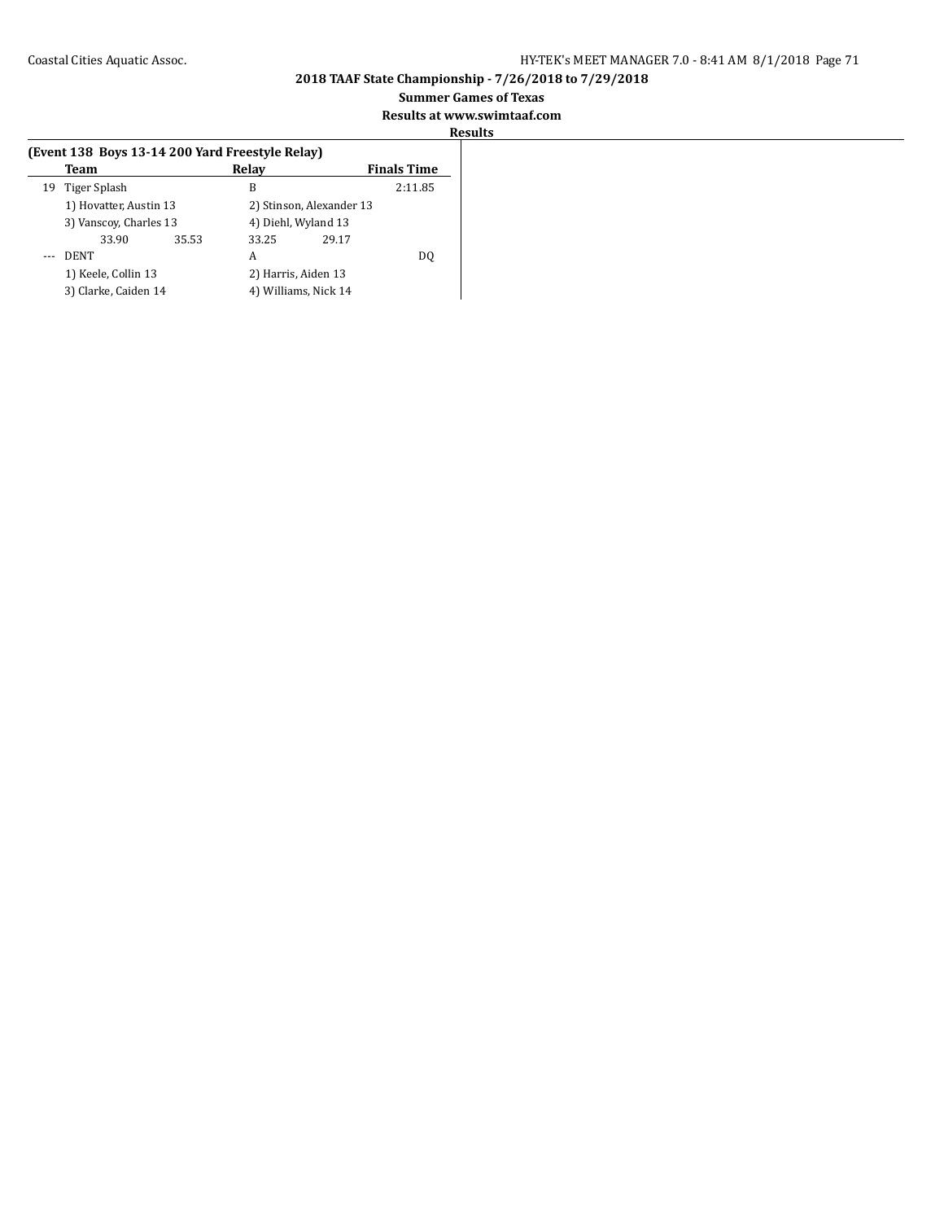**(Event 138 Boys 13-14 200 Yard Freestyle Relay)**

| | Team | Relay | Finals Time |
|---|---|---|---|
| 19 | Tiger Splash | B | 2:11.85 |
| | 1) Hovatter, Austin 13 | 2) Stinson, Alexander 13 | |
| | 3) Vanscoy, Charles 13 | 4) Diehl, Wyland 13 | |
| | 33.90 35.53 | 33.25 29.17 | |
| --- | DENT | A | DQ |
| | 1) Keele, Collin 13 | 2) Harris, Aiden 13 | |
| | 3) Clarke, Caiden 14 | 4) Williams, Nick 14 | |